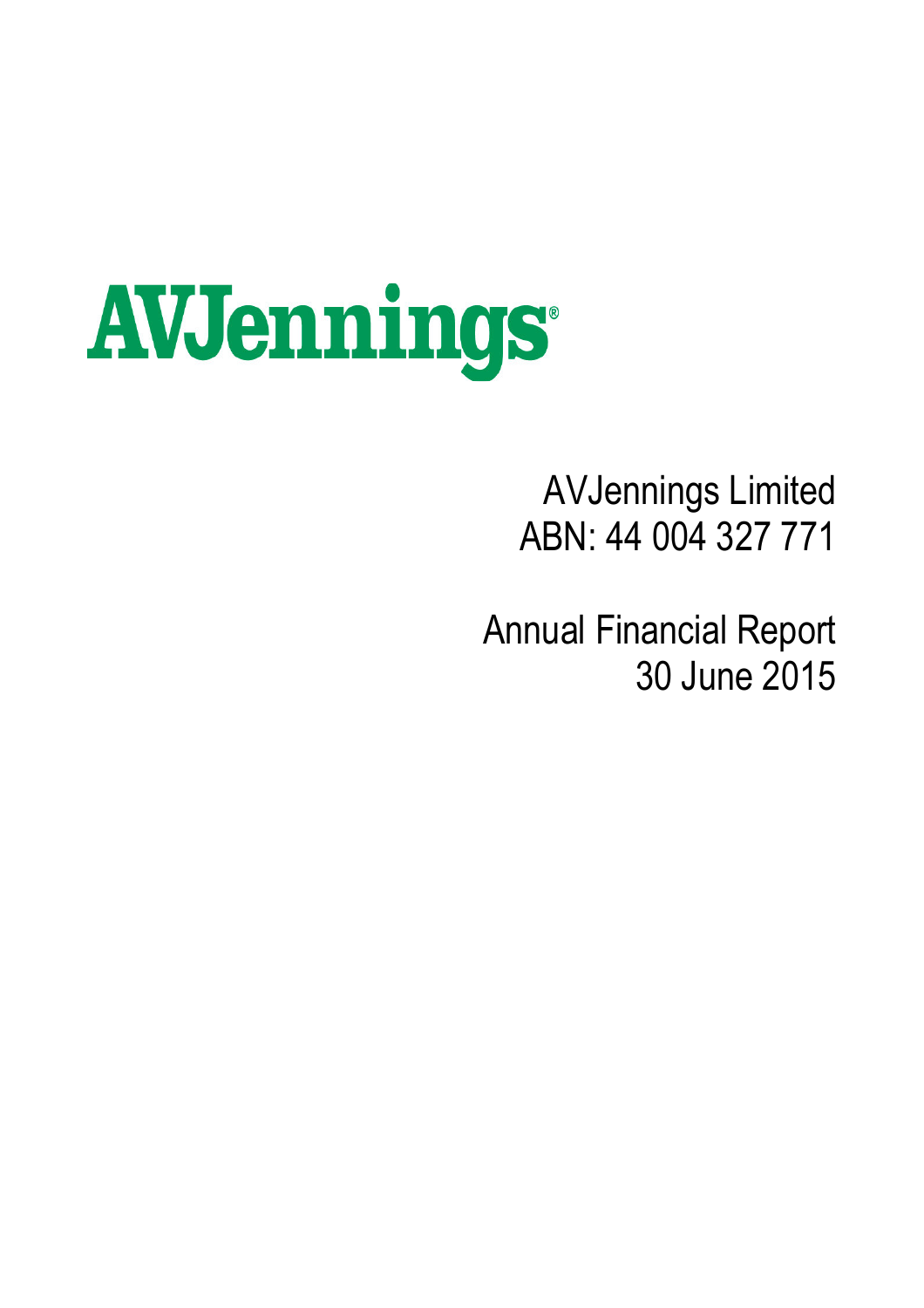# AVJennings

AVJennings Limited
ABN: 44 004 327 771

Annual Financial Report
30 June 2015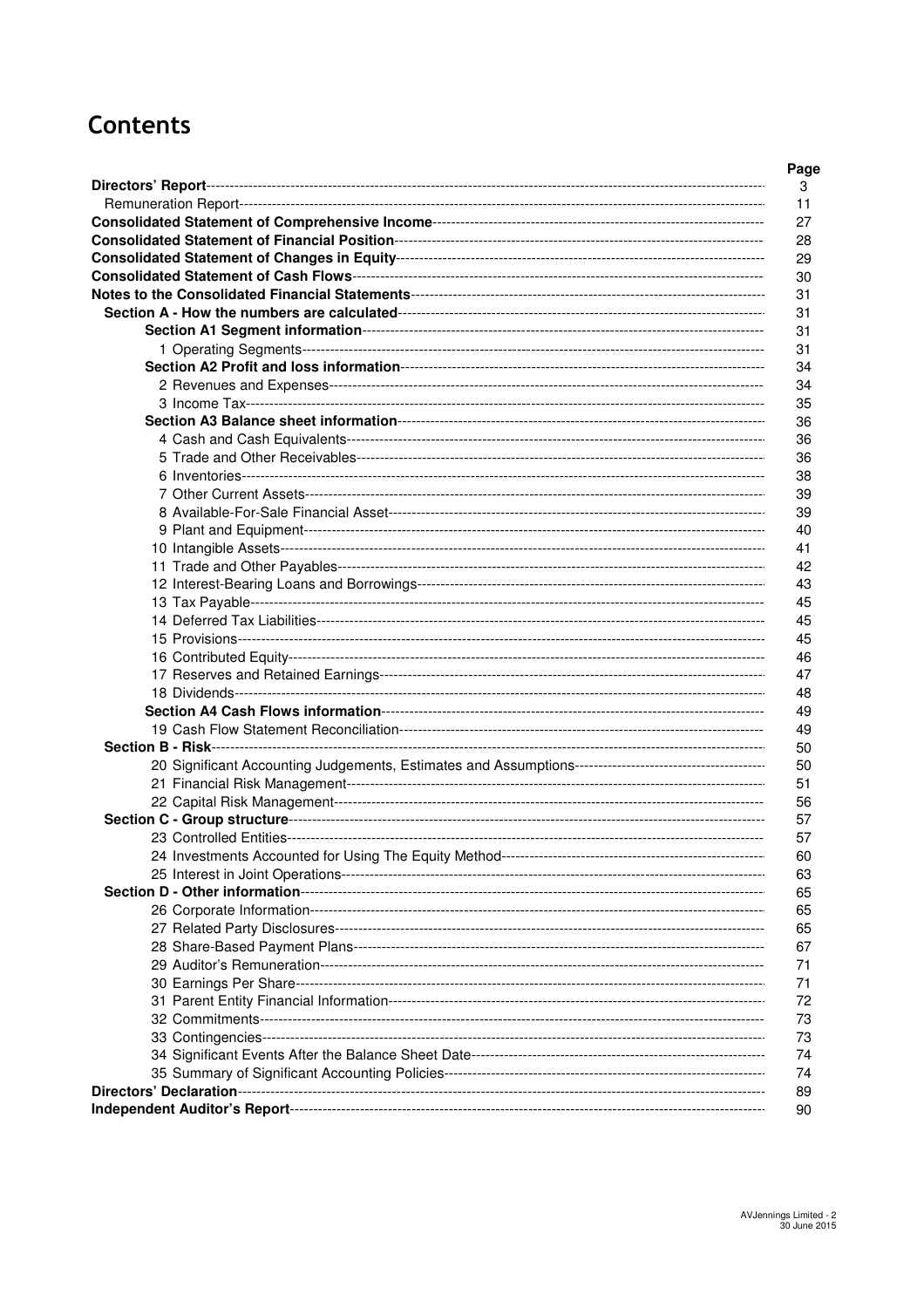# Contents

| | Page |
|---|---|
| **Directors' Report** | 3 |
| Remuneration Report | 11 |
| **Consolidated Statement of Comprehensive Income** | 27 |
| **Consolidated Statement of Financial Position** | 28 |
| **Consolidated Statement of Changes in Equity** | 29 |
| **Consolidated Statement of Cash Flows** | 30 |
| **Notes to the Consolidated Financial Statements** | 31 |
| **Section A - How the numbers are calculated** | 31 |
| **Section A1 Segment information** | 31 |
| 1 Operating Segments | 31 |
| **Section A2 Profit and loss information** | 34 |
| 2 Revenues and Expenses | 34 |
| 3 Income Tax | 35 |
| **Section A3 Balance sheet information** | 36 |
| 4 Cash and Cash Equivalents | 36 |
| 5 Trade and Other Receivables | 36 |
| 6 Inventories | 38 |
| 7 Other Current Assets | 39 |
| 8 Available-For-Sale Financial Asset | 39 |
| 9 Plant and Equipment | 40 |
| 10 Intangible Assets | 41 |
| 11 Trade and Other Payables | 42 |
| 12 Interest-Bearing Loans and Borrowings | 43 |
| 13 Tax Payable | 45 |
| 14 Deferred Tax Liabilities | 45 |
| 15 Provisions | 45 |
| 16 Contributed Equity | 46 |
| 17 Reserves and Retained Earnings | 47 |
| 18 Dividends | 48 |
| **Section A4 Cash Flows information** | 49 |
| 19 Cash Flow Statement Reconciliation | 49 |
| **Section B - Risk** | 50 |
| 20 Significant Accounting Judgements, Estimates and Assumptions | 50 |
| 21 Financial Risk Management | 51 |
| 22 Capital Risk Management | 56 |
| **Section C - Group structure** | 57 |
| 23 Controlled Entities | 57 |
| 24 Investments Accounted for Using The Equity Method | 60 |
| 25 Interest in Joint Operations | 63 |
| **Section D - Other information** | 65 |
| 26 Corporate Information | 65 |
| 27 Related Party Disclosures | 65 |
| 28 Share-Based Payment Plans | 67 |
| 29 Auditor's Remuneration | 71 |
| 30 Earnings Per Share | 71 |
| 31 Parent Entity Financial Information | 72 |
| 32 Commitments | 73 |
| 33 Contingencies | 73 |
| 34 Significant Events After the Balance Sheet Date | 74 |
| 35 Summary of Significant Accounting Policies | 74 |
| **Directors' Declaration** | 89 |
| **Independent Auditor's Report** | 90 |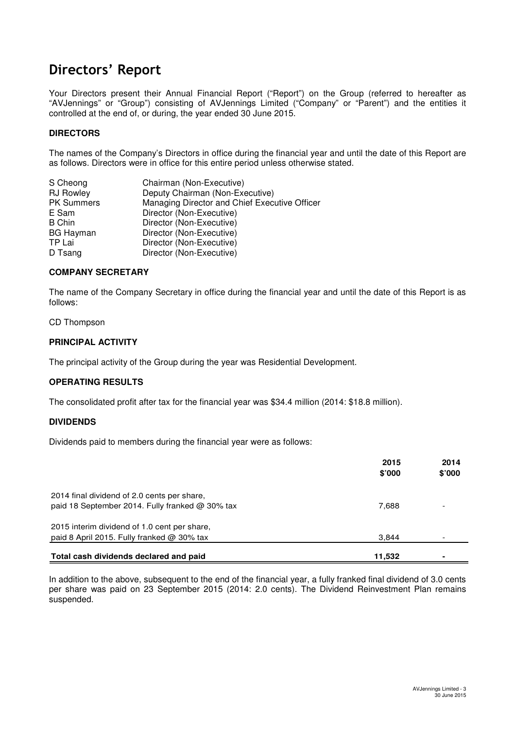# Directors' Report

Your Directors present their Annual Financial Report ("Report") on the Group (referred to hereafter as "AVJennings" or "Group") consisting of AVJennings Limited ("Company" or "Parent") and the entities it controlled at the end of, or during, the year ended 30 June 2015.

### DIRECTORS

The names of the Company's Directors in office during the financial year and until the date of this Report are as follows. Directors were in office for this entire period unless otherwise stated.

| | |
|---|---|
| S Cheong | Chairman (Non-Executive) |
| RJ Rowley | Deputy Chairman (Non-Executive) |
| PK Summers | Managing Director and Chief Executive Officer |
| E Sam | Director (Non-Executive) |
| B Chin | Director (Non-Executive) |
| BG Hayman | Director (Non-Executive) |
| TP Lai | Director (Non-Executive) |
| D Tsang | Director (Non-Executive) |

### COMPANY SECRETARY

The name of the Company Secretary in office during the financial year and until the date of this Report is as follows:

CD Thompson

### PRINCIPAL ACTIVITY

The principal activity of the Group during the year was Residential Development.

### OPERATING RESULTS

The consolidated profit after tax for the financial year was $34.4 million (2014: $18.8 million).

### DIVIDENDS

Dividends paid to members during the financial year were as follows:

| | 2015 $'000 | 2014 $'000 |
|---|---|---|
| 2014 final dividend of 2.0 cents per share, paid 18 September 2014. Fully franked @ 30% tax | 7,688 | - |
| 2015 interim dividend of 1.0 cent per share, paid 8 April 2015. Fully franked @ 30% tax | 3,844 | - |
| **Total cash dividends declared and paid** | **11,532** | **-** |

In addition to the above, subsequent to the end of the financial year, a fully franked final dividend of 3.0 cents per share was paid on 23 September 2015 (2014: 2.0 cents). The Dividend Reinvestment Plan remains suspended.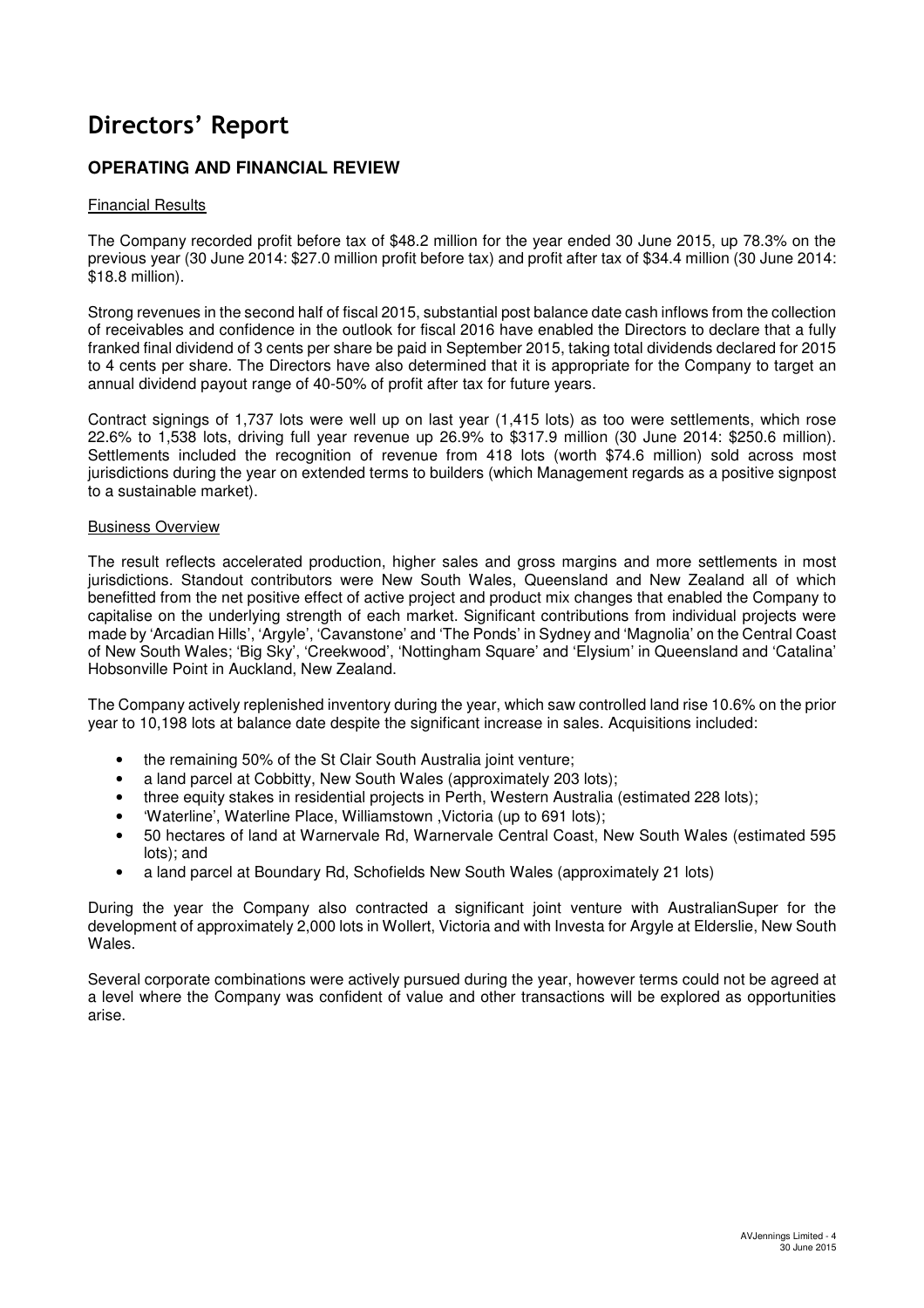# Directors' Report

## OPERATING AND FINANCIAL REVIEW

### Financial Results

The Company recorded profit before tax of $48.2 million for the year ended 30 June 2015, up 78.3% on the previous year (30 June 2014: $27.0 million profit before tax) and profit after tax of $34.4 million (30 June 2014: $18.8 million).

Strong revenues in the second half of fiscal 2015, substantial post balance date cash inflows from the collection of receivables and confidence in the outlook for fiscal 2016 have enabled the Directors to declare that a fully franked final dividend of 3 cents per share be paid in September 2015, taking total dividends declared for 2015 to 4 cents per share. The Directors have also determined that it is appropriate for the Company to target an annual dividend payout range of 40-50% of profit after tax for future years.

Contract signings of 1,737 lots were well up on last year (1,415 lots) as too were settlements, which rose 22.6% to 1,538 lots, driving full year revenue up 26.9% to $317.9 million (30 June 2014: $250.6 million). Settlements included the recognition of revenue from 418 lots (worth $74.6 million) sold across most jurisdictions during the year on extended terms to builders (which Management regards as a positive signpost to a sustainable market).

### Business Overview

The result reflects accelerated production, higher sales and gross margins and more settlements in most jurisdictions. Standout contributors were New South Wales, Queensland and New Zealand all of which benefitted from the net positive effect of active project and product mix changes that enabled the Company to capitalise on the underlying strength of each market. Significant contributions from individual projects were made by 'Arcadian Hills', 'Argyle', 'Cavanstone' and 'The Ponds' in Sydney and 'Magnolia' on the Central Coast of New South Wales; 'Big Sky', 'Creekwood', 'Nottingham Square' and 'Elysium' in Queensland and 'Catalina' Hobsonville Point in Auckland, New Zealand.

The Company actively replenished inventory during the year, which saw controlled land rise 10.6% on the prior year to 10,198 lots at balance date despite the significant increase in sales. Acquisitions included:

- the remaining 50% of the St Clair South Australia joint venture;
- a land parcel at Cobbitty, New South Wales (approximately 203 lots);
- three equity stakes in residential projects in Perth, Western Australia (estimated 228 lots);
- 'Waterline', Waterline Place, Williamstown ,Victoria (up to 691 lots);
- 50 hectares of land at Warnervale Rd, Warnervale Central Coast, New South Wales (estimated 595 lots); and
- a land parcel at Boundary Rd, Schofields New South Wales (approximately 21 lots)

During the year the Company also contracted a significant joint venture with AustralianSuper for the development of approximately 2,000 lots in Wollert, Victoria and with Investa for Argyle at Elderslie, New South Wales.

Several corporate combinations were actively pursued during the year, however terms could not be agreed at a level where the Company was confident of value and other transactions will be explored as opportunities arise.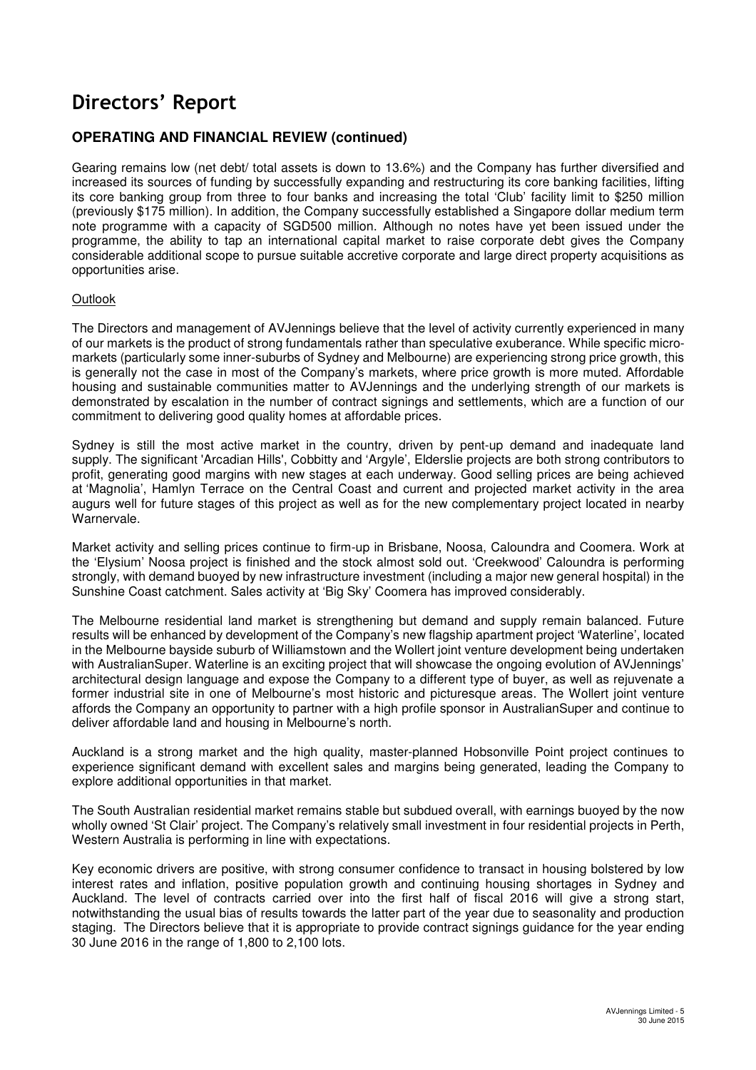# Directors' Report

## OPERATING AND FINANCIAL REVIEW (continued)

Gearing remains low (net debt/ total assets is down to 13.6%) and the Company has further diversified and increased its sources of funding by successfully expanding and restructuring its core banking facilities, lifting its core banking group from three to four banks and increasing the total 'Club' facility limit to $250 million (previously $175 million). In addition, the Company successfully established a Singapore dollar medium term note programme with a capacity of SGD500 million. Although no notes have yet been issued under the programme, the ability to tap an international capital market to raise corporate debt gives the Company considerable additional scope to pursue suitable accretive corporate and large direct property acquisitions as opportunities arise.

Outlook

The Directors and management of AVJennings believe that the level of activity currently experienced in many of our markets is the product of strong fundamentals rather than speculative exuberance. While specific micro-markets (particularly some inner-suburbs of Sydney and Melbourne) are experiencing strong price growth, this is generally not the case in most of the Company's markets, where price growth is more muted. Affordable housing and sustainable communities matter to AVJennings and the underlying strength of our markets is demonstrated by escalation in the number of contract signings and settlements, which are a function of our commitment to delivering good quality homes at affordable prices.

Sydney is still the most active market in the country, driven by pent-up demand and inadequate land supply. The significant 'Arcadian Hills', Cobbitty and 'Argyle', Elderslie projects are both strong contributors to profit, generating good margins with new stages at each underway. Good selling prices are being achieved at 'Magnolia', Hamlyn Terrace on the Central Coast and current and projected market activity in the area augurs well for future stages of this project as well as for the new complementary project located in nearby Warnervale.

Market activity and selling prices continue to firm-up in Brisbane, Noosa, Caloundra and Coomera. Work at the 'Elysium' Noosa project is finished and the stock almost sold out. 'Creekwood' Caloundra is performing strongly, with demand buoyed by new infrastructure investment (including a major new general hospital) in the Sunshine Coast catchment. Sales activity at 'Big Sky' Coomera has improved considerably.

The Melbourne residential land market is strengthening but demand and supply remain balanced. Future results will be enhanced by development of the Company's new flagship apartment project 'Waterline', located in the Melbourne bayside suburb of Williamstown and the Wollert joint venture development being undertaken with AustralianSuper. Waterline is an exciting project that will showcase the ongoing evolution of AVJennings' architectural design language and expose the Company to a different type of buyer, as well as rejuvenate a former industrial site in one of Melbourne's most historic and picturesque areas. The Wollert joint venture affords the Company an opportunity to partner with a high profile sponsor in AustralianSuper and continue to deliver affordable land and housing in Melbourne's north.

Auckland is a strong market and the high quality, master-planned Hobsonville Point project continues to experience significant demand with excellent sales and margins being generated, leading the Company to explore additional opportunities in that market.

The South Australian residential market remains stable but subdued overall, with earnings buoyed by the now wholly owned 'St Clair' project. The Company's relatively small investment in four residential projects in Perth, Western Australia is performing in line with expectations.

Key economic drivers are positive, with strong consumer confidence to transact in housing bolstered by low interest rates and inflation, positive population growth and continuing housing shortages in Sydney and Auckland. The level of contracts carried over into the first half of fiscal 2016 will give a strong start, notwithstanding the usual bias of results towards the latter part of the year due to seasonality and production staging. The Directors believe that it is appropriate to provide contract signings guidance for the year ending 30 June 2016 in the range of 1,800 to 2,100 lots.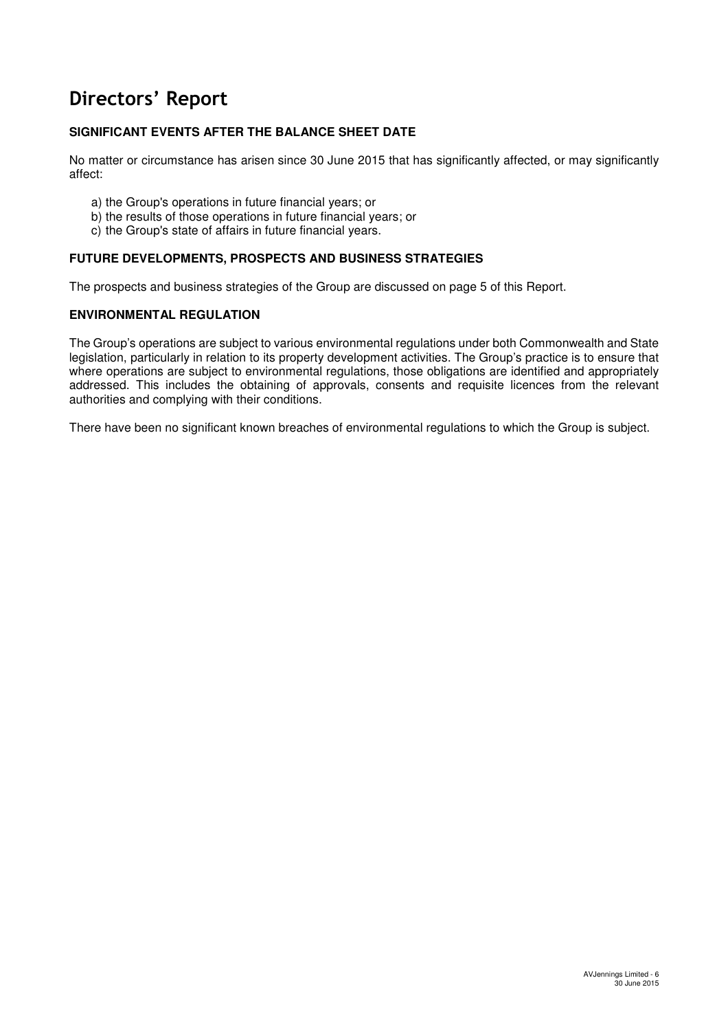# Directors' Report

**SIGNIFICANT EVENTS AFTER THE BALANCE SHEET DATE**

No matter or circumstance has arisen since 30 June 2015 that has significantly affected, or may significantly affect:

a) the Group's operations in future financial years; or
b) the results of those operations in future financial years; or
c) the Group's state of affairs in future financial years.

**FUTURE DEVELOPMENTS, PROSPECTS AND BUSINESS STRATEGIES**

The prospects and business strategies of the Group are discussed on page 5 of this Report.

**ENVIRONMENTAL REGULATION**

The Group's operations are subject to various environmental regulations under both Commonwealth and State legislation, particularly in relation to its property development activities. The Group's practice is to ensure that where operations are subject to environmental regulations, those obligations are identified and appropriately addressed. This includes the obtaining of approvals, consents and requisite licences from the relevant authorities and complying with their conditions.

There have been no significant known breaches of environmental regulations to which the Group is subject.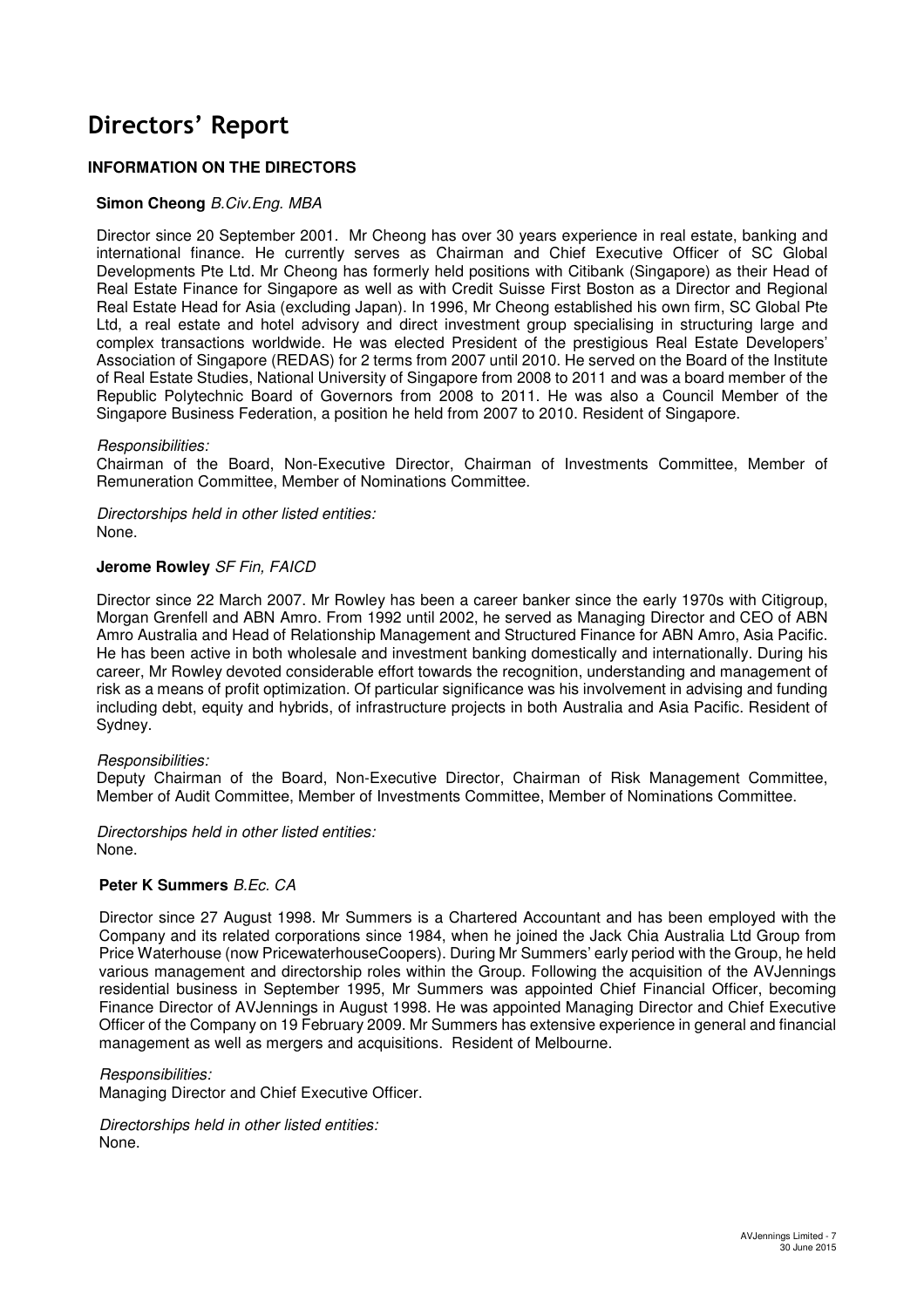# Directors' Report

### INFORMATION ON THE DIRECTORS

**Simon Cheong** *B.Civ.Eng. MBA*

Director since 20 September 2001. Mr Cheong has over 30 years experience in real estate, banking and international finance. He currently serves as Chairman and Chief Executive Officer of SC Global Developments Pte Ltd. Mr Cheong has formerly held positions with Citibank (Singapore) as their Head of Real Estate Finance for Singapore as well as with Credit Suisse First Boston as a Director and Regional Real Estate Head for Asia (excluding Japan). In 1996, Mr Cheong established his own firm, SC Global Pte Ltd, a real estate and hotel advisory and direct investment group specialising in structuring large and complex transactions worldwide. He was elected President of the prestigious Real Estate Developers' Association of Singapore (REDAS) for 2 terms from 2007 until 2010. He served on the Board of the Institute of Real Estate Studies, National University of Singapore from 2008 to 2011 and was a board member of the Republic Polytechnic Board of Governors from 2008 to 2011. He was also a Council Member of the Singapore Business Federation, a position he held from 2007 to 2010. Resident of Singapore.

*Responsibilities:*
Chairman of the Board, Non-Executive Director, Chairman of Investments Committee, Member of Remuneration Committee, Member of Nominations Committee.

*Directorships held in other listed entities:*
None.

**Jerome Rowley** *SF Fin, FAICD*

Director since 22 March 2007. Mr Rowley has been a career banker since the early 1970s with Citigroup, Morgan Grenfell and ABN Amro. From 1992 until 2002, he served as Managing Director and CEO of ABN Amro Australia and Head of Relationship Management and Structured Finance for ABN Amro, Asia Pacific. He has been active in both wholesale and investment banking domestically and internationally. During his career, Mr Rowley devoted considerable effort towards the recognition, understanding and management of risk as a means of profit optimization. Of particular significance was his involvement in advising and funding including debt, equity and hybrids, of infrastructure projects in both Australia and Asia Pacific. Resident of Sydney.

*Responsibilities:*
Deputy Chairman of the Board, Non-Executive Director, Chairman of Risk Management Committee, Member of Audit Committee, Member of Investments Committee, Member of Nominations Committee.

*Directorships held in other listed entities:*
None.

**Peter K Summers** *B.Ec. CA*

Director since 27 August 1998. Mr Summers is a Chartered Accountant and has been employed with the Company and its related corporations since 1984, when he joined the Jack Chia Australia Ltd Group from Price Waterhouse (now PricewaterhouseCoopers). During Mr Summers' early period with the Group, he held various management and directorship roles within the Group. Following the acquisition of the AVJennings residential business in September 1995, Mr Summers was appointed Chief Financial Officer, becoming Finance Director of AVJennings in August 1998. He was appointed Managing Director and Chief Executive Officer of the Company on 19 February 2009. Mr Summers has extensive experience in general and financial management as well as mergers and acquisitions. Resident of Melbourne.

*Responsibilities:*
Managing Director and Chief Executive Officer.

*Directorships held in other listed entities:*
None.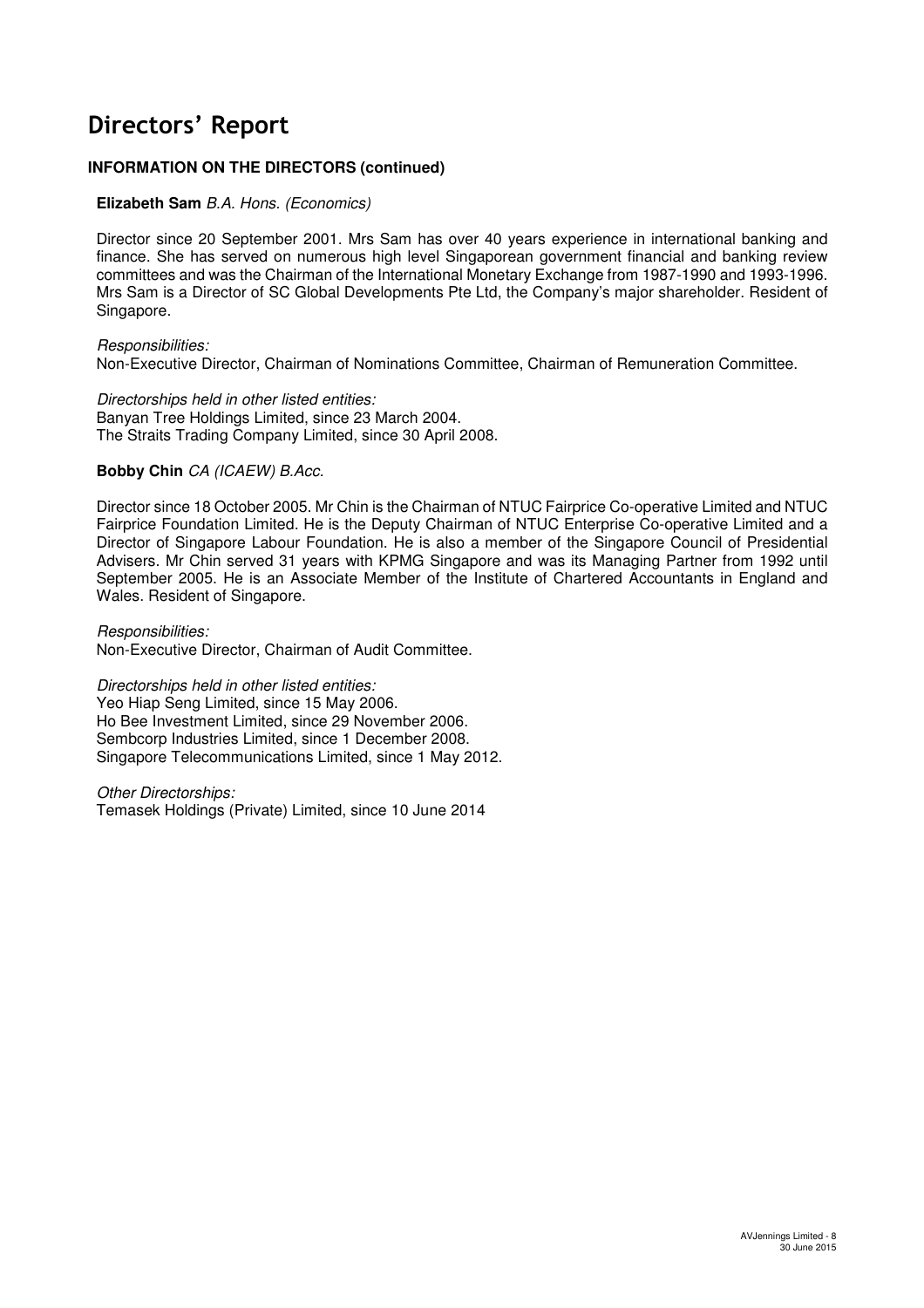# Directors' Report

### INFORMATION ON THE DIRECTORS (continued)

**Elizabeth Sam** *B.A. Hons. (Economics)*

Director since 20 September 2001. Mrs Sam has over 40 years experience in international banking and finance. She has served on numerous high level Singaporean government financial and banking review committees and was the Chairman of the International Monetary Exchange from 1987-1990 and 1993-1996. Mrs Sam is a Director of SC Global Developments Pte Ltd, the Company's major shareholder. Resident of Singapore.

*Responsibilities:*
Non-Executive Director, Chairman of Nominations Committee, Chairman of Remuneration Committee.

*Directorships held in other listed entities:*
Banyan Tree Holdings Limited, since 23 March 2004.
The Straits Trading Company Limited, since 30 April 2008.

**Bobby Chin** *CA (ICAEW) B.Acc.*

Director since 18 October 2005. Mr Chin is the Chairman of NTUC Fairprice Co-operative Limited and NTUC Fairprice Foundation Limited. He is the Deputy Chairman of NTUC Enterprise Co-operative Limited and a Director of Singapore Labour Foundation. He is also a member of the Singapore Council of Presidential Advisers. Mr Chin served 31 years with KPMG Singapore and was its Managing Partner from 1992 until September 2005. He is an Associate Member of the Institute of Chartered Accountants in England and Wales. Resident of Singapore.

*Responsibilities:*
Non-Executive Director, Chairman of Audit Committee.

*Directorships held in other listed entities:*
Yeo Hiap Seng Limited, since 15 May 2006.
Ho Bee Investment Limited, since 29 November 2006.
Sembcorp Industries Limited, since 1 December 2008.
Singapore Telecommunications Limited, since 1 May 2012.

*Other Directorships:*
Temasek Holdings (Private) Limited, since 10 June 2014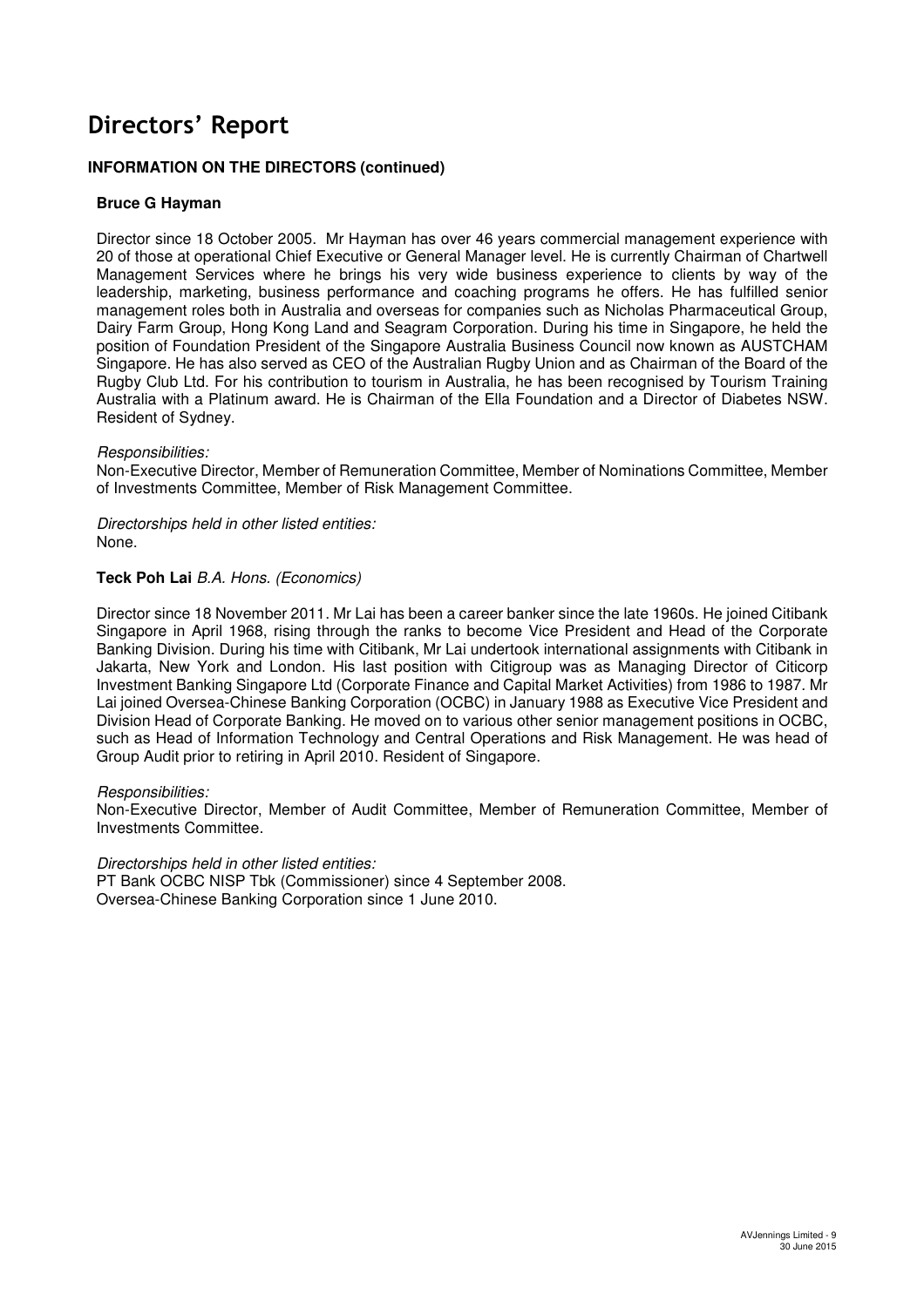# Directors' Report

## INFORMATION ON THE DIRECTORS (continued)

### Bruce G Hayman

Director since 18 October 2005. Mr Hayman has over 46 years commercial management experience with 20 of those at operational Chief Executive or General Manager level. He is currently Chairman of Chartwell Management Services where he brings his very wide business experience to clients by way of the leadership, marketing, business performance and coaching programs he offers. He has fulfilled senior management roles both in Australia and overseas for companies such as Nicholas Pharmaceutical Group, Dairy Farm Group, Hong Kong Land and Seagram Corporation. During his time in Singapore, he held the position of Foundation President of the Singapore Australia Business Council now known as AUSTCHAM Singapore. He has also served as CEO of the Australian Rugby Union and as Chairman of the Board of the Rugby Club Ltd. For his contribution to tourism in Australia, he has been recognised by Tourism Training Australia with a Platinum award. He is Chairman of the Ella Foundation and a Director of Diabetes NSW. Resident of Sydney.

*Responsibilities:*
Non-Executive Director, Member of Remuneration Committee, Member of Nominations Committee, Member of Investments Committee, Member of Risk Management Committee.

*Directorships held in other listed entities:*
None.

### Teck Poh Lai *B.A. Hons. (Economics)*

Director since 18 November 2011. Mr Lai has been a career banker since the late 1960s. He joined Citibank Singapore in April 1968, rising through the ranks to become Vice President and Head of the Corporate Banking Division. During his time with Citibank, Mr Lai undertook international assignments with Citibank in Jakarta, New York and London. His last position with Citigroup was as Managing Director of Citicorp Investment Banking Singapore Ltd (Corporate Finance and Capital Market Activities) from 1986 to 1987. Mr Lai joined Oversea-Chinese Banking Corporation (OCBC) in January 1988 as Executive Vice President and Division Head of Corporate Banking. He moved on to various other senior management positions in OCBC, such as Head of Information Technology and Central Operations and Risk Management. He was head of Group Audit prior to retiring in April 2010. Resident of Singapore.

*Responsibilities:*
Non-Executive Director, Member of Audit Committee, Member of Remuneration Committee, Member of Investments Committee.

*Directorships held in other listed entities:*
PT Bank OCBC NISP Tbk (Commissioner) since 4 September 2008.
Oversea-Chinese Banking Corporation since 1 June 2010.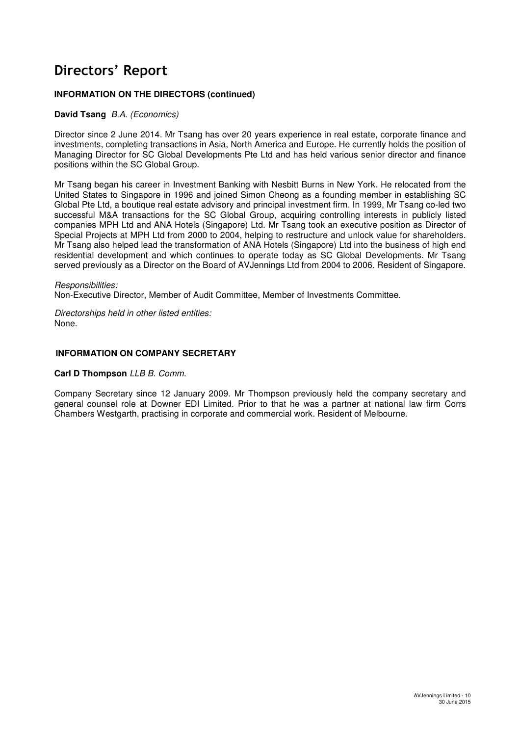# Directors' Report

## INFORMATION ON THE DIRECTORS (continued)

**David Tsang** *B.A. (Economics)*

Director since 2 June 2014. Mr Tsang has over 20 years experience in real estate, corporate finance and investments, completing transactions in Asia, North America and Europe. He currently holds the position of Managing Director for SC Global Developments Pte Ltd and has held various senior director and finance positions within the SC Global Group.

Mr Tsang began his career in Investment Banking with Nesbitt Burns in New York. He relocated from the United States to Singapore in 1996 and joined Simon Cheong as a founding member in establishing SC Global Pte Ltd, a boutique real estate advisory and principal investment firm. In 1999, Mr Tsang co-led two successful M&A transactions for the SC Global Group, acquiring controlling interests in publicly listed companies MPH Ltd and ANA Hotels (Singapore) Ltd. Mr Tsang took an executive position as Director of Special Projects at MPH Ltd from 2000 to 2004, helping to restructure and unlock value for shareholders. Mr Tsang also helped lead the transformation of ANA Hotels (Singapore) Ltd into the business of high end residential development and which continues to operate today as SC Global Developments. Mr Tsang served previously as a Director on the Board of AVJennings Ltd from 2004 to 2006. Resident of Singapore.

*Responsibilities:*
Non-Executive Director, Member of Audit Committee, Member of Investments Committee.

*Directorships held in other listed entities:*
None.

## INFORMATION ON COMPANY SECRETARY

**Carl D Thompson** *LLB B. Comm.*

Company Secretary since 12 January 2009. Mr Thompson previously held the company secretary and general counsel role at Downer EDI Limited. Prior to that he was a partner at national law firm Corrs Chambers Westgarth, practising in corporate and commercial work. Resident of Melbourne.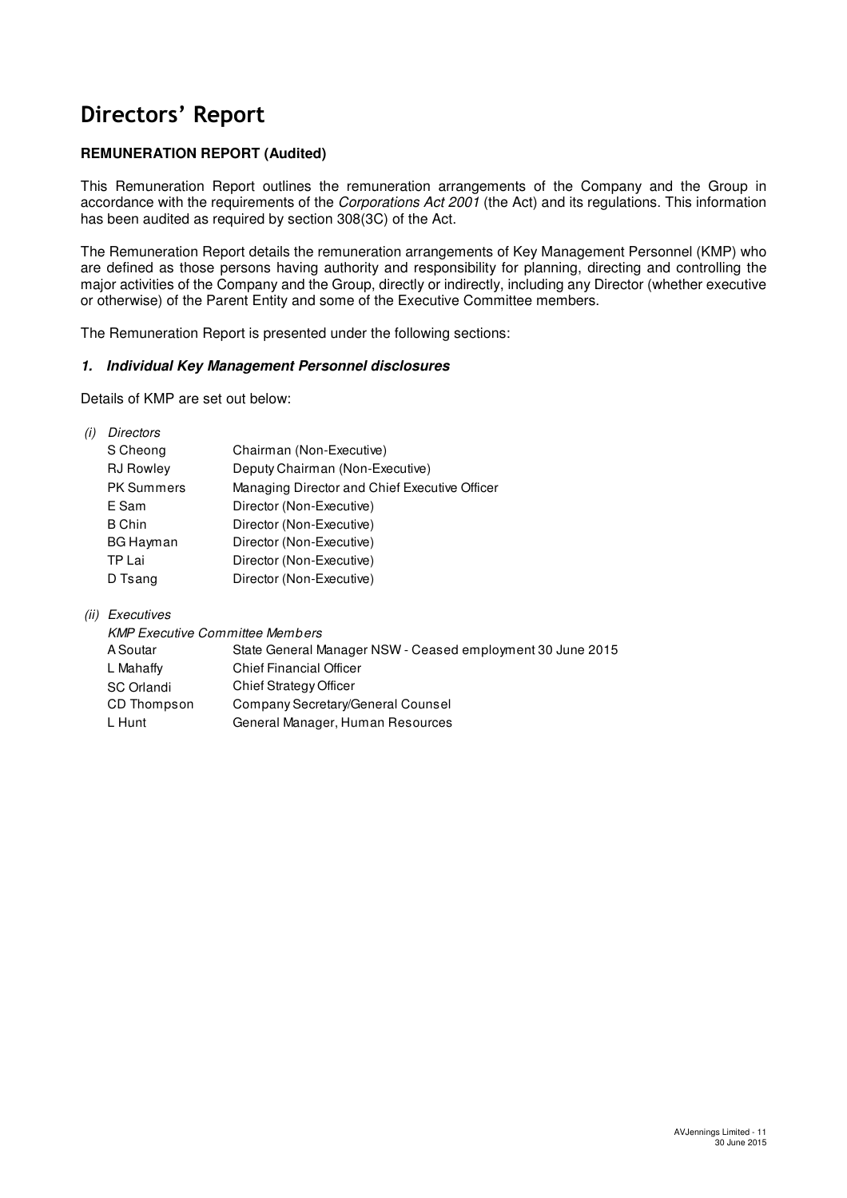# Directors' Report

**REMUNERATION REPORT (Audited)**

This Remuneration Report outlines the remuneration arrangements of the Company and the Group in accordance with the requirements of the *Corporations Act 2001* (the Act) and its regulations. This information has been audited as required by section 308(3C) of the Act.

The Remuneration Report details the remuneration arrangements of Key Management Personnel (KMP) who are defined as those persons having authority and responsibility for planning, directing and controlling the major activities of the Company and the Group, directly or indirectly, including any Director (whether executive or otherwise) of the Parent Entity and some of the Executive Committee members.

The Remuneration Report is presented under the following sections:

***1. Individual Key Management Personnel disclosures***

Details of KMP are set out below:

*(i) Directors*

| | |
|---|---|
| S Cheong | Chairman (Non-Executive) |
| RJ Rowley | Deputy Chairman (Non-Executive) |
| PK Summers | Managing Director and Chief Executive Officer |
| E Sam | Director (Non-Executive) |
| B Chin | Director (Non-Executive) |
| BG Hayman | Director (Non-Executive) |
| TP Lai | Director (Non-Executive) |
| D Tsang | Director (Non-Executive) |

*(ii) Executives*

*KMP Executive Committee Members*

| | |
|---|---|
| A Soutar | State General Manager NSW - Ceased employment 30 June 2015 |
| L Mahaffy | Chief Financial Officer |
| SC Orlandi | Chief Strategy Officer |
| CD Thompson | Company Secretary/General Counsel |
| L Hunt | General Manager, Human Resources |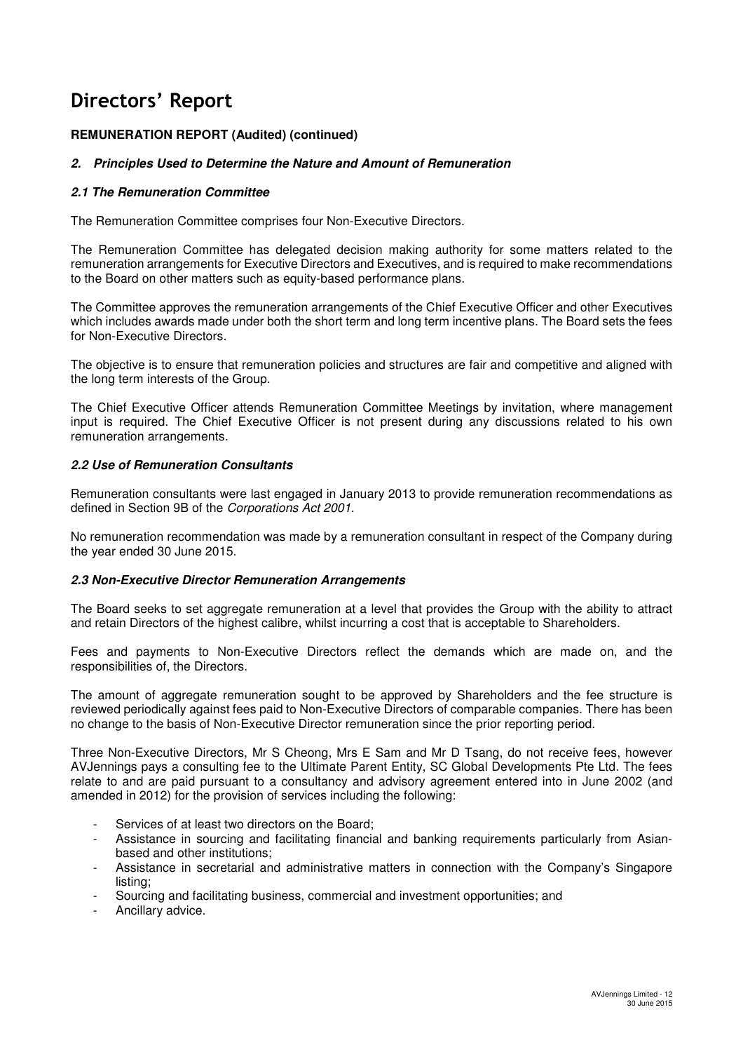# Directors' Report

**REMUNERATION REPORT (Audited) (continued)**

***2. Principles Used to Determine the Nature and Amount of Remuneration***

***2.1 The Remuneration Committee***

The Remuneration Committee comprises four Non-Executive Directors.

The Remuneration Committee has delegated decision making authority for some matters related to the remuneration arrangements for Executive Directors and Executives, and is required to make recommendations to the Board on other matters such as equity-based performance plans.

The Committee approves the remuneration arrangements of the Chief Executive Officer and other Executives which includes awards made under both the short term and long term incentive plans. The Board sets the fees for Non-Executive Directors.

The objective is to ensure that remuneration policies and structures are fair and competitive and aligned with the long term interests of the Group.

The Chief Executive Officer attends Remuneration Committee Meetings by invitation, where management input is required. The Chief Executive Officer is not present during any discussions related to his own remuneration arrangements.

***2.2 Use of Remuneration Consultants***

Remuneration consultants were last engaged in January 2013 to provide remuneration recommendations as defined in Section 9B of the *Corporations Act 2001*.

No remuneration recommendation was made by a remuneration consultant in respect of the Company during the year ended 30 June 2015.

***2.3 Non-Executive Director Remuneration Arrangements***

The Board seeks to set aggregate remuneration at a level that provides the Group with the ability to attract and retain Directors of the highest calibre, whilst incurring a cost that is acceptable to Shareholders.

Fees and payments to Non-Executive Directors reflect the demands which are made on, and the responsibilities of, the Directors.

The amount of aggregate remuneration sought to be approved by Shareholders and the fee structure is reviewed periodically against fees paid to Non-Executive Directors of comparable companies. There has been no change to the basis of Non-Executive Director remuneration since the prior reporting period.

Three Non-Executive Directors, Mr S Cheong, Mrs E Sam and Mr D Tsang, do not receive fees, however AVJennings pays a consulting fee to the Ultimate Parent Entity, SC Global Developments Pte Ltd. The fees relate to and are paid pursuant to a consultancy and advisory agreement entered into in June 2002 (and amended in 2012) for the provision of services including the following:

- Services of at least two directors on the Board;
- Assistance in sourcing and facilitating financial and banking requirements particularly from Asian-based and other institutions;
- Assistance in secretarial and administrative matters in connection with the Company's Singapore listing;
- Sourcing and facilitating business, commercial and investment opportunities; and
- Ancillary advice.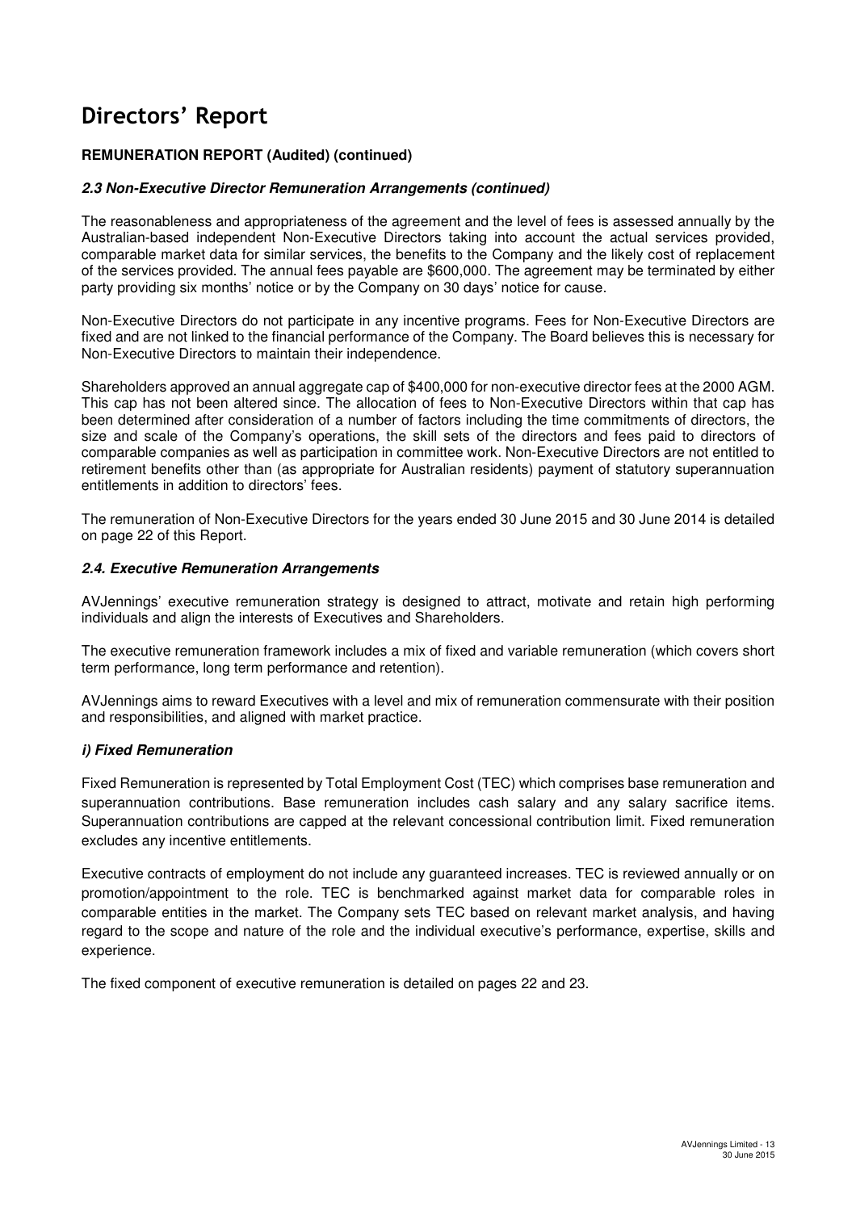# Directors' Report

**REMUNERATION REPORT (Audited) (continued)**

***2.3 Non-Executive Director Remuneration Arrangements (continued)***

The reasonableness and appropriateness of the agreement and the level of fees is assessed annually by the Australian-based independent Non-Executive Directors taking into account the actual services provided, comparable market data for similar services, the benefits to the Company and the likely cost of replacement of the services provided. The annual fees payable are $600,000. The agreement may be terminated by either party providing six months' notice or by the Company on 30 days' notice for cause.

Non-Executive Directors do not participate in any incentive programs. Fees for Non-Executive Directors are fixed and are not linked to the financial performance of the Company. The Board believes this is necessary for Non-Executive Directors to maintain their independence.

Shareholders approved an annual aggregate cap of $400,000 for non-executive director fees at the 2000 AGM. This cap has not been altered since. The allocation of fees to Non-Executive Directors within that cap has been determined after consideration of a number of factors including the time commitments of directors, the size and scale of the Company's operations, the skill sets of the directors and fees paid to directors of comparable companies as well as participation in committee work. Non-Executive Directors are not entitled to retirement benefits other than (as appropriate for Australian residents) payment of statutory superannuation entitlements in addition to directors' fees.

The remuneration of Non-Executive Directors for the years ended 30 June 2015 and 30 June 2014 is detailed on page 22 of this Report.

***2.4. Executive Remuneration Arrangements***

AVJennings' executive remuneration strategy is designed to attract, motivate and retain high performing individuals and align the interests of Executives and Shareholders.

The executive remuneration framework includes a mix of fixed and variable remuneration (which covers short term performance, long term performance and retention).

AVJennings aims to reward Executives with a level and mix of remuneration commensurate with their position and responsibilities, and aligned with market practice.

***i) Fixed Remuneration***

Fixed Remuneration is represented by Total Employment Cost (TEC) which comprises base remuneration and superannuation contributions. Base remuneration includes cash salary and any salary sacrifice items. Superannuation contributions are capped at the relevant concessional contribution limit. Fixed remuneration excludes any incentive entitlements.

Executive contracts of employment do not include any guaranteed increases. TEC is reviewed annually or on promotion/appointment to the role. TEC is benchmarked against market data for comparable roles in comparable entities in the market. The Company sets TEC based on relevant market analysis, and having regard to the scope and nature of the role and the individual executive's performance, expertise, skills and experience.

The fixed component of executive remuneration is detailed on pages 22 and 23.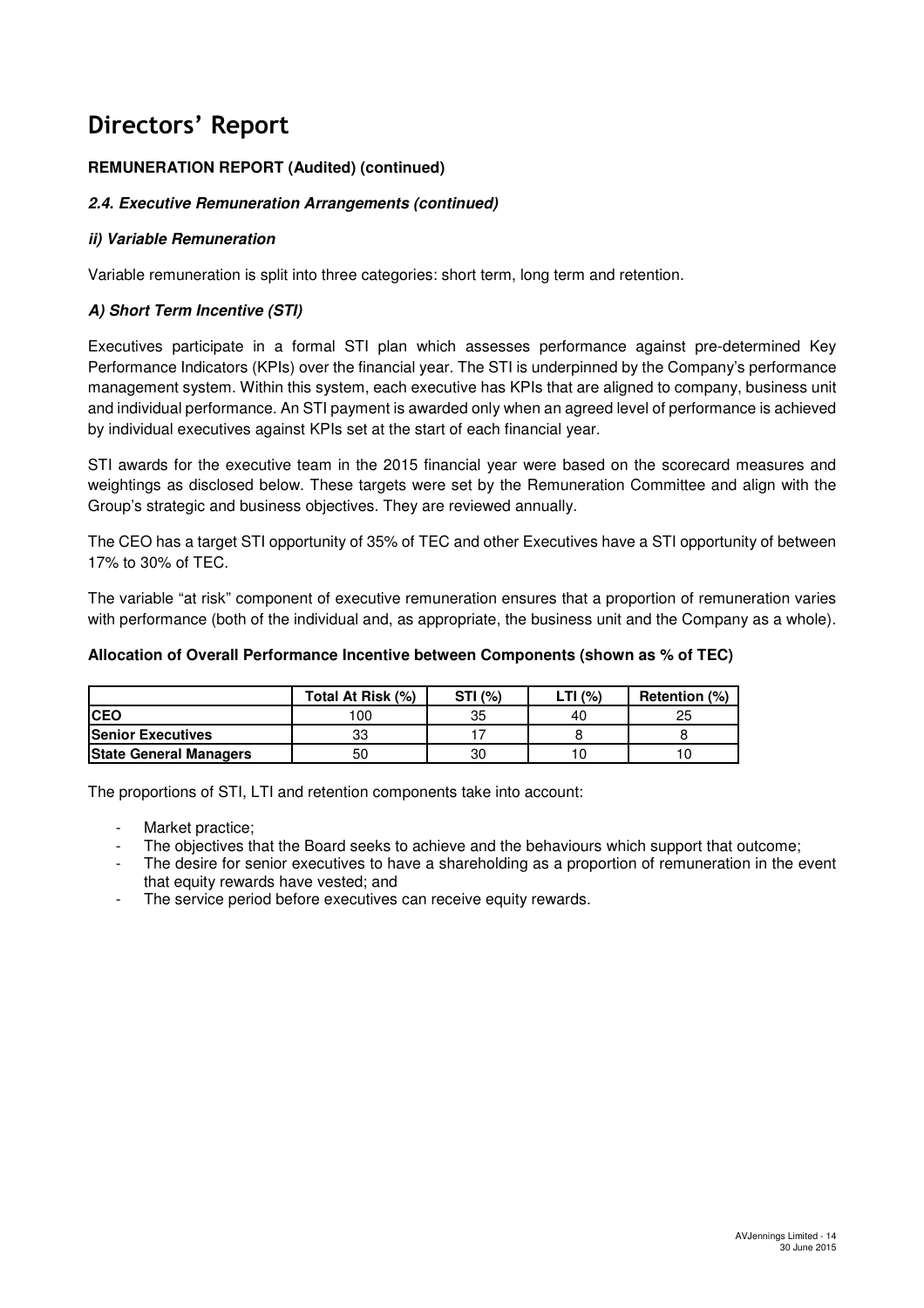# Directors' Report

**REMUNERATION REPORT (Audited) (continued)**

***2.4. Executive Remuneration Arrangements (continued)***

***ii) Variable Remuneration***

Variable remuneration is split into three categories: short term, long term and retention.

***A) Short Term Incentive (STI)***

Executives participate in a formal STI plan which assesses performance against pre-determined Key Performance Indicators (KPIs) over the financial year. The STI is underpinned by the Company's performance management system. Within this system, each executive has KPIs that are aligned to company, business unit and individual performance. An STI payment is awarded only when an agreed level of performance is achieved by individual executives against KPIs set at the start of each financial year.

STI awards for the executive team in the 2015 financial year were based on the scorecard measures and weightings as disclosed below. These targets were set by the Remuneration Committee and align with the Group's strategic and business objectives. They are reviewed annually.

The CEO has a target STI opportunity of 35% of TEC and other Executives have a STI opportunity of between 17% to 30% of TEC.

The variable "at risk" component of executive remuneration ensures that a proportion of remuneration varies with performance (both of the individual and, as appropriate, the business unit and the Company as a whole).

**Allocation of Overall Performance Incentive between Components (shown as % of TEC)**

| | Total At Risk (%) | STI (%) | LTI (%) | Retention (%) |
|---|---|---|---|---|
| **CEO** | 100 | 35 | 40 | 25 |
| **Senior Executives** | 33 | 17 | 8 | 8 |
| **State General Managers** | 50 | 30 | 10 | 10 |

The proportions of STI, LTI and retention components take into account:

- Market practice;
- The objectives that the Board seeks to achieve and the behaviours which support that outcome;
- The desire for senior executives to have a shareholding as a proportion of remuneration in the event that equity rewards have vested; and
- The service period before executives can receive equity rewards.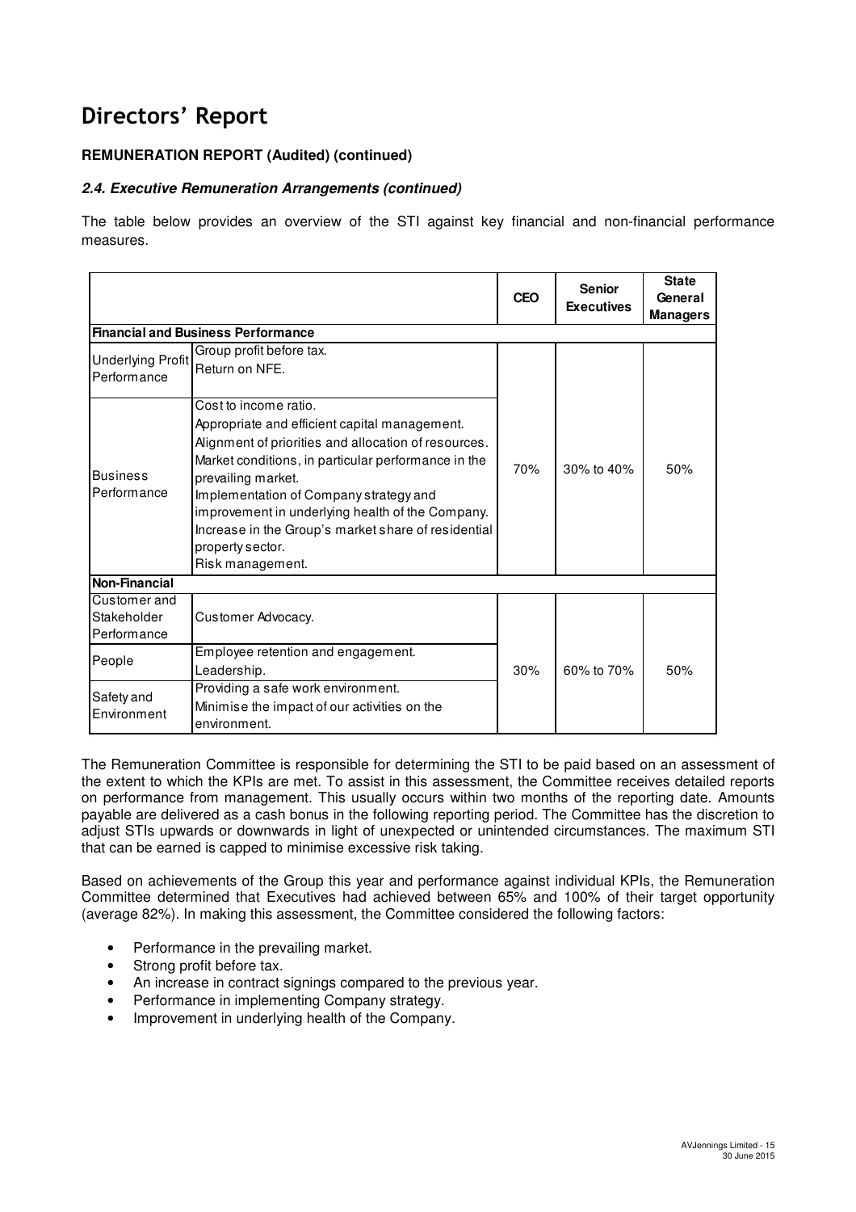# Directors' Report

**REMUNERATION REPORT (Audited) (continued)**

***2.4. Executive Remuneration Arrangements (continued)***

The table below provides an overview of the STI against key financial and non-financial performance measures.

| | | CEO | Senior Executives | State General Managers |
|---|---|---|---|---|
| **Financial and Business Performance** | | | | |
| Underlying Profit Performance | Group profit before tax.<br>Return on NFE. | 70% | 30% to 40% | 50% |
| Business Performance | Cost to income ratio.<br>Appropriate and efficient capital management.<br>Alignment of priorities and allocation of resources.<br>Market conditions, in particular performance in the prevailing market.<br>Implementation of Company strategy and improvement in underlying health of the Company.<br>Increase in the Group's market share of residential property sector.<br>Risk management. | | | |
| **Non-Financial** | | | | |
| Customer and Stakeholder Performance | Customer Advocacy. | 30% | 60% to 70% | 50% |
| People | Employee retention and engagement.<br>Leadership. | | | |
| Safety and Environment | Providing a safe work environment.<br>Minimise the impact of our activities on the environment. | | | |

The Remuneration Committee is responsible for determining the STI to be paid based on an assessment of the extent to which the KPIs are met. To assist in this assessment, the Committee receives detailed reports on performance from management. This usually occurs within two months of the reporting date. Amounts payable are delivered as a cash bonus in the following reporting period. The Committee has the discretion to adjust STIs upwards or downwards in light of unexpected or unintended circumstances. The maximum STI that can be earned is capped to minimise excessive risk taking.

Based on achievements of the Group this year and performance against individual KPIs, the Remuneration Committee determined that Executives had achieved between 65% and 100% of their target opportunity (average 82%). In making this assessment, the Committee considered the following factors:

- Performance in the prevailing market.
- Strong profit before tax.
- An increase in contract signings compared to the previous year.
- Performance in implementing Company strategy.
- Improvement in underlying health of the Company.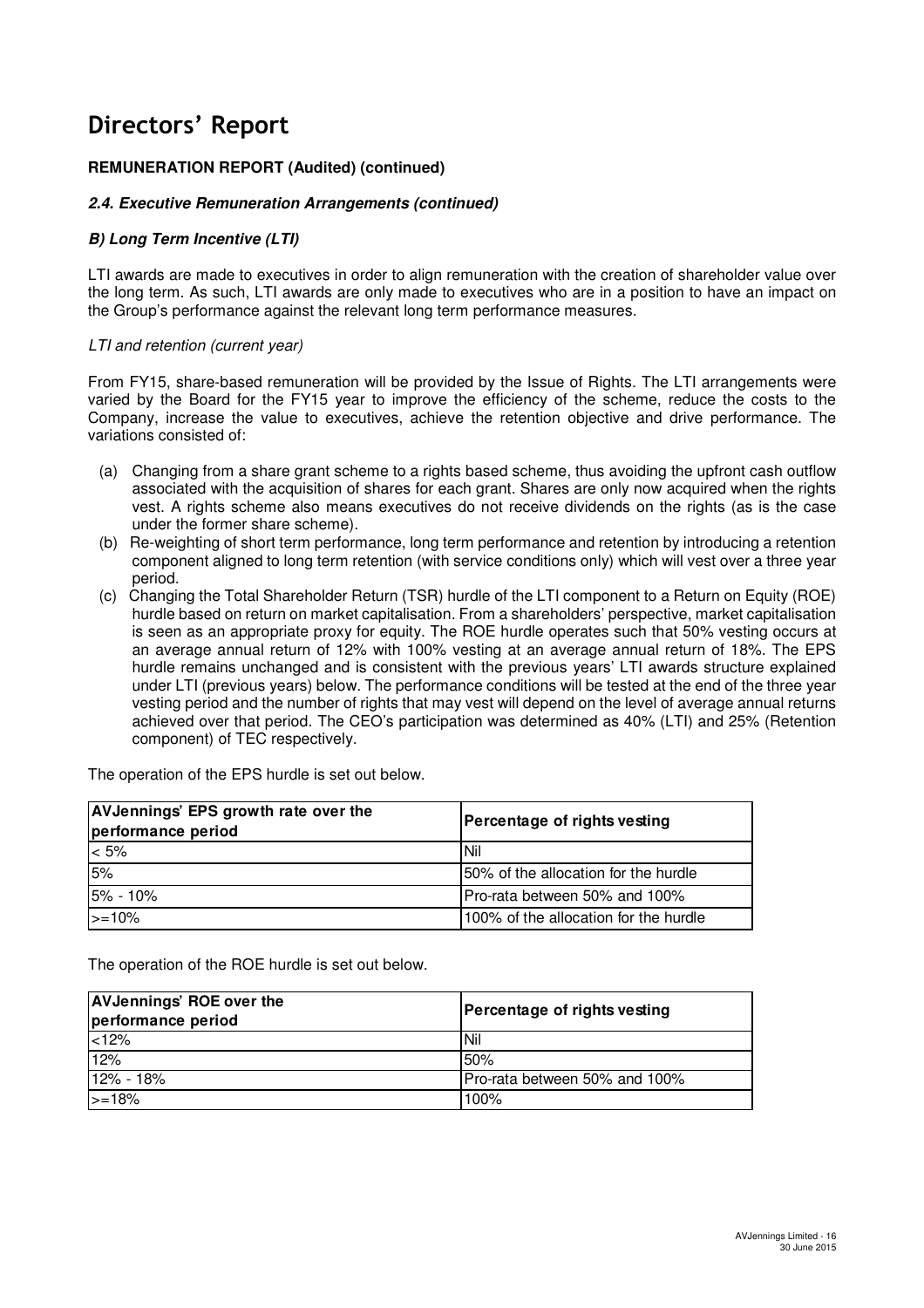# Directors' Report

**REMUNERATION REPORT (Audited) (continued)**

***2.4. Executive Remuneration Arrangements (continued)***

***B) Long Term Incentive (LTI)***

LTI awards are made to executives in order to align remuneration with the creation of shareholder value over the long term. As such, LTI awards are only made to executives who are in a position to have an impact on the Group's performance against the relevant long term performance measures.

*LTI and retention (current year)*

From FY15, share-based remuneration will be provided by the Issue of Rights. The LTI arrangements were varied by the Board for the FY15 year to improve the efficiency of the scheme, reduce the costs to the Company, increase the value to executives, achieve the retention objective and drive performance. The variations consisted of:

(a) Changing from a share grant scheme to a rights based scheme, thus avoiding the upfront cash outflow associated with the acquisition of shares for each grant. Shares are only now acquired when the rights vest. A rights scheme also means executives do not receive dividends on the rights (as is the case under the former share scheme).

(b) Re-weighting of short term performance, long term performance and retention by introducing a retention component aligned to long term retention (with service conditions only) which will vest over a three year period.

(c) Changing the Total Shareholder Return (TSR) hurdle of the LTI component to a Return on Equity (ROE) hurdle based on return on market capitalisation. From a shareholders' perspective, market capitalisation is seen as an appropriate proxy for equity. The ROE hurdle operates such that 50% vesting occurs at an average annual return of 12% with 100% vesting at an average annual return of 18%. The EPS hurdle remains unchanged and is consistent with the previous years' LTI awards structure explained under LTI (previous years) below. The performance conditions will be tested at the end of the three year vesting period and the number of rights that may vest will depend on the level of average annual returns achieved over that period. The CEO's participation was determined as 40% (LTI) and 25% (Retention component) of TEC respectively.

The operation of the EPS hurdle is set out below.

| AVJennings' EPS growth rate over the performance period | Percentage of rights vesting |
|---|---|
| < 5% | Nil |
| 5% | 50% of the allocation for the hurdle |
| 5% - 10% | Pro-rata between 50% and 100% |
| >=10% | 100% of the allocation for the hurdle |

The operation of the ROE hurdle is set out below.

| AVJennings' ROE over the performance period | Percentage of rights vesting |
|---|---|
| <12% | Nil |
| 12% | 50% |
| 12% - 18% | Pro-rata between 50% and 100% |
| >=18% | 100% |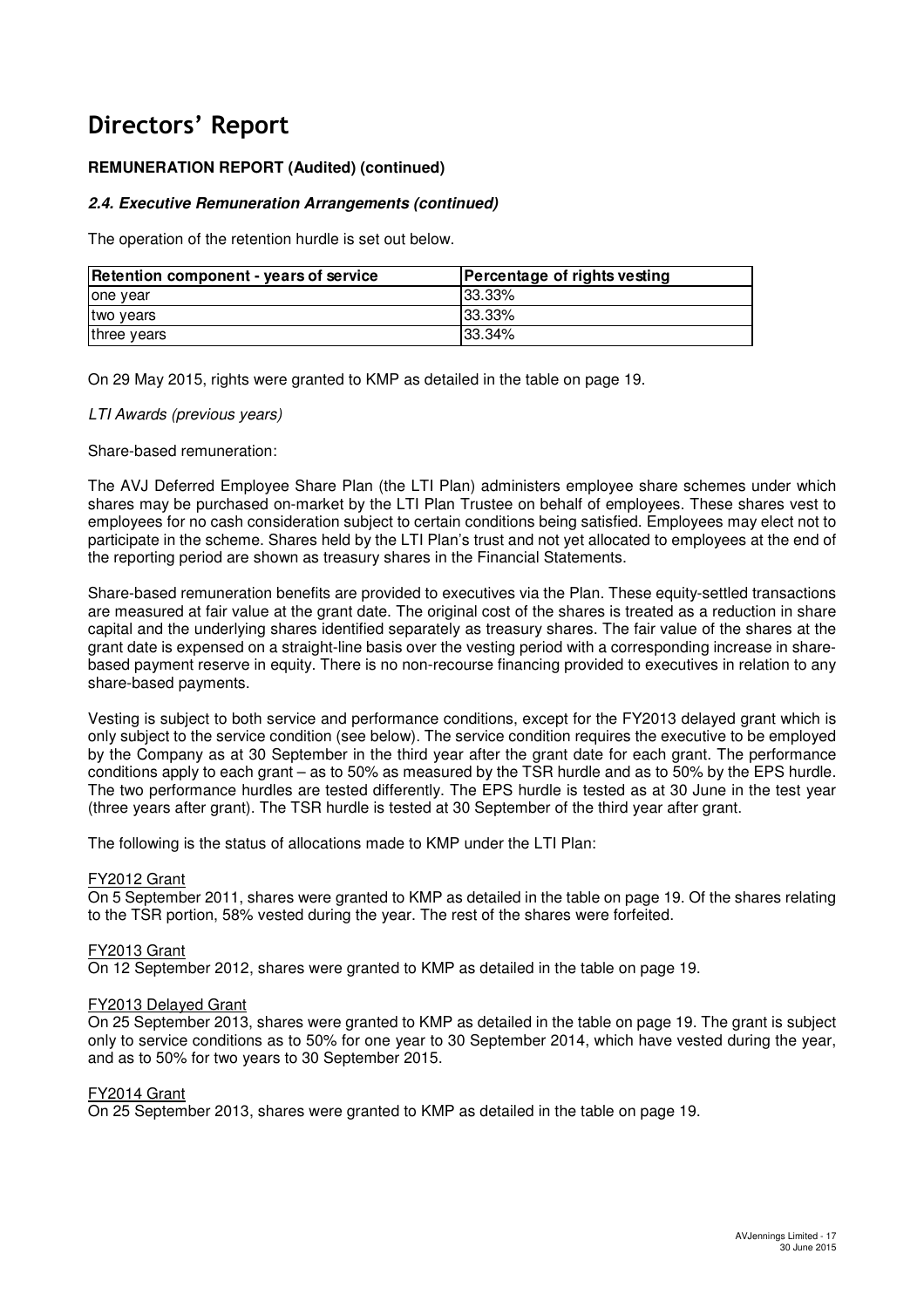# Directors' Report

**REMUNERATION REPORT (Audited) (continued)**

***2.4. Executive Remuneration Arrangements (continued)***

The operation of the retention hurdle is set out below.

| Retention component - years of service | Percentage of rights vesting |
|---|---|
| one year | 33.33% |
| two years | 33.33% |
| three years | 33.34% |

On 29 May 2015, rights were granted to KMP as detailed in the table on page 19.

*LTI Awards (previous years)*

Share-based remuneration:

The AVJ Deferred Employee Share Plan (the LTI Plan) administers employee share schemes under which shares may be purchased on-market by the LTI Plan Trustee on behalf of employees. These shares vest to employees for no cash consideration subject to certain conditions being satisfied. Employees may elect not to participate in the scheme. Shares held by the LTI Plan's trust and not yet allocated to employees at the end of the reporting period are shown as treasury shares in the Financial Statements.

Share-based remuneration benefits are provided to executives via the Plan. These equity-settled transactions are measured at fair value at the grant date. The original cost of the shares is treated as a reduction in share capital and the underlying shares identified separately as treasury shares. The fair value of the shares at the grant date is expensed on a straight-line basis over the vesting period with a corresponding increase in share-based payment reserve in equity. There is no non-recourse financing provided to executives in relation to any share-based payments.

Vesting is subject to both service and performance conditions, except for the FY2013 delayed grant which is only subject to the service condition (see below). The service condition requires the executive to be employed by the Company as at 30 September in the third year after the grant date for each grant. The performance conditions apply to each grant – as to 50% as measured by the TSR hurdle and as to 50% by the EPS hurdle. The two performance hurdles are tested differently. The EPS hurdle is tested as at 30 June in the test year (three years after grant). The TSR hurdle is tested at 30 September of the third year after grant.

The following is the status of allocations made to KMP under the LTI Plan:

FY2012 Grant

On 5 September 2011, shares were granted to KMP as detailed in the table on page 19. Of the shares relating to the TSR portion, 58% vested during the year. The rest of the shares were forfeited.

FY2013 Grant

On 12 September 2012, shares were granted to KMP as detailed in the table on page 19.

FY2013 Delayed Grant

On 25 September 2013, shares were granted to KMP as detailed in the table on page 19. The grant is subject only to service conditions as to 50% for one year to 30 September 2014, which have vested during the year, and as to 50% for two years to 30 September 2015.

FY2014 Grant

On 25 September 2013, shares were granted to KMP as detailed in the table on page 19.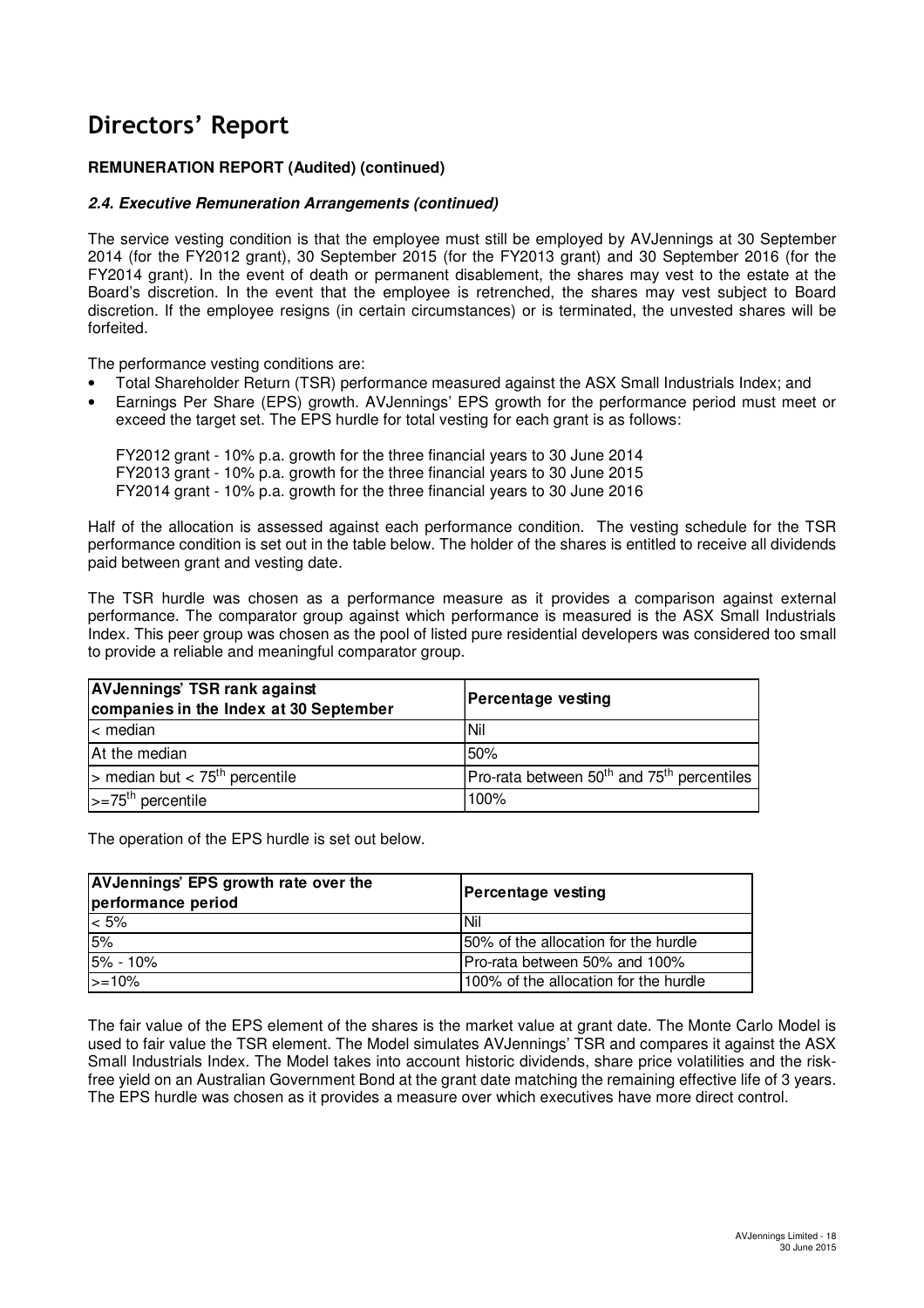# Directors' Report

**REMUNERATION REPORT (Audited) (continued)**

***2.4. Executive Remuneration Arrangements (continued)***

The service vesting condition is that the employee must still be employed by AVJennings at 30 September 2014 (for the FY2012 grant), 30 September 2015 (for the FY2013 grant) and 30 September 2016 (for the FY2014 grant). In the event of death or permanent disablement, the shares may vest to the estate at the Board's discretion. In the event that the employee is retrenched, the shares may vest subject to Board discretion. If the employee resigns (in certain circumstances) or is terminated, the unvested shares will be forfeited.

The performance vesting conditions are:

- Total Shareholder Return (TSR) performance measured against the ASX Small Industrials Index; and
- Earnings Per Share (EPS) growth. AVJennings' EPS growth for the performance period must meet or exceed the target set. The EPS hurdle for total vesting for each grant is as follows:

  FY2012 grant - 10% p.a. growth for the three financial years to 30 June 2014
  FY2013 grant - 10% p.a. growth for the three financial years to 30 June 2015
  FY2014 grant - 10% p.a. growth for the three financial years to 30 June 2016

Half of the allocation is assessed against each performance condition. The vesting schedule for the TSR performance condition is set out in the table below. The holder of the shares is entitled to receive all dividends paid between grant and vesting date.

The TSR hurdle was chosen as a performance measure as it provides a comparison against external performance. The comparator group against which performance is measured is the ASX Small Industrials Index. This peer group was chosen as the pool of listed pure residential developers was considered too small to provide a reliable and meaningful comparator group.

| AVJennings' TSR rank against companies in the Index at 30 September | Percentage vesting |
|---|---|
| < median | Nil |
| At the median | 50% |
| > median but < 75th percentile | Pro-rata between 50th and 75th percentiles |
| >=75th percentile | 100% |

The operation of the EPS hurdle is set out below.

| AVJennings' EPS growth rate over the performance period | Percentage vesting |
|---|---|
| < 5% | Nil |
| 5% | 50% of the allocation for the hurdle |
| 5% - 10% | Pro-rata between 50% and 100% |
| >=10% | 100% of the allocation for the hurdle |

The fair value of the EPS element of the shares is the market value at grant date. The Monte Carlo Model is used to fair value the TSR element. The Model simulates AVJennings' TSR and compares it against the ASX Small Industrials Index. The Model takes into account historic dividends, share price volatilities and the risk-free yield on an Australian Government Bond at the grant date matching the remaining effective life of 3 years. The EPS hurdle was chosen as it provides a measure over which executives have more direct control.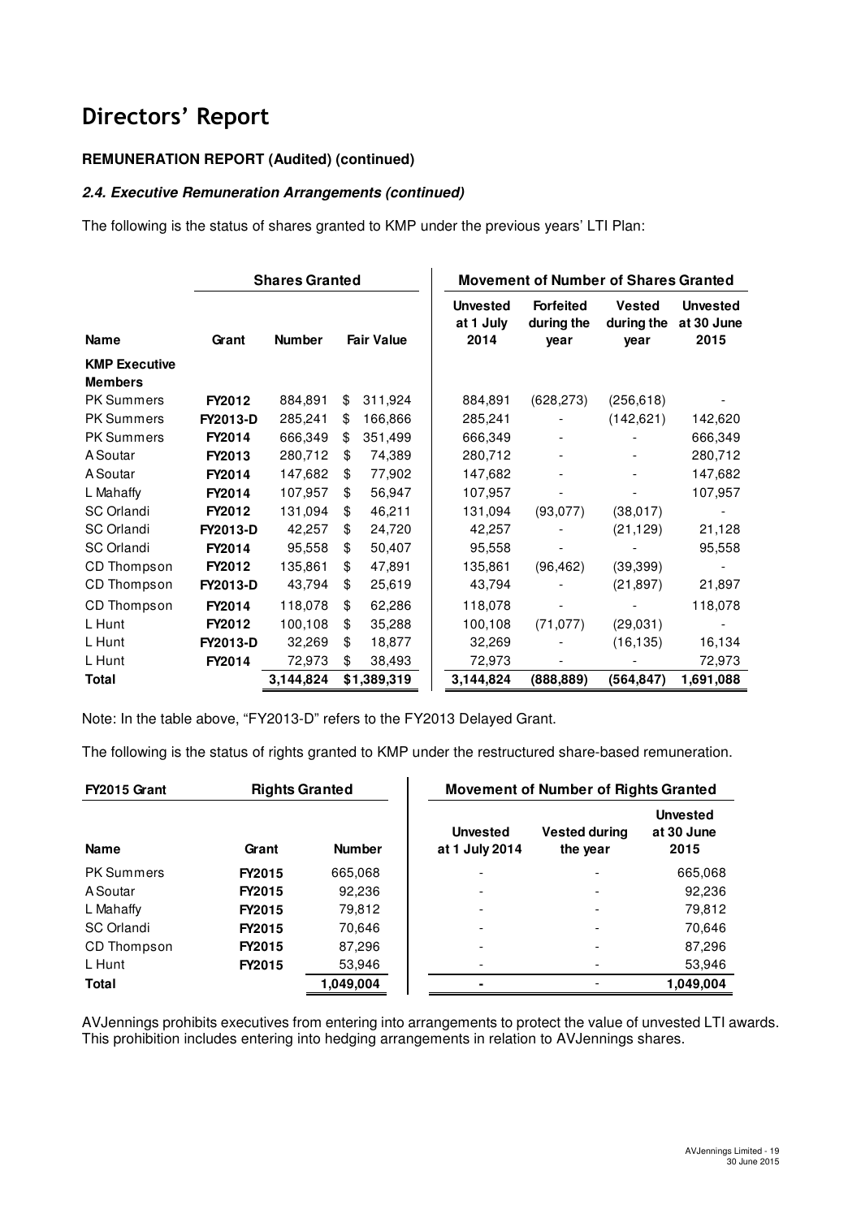# Directors' Report

**REMUNERATION REPORT (Audited) (continued)**

***2.4. Executive Remuneration Arrangements (continued)***

The following is the status of shares granted to KMP under the previous years' LTI Plan:

| | Shares Granted | | | Movement of Number of Shares Granted | | | |
|---|---|---|---|---|---|---|---|
| **Name** | **Grant** | **Number** | **Fair Value** | **Unvested at 1 July 2014** | **Forfeited during the year** | **Vested during the year** | **Unvested at 30 June 2015** |
| **KMP Executive Members** | | | | | | | |
| PK Summers | **FY2012** | 884,891 | $ 311,924 | 884,891 | (628,273) | (256,618) | - |
| PK Summers | **FY2013-D** | 285,241 | $ 166,866 | 285,241 | - | (142,621) | 142,620 |
| PK Summers | **FY2014** | 666,349 | $ 351,499 | 666,349 | - | - | 666,349 |
| A Soutar | **FY2013** | 280,712 | $ 74,389 | 280,712 | - | - | 280,712 |
| A Soutar | **FY2014** | 147,682 | $ 77,902 | 147,682 | - | - | 147,682 |
| L Mahaffy | **FY2014** | 107,957 | $ 56,947 | 107,957 | - | - | 107,957 |
| SC Orlandi | **FY2012** | 131,094 | $ 46,211 | 131,094 | (93,077) | (38,017) | - |
| SC Orlandi | **FY2013-D** | 42,257 | $ 24,720 | 42,257 | - | (21,129) | 21,128 |
| SC Orlandi | **FY2014** | 95,558 | $ 50,407 | 95,558 | - | - | 95,558 |
| CD Thompson | **FY2012** | 135,861 | $ 47,891 | 135,861 | (96,462) | (39,399) | - |
| CD Thompson | **FY2013-D** | 43,794 | $ 25,619 | 43,794 | - | (21,897) | 21,897 |
| CD Thompson | **FY2014** | 118,078 | $ 62,286 | 118,078 | - | - | 118,078 |
| L Hunt | **FY2012** | 100,108 | $ 35,288 | 100,108 | (71,077) | (29,031) | - |
| L Hunt | **FY2013-D** | 32,269 | $ 18,877 | 32,269 | - | (16,135) | 16,134 |
| L Hunt | **FY2014** | 72,973 | $ 38,493 | 72,973 | - | - | 72,973 |
| **Total** | | **3,144,824** | **$1,389,319** | **3,144,824** | **(888,889)** | **(564,847)** | **1,691,088** |

Note: In the table above, "FY2013-D" refers to the FY2013 Delayed Grant.

The following is the status of rights granted to KMP under the restructured share-based remuneration.

| FY2015 Grant | Rights Granted | | Movement of Number of Rights Granted | | |
|---|---|---|---|---|---|
| **Name** | **Grant** | **Number** | **Unvested at 1 July 2014** | **Vested during the year** | **Unvested at 30 June 2015** |
| PK Summers | **FY2015** | 665,068 | - | - | 665,068 |
| A Soutar | **FY2015** | 92,236 | - | - | 92,236 |
| L Mahaffy | **FY2015** | 79,812 | - | - | 79,812 |
| SC Orlandi | **FY2015** | 70,646 | - | - | 70,646 |
| CD Thompson | **FY2015** | 87,296 | - | - | 87,296 |
| L Hunt | **FY2015** | 53,946 | - | - | 53,946 |
| **Total** | | **1,049,004** | **-** | - | **1,049,004** |

AVJennings prohibits executives from entering into arrangements to protect the value of unvested LTI awards. This prohibition includes entering into hedging arrangements in relation to AVJennings shares.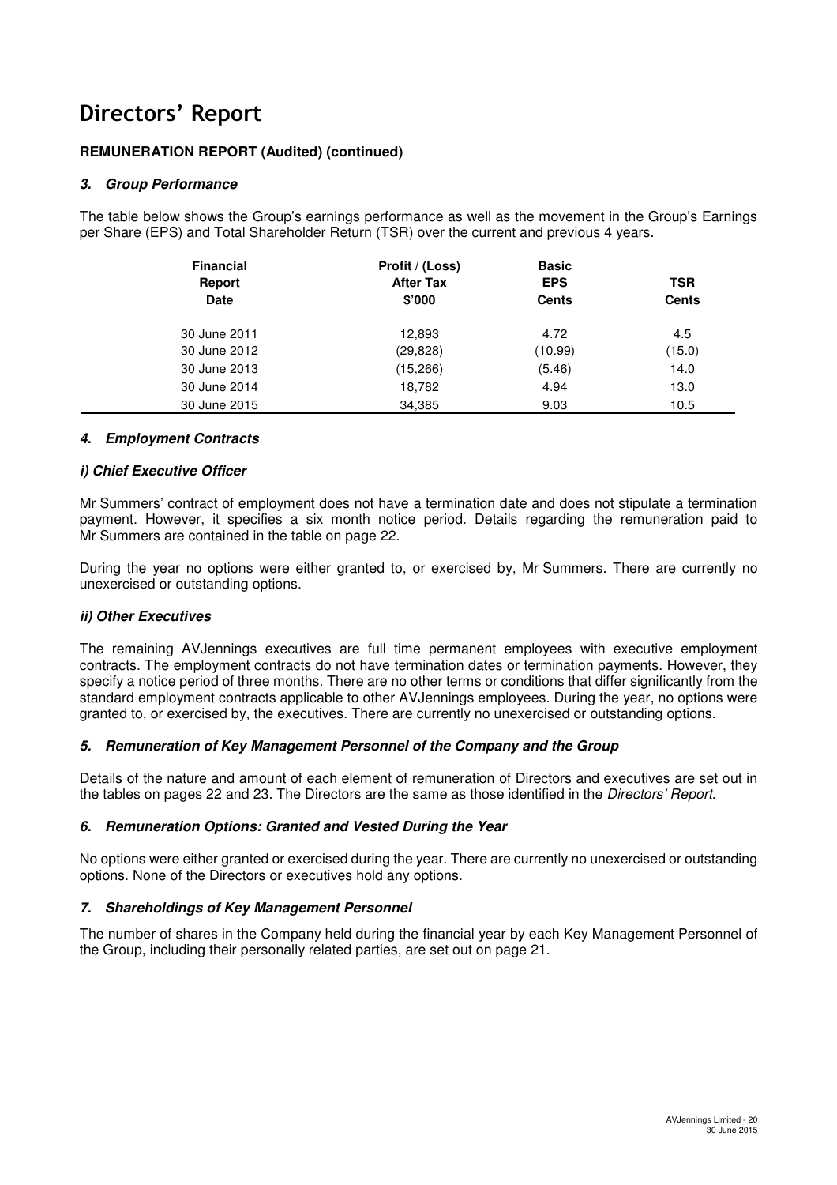# Directors' Report

**REMUNERATION REPORT (Audited) (continued)**

### ***3. Group Performance***

The table below shows the Group's earnings performance as well as the movement in the Group's Earnings per Share (EPS) and Total Shareholder Return (TSR) over the current and previous 4 years.

| Financial Report Date | Profit / (Loss) After Tax $'000 | Basic EPS Cents | TSR Cents |
|---|---|---|---|
| 30 June 2011 | 12,893 | 4.72 | 4.5 |
| 30 June 2012 | (29,828) | (10.99) | (15.0) |
| 30 June 2013 | (15,266) | (5.46) | 14.0 |
| 30 June 2014 | 18,782 | 4.94 | 13.0 |
| 30 June 2015 | 34,385 | 9.03 | 10.5 |

### ***4. Employment Contracts***

#### ***i) Chief Executive Officer***

Mr Summers' contract of employment does not have a termination date and does not stipulate a termination payment. However, it specifies a six month notice period. Details regarding the remuneration paid to Mr Summers are contained in the table on page 22.

During the year no options were either granted to, or exercised by, Mr Summers. There are currently no unexercised or outstanding options.

#### ***ii) Other Executives***

The remaining AVJennings executives are full time permanent employees with executive employment contracts. The employment contracts do not have termination dates or termination payments. However, they specify a notice period of three months. There are no other terms or conditions that differ significantly from the standard employment contracts applicable to other AVJennings employees. During the year, no options were granted to, or exercised by, the executives. There are currently no unexercised or outstanding options.

### ***5. Remuneration of Key Management Personnel of the Company and the Group***

Details of the nature and amount of each element of remuneration of Directors and executives are set out in the tables on pages 22 and 23. The Directors are the same as those identified in the *Directors' Report*.

### ***6. Remuneration Options: Granted and Vested During the Year***

No options were either granted or exercised during the year. There are currently no unexercised or outstanding options. None of the Directors or executives hold any options.

### ***7. Shareholdings of Key Management Personnel***

The number of shares in the Company held during the financial year by each Key Management Personnel of the Group, including their personally related parties, are set out on page 21.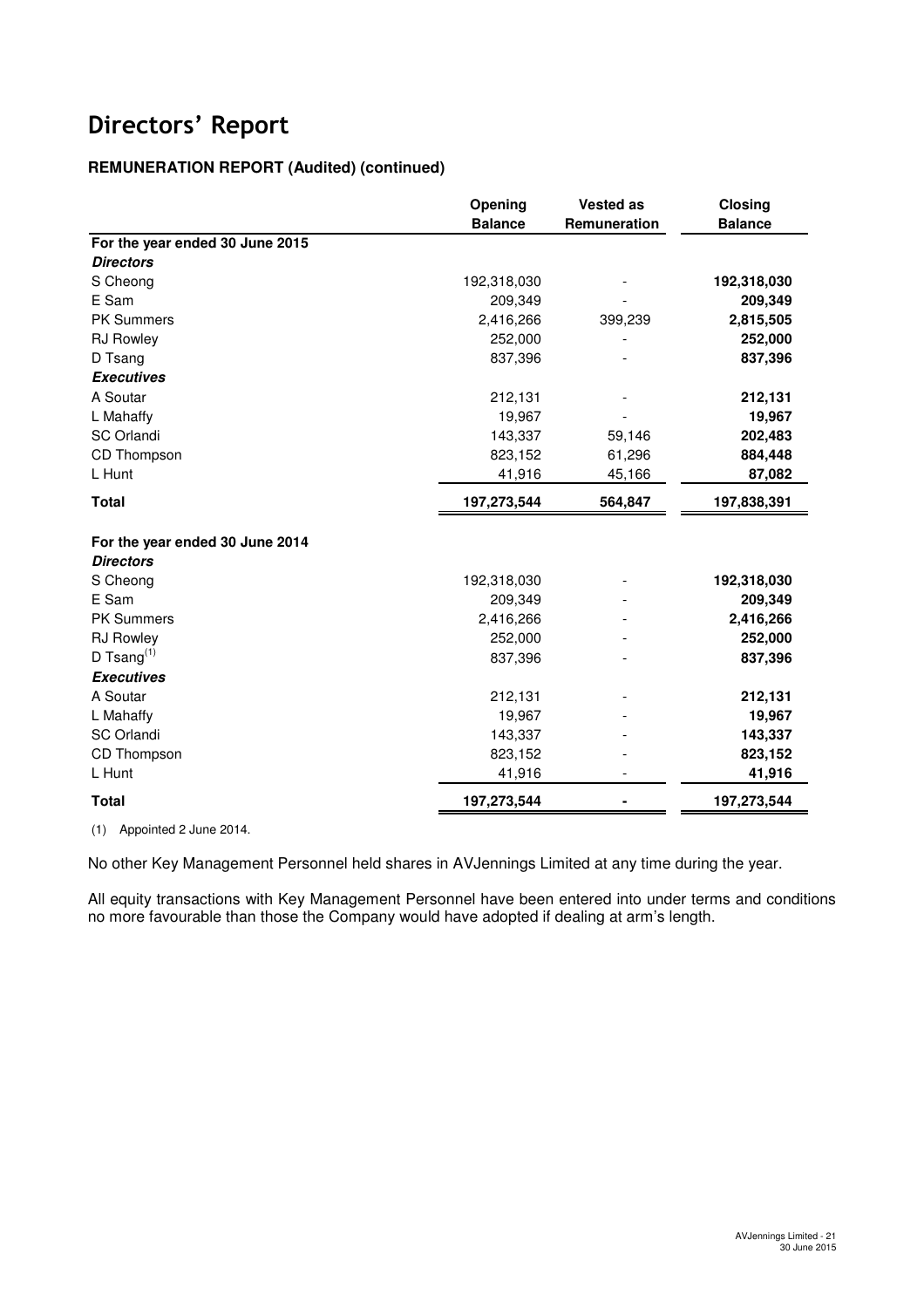# Directors' Report

**REMUNERATION REPORT (Audited) (continued)**

| | Opening Balance | Vested as Remuneration | Closing Balance |
|---|---|---|---|
| **For the year ended 30 June 2015** | | | |
| ***Directors*** | | | |
| S Cheong | 192,318,030 | - | **192,318,030** |
| E Sam | 209,349 | - | **209,349** |
| PK Summers | 2,416,266 | 399,239 | **2,815,505** |
| RJ Rowley | 252,000 | - | **252,000** |
| D Tsang | 837,396 | - | **837,396** |
| ***Executives*** | | | |
| A Soutar | 212,131 | - | **212,131** |
| L Mahaffy | 19,967 | - | **19,967** |
| SC Orlandi | 143,337 | 59,146 | **202,483** |
| CD Thompson | 823,152 | 61,296 | **884,448** |
| L Hunt | 41,916 | 45,166 | **87,082** |
| **Total** | **197,273,544** | **564,847** | **197,838,391** |
| **For the year ended 30 June 2014** | | | |
| ***Directors*** | | | |
| S Cheong | 192,318,030 | - | **192,318,030** |
| E Sam | 209,349 | - | **209,349** |
| PK Summers | 2,416,266 | - | **2,416,266** |
| RJ Rowley | 252,000 | - | **252,000** |
| D Tsang[(1)] | 837,396 | - | **837,396** |
| ***Executives*** | | | |
| A Soutar | 212,131 | - | **212,131** |
| L Mahaffy | 19,967 | - | **19,967** |
| SC Orlandi | 143,337 | - | **143,337** |
| CD Thompson | 823,152 | - | **823,152** |
| L Hunt | 41,916 | - | **41,916** |
| **Total** | **197,273,544** | **-** | **197,273,544** |

(1) Appointed 2 June 2014.

No other Key Management Personnel held shares in AVJennings Limited at any time during the year.

All equity transactions with Key Management Personnel have been entered into under terms and conditions no more favourable than those the Company would have adopted if dealing at arm's length.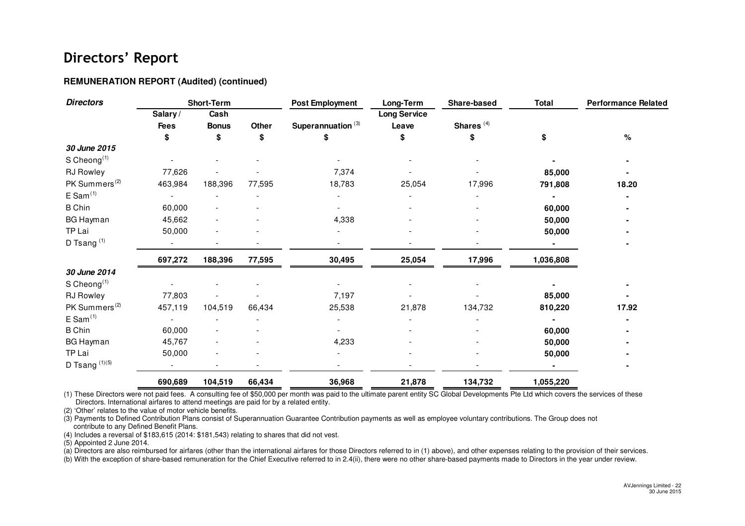# Directors' Report

**REMUNERATION REPORT (Audited) (continued)**

| *Directors* | Short-Term | | | Post Employment | Long-Term | Share-based | Total | Performance Related |
|---|---|---|---|---|---|---|---|---|
| | Salary / Fees | Cash Bonus | Other | Superannuation [3] | Long Service Leave | Shares [4] | | |
| | $ | $ | $ | $ | $ | $ | $ | % |
| ***30 June 2015*** | | | | | | | | |
| S Cheong[1] | - | - | - | - | - | - | **-** | **-** |
| RJ Rowley | 77,626 | - | - | 7,374 | - | - | **85,000** | **-** |
| PK Summers[2] | 463,984 | 188,396 | 77,595 | 18,783 | 25,054 | 17,996 | **791,808** | **18.20** |
| E Sam[1] | - | - | - | - | - | - | **-** | **-** |
| B Chin | 60,000 | - | - | - | - | - | **60,000** | **-** |
| BG Hayman | 45,662 | - | - | 4,338 | - | - | **50,000** | **-** |
| TP Lai | 50,000 | - | - | - | - | - | **50,000** | **-** |
| D Tsang [1] | - | - | - | - | - | - | **-** | **-** |
| | **697,272** | **188,396** | **77,595** | **30,495** | **25,054** | **17,996** | **1,036,808** | |
| ***30 June 2014*** | | | | | | | | |
| S Cheong[1] | - | - | - | - | - | - | **-** | **-** |
| RJ Rowley | 77,803 | - | - | 7,197 | - | - | **85,000** | **-** |
| PK Summers[2] | 457,119 | 104,519 | 66,434 | 25,538 | 21,878 | 134,732 | **810,220** | **17.92** |
| E Sam[1] | - | - | - | - | - | - | **-** | **-** |
| B Chin | 60,000 | - | - | - | - | - | **60,000** | **-** |
| BG Hayman | 45,767 | - | - | 4,233 | - | - | **50,000** | **-** |
| TP Lai | 50,000 | - | - | - | - | - | **50,000** | **-** |
| D Tsang [1][5] | - | - | - | - | - | - | **-** | **-** |
| | **690,689** | **104,519** | **66,434** | **36,968** | **21,878** | **134,732** | **1,055,220** | |

(1) These Directors were not paid fees. A consulting fee of $50,000 per month was paid to the ultimate parent entity SC Global Developments Pte Ltd which covers the services of these Directors. International airfares to attend meetings are paid for by a related entity.

(2) 'Other' relates to the value of motor vehicle benefits.

(3) Payments to Defined Contribution Plans consist of Superannuation Guarantee Contribution payments as well as employee voluntary contributions. The Group does not contribute to any Defined Benefit Plans.

(4) Includes a reversal of $183,615 (2014: $181,543) relating to shares that did not vest.

(5) Appointed 2 June 2014.

(a) Directors are also reimbursed for airfares (other than the international airfares for those Directors referred to in (1) above), and other expenses relating to the provision of their services.

(b) With the exception of share-based remuneration for the Chief Executive referred to in 2.4(ii), there were no other share-based payments made to Directors in the year under review.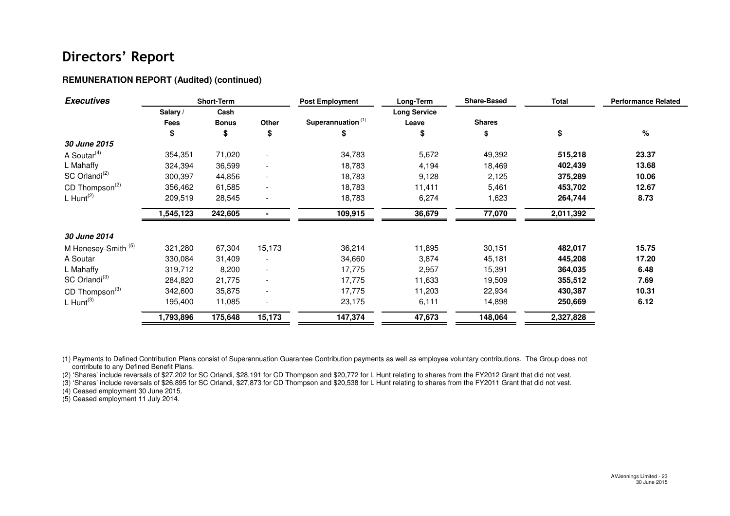# Directors' Report

**REMUNERATION REPORT (Audited) (continued)**

| *Executives* | Short-Term | | | Post Employment | Long-Term | Share-Based | Total | Performance Related |
|---|---|---|---|---|---|---|---|---|
| | Salary / Fees | Cash Bonus | Other | Superannuation [1] | Long Service Leave | Shares | | |
| | $ | $ | $ | $ | $ | $ | $ | % |
| ***30 June 2015*** | | | | | | | | |
| A Soutar[4] | 354,351 | 71,020 | - | 34,783 | 5,672 | 49,392 | **515,218** | **23.37** |
| L Mahaffy | 324,394 | 36,599 | - | 18,783 | 4,194 | 18,469 | **402,439** | **13.68** |
| SC Orlandi[2] | 300,397 | 44,856 | - | 18,783 | 9,128 | 2,125 | **375,289** | **10.06** |
| CD Thompson[2] | 356,462 | 61,585 | - | 18,783 | 11,411 | 5,461 | **453,702** | **12.67** |
| L Hunt[2] | 209,519 | 28,545 | - | 18,783 | 6,274 | 1,623 | **264,744** | **8.73** |
| | **1,545,123** | **242,605** | **-** | **109,915** | **36,679** | **77,070** | **2,011,392** | |
| ***30 June 2014*** | | | | | | | | |
| M Henesey-Smith [5] | 321,280 | 67,304 | 15,173 | 36,214 | 11,895 | 30,151 | **482,017** | **15.75** |
| A Soutar | 330,084 | 31,409 | - | 34,660 | 3,874 | 45,181 | **445,208** | **17.20** |
| L Mahaffy | 319,712 | 8,200 | - | 17,775 | 2,957 | 15,391 | **364,035** | **6.48** |
| SC Orlandi[3] | 284,820 | 21,775 | - | 17,775 | 11,633 | 19,509 | **355,512** | **7.69** |
| CD Thompson[3] | 342,600 | 35,875 | - | 17,775 | 11,203 | 22,934 | **430,387** | **10.31** |
| L Hunt[3] | 195,400 | 11,085 | - | 23,175 | 6,111 | 14,898 | **250,669** | **6.12** |
| | **1,793,896** | **175,648** | **15,173** | **147,374** | **47,673** | **148,064** | **2,327,828** | |

(1) Payments to Defined Contribution Plans consist of Superannuation Guarantee Contribution payments as well as employee voluntary contributions. The Group does not contribute to any Defined Benefit Plans.

(2) 'Shares' include reversals of $27,202 for SC Orlandi, $28,191 for CD Thompson and $20,772 for L Hunt relating to shares from the FY2012 Grant that did not vest.

(3) 'Shares' include reversals of $26,895 for SC Orlandi, $27,873 for CD Thompson and $20,538 for L Hunt relating to shares from the FY2011 Grant that did not vest.

(4) Ceased employment 30 June 2015.

(5) Ceased employment 11 July 2014.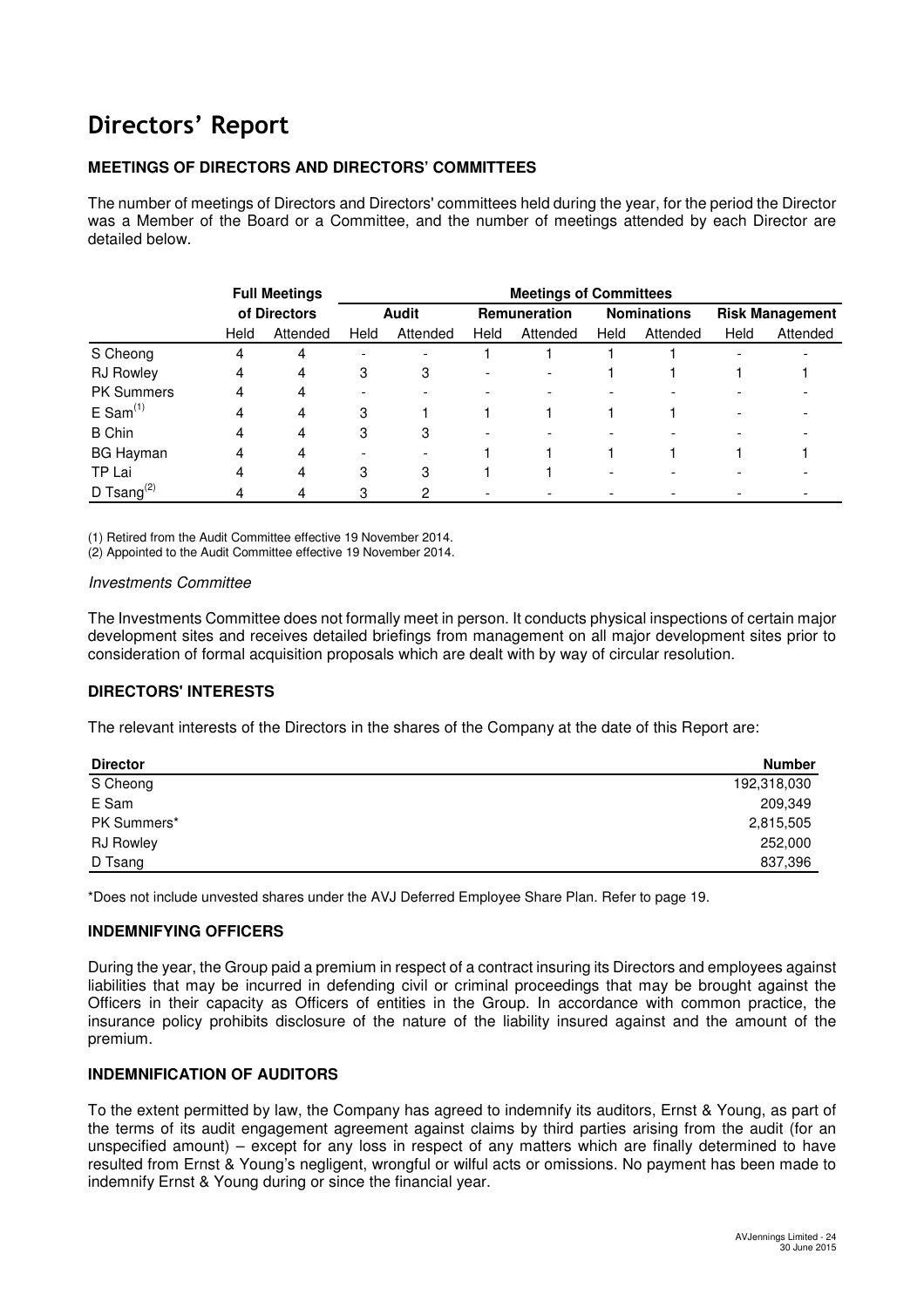# Directors' Report

### MEETINGS OF DIRECTORS AND DIRECTORS' COMMITTEES

The number of meetings of Directors and Directors' committees held during the year, for the period the Director was a Member of the Board or a Committee, and the number of meetings attended by each Director are detailed below.

| | Full Meetings of Directors | | Meetings of Committees | | | | | | | |
|---|---|---|---|---|---|---|---|---|---|---|
| | | | Audit | | Remuneration | | Nominations | | Risk Management | |
| | Held | Attended | Held | Attended | Held | Attended | Held | Attended | Held | Attended |
| S Cheong | 4 | 4 | - | - | 1 | 1 | 1 | 1 | - | - |
| RJ Rowley | 4 | 4 | 3 | 3 | - | - | 1 | 1 | 1 | 1 |
| PK Summers | 4 | 4 | - | - | - | - | - | - | - | - |
| E Sam[(1)] | 4 | 4 | 3 | 1 | 1 | 1 | 1 | 1 | - | - |
| B Chin | 4 | 4 | 3 | 3 | - | - | - | - | - | - |
| BG Hayman | 4 | 4 | - | - | 1 | 1 | 1 | 1 | 1 | 1 |
| TP Lai | 4 | 4 | 3 | 3 | 1 | 1 | - | - | - | - |
| D Tsang[(2)] | 4 | 4 | 3 | 2 | - | - | - | - | - | - |

(1) Retired from the Audit Committee effective 19 November 2014.
(2) Appointed to the Audit Committee effective 19 November 2014.

*Investments Committee*

The Investments Committee does not formally meet in person. It conducts physical inspections of certain major development sites and receives detailed briefings from management on all major development sites prior to consideration of formal acquisition proposals which are dealt with by way of circular resolution.

### DIRECTORS' INTERESTS

The relevant interests of the Directors in the shares of the Company at the date of this Report are:

| Director | Number |
|---|---|
| S Cheong | 192,318,030 |
| E Sam | 209,349 |
| PK Summers* | 2,815,505 |
| RJ Rowley | 252,000 |
| D Tsang | 837,396 |

*Does not include unvested shares under the AVJ Deferred Employee Share Plan. Refer to page 19.

### INDEMNIFYING OFFICERS

During the year, the Group paid a premium in respect of a contract insuring its Directors and employees against liabilities that may be incurred in defending civil or criminal proceedings that may be brought against the Officers in their capacity as Officers of entities in the Group. In accordance with common practice, the insurance policy prohibits disclosure of the nature of the liability insured against and the amount of the premium.

### INDEMNIFICATION OF AUDITORS

To the extent permitted by law, the Company has agreed to indemnify its auditors, Ernst & Young, as part of the terms of its audit engagement agreement against claims by third parties arising from the audit (for an unspecified amount) – except for any loss in respect of any matters which are finally determined to have resulted from Ernst & Young's negligent, wrongful or wilful acts or omissions. No payment has been made to indemnify Ernst & Young during or since the financial year.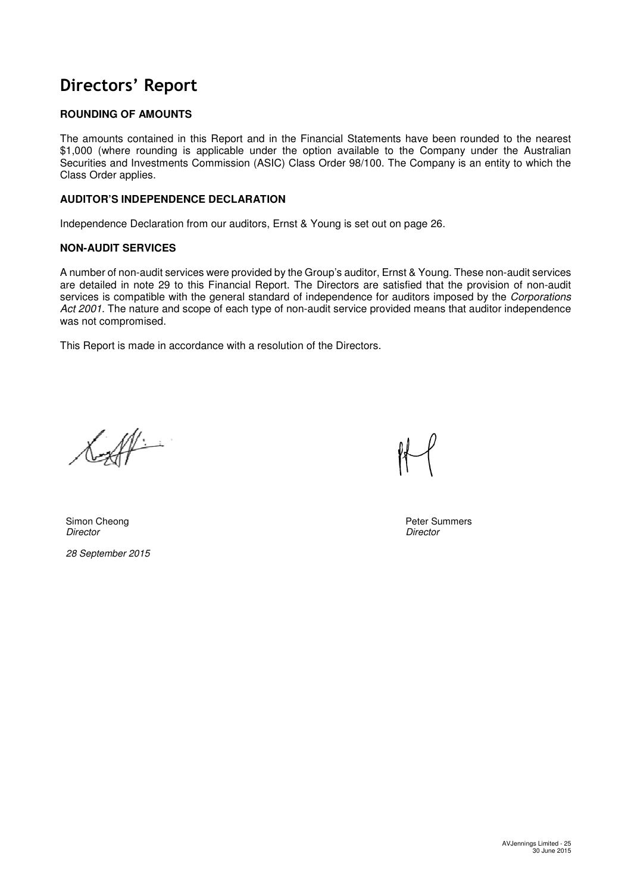# Directors' Report

**ROUNDING OF AMOUNTS**

The amounts contained in this Report and in the Financial Statements have been rounded to the nearest $1,000 (where rounding is applicable under the option available to the Company under the Australian Securities and Investments Commission (ASIC) Class Order 98/100. The Company is an entity to which the Class Order applies.

**AUDITOR'S INDEPENDENCE DECLARATION**

Independence Declaration from our auditors, Ernst & Young is set out on page 26.

**NON-AUDIT SERVICES**

A number of non-audit services were provided by the Group's auditor, Ernst & Young. These non-audit services are detailed in note 29 to this Financial Report. The Directors are satisfied that the provision of non-audit services is compatible with the general standard of independence for auditors imposed by the *Corporations Act 2001*. The nature and scope of each type of non-audit service provided means that auditor independence was not compromised.

This Report is made in accordance with a resolution of the Directors.

Simon Cheong
*Director*

Peter Summers
*Director*

*28 September 2015*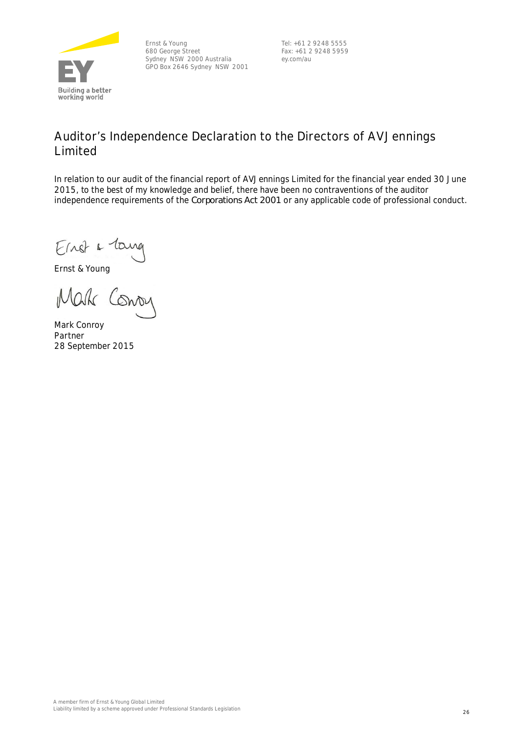Ernst & Young
680 George Street
Sydney NSW 2000 Australia
GPO Box 2646 Sydney NSW 2001

Tel: +61 2 9248 5555
Fax: +61 2 9248 5959
ey.com/au

# Auditor's Independence Declaration to the Directors of AVJennings Limited

In relation to our audit of the financial report of AVJennings Limited for the financial year ended 30 June 2015, to the best of my knowledge and belief, there have been no contraventions of the auditor independence requirements of the *Corporations Act 2001* or any applicable code of professional conduct.

Ernst & Young

Mark Conroy
Partner
28 September 2015

A member firm of Ernst & Young Global Limited
Liability limited by a scheme approved under Professional Standards Legislation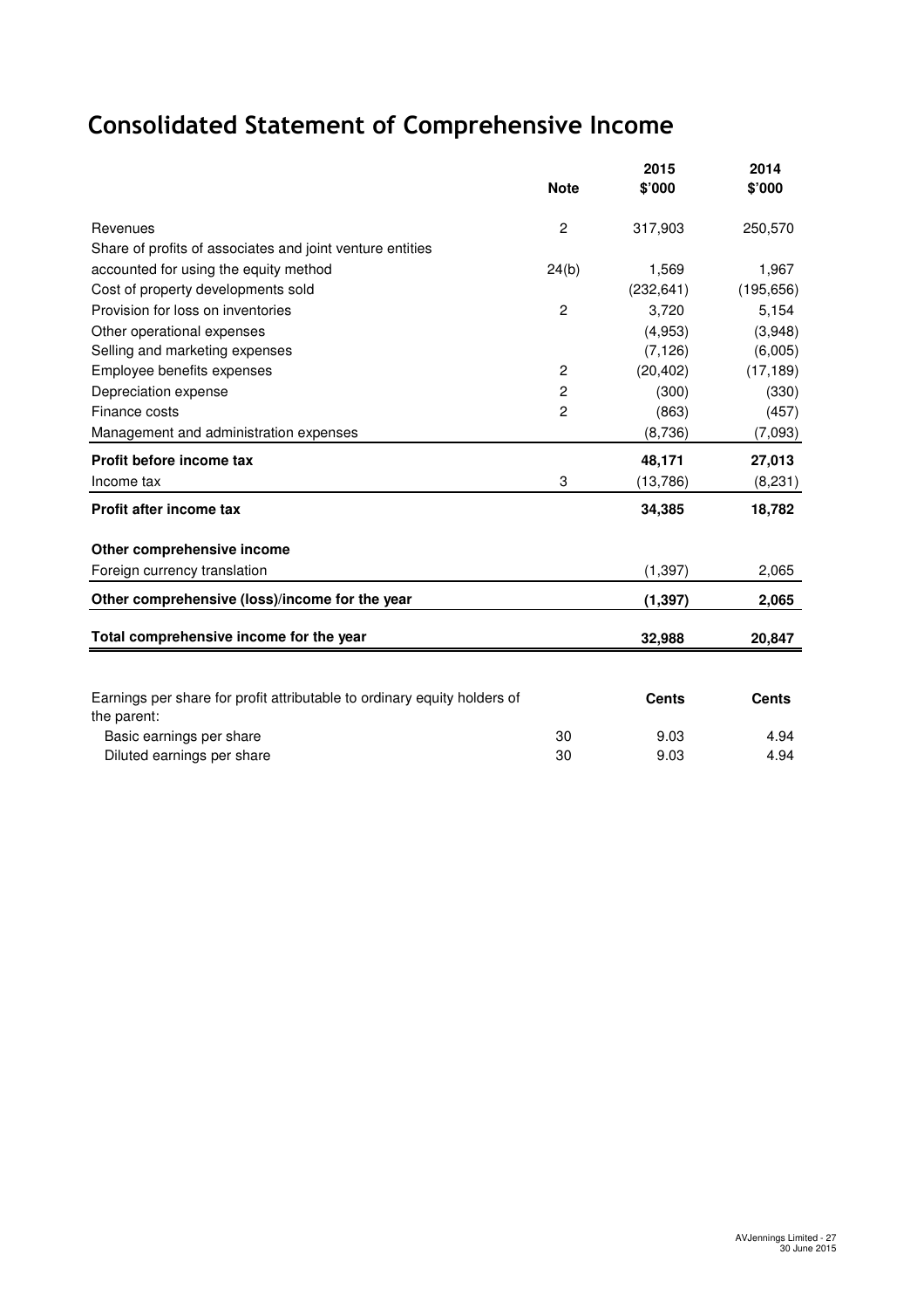# Consolidated Statement of Comprehensive Income

| | Note | 2015 $'000 | 2014 $'000 |
|---|---|---|---|
| Revenues | 2 | 317,903 | 250,570 |
| Share of profits of associates and joint venture entities accounted for using the equity method | 24(b) | 1,569 | 1,967 |
| Cost of property developments sold | | (232,641) | (195,656) |
| Provision for loss on inventories | 2 | 3,720 | 5,154 |
| Other operational expenses | | (4,953) | (3,948) |
| Selling and marketing expenses | | (7,126) | (6,005) |
| Employee benefits expenses | 2 | (20,402) | (17,189) |
| Depreciation expense | 2 | (300) | (330) |
| Finance costs | 2 | (863) | (457) |
| Management and administration expenses | | (8,736) | (7,093) |
| **Profit before income tax** | | **48,171** | **27,013** |
| Income tax | 3 | (13,786) | (8,231) |
| **Profit after income tax** | | **34,385** | **18,782** |
| **Other comprehensive income** | | | |
| Foreign currency translation | | (1,397) | 2,065 |
| **Other comprehensive (loss)/income for the year** | | **(1,397)** | **2,065** |
| **Total comprehensive income for the year** | | **32,988** | **20,847** |

| | | | |
|---|---|---|---|
| Earnings per share for profit attributable to ordinary equity holders of the parent: | | **Cents** | **Cents** |
| Basic earnings per share | 30 | 9.03 | 4.94 |
| Diluted earnings per share | 30 | 9.03 | 4.94 |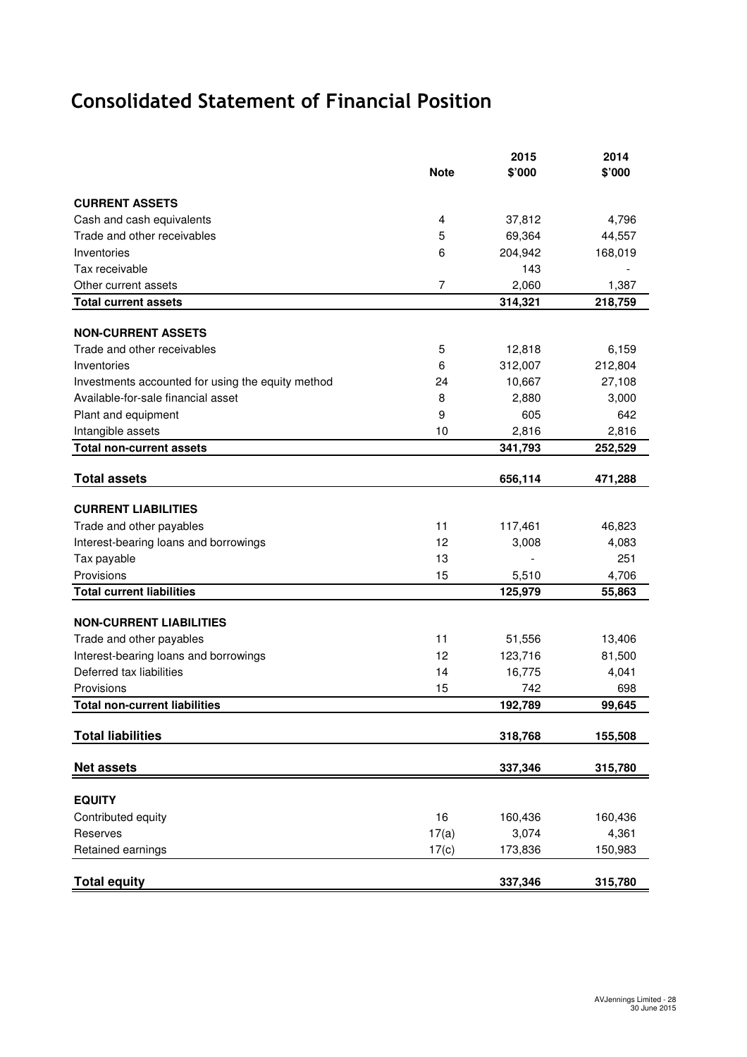# Consolidated Statement of Financial Position

| | Note | 2015 $'000 | 2014 $'000 |
|---|---|---|---|
| **CURRENT ASSETS** | | | |
| Cash and cash equivalents | 4 | 37,812 | 4,796 |
| Trade and other receivables | 5 | 69,364 | 44,557 |
| Inventories | 6 | 204,942 | 168,019 |
| Tax receivable | | 143 | - |
| Other current assets | 7 | 2,060 | 1,387 |
| **Total current assets** | | **314,321** | **218,759** |
| **NON-CURRENT ASSETS** | | | |
| Trade and other receivables | 5 | 12,818 | 6,159 |
| Inventories | 6 | 312,007 | 212,804 |
| Investments accounted for using the equity method | 24 | 10,667 | 27,108 |
| Available-for-sale financial asset | 8 | 2,880 | 3,000 |
| Plant and equipment | 9 | 605 | 642 |
| Intangible assets | 10 | 2,816 | 2,816 |
| **Total non-current assets** | | **341,793** | **252,529** |
| **Total assets** | | **656,114** | **471,288** |
| **CURRENT LIABILITIES** | | | |
| Trade and other payables | 11 | 117,461 | 46,823 |
| Interest-bearing loans and borrowings | 12 | 3,008 | 4,083 |
| Tax payable | 13 | - | 251 |
| Provisions | 15 | 5,510 | 4,706 |
| **Total current liabilities** | | **125,979** | **55,863** |
| **NON-CURRENT LIABILITIES** | | | |
| Trade and other payables | 11 | 51,556 | 13,406 |
| Interest-bearing loans and borrowings | 12 | 123,716 | 81,500 |
| Deferred tax liabilities | 14 | 16,775 | 4,041 |
| Provisions | 15 | 742 | 698 |
| **Total non-current liabilities** | | **192,789** | **99,645** |
| **Total liabilities** | | **318,768** | **155,508** |
| **Net assets** | | **337,346** | **315,780** |
| **EQUITY** | | | |
| Contributed equity | 16 | 160,436 | 160,436 |
| Reserves | 17(a) | 3,074 | 4,361 |
| Retained earnings | 17(c) | 173,836 | 150,983 |
| **Total equity** | | **337,346** | **315,780** |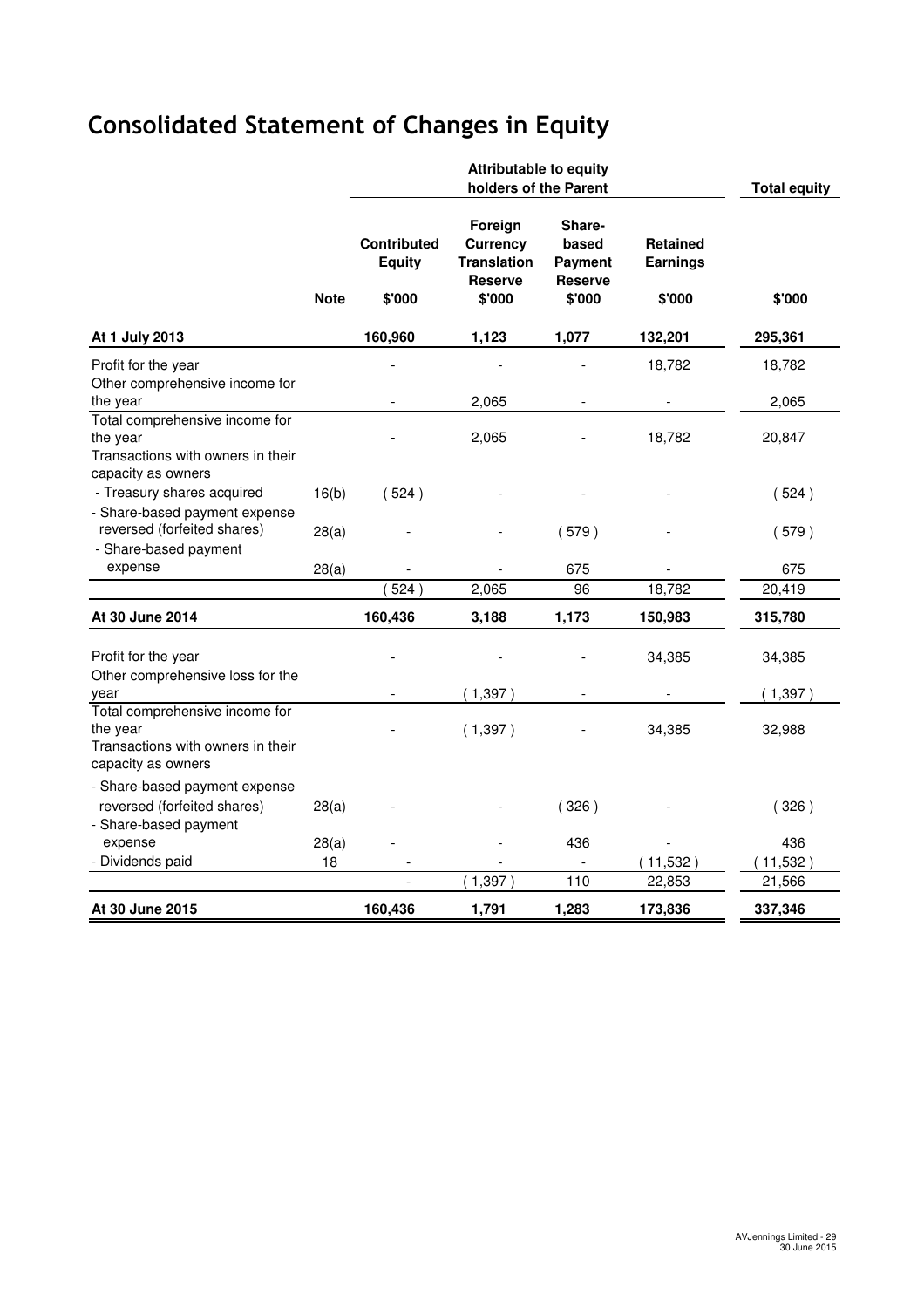# Consolidated Statement of Changes in Equity

| | | Attributable to equity holders of the Parent | | | | Total equity |
|---|---|---|---|---|---|---|
| | | Contributed Equity | Foreign Currency Translation Reserve | Share-based Payment Reserve | Retained Earnings | |
| | Note | $'000 | $'000 | $'000 | $'000 | $'000 |
| **At 1 July 2013** | | **160,960** | **1,123** | **1,077** | **132,201** | **295,361** |
| Profit for the year | | - | - | - | 18,782 | 18,782 |
| Other comprehensive income for the year | | - | 2,065 | - | - | 2,065 |
| Total comprehensive income for the year | | - | 2,065 | - | 18,782 | 20,847 |
| Transactions with owners in their capacity as owners | | | | | | |
| - Treasury shares acquired | 16(b) | ( 524 ) | - | - | - | ( 524 ) |
| - Share-based payment expense reversed (forfeited shares) | 28(a) | - | - | ( 579 ) | - | ( 579 ) |
| - Share-based payment expense | 28(a) | - | - | 675 | - | 675 |
| | | ( 524 ) | 2,065 | 96 | 18,782 | 20,419 |
| **At 30 June 2014** | | **160,436** | **3,188** | **1,173** | **150,983** | **315,780** |
| Profit for the year | | - | - | - | 34,385 | 34,385 |
| Other comprehensive loss for the year | | - | ( 1,397 ) | - | - | ( 1,397 ) |
| Total comprehensive income for the year | | - | ( 1,397 ) | - | 34,385 | 32,988 |
| Transactions with owners in their capacity as owners | | | | | | |
| - Share-based payment expense reversed (forfeited shares) | 28(a) | - | - | ( 326 ) | - | ( 326 ) |
| - Share-based payment expense | 28(a) | - | - | 436 | - | 436 |
| - Dividends paid | 18 | - | - | - | ( 11,532 ) | ( 11,532 ) |
| | | - | ( 1,397 ) | 110 | 22,853 | 21,566 |
| **At 30 June 2015** | | **160,436** | **1,791** | **1,283** | **173,836** | **337,346** |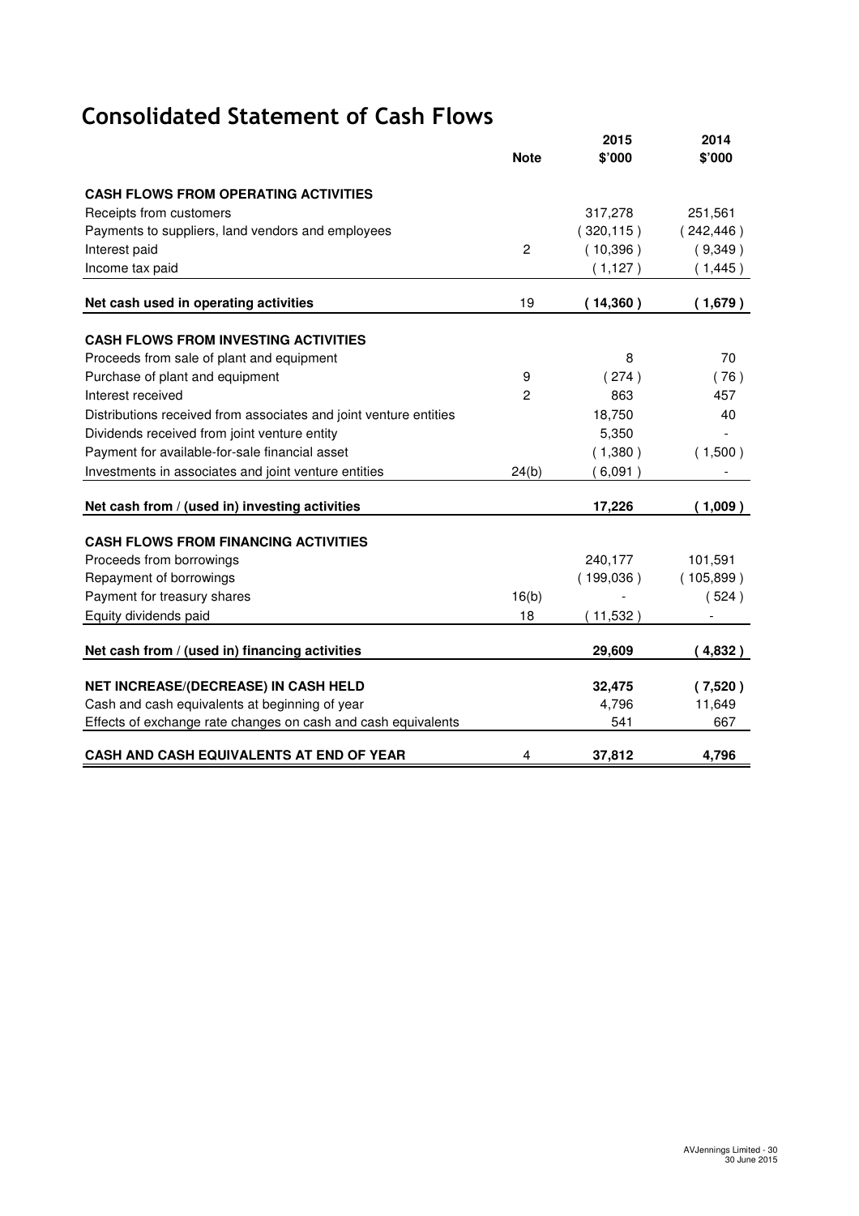# Consolidated Statement of Cash Flows

| | Note | 2015 $'000 | 2014 $'000 |
|---|---|---|---|
| **CASH FLOWS FROM OPERATING ACTIVITIES** | | | |
| Receipts from customers | | 317,278 | 251,561 |
| Payments to suppliers, land vendors and employees | | ( 320,115 ) | ( 242,446 ) |
| Interest paid | 2 | ( 10,396 ) | ( 9,349 ) |
| Income tax paid | | ( 1,127 ) | ( 1,445 ) |
| **Net cash used in operating activities** | 19 | **( 14,360 )** | **( 1,679 )** |
| **CASH FLOWS FROM INVESTING ACTIVITIES** | | | |
| Proceeds from sale of plant and equipment | | 8 | 70 |
| Purchase of plant and equipment | 9 | ( 274 ) | ( 76 ) |
| Interest received | 2 | 863 | 457 |
| Distributions received from associates and joint venture entities | | 18,750 | 40 |
| Dividends received from joint venture entity | | 5,350 | - |
| Payment for available-for-sale financial asset | | ( 1,380 ) | ( 1,500 ) |
| Investments in associates and joint venture entities | 24(b) | ( 6,091 ) | - |
| **Net cash from / (used in) investing activities** | | **17,226** | **( 1,009 )** |
| **CASH FLOWS FROM FINANCING ACTIVITIES** | | | |
| Proceeds from borrowings | | 240,177 | 101,591 |
| Repayment of borrowings | | ( 199,036 ) | ( 105,899 ) |
| Payment for treasury shares | 16(b) | - | ( 524 ) |
| Equity dividends paid | 18 | ( 11,532 ) | - |
| **Net cash from / (used in) financing activities** | | **29,609** | **( 4,832 )** |
| **NET INCREASE/(DECREASE) IN CASH HELD** | | **32,475** | **( 7,520 )** |
| Cash and cash equivalents at beginning of year | | 4,796 | 11,649 |
| Effects of exchange rate changes on cash and cash equivalents | | 541 | 667 |
| **CASH AND CASH EQUIVALENTS AT END OF YEAR** | 4 | **37,812** | **4,796** |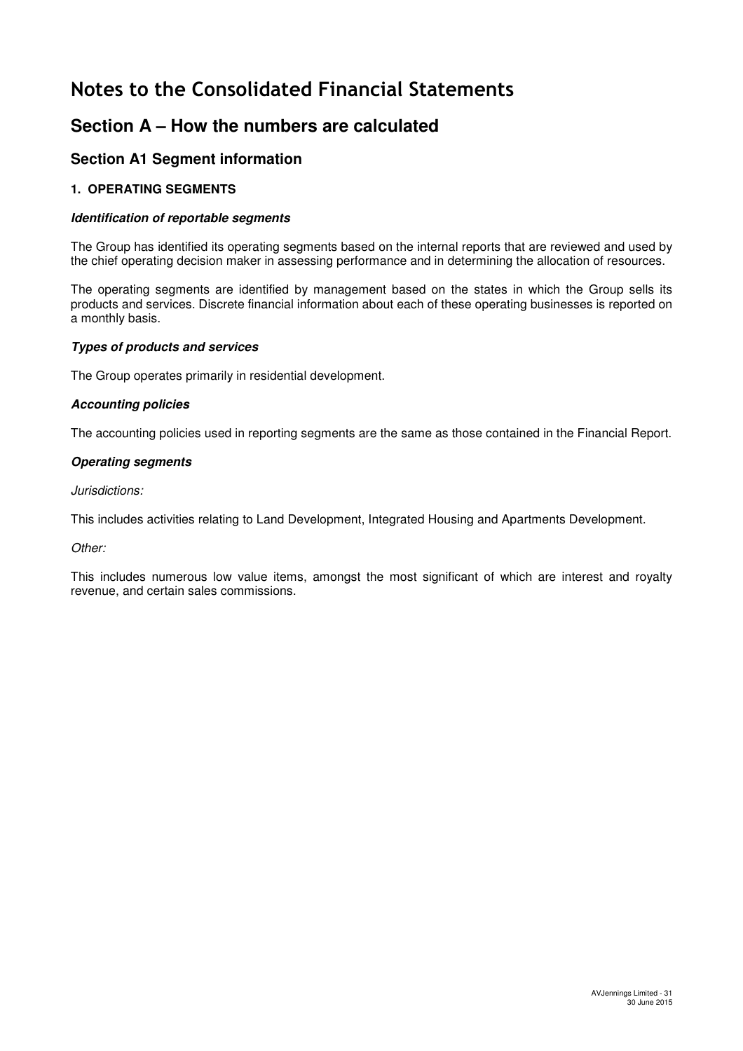# Notes to the Consolidated Financial Statements

## Section A – How the numbers are calculated

### Section A1 Segment information

#### 1. OPERATING SEGMENTS

***Identification of reportable segments***

The Group has identified its operating segments based on the internal reports that are reviewed and used by the chief operating decision maker in assessing performance and in determining the allocation of resources.

The operating segments are identified by management based on the states in which the Group sells its products and services. Discrete financial information about each of these operating businesses is reported on a monthly basis.

***Types of products and services***

The Group operates primarily in residential development.

***Accounting policies***

The accounting policies used in reporting segments are the same as those contained in the Financial Report.

***Operating segments***

*Jurisdictions:*

This includes activities relating to Land Development, Integrated Housing and Apartments Development.

*Other:*

This includes numerous low value items, amongst the most significant of which are interest and royalty revenue, and certain sales commissions.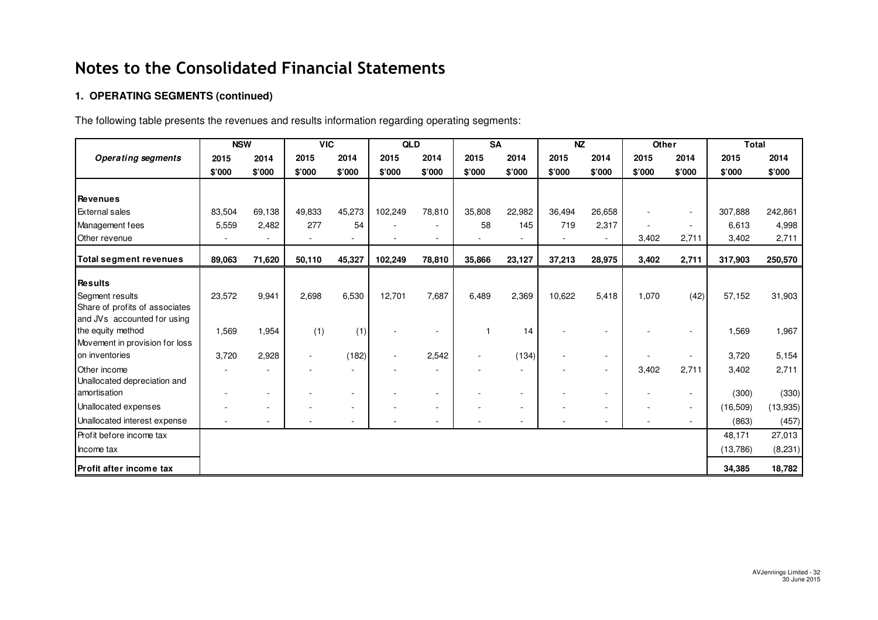# Notes to the Consolidated Financial Statements

## 1. OPERATING SEGMENTS (continued)

The following table presents the revenues and results information regarding operating segments:

| | NSW | | VIC | | QLD | | SA | | NZ | | Other | | Total | |
|---|---|---|---|---|---|---|---|---|---|---|---|---|---|---|
| ***Operating segments*** | **2015** | **2014** | **2015** | **2014** | **2015** | **2014** | **2015** | **2014** | **2015** | **2014** | **2015** | **2014** | **2015** | **2014** |
| | **$'000** | **$'000** | **$'000** | **$'000** | **$'000** | **$'000** | **$'000** | **$'000** | **$'000** | **$'000** | **$'000** | **$'000** | **$'000** | **$'000** |
| **Revenues** | | | | | | | | | | | | | | |
| External sales | 83,504 | 69,138 | 49,833 | 45,273 | 102,249 | 78,810 | 35,808 | 22,982 | 36,494 | 26,658 | - | - | 307,888 | 242,861 |
| Management fees | 5,559 | 2,482 | 277 | 54 | - | - | 58 | 145 | 719 | 2,317 | - | - | 6,613 | 4,998 |
| Other revenue | - | - | - | - | - | - | - | - | - | - | 3,402 | 2,711 | 3,402 | 2,711 |
| **Total segment revenues** | **89,063** | **71,620** | **50,110** | **45,327** | **102,249** | **78,810** | **35,866** | **23,127** | **37,213** | **28,975** | **3,402** | **2,711** | **317,903** | **250,570** |
| **Results** | | | | | | | | | | | | | | |
| Segment results | 23,572 | 9,941 | 2,698 | 6,530 | 12,701 | 7,687 | 6,489 | 2,369 | 10,622 | 5,418 | 1,070 | (42) | 57,152 | 31,903 |
| Share of profits of associates and JVs accounted for using the equity method | 1,569 | 1,954 | (1) | (1) | - | - | 1 | 14 | - | - | - | - | 1,569 | 1,967 |
| Movement in provision for loss on inventories | 3,720 | 2,928 | - | (182) | - | 2,542 | - | (134) | - | - | - | - | 3,720 | 5,154 |
| Other income | - | - | - | - | - | - | - | - | - | - | 3,402 | 2,711 | 3,402 | 2,711 |
| Unallocated depreciation and amortisation | - | - | - | - | - | - | - | - | - | - | - | - | (300) | (330) |
| Unallocated expenses | - | - | - | - | - | - | - | - | - | - | - | - | (16,509) | (13,935) |
| Unallocated interest expense | - | - | - | - | - | - | - | - | - | - | - | - | (863) | (457) |
| Profit before income tax | | | | | | | | | | | | | 48,171 | 27,013 |
| Income tax | | | | | | | | | | | | | (13,786) | (8,231) |
| **Profit after income tax** | | | | | | | | | | | | | **34,385** | **18,782** |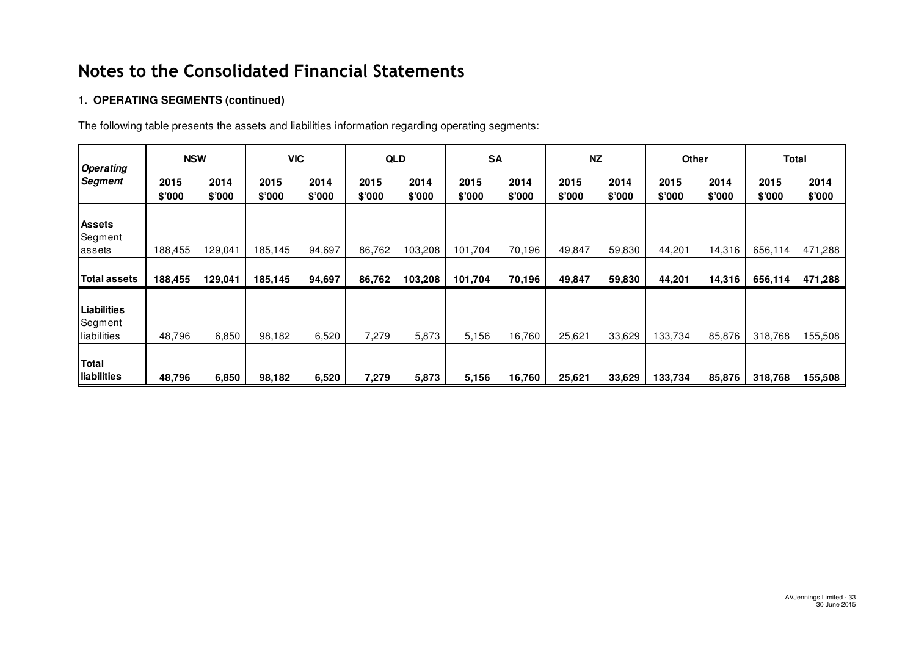# Notes to the Consolidated Financial Statements

**1. OPERATING SEGMENTS (continued)**

The following table presents the assets and liabilities information regarding operating segments:

| ***Operating Segment*** | **NSW** | | **VIC** | | **QLD** | | **SA** | | **NZ** | | **Other** | | **Total** | |
|---|---|---|---|---|---|---|---|---|---|---|---|---|---|---|
| | **2015 \$'000** | **2014 \$'000** | **2015 \$'000** | **2014 \$'000** | **2015 \$'000** | **2014 \$'000** | **2015 \$'000** | **2014 \$'000** | **2015 \$'000** | **2014 \$'000** | **2015 \$'000** | **2014 \$'000** | **2015 \$'000** | **2014 \$'000** |
| **Assets** | | | | | | | | | | | | | | |
| Segment assets | 188,455 | 129,041 | 185,145 | 94,697 | 86,762 | 103,208 | 101,704 | 70,196 | 49,847 | 59,830 | 44,201 | 14,316 | 656,114 | 471,288 |
| **Total assets** | **188,455** | **129,041** | **185,145** | **94,697** | **86,762** | **103,208** | **101,704** | **70,196** | **49,847** | **59,830** | **44,201** | **14,316** | **656,114** | **471,288** |
| **Liabilities** | | | | | | | | | | | | | | |
| Segment liabilities | 48,796 | 6,850 | 98,182 | 6,520 | 7,279 | 5,873 | 5,156 | 16,760 | 25,621 | 33,629 | 133,734 | 85,876 | 318,768 | 155,508 |
| **Total liabilities** | **48,796** | **6,850** | **98,182** | **6,520** | **7,279** | **5,873** | **5,156** | **16,760** | **25,621** | **33,629** | **133,734** | **85,876** | **318,768** | **155,508** |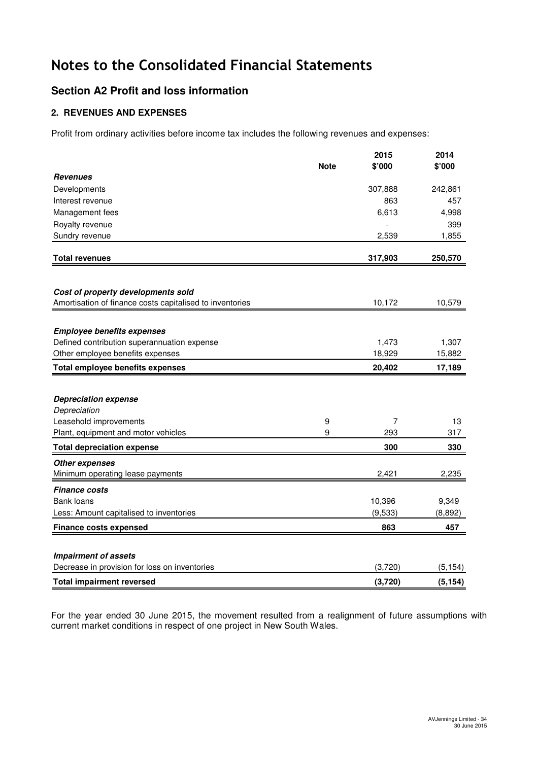# Notes to the Consolidated Financial Statements

## Section A2 Profit and loss information

### 2. REVENUES AND EXPENSES

Profit from ordinary activities before income tax includes the following revenues and expenses:

| | Note | 2015 $'000 | 2014 $'000 |
|---|---|---|---|
| ***Revenues*** | | | |
| Developments | | 307,888 | 242,861 |
| Interest revenue | | 863 | 457 |
| Management fees | | 6,613 | 4,998 |
| Royalty revenue | | - | 399 |
| Sundry revenue | | 2,539 | 1,855 |
| **Total revenues** | | **317,903** | **250,570** |
| | | | |
| ***Cost of property developments sold*** | | | |
| Amortisation of finance costs capitalised to inventories | | 10,172 | 10,579 |
| | | | |
| ***Employee benefits expenses*** | | | |
| Defined contribution superannuation expense | | 1,473 | 1,307 |
| Other employee benefits expenses | | 18,929 | 15,882 |
| **Total employee benefits expenses** | | **20,402** | **17,189** |
| | | | |
| ***Depreciation expense*** | | | |
| *Depreciation* | | | |
| Leasehold improvements | 9 | 7 | 13 |
| Plant, equipment and motor vehicles | 9 | 293 | 317 |
| **Total depreciation expense** | | **300** | **330** |
| ***Other expenses*** | | | |
| Minimum operating lease payments | | 2,421 | 2,235 |
| ***Finance costs*** | | | |
| Bank loans | | 10,396 | 9,349 |
| Less: Amount capitalised to inventories | | (9,533) | (8,892) |
| **Finance costs expensed** | | **863** | **457** |
| | | | |
| ***Impairment of assets*** | | | |
| Decrease in provision for loss on inventories | | (3,720) | (5,154) |
| **Total impairment reversed** | | **(3,720)** | **(5,154)** |

For the year ended 30 June 2015, the movement resulted from a realignment of future assumptions with current market conditions in respect of one project in New South Wales.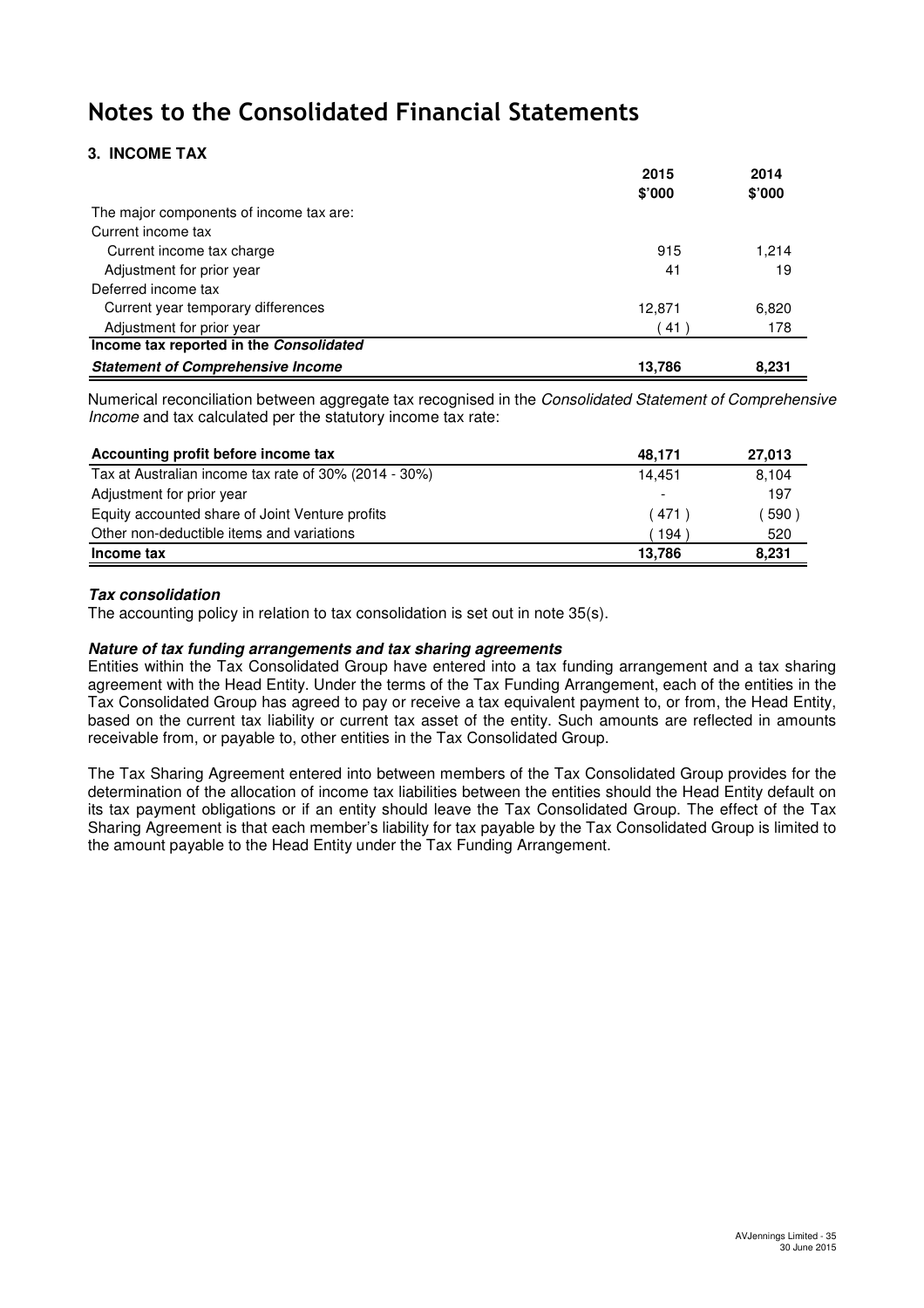# Notes to the Consolidated Financial Statements

### 3. INCOME TAX

| | 2015 $'000 | 2014 $'000 |
|---|---|---|
| The major components of income tax are: | | |
| Current income tax | | |
| Current income tax charge | 915 | 1,214 |
| Adjustment for prior year | 41 | 19 |
| Deferred income tax | | |
| Current year temporary differences | 12,871 | 6,820 |
| Adjustment for prior year | ( 41 ) | 178 |
| **Income tax reported in the *Consolidated Statement of Comprehensive Income*** | **13,786** | **8,231** |

Numerical reconciliation between aggregate tax recognised in the *Consolidated Statement of Comprehensive Income* and tax calculated per the statutory income tax rate:

| | | |
|---|---|---|
| **Accounting profit before income tax** | **48,171** | **27,013** |
| Tax at Australian income tax rate of 30% (2014 - 30%) | 14,451 | 8,104 |
| Adjustment for prior year | - | 197 |
| Equity accounted share of Joint Venture profits | ( 471 ) | ( 590 ) |
| Other non-deductible items and variations | ( 194 ) | 520 |
| **Income tax** | **13,786** | **8,231** |

***Tax consolidation***

The accounting policy in relation to tax consolidation is set out in note 35(s).

***Nature of tax funding arrangements and tax sharing agreements***

Entities within the Tax Consolidated Group have entered into a tax funding arrangement and a tax sharing agreement with the Head Entity. Under the terms of the Tax Funding Arrangement, each of the entities in the Tax Consolidated Group has agreed to pay or receive a tax equivalent payment to, or from, the Head Entity, based on the current tax liability or current tax asset of the entity. Such amounts are reflected in amounts receivable from, or payable to, other entities in the Tax Consolidated Group.

The Tax Sharing Agreement entered into between members of the Tax Consolidated Group provides for the determination of the allocation of income tax liabilities between the entities should the Head Entity default on its tax payment obligations or if an entity should leave the Tax Consolidated Group. The effect of the Tax Sharing Agreement is that each member's liability for tax payable by the Tax Consolidated Group is limited to the amount payable to the Head Entity under the Tax Funding Arrangement.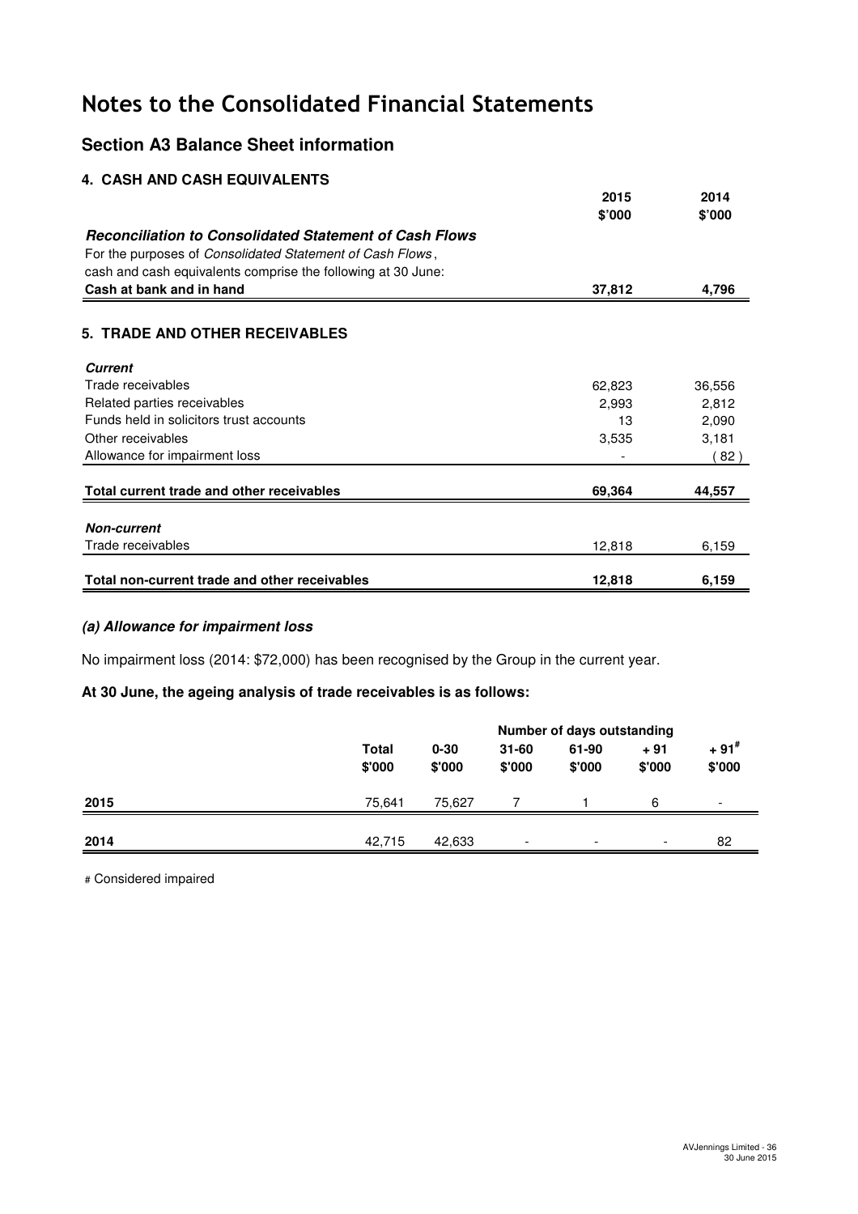# Notes to the Consolidated Financial Statements

## Section A3 Balance Sheet information

### 4. CASH AND CASH EQUIVALENTS

| | 2015 $'000 | 2014 $'000 |
|---|---|---|
| ***Reconciliation to Consolidated Statement of Cash Flows*** | | |
| For the purposes of *Consolidated Statement of Cash Flows*, cash and cash equivalents comprise the following at 30 June: | | |
| **Cash at bank and in hand** | **37,812** | **4,796** |

### 5. TRADE AND OTHER RECEIVABLES

| | 2015 $'000 | 2014 $'000 |
|---|---|---|
| ***Current*** | | |
| Trade receivables | 62,823 | 36,556 |
| Related parties receivables | 2,993 | 2,812 |
| Funds held in solicitors trust accounts | 13 | 2,090 |
| Other receivables | 3,535 | 3,181 |
| Allowance for impairment loss | - | (82) |
| **Total current trade and other receivables** | **69,364** | **44,557** |
| ***Non-current*** | | |
| Trade receivables | 12,818 | 6,159 |
| **Total non-current trade and other receivables** | **12,818** | **6,159** |

#### *(a) Allowance for impairment loss*

No impairment loss (2014: $72,000) has been recognised by the Group in the current year.

**At 30 June, the ageing analysis of trade receivables is as follows:**

| | | Number of days outstanding | | | | |
|---|---|---|---|---|---|---|
| | **Total $'000** | **0-30 $'000** | **31-60 $'000** | **61-90 $'000** | **+ 91 $'000** | **+ 91# $'000** |
| **2015** | 75,641 | 75,627 | 7 | 1 | 6 | - |
| **2014** | 42,715 | 42,633 | - | - | - | 82 |

# Considered impaired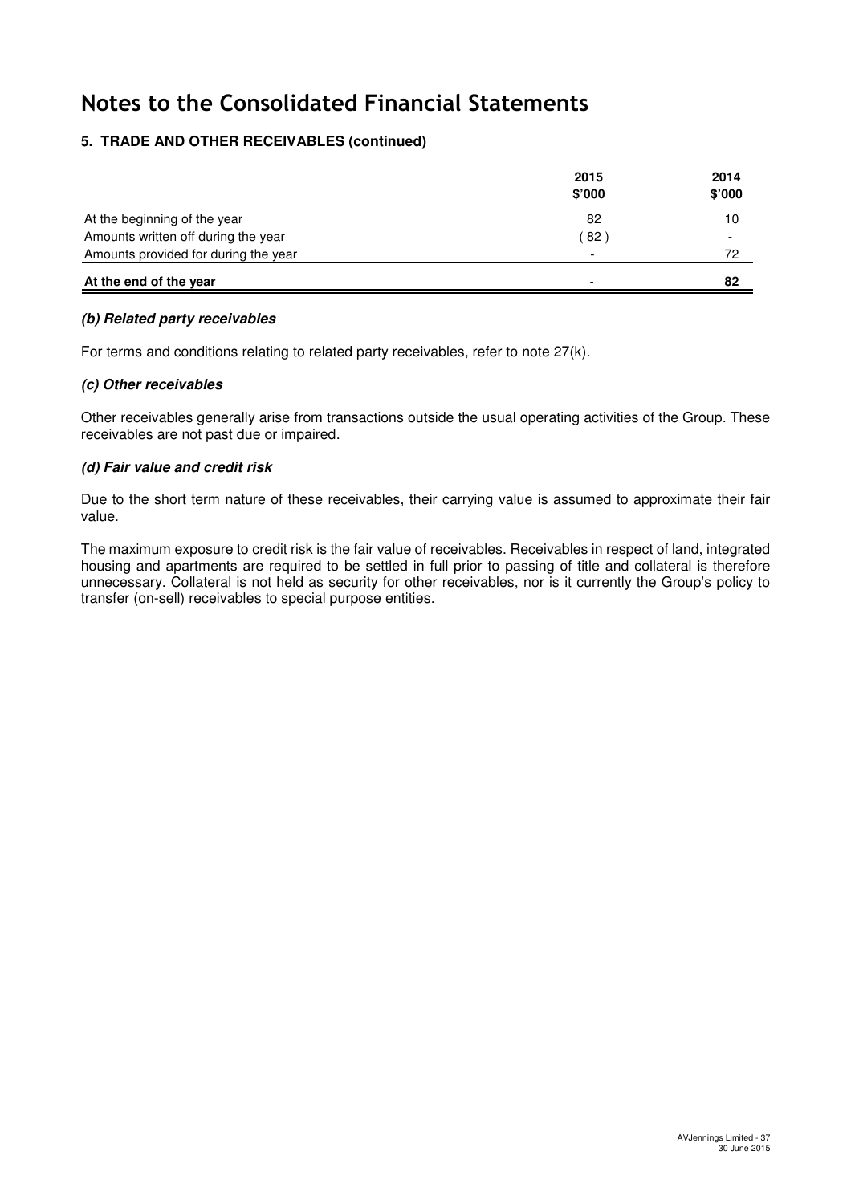# Notes to the Consolidated Financial Statements

## 5. TRADE AND OTHER RECEIVABLES (continued)

| | 2015 $'000 | 2014 $'000 |
|---|---|---|
| At the beginning of the year | 82 | 10 |
| Amounts written off during the year | ( 82 ) | - |
| Amounts provided for during the year | - | 72 |
| **At the end of the year** | - | **82** |

### *(b) Related party receivables*

For terms and conditions relating to related party receivables, refer to note 27(k).

### *(c) Other receivables*

Other receivables generally arise from transactions outside the usual operating activities of the Group. These receivables are not past due or impaired.

### *(d) Fair value and credit risk*

Due to the short term nature of these receivables, their carrying value is assumed to approximate their fair value.

The maximum exposure to credit risk is the fair value of receivables. Receivables in respect of land, integrated housing and apartments are required to be settled in full prior to passing of title and collateral is therefore unnecessary. Collateral is not held as security for other receivables, nor is it currently the Group's policy to transfer (on-sell) receivables to special purpose entities.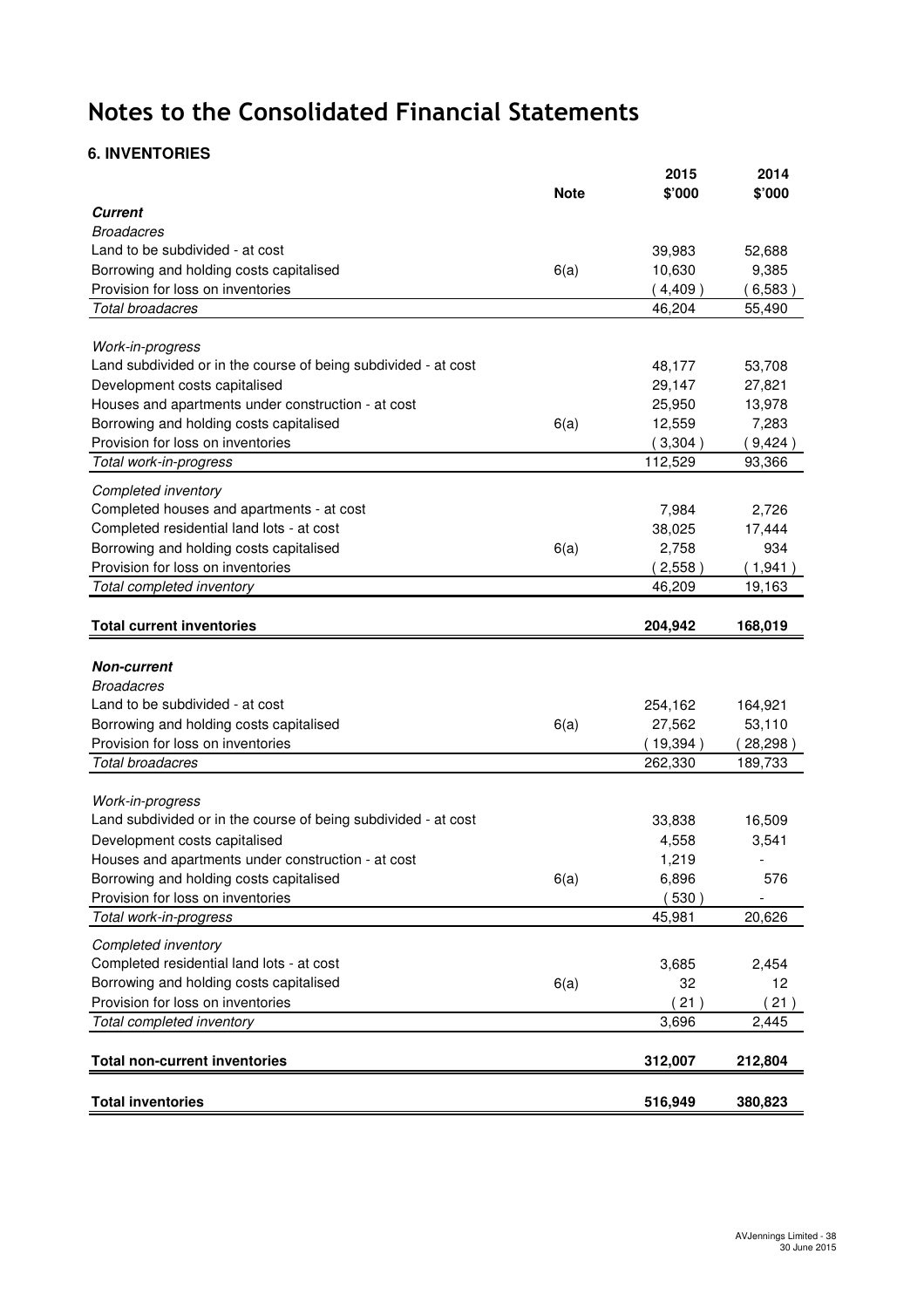# Notes to the Consolidated Financial Statements

### 6. INVENTORIES

| | Note | 2015 $'000 | 2014 $'000 |
|---|---|---|---|
| ***Current*** | | | |
| *Broadacres* | | | |
| Land to be subdivided - at cost | | 39,983 | 52,688 |
| Borrowing and holding costs capitalised | 6(a) | 10,630 | 9,385 |
| Provision for loss on inventories | | ( 4,409 ) | ( 6,583 ) |
| *Total broadacres* | | 46,204 | 55,490 |
| *Work-in-progress* | | | |
| Land subdivided or in the course of being subdivided - at cost | | 48,177 | 53,708 |
| Development costs capitalised | | 29,147 | 27,821 |
| Houses and apartments under construction - at cost | | 25,950 | 13,978 |
| Borrowing and holding costs capitalised | 6(a) | 12,559 | 7,283 |
| Provision for loss on inventories | | ( 3,304 ) | ( 9,424 ) |
| *Total work-in-progress* | | 112,529 | 93,366 |
| *Completed inventory* | | | |
| Completed houses and apartments - at cost | | 7,984 | 2,726 |
| Completed residential land lots - at cost | | 38,025 | 17,444 |
| Borrowing and holding costs capitalised | 6(a) | 2,758 | 934 |
| Provision for loss on inventories | | ( 2,558 ) | ( 1,941 ) |
| *Total completed inventory* | | 46,209 | 19,163 |
| **Total current inventories** | | **204,942** | **168,019** |
| ***Non-current*** | | | |
| *Broadacres* | | | |
| Land to be subdivided - at cost | | 254,162 | 164,921 |
| Borrowing and holding costs capitalised | 6(a) | 27,562 | 53,110 |
| Provision for loss on inventories | | ( 19,394 ) | ( 28,298 ) |
| *Total broadacres* | | 262,330 | 189,733 |
| *Work-in-progress* | | | |
| Land subdivided or in the course of being subdivided - at cost | | 33,838 | 16,509 |
| Development costs capitalised | | 4,558 | 3,541 |
| Houses and apartments under construction - at cost | | 1,219 | - |
| Borrowing and holding costs capitalised | 6(a) | 6,896 | 576 |
| Provision for loss on inventories | | ( 530 ) | - |
| *Total work-in-progress* | | 45,981 | 20,626 |
| *Completed inventory* | | | |
| Completed residential land lots - at cost | | 3,685 | 2,454 |
| Borrowing and holding costs capitalised | 6(a) | 32 | 12 |
| Provision for loss on inventories | | ( 21 ) | ( 21 ) |
| *Total completed inventory* | | 3,696 | 2,445 |
| **Total non-current inventories** | | **312,007** | **212,804** |
| **Total inventories** | | **516,949** | **380,823** |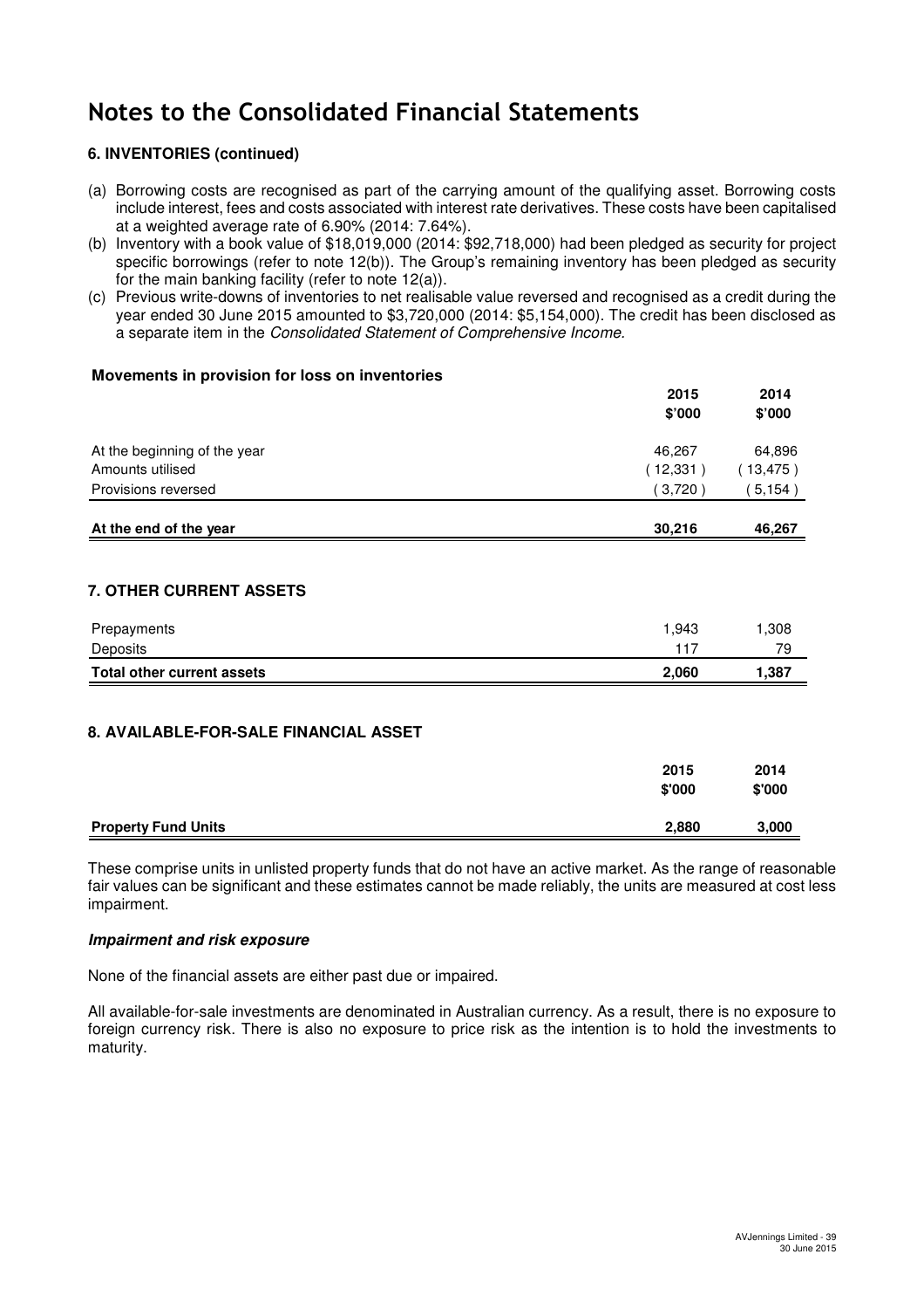# Notes to the Consolidated Financial Statements

### 6. INVENTORIES (continued)

(a) Borrowing costs are recognised as part of the carrying amount of the qualifying asset. Borrowing costs include interest, fees and costs associated with interest rate derivatives. These costs have been capitalised at a weighted average rate of 6.90% (2014: 7.64%).

(b) Inventory with a book value of $18,019,000 (2014: $92,718,000) had been pledged as security for project specific borrowings (refer to note 12(b)). The Group's remaining inventory has been pledged as security for the main banking facility (refer to note 12(a)).

(c) Previous write-downs of inventories to net realisable value reversed and recognised as a credit during the year ended 30 June 2015 amounted to $3,720,000 (2014: $5,154,000). The credit has been disclosed as a separate item in the *Consolidated Statement of Comprehensive Income.*

**Movements in provision for loss on inventories**

| | 2015 $'000 | 2014 $'000 |
|---|---|---|
| At the beginning of the year | 46,267 | 64,896 |
| Amounts utilised | ( 12,331 ) | ( 13,475 ) |
| Provisions reversed | ( 3,720 ) | ( 5,154 ) |
| **At the end of the year** | **30,216** | **46,267** |

### 7. OTHER CURRENT ASSETS

| | 2015 | 2014 |
|---|---|---|
| Prepayments | 1,943 | 1,308 |
| Deposits | 117 | 79 |
| **Total other current assets** | **2,060** | **1,387** |

### 8. AVAILABLE-FOR-SALE FINANCIAL ASSET

| | 2015 $'000 | 2014 $'000 |
|---|---|---|
| **Property Fund Units** | **2,880** | **3,000** |

These comprise units in unlisted property funds that do not have an active market. As the range of reasonable fair values can be significant and these estimates cannot be made reliably, the units are measured at cost less impairment.

***Impairment and risk exposure***

None of the financial assets are either past due or impaired.

All available-for-sale investments are denominated in Australian currency. As a result, there is no exposure to foreign currency risk. There is also no exposure to price risk as the intention is to hold the investments to maturity.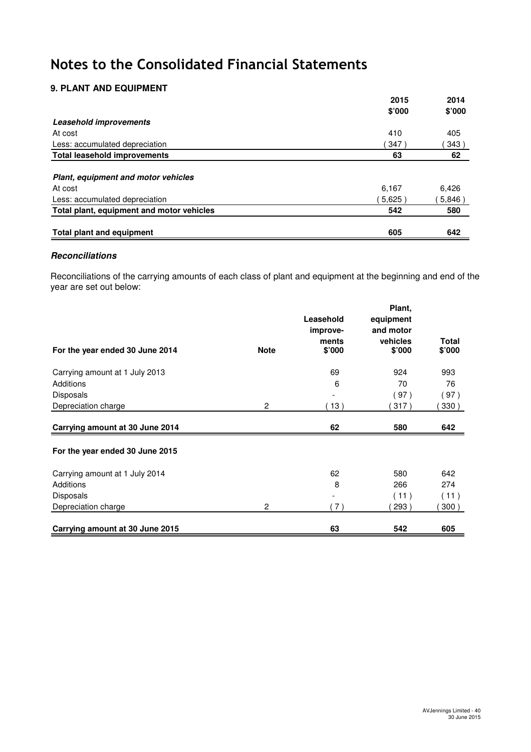# Notes to the Consolidated Financial Statements

## 9. PLANT AND EQUIPMENT

| | 2015 $'000 | 2014 $'000 |
|---|---|---|
| ***Leasehold improvements*** | | |
| At cost | 410 | 405 |
| Less: accumulated depreciation | ( 347 ) | ( 343 ) |
| **Total leasehold improvements** | **63** | **62** |
| | | |
| ***Plant, equipment and motor vehicles*** | | |
| At cost | 6,167 | 6,426 |
| Less: accumulated depreciation | ( 5,625 ) | ( 5,846 ) |
| **Total plant, equipment and motor vehicles** | **542** | **580** |
| | | |
| **Total plant and equipment** | **605** | **642** |

### *Reconciliations*

Reconciliations of the carrying amounts of each class of plant and equipment at the beginning and end of the year are set out below:

| For the year ended 30 June 2014 | Note | Leasehold improve-ments $'000 | Plant, equipment and motor vehicles $'000 | Total $'000 |
|---|---|---|---|---|
| Carrying amount at 1 July 2013 | | 69 | 924 | 993 |
| Additions | | 6 | 70 | 76 |
| Disposals | | - | ( 97 ) | ( 97 ) |
| Depreciation charge | 2 | ( 13 ) | ( 317 ) | ( 330 ) |
| **Carrying amount at 30 June 2014** | | **62** | **580** | **642** |
| | | | | |
| **For the year ended 30 June 2015** | | | | |
| Carrying amount at 1 July 2014 | | 62 | 580 | 642 |
| Additions | | 8 | 266 | 274 |
| Disposals | | - | ( 11 ) | ( 11 ) |
| Depreciation charge | 2 | ( 7 ) | ( 293 ) | ( 300 ) |
| **Carrying amount at 30 June 2015** | | **63** | **542** | **605** |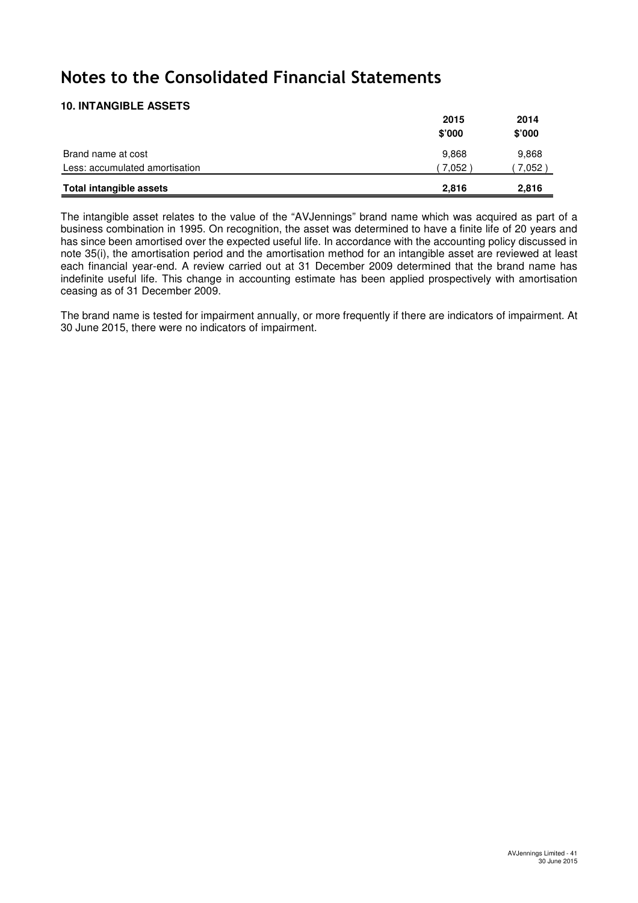# Notes to the Consolidated Financial Statements

## 10. INTANGIBLE ASSETS

| | 2015<br>$'000 | 2014<br>$'000 |
|---|---|---|
| Brand name at cost | 9,868 | 9,868 |
| Less: accumulated amortisation | ( 7,052 ) | ( 7,052 ) |
| **Total intangible assets** | **2,816** | **2,816** |

The intangible asset relates to the value of the "AVJennings" brand name which was acquired as part of a business combination in 1995. On recognition, the asset was determined to have a finite life of 20 years and has since been amortised over the expected useful life. In accordance with the accounting policy discussed in note 35(i), the amortisation period and the amortisation method for an intangible asset are reviewed at least each financial year-end. A review carried out at 31 December 2009 determined that the brand name has indefinite useful life. This change in accounting estimate has been applied prospectively with amortisation ceasing as of 31 December 2009.

The brand name is tested for impairment annually, or more frequently if there are indicators of impairment. At 30 June 2015, there were no indicators of impairment.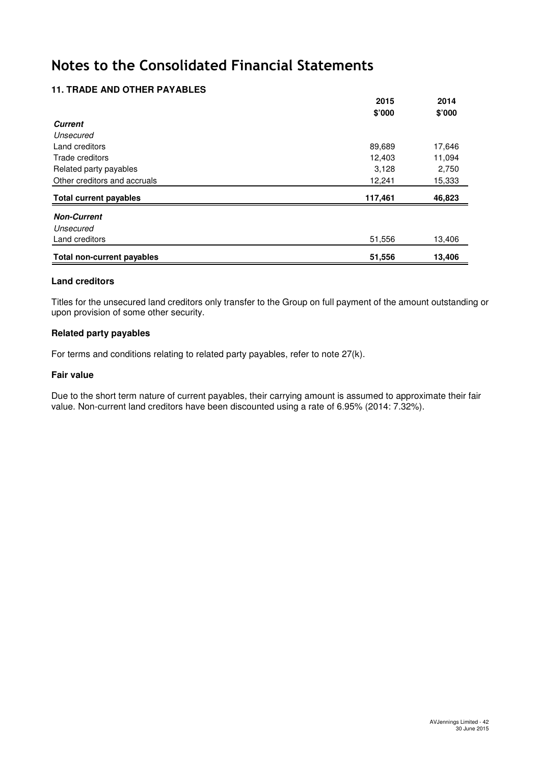# Notes to the Consolidated Financial Statements

### 11. TRADE AND OTHER PAYABLES

| | 2015 | 2014 |
|---|---|---|
| | $'000 | $'000 |
| ***Current*** | | |
| *Unsecured* | | |
| Land creditors | 89,689 | 17,646 |
| Trade creditors | 12,403 | 11,094 |
| Related party payables | 3,128 | 2,750 |
| Other creditors and accruals | 12,241 | 15,333 |
| **Total current payables** | **117,461** | **46,823** |
| ***Non-Current*** | | |
| *Unsecured* | | |
| Land creditors | 51,556 | 13,406 |
| **Total non-current payables** | **51,556** | **13,406** |

#### Land creditors

Titles for the unsecured land creditors only transfer to the Group on full payment of the amount outstanding or upon provision of some other security.

#### Related party payables

For terms and conditions relating to related party payables, refer to note 27(k).

#### Fair value

Due to the short term nature of current payables, their carrying amount is assumed to approximate their fair value. Non-current land creditors have been discounted using a rate of 6.95% (2014: 7.32%).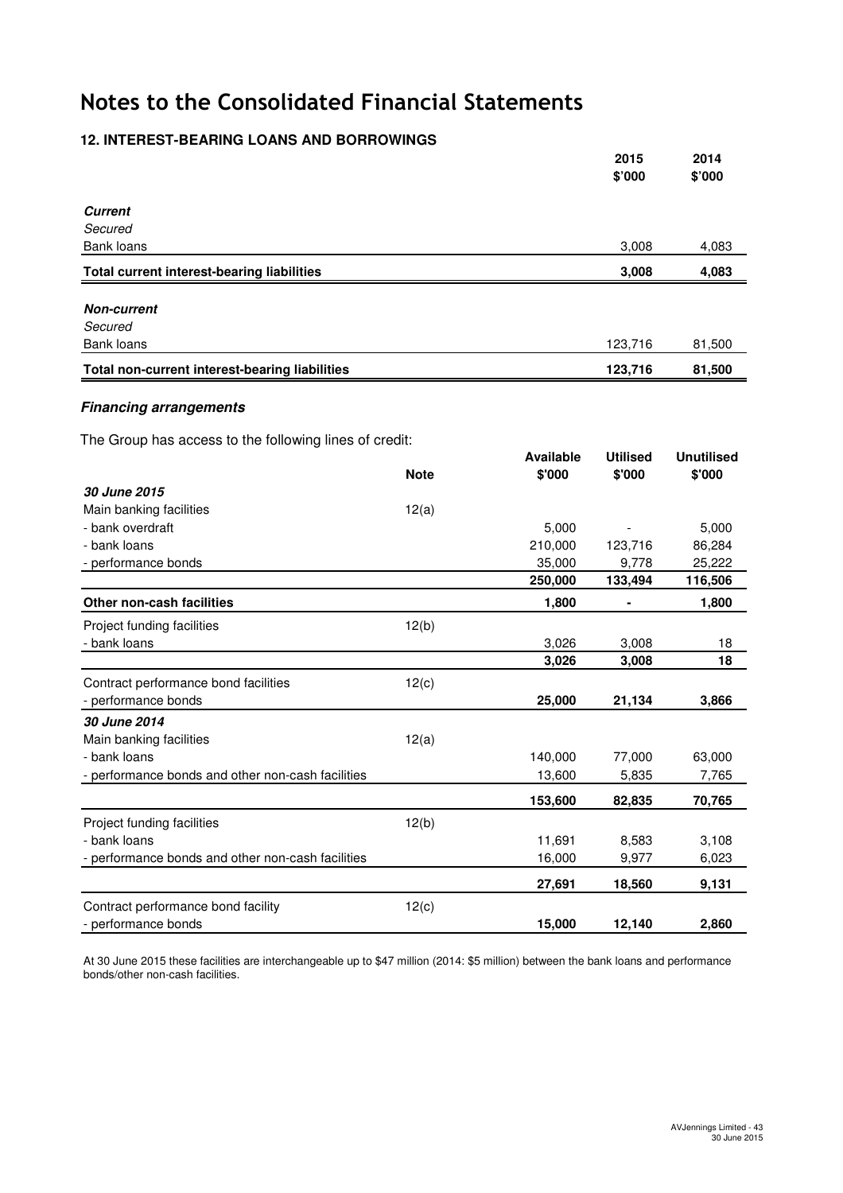# Notes to the Consolidated Financial Statements

## 12. INTEREST-BEARING LOANS AND BORROWINGS

| | 2015 $'000 | 2014 $'000 |
|---|---|---|
| ***Current*** | | |
| *Secured* | | |
| Bank loans | 3,008 | 4,083 |
| **Total current interest-bearing liabilities** | **3,008** | **4,083** |
| ***Non-current*** | | |
| *Secured* | | |
| Bank loans | 123,716 | 81,500 |
| **Total non-current interest-bearing liabilities** | **123,716** | **81,500** |

### *Financing arrangements*

The Group has access to the following lines of credit:

| | Note | Available $'000 | Utilised $'000 | Unutilised $'000 |
|---|---|---|---|---|
| ***30 June 2015*** | | | | |
| Main banking facilities | 12(a) | | | |
| - bank overdraft | | 5,000 | - | 5,000 |
| - bank loans | | 210,000 | 123,716 | 86,284 |
| - performance bonds | | 35,000 | 9,778 | 25,222 |
| | | **250,000** | **133,494** | **116,506** |
| **Other non-cash facilities** | | **1,800** | **-** | **1,800** |
| Project funding facilities | 12(b) | | | |
| - bank loans | | 3,026 | 3,008 | 18 |
| | | **3,026** | **3,008** | **18** |
| Contract performance bond facilities | 12(c) | | | |
| - performance bonds | | **25,000** | **21,134** | **3,866** |
| ***30 June 2014*** | | | | |
| Main banking facilities | 12(a) | | | |
| - bank loans | | 140,000 | 77,000 | 63,000 |
| - performance bonds and other non-cash facilities | | 13,600 | 5,835 | 7,765 |
| | | **153,600** | **82,835** | **70,765** |
| Project funding facilities | 12(b) | | | |
| - bank loans | | 11,691 | 8,583 | 3,108 |
| - performance bonds and other non-cash facilities | | 16,000 | 9,977 | 6,023 |
| | | **27,691** | **18,560** | **9,131** |
| Contract performance bond facility | 12(c) | | | |
| - performance bonds | | **15,000** | **12,140** | **2,860** |

At 30 June 2015 these facilities are interchangeable up to $47 million (2014: $5 million) between the bank loans and performance bonds/other non-cash facilities.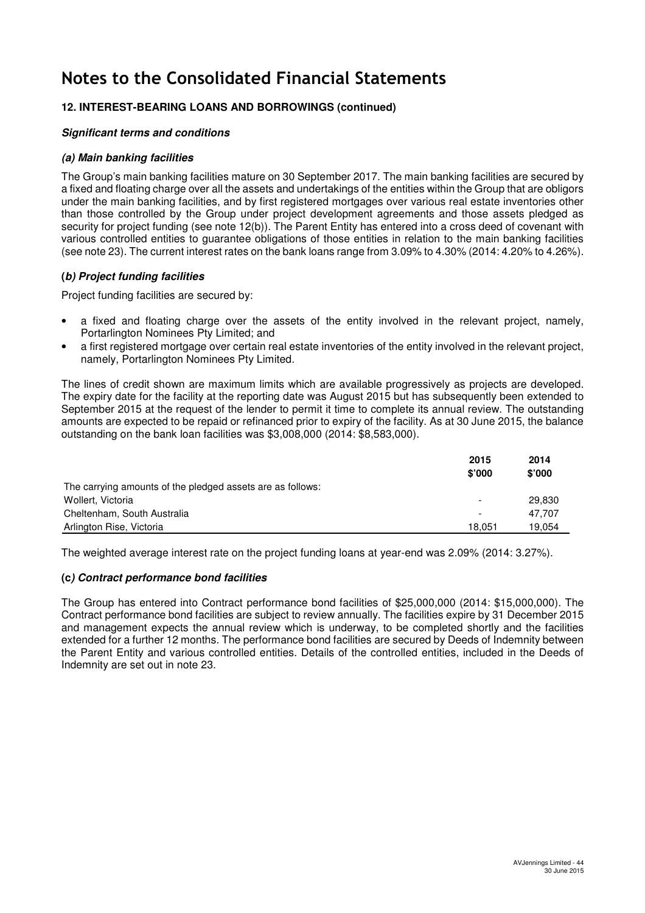# Notes to the Consolidated Financial Statements

### 12. INTEREST-BEARING LOANS AND BORROWINGS (continued)

***Significant terms and conditions***

***(a) Main banking facilities***

The Group's main banking facilities mature on 30 September 2017. The main banking facilities are secured by a fixed and floating charge over all the assets and undertakings of the entities within the Group that are obligors under the main banking facilities, and by first registered mortgages over various real estate inventories other than those controlled by the Group under project development agreements and those assets pledged as security for project funding (see note 12(b)). The Parent Entity has entered into a cross deed of covenant with various controlled entities to guarantee obligations of those entities in relation to the main banking facilities (see note 23). The current interest rates on the bank loans range from 3.09% to 4.30% (2014: 4.20% to 4.26%).

***(b) Project funding facilities***

Project funding facilities are secured by:

- a fixed and floating charge over the assets of the entity involved in the relevant project, namely, Portarlington Nominees Pty Limited; and
- a first registered mortgage over certain real estate inventories of the entity involved in the relevant project, namely, Portarlington Nominees Pty Limited.

The lines of credit shown are maximum limits which are available progressively as projects are developed. The expiry date for the facility at the reporting date was August 2015 but has subsequently been extended to September 2015 at the request of the lender to permit it time to complete its annual review. The outstanding amounts are expected to be repaid or refinanced prior to expiry of the facility. As at 30 June 2015, the balance outstanding on the bank loan facilities was $3,008,000 (2014: $8,583,000).

| | 2015 $'000 | 2014 $'000 |
|---|---|---|
| The carrying amounts of the pledged assets are as follows: | | |
| Wollert, Victoria | - | 29,830 |
| Cheltenham, South Australia | - | 47,707 |
| Arlington Rise, Victoria | 18,051 | 19,054 |

The weighted average interest rate on the project funding loans at year-end was 2.09% (2014: 3.27%).

***(c) Contract performance bond facilities***

The Group has entered into Contract performance bond facilities of $25,000,000 (2014: $15,000,000). The Contract performance bond facilities are subject to review annually. The facilities expire by 31 December 2015 and management expects the annual review which is underway, to be completed shortly and the facilities extended for a further 12 months. The performance bond facilities are secured by Deeds of Indemnity between the Parent Entity and various controlled entities. Details of the controlled entities, included in the Deeds of Indemnity are set out in note 23.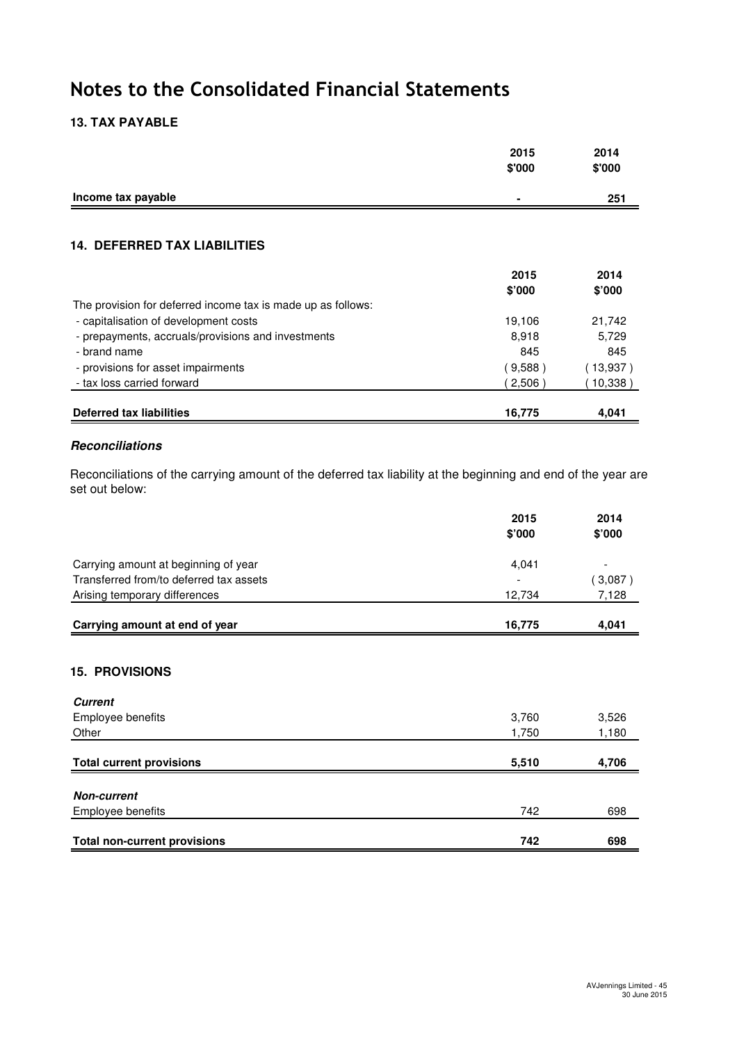# Notes to the Consolidated Financial Statements

## 13. TAX PAYABLE

| | 2015 $'000 | 2014 $'000 |
|---|---|---|
| **Income tax payable** | **-** | **251** |

## 14. DEFERRED TAX LIABILITIES

| | 2015 $'000 | 2014 $'000 |
|---|---|---|
| The provision for deferred income tax is made up as follows: | | |
| - capitalisation of development costs | 19,106 | 21,742 |
| - prepayments, accruals/provisions and investments | 8,918 | 5,729 |
| - brand name | 845 | 845 |
| - provisions for asset impairments | ( 9,588 ) | ( 13,937 ) |
| - tax loss carried forward | ( 2,506 ) | ( 10,338 ) |
| **Deferred tax liabilities** | **16,775** | **4,041** |

### *Reconciliations*

Reconciliations of the carrying amount of the deferred tax liability at the beginning and end of the year are set out below:

| | 2015 $'000 | 2014 $'000 |
|---|---|---|
| Carrying amount at beginning of year | 4,041 | - |
| Transferred from/to deferred tax assets | - | ( 3,087 ) |
| Arising temporary differences | 12,734 | 7,128 |
| **Carrying amount at end of year** | **16,775** | **4,041** |

## 15. PROVISIONS

| | 2015 $'000 | 2014 $'000 |
|---|---|---|
| ***Current*** | | |
| Employee benefits | 3,760 | 3,526 |
| Other | 1,750 | 1,180 |
| **Total current provisions** | **5,510** | **4,706** |
| ***Non-current*** | | |
| Employee benefits | 742 | 698 |
| **Total non-current provisions** | **742** | **698** |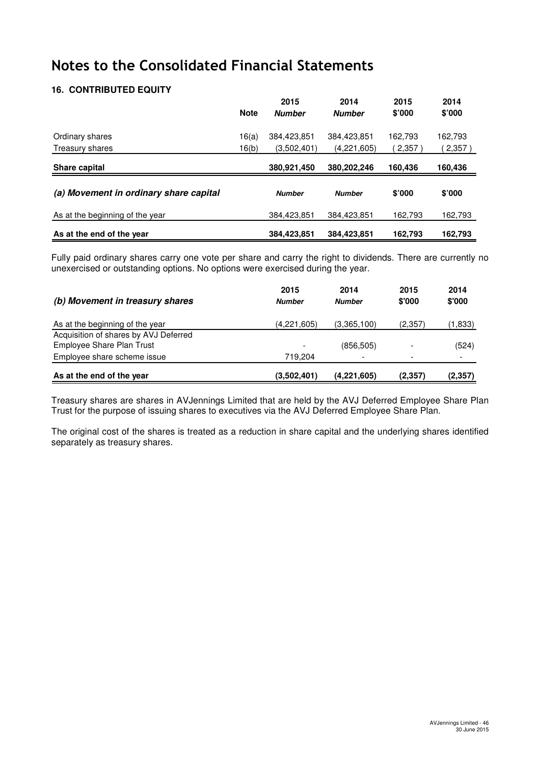# Notes to the Consolidated Financial Statements

### 16. CONTRIBUTED EQUITY

| | Note | 2015 *Number* | 2014 *Number* | 2015 $'000 | 2014 $'000 |
|---|---|---|---|---|---|
| Ordinary shares | 16(a) | 384,423,851 | 384,423,851 | 162,793 | 162,793 |
| Treasury shares | 16(b) | (3,502,401) | (4,221,605) | ( 2,357 ) | ( 2,357 ) |
| **Share capital** | | **380,921,450** | **380,202,246** | **160,436** | **160,436** |

| ***(a) Movement in ordinary share capital*** | ***Number*** | ***Number*** | **$'000** | **$'000** |
|---|---|---|---|---|
| As at the beginning of the year | 384,423,851 | 384,423,851 | 162,793 | 162,793 |
| **As at the end of the year** | **384,423,851** | **384,423,851** | **162,793** | **162,793** |

Fully paid ordinary shares carry one vote per share and carry the right to dividends. There are currently no unexercised or outstanding options. No options were exercised during the year.

| ***(b) Movement in treasury shares*** | 2015 *Number* | 2014 *Number* | 2015 $'000 | 2014 $'000 |
|---|---|---|---|---|
| As at the beginning of the year | (4,221,605) | (3,365,100) | (2,357) | (1,833) |
| Acquisition of shares by AVJ Deferred Employee Share Plan Trust | - | (856,505) | - | (524) |
| Employee share scheme issue | 719,204 | - | - | - |
| **As at the end of the year** | **(3,502,401)** | **(4,221,605)** | **(2,357)** | **(2,357)** |

Treasury shares are shares in AVJennings Limited that are held by the AVJ Deferred Employee Share Plan Trust for the purpose of issuing shares to executives via the AVJ Deferred Employee Share Plan.

The original cost of the shares is treated as a reduction in share capital and the underlying shares identified separately as treasury shares.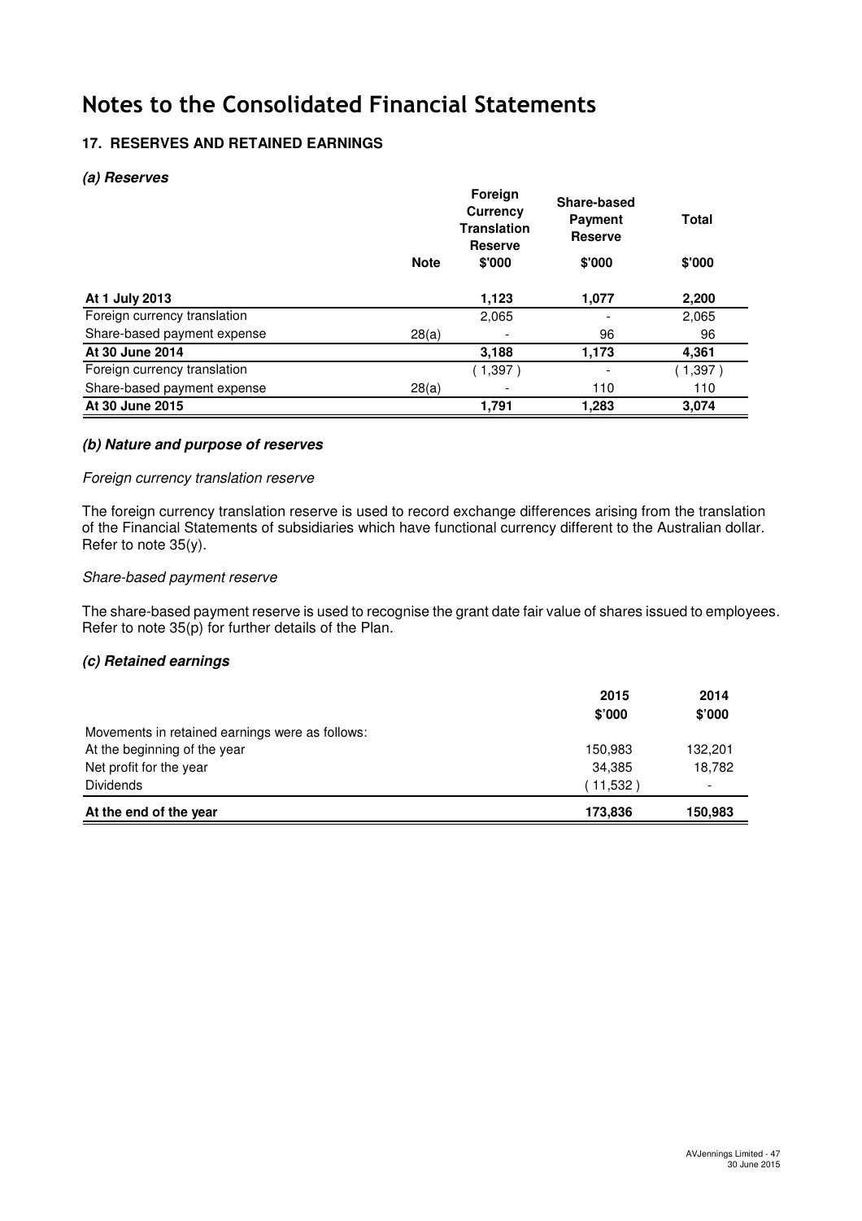# Notes to the Consolidated Financial Statements

## 17. RESERVES AND RETAINED EARNINGS

### *(a) Reserves*

| | Note | Foreign Currency Translation Reserve | Share-based Payment Reserve | Total |
|---|---|---|---|---|
| | | $'000 | $'000 | $'000 |
| **At 1 July 2013** | | **1,123** | **1,077** | **2,200** |
| Foreign currency translation | | 2,065 | - | 2,065 |
| Share-based payment expense | 28(a) | - | 96 | 96 |
| **At 30 June 2014** | | **3,188** | **1,173** | **4,361** |
| Foreign currency translation | | ( 1,397 ) | - | ( 1,397 ) |
| Share-based payment expense | 28(a) | - | 110 | 110 |
| **At 30 June 2015** | | **1,791** | **1,283** | **3,074** |

### *(b) Nature and purpose of reserves*

*Foreign currency translation reserve*

The foreign currency translation reserve is used to record exchange differences arising from the translation of the Financial Statements of subsidiaries which have functional currency different to the Australian dollar. Refer to note 35(y).

*Share-based payment reserve*

The share-based payment reserve is used to recognise the grant date fair value of shares issued to employees. Refer to note 35(p) for further details of the Plan.

### *(c) Retained earnings*

| | 2015 | 2014 |
|---|---|---|
| | $'000 | $'000 |
| Movements in retained earnings were as follows: | | |
| At the beginning of the year | 150,983 | 132,201 |
| Net profit for the year | 34,385 | 18,782 |
| Dividends | ( 11,532 ) | - |
| **At the end of the year** | **173,836** | **150,983** |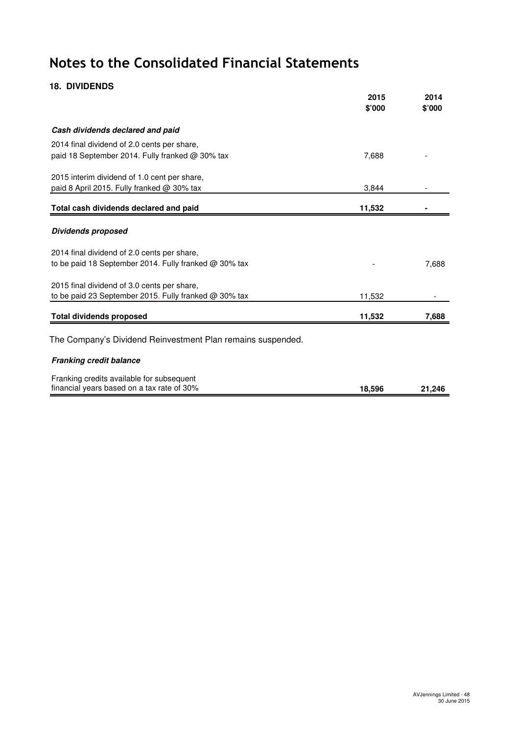# Notes to the Consolidated Financial Statements

## 18. DIVIDENDS

| | 2015 \$'000 | 2014 \$'000 |
|---|---|---|
| ***Cash dividends declared and paid*** | | |
| 2014 final dividend of 2.0 cents per share, paid 18 September 2014. Fully franked @ 30% tax | 7,688 | - |
| 2015 interim dividend of 1.0 cent per share, paid 8 April 2015. Fully franked @ 30% tax | 3,844 | - |
| **Total cash dividends declared and paid** | **11,532** | **-** |
| ***Dividends proposed*** | | |
| 2014 final dividend of 2.0 cents per share, to be paid 18 September 2014. Fully franked @ 30% tax | - | 7,688 |
| 2015 final dividend of 3.0 cents per share, to be paid 23 September 2015. Fully franked @ 30% tax | 11,532 | - |
| **Total dividends proposed** | **11,532** | **7,688** |

The Company's Dividend Reinvestment Plan remains suspended.

| | 2015 \$'000 | 2014 \$'000 |
|---|---|---|
| ***Franking credit balance*** | | |
| Franking credits available for subsequent financial years based on a tax rate of 30% | **18,596** | **21,246** |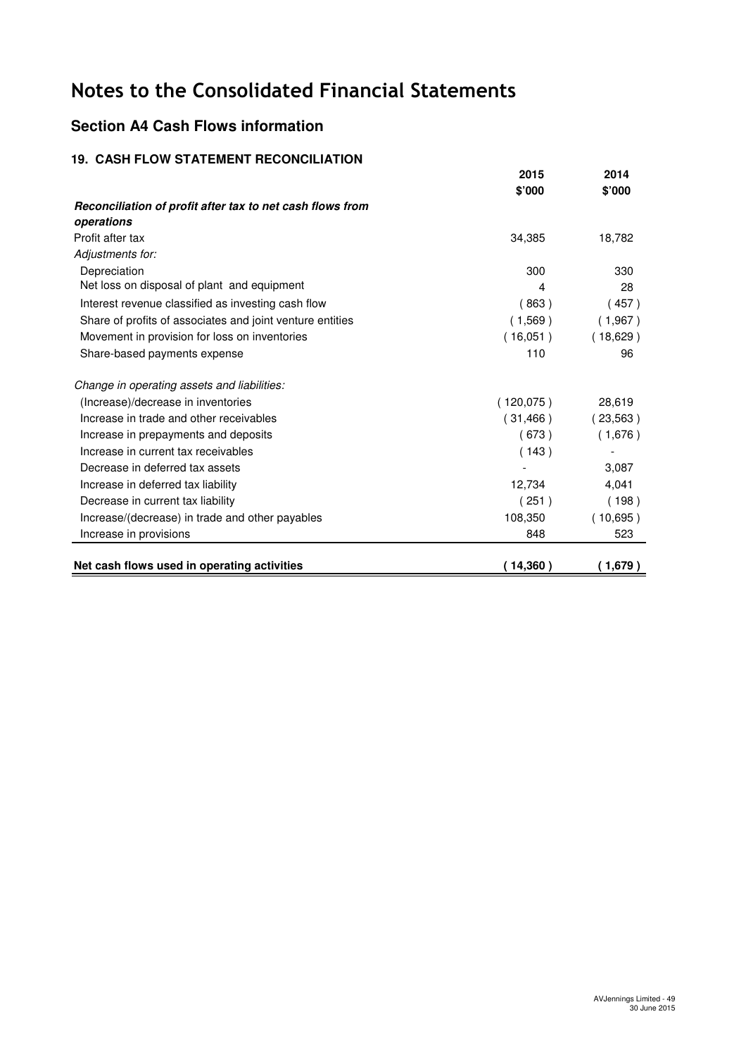# Notes to the Consolidated Financial Statements

## Section A4 Cash Flows information

### 19. CASH FLOW STATEMENT RECONCILIATION

| | 2015 | 2014 |
|---|---|---|
| | $'000 | $'000 |
| ***Reconciliation of profit after tax to net cash flows from operations*** | | |
| Profit after tax | 34,385 | 18,782 |
| *Adjustments for:* | | |
| Depreciation | 300 | 330 |
| Net loss on disposal of plant and equipment | 4 | 28 |
| Interest revenue classified as investing cash flow | ( 863 ) | ( 457 ) |
| Share of profits of associates and joint venture entities | ( 1,569 ) | ( 1,967 ) |
| Movement in provision for loss on inventories | ( 16,051 ) | ( 18,629 ) |
| Share-based payments expense | 110 | 96 |
| *Change in operating assets and liabilities:* | | |
| (Increase)/decrease in inventories | ( 120,075 ) | 28,619 |
| Increase in trade and other receivables | ( 31,466 ) | ( 23,563 ) |
| Increase in prepayments and deposits | ( 673 ) | ( 1,676 ) |
| Increase in current tax receivables | ( 143 ) | - |
| Decrease in deferred tax assets | - | 3,087 |
| Increase in deferred tax liability | 12,734 | 4,041 |
| Decrease in current tax liability | ( 251 ) | ( 198 ) |
| Increase/(decrease) in trade and other payables | 108,350 | ( 10,695 ) |
| Increase in provisions | 848 | 523 |
| **Net cash flows used in operating activities** | **( 14,360 )** | **( 1,679 )** |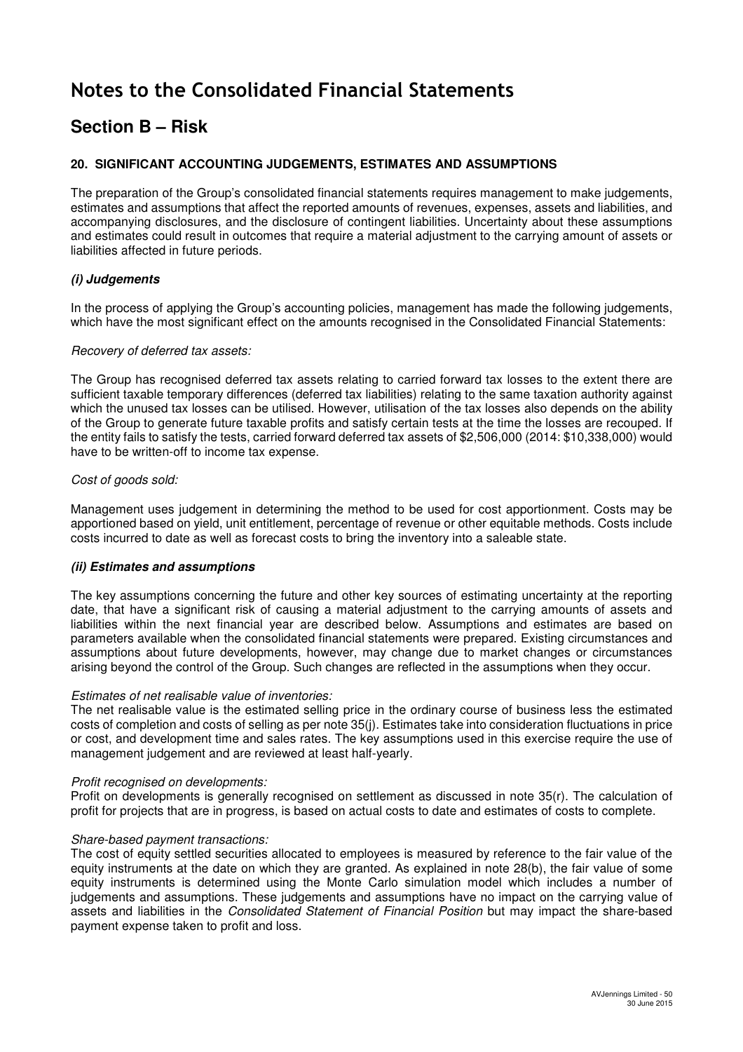# Notes to the Consolidated Financial Statements

## Section B – Risk

### 20. SIGNIFICANT ACCOUNTING JUDGEMENTS, ESTIMATES AND ASSUMPTIONS

The preparation of the Group's consolidated financial statements requires management to make judgements, estimates and assumptions that affect the reported amounts of revenues, expenses, assets and liabilities, and accompanying disclosures, and the disclosure of contingent liabilities. Uncertainty about these assumptions and estimates could result in outcomes that require a material adjustment to the carrying amount of assets or liabilities affected in future periods.

#### *(i) Judgements*

In the process of applying the Group's accounting policies, management has made the following judgements, which have the most significant effect on the amounts recognised in the Consolidated Financial Statements:

*Recovery of deferred tax assets:*

The Group has recognised deferred tax assets relating to carried forward tax losses to the extent there are sufficient taxable temporary differences (deferred tax liabilities) relating to the same taxation authority against which the unused tax losses can be utilised. However, utilisation of the tax losses also depends on the ability of the Group to generate future taxable profits and satisfy certain tests at the time the losses are recouped. If the entity fails to satisfy the tests, carried forward deferred tax assets of $2,506,000 (2014: $10,338,000) would have to be written-off to income tax expense.

*Cost of goods sold:*

Management uses judgement in determining the method to be used for cost apportionment. Costs may be apportioned based on yield, unit entitlement, percentage of revenue or other equitable methods. Costs include costs incurred to date as well as forecast costs to bring the inventory into a saleable state.

#### *(ii) Estimates and assumptions*

The key assumptions concerning the future and other key sources of estimating uncertainty at the reporting date, that have a significant risk of causing a material adjustment to the carrying amounts of assets and liabilities within the next financial year are described below. Assumptions and estimates are based on parameters available when the consolidated financial statements were prepared. Existing circumstances and assumptions about future developments, however, may change due to market changes or circumstances arising beyond the control of the Group. Such changes are reflected in the assumptions when they occur.

*Estimates of net realisable value of inventories:*
The net realisable value is the estimated selling price in the ordinary course of business less the estimated costs of completion and costs of selling as per note 35(j). Estimates take into consideration fluctuations in price or cost, and development time and sales rates. The key assumptions used in this exercise require the use of management judgement and are reviewed at least half-yearly.

*Profit recognised on developments:*
Profit on developments is generally recognised on settlement as discussed in note 35(r). The calculation of profit for projects that are in progress, is based on actual costs to date and estimates of costs to complete.

*Share-based payment transactions:*
The cost of equity settled securities allocated to employees is measured by reference to the fair value of the equity instruments at the date on which they are granted. As explained in note 28(b), the fair value of some equity instruments is determined using the Monte Carlo simulation model which includes a number of judgements and assumptions. These judgements and assumptions have no impact on the carrying value of assets and liabilities in the *Consolidated Statement of Financial Position* but may impact the share-based payment expense taken to profit and loss.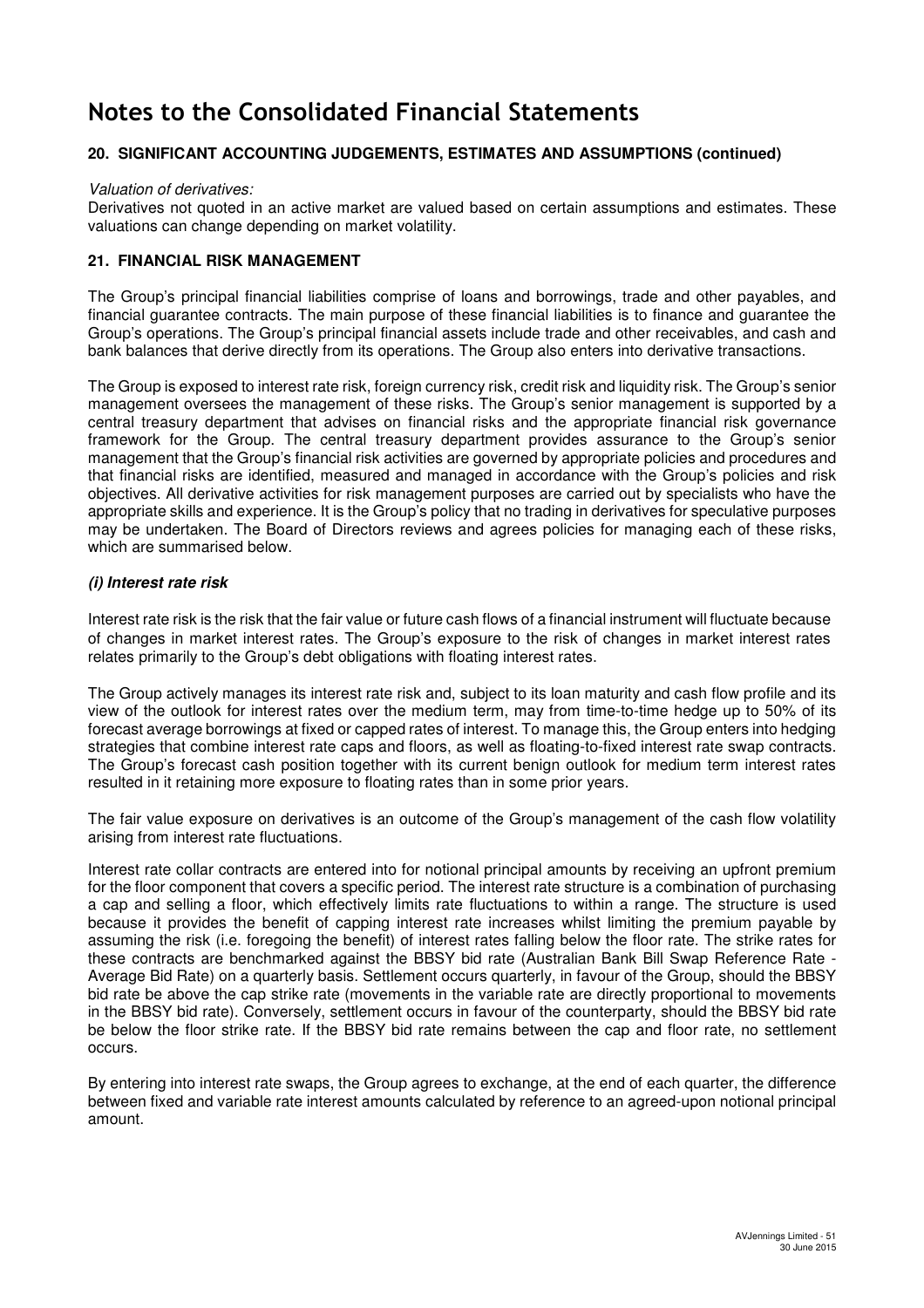# Notes to the Consolidated Financial Statements

### 20. SIGNIFICANT ACCOUNTING JUDGEMENTS, ESTIMATES AND ASSUMPTIONS (continued)

*Valuation of derivatives:*
Derivatives not quoted in an active market are valued based on certain assumptions and estimates. These valuations can change depending on market volatility.

### 21. FINANCIAL RISK MANAGEMENT

The Group's principal financial liabilities comprise of loans and borrowings, trade and other payables, and financial guarantee contracts. The main purpose of these financial liabilities is to finance and guarantee the Group's operations. The Group's principal financial assets include trade and other receivables, and cash and bank balances that derive directly from its operations. The Group also enters into derivative transactions.

The Group is exposed to interest rate risk, foreign currency risk, credit risk and liquidity risk. The Group's senior management oversees the management of these risks. The Group's senior management is supported by a central treasury department that advises on financial risks and the appropriate financial risk governance framework for the Group. The central treasury department provides assurance to the Group's senior management that the Group's financial risk activities are governed by appropriate policies and procedures and that financial risks are identified, measured and managed in accordance with the Group's policies and risk objectives. All derivative activities for risk management purposes are carried out by specialists who have the appropriate skills and experience. It is the Group's policy that no trading in derivatives for speculative purposes may be undertaken. The Board of Directors reviews and agrees policies for managing each of these risks, which are summarised below.

#### *(i) Interest rate risk*

Interest rate risk is the risk that the fair value or future cash flows of a financial instrument will fluctuate because of changes in market interest rates. The Group's exposure to the risk of changes in market interest rates relates primarily to the Group's debt obligations with floating interest rates.

The Group actively manages its interest rate risk and, subject to its loan maturity and cash flow profile and its view of the outlook for interest rates over the medium term, may from time-to-time hedge up to 50% of its forecast average borrowings at fixed or capped rates of interest. To manage this, the Group enters into hedging strategies that combine interest rate caps and floors, as well as floating-to-fixed interest rate swap contracts. The Group's forecast cash position together with its current benign outlook for medium term interest rates resulted in it retaining more exposure to floating rates than in some prior years.

The fair value exposure on derivatives is an outcome of the Group's management of the cash flow volatility arising from interest rate fluctuations.

Interest rate collar contracts are entered into for notional principal amounts by receiving an upfront premium for the floor component that covers a specific period. The interest rate structure is a combination of purchasing a cap and selling a floor, which effectively limits rate fluctuations to within a range. The structure is used because it provides the benefit of capping interest rate increases whilst limiting the premium payable by assuming the risk (i.e. foregoing the benefit) of interest rates falling below the floor rate. The strike rates for these contracts are benchmarked against the BBSY bid rate (Australian Bank Bill Swap Reference Rate - Average Bid Rate) on a quarterly basis. Settlement occurs quarterly, in favour of the Group, should the BBSY bid rate be above the cap strike rate (movements in the variable rate are directly proportional to movements in the BBSY bid rate). Conversely, settlement occurs in favour of the counterparty, should the BBSY bid rate be below the floor strike rate. If the BBSY bid rate remains between the cap and floor rate, no settlement occurs.

By entering into interest rate swaps, the Group agrees to exchange, at the end of each quarter, the difference between fixed and variable rate interest amounts calculated by reference to an agreed-upon notional principal amount.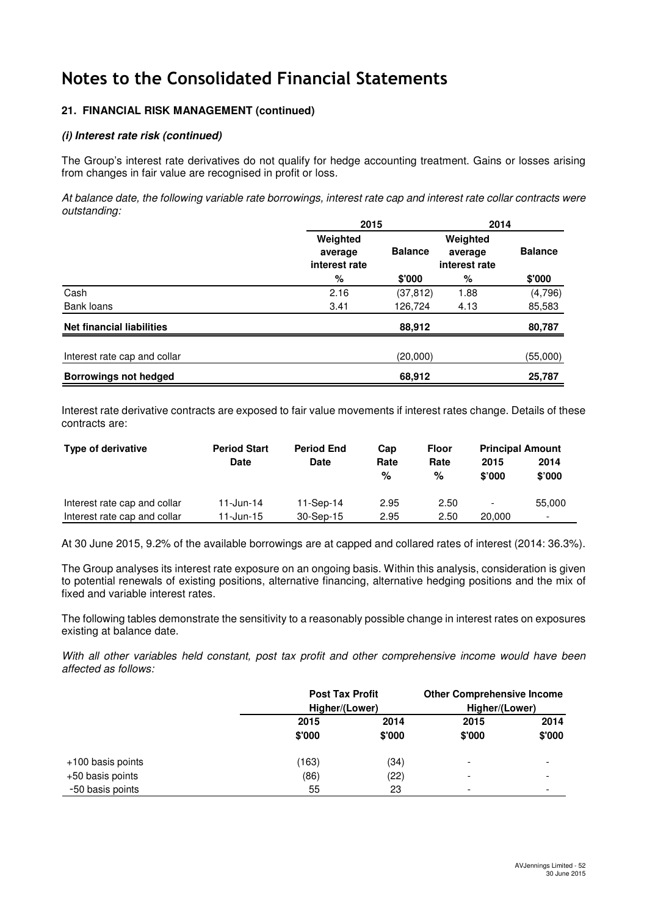// Notes to the Consolidated Financial Statements

**21. FINANCIAL RISK MANAGEMENT (continued)**

***(i) Interest rate risk (continued)***

The Group's interest rate derivatives do not qualify for hedge accounting treatment. Gains or losses arising from changes in fair value are recognised in profit or loss.

*At balance date, the following variable rate borrowings, interest rate cap and interest rate collar contracts were outstanding:*

| | 2015 | | 2014 | |
|---|---|---|---|---|
| | Weighted average interest rate | Balance | Weighted average interest rate | Balance |
| | % | $'000 | % | $'000 |
| Cash | 2.16 | (37,812) | 1.88 | (4,796) |
| Bank loans | 3.41 | 126,724 | 4.13 | 85,583 |
| **Net financial liabilities** | | **88,912** | | **80,787** |
| Interest rate cap and collar | | (20,000) | | (55,000) |
| **Borrowings not hedged** | | **68,912** | | **25,787** |

Interest rate derivative contracts are exposed to fair value movements if interest rates change. Details of these contracts are:

| Type of derivative | Period Start Date | Period End Date | Cap Rate % | Floor Rate % | Principal Amount 2015 $'000 | Principal Amount 2014 $'000 |
|---|---|---|---|---|---|---|
| Interest rate cap and collar | 11-Jun-14 | 11-Sep-14 | 2.95 | 2.50 | - | 55,000 |
| Interest rate cap and collar | 11-Jun-15 | 30-Sep-15 | 2.95 | 2.50 | 20,000 | - |

At 30 June 2015, 9.2% of the available borrowings are at capped and collared rates of interest (2014: 36.3%).

The Group analyses its interest rate exposure on an ongoing basis. Within this analysis, consideration is given to potential renewals of existing positions, alternative financing, alternative hedging positions and the mix of fixed and variable interest rates.

The following tables demonstrate the sensitivity to a reasonably possible change in interest rates on exposures existing at balance date.

*With all other variables held constant, post tax profit and other comprehensive income would have been affected as follows:*

| | Post Tax Profit Higher/(Lower) | | Other Comprehensive Income Higher/(Lower) | |
|---|---|---|---|---|
| | 2015 | 2014 | 2015 | 2014 |
| | $'000 | $'000 | $'000 | $'000 |
| +100 basis points | (163) | (34) | - | - |
| +50 basis points | (86) | (22) | - | - |
| -50 basis points | 55 | 23 | - | - |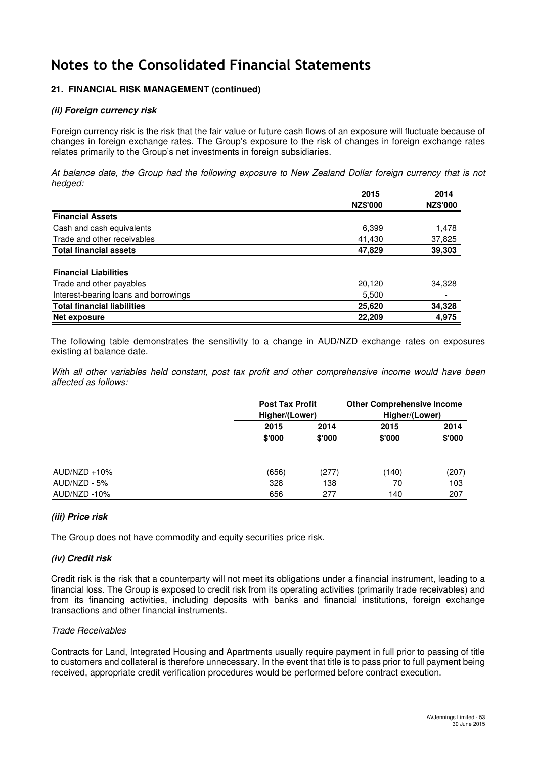# Notes to the Consolidated Financial Statements

## 21. FINANCIAL RISK MANAGEMENT (continued)

### *(ii) Foreign currency risk*

Foreign currency risk is the risk that the fair value or future cash flows of an exposure will fluctuate because of changes in foreign exchange rates. The Group's exposure to the risk of changes in foreign exchange rates relates primarily to the Group's net investments in foreign subsidiaries.

*At balance date, the Group had the following exposure to New Zealand Dollar foreign currency that is not hedged:*

| | 2015 NZ$'000 | 2014 NZ$'000 |
|---|---|---|
| **Financial Assets** | | |
| Cash and cash equivalents | 6,399 | 1,478 |
| Trade and other receivables | 41,430 | 37,825 |
| **Total financial assets** | **47,829** | **39,303** |
| | | |
| **Financial Liabilities** | | |
| Trade and other payables | 20,120 | 34,328 |
| Interest-bearing loans and borrowings | 5,500 | - |
| **Total financial liabilities** | **25,620** | **34,328** |
| **Net exposure** | **22,209** | **4,975** |

The following table demonstrates the sensitivity to a change in AUD/NZD exchange rates on exposures existing at balance date.

*With all other variables held constant, post tax profit and other comprehensive income would have been affected as follows:*

| | Post Tax Profit Higher/(Lower) | | Other Comprehensive Income Higher/(Lower) | |
|---|---|---|---|---|
| | 2015 $'000 | 2014 $'000 | 2015 $'000 | 2014 $'000 |
| AUD/NZD +10% | (656) | (277) | (140) | (207) |
| AUD/NZD - 5% | 328 | 138 | 70 | 103 |
| AUD/NZD -10% | 656 | 277 | 140 | 207 |

### *(iii) Price risk*

The Group does not have commodity and equity securities price risk.

### *(iv) Credit risk*

Credit risk is the risk that a counterparty will not meet its obligations under a financial instrument, leading to a financial loss. The Group is exposed to credit risk from its operating activities (primarily trade receivables) and from its financing activities, including deposits with banks and financial institutions, foreign exchange transactions and other financial instruments.

*Trade Receivables*

Contracts for Land, Integrated Housing and Apartments usually require payment in full prior to passing of title to customers and collateral is therefore unnecessary. In the event that title is to pass prior to full payment being received, appropriate credit verification procedures would be performed before contract execution.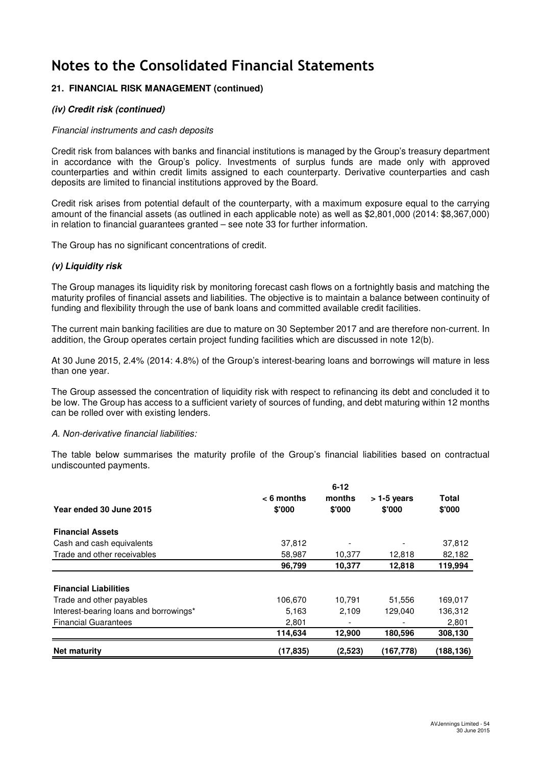# Notes to the Consolidated Financial Statements

### 21. FINANCIAL RISK MANAGEMENT (continued)

#### *(iv) Credit risk (continued)*

*Financial instruments and cash deposits*

Credit risk from balances with banks and financial institutions is managed by the Group's treasury department in accordance with the Group's policy. Investments of surplus funds are made only with approved counterparties and within credit limits assigned to each counterparty. Derivative counterparties and cash deposits are limited to financial institutions approved by the Board.

Credit risk arises from potential default of the counterparty, with a maximum exposure equal to the carrying amount of the financial assets (as outlined in each applicable note) as well as $2,801,000 (2014: $8,367,000) in relation to financial guarantees granted – see note 33 for further information.

The Group has no significant concentrations of credit.

#### *(v) Liquidity risk*

The Group manages its liquidity risk by monitoring forecast cash flows on a fortnightly basis and matching the maturity profiles of financial assets and liabilities. The objective is to maintain a balance between continuity of funding and flexibility through the use of bank loans and committed available credit facilities.

The current main banking facilities are due to mature on 30 September 2017 and are therefore non-current. In addition, the Group operates certain project funding facilities which are discussed in note 12(b).

At 30 June 2015, 2.4% (2014: 4.8%) of the Group's interest-bearing loans and borrowings will mature in less than one year.

The Group assessed the concentration of liquidity risk with respect to refinancing its debt and concluded it to be low. The Group has access to a sufficient variety of sources of funding, and debt maturing within 12 months can be rolled over with existing lenders.

*A. Non-derivative financial liabilities:*

The table below summarises the maturity profile of the Group's financial liabilities based on contractual undiscounted payments.

| Year ended 30 June 2015 | < 6 months $'000 | 6-12 months $'000 | > 1-5 years $'000 | Total $'000 |
|---|---|---|---|---|
| **Financial Assets** | | | | |
| Cash and cash equivalents | 37,812 | - | - | 37,812 |
| Trade and other receivables | 58,987 | 10,377 | 12,818 | 82,182 |
| | **96,799** | **10,377** | **12,818** | **119,994** |
| **Financial Liabilities** | | | | |
| Trade and other payables | 106,670 | 10,791 | 51,556 | 169,017 |
| Interest-bearing loans and borrowings* | 5,163 | 2,109 | 129,040 | 136,312 |
| Financial Guarantees | 2,801 | - | - | 2,801 |
| | **114,634** | **12,900** | **180,596** | **308,130** |
| **Net maturity** | **(17,835)** | **(2,523)** | **(167,778)** | **(188,136)** |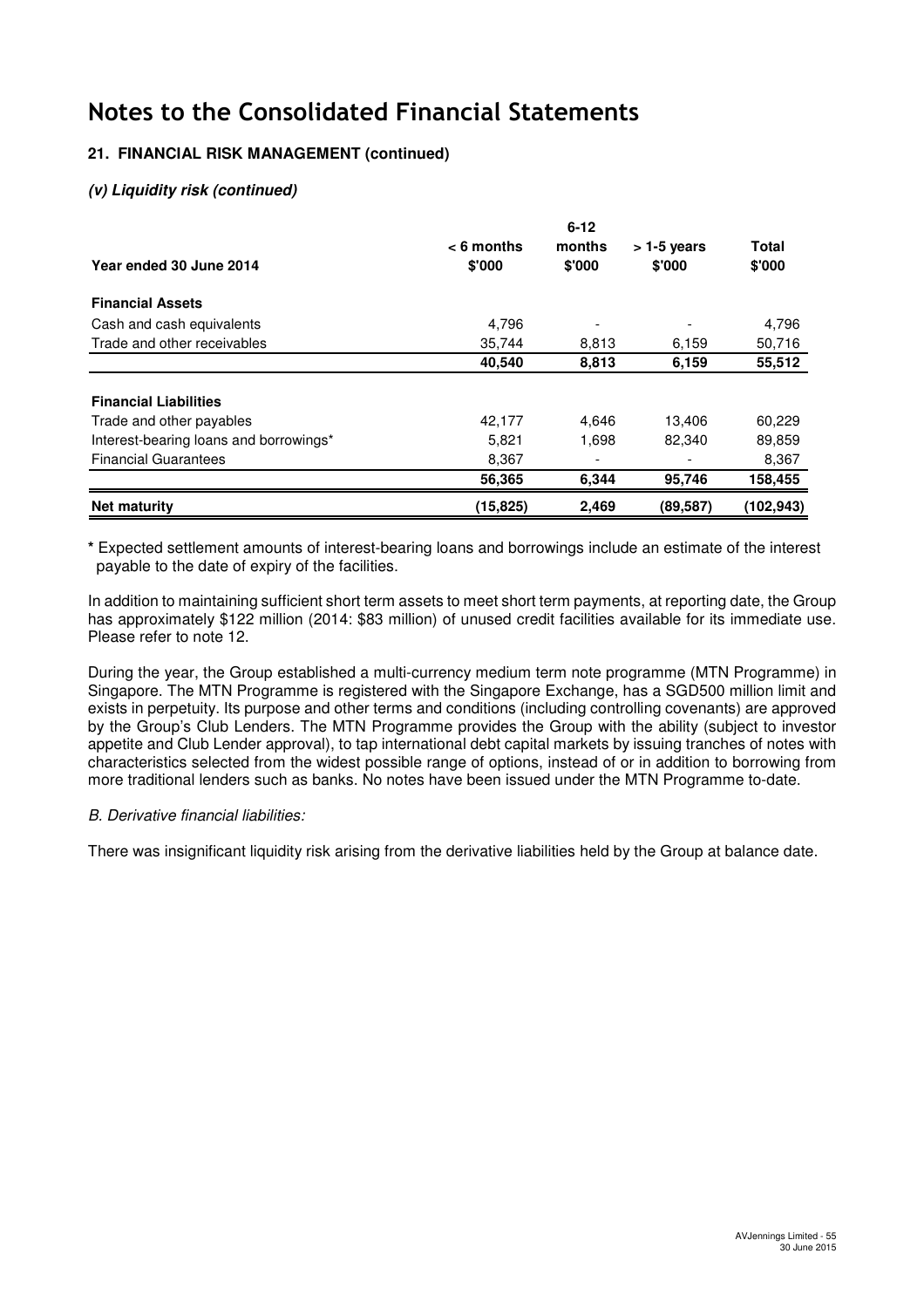# Notes to the Consolidated Financial Statements

### 21. FINANCIAL RISK MANAGEMENT (continued)

#### *(v) Liquidity risk (continued)*

| Year ended 30 June 2014 | < 6 months<br>$'000 | 6-12<br>months<br>$'000 | > 1-5 years<br>$'000 | Total<br>$'000 |
|---|---|---|---|---|
| **Financial Assets** | | | | |
| Cash and cash equivalents | 4,796 | - | - | 4,796 |
| Trade and other receivables | 35,744 | 8,813 | 6,159 | 50,716 |
| | **40,540** | **8,813** | **6,159** | **55,512** |
| **Financial Liabilities** | | | | |
| Trade and other payables | 42,177 | 4,646 | 13,406 | 60,229 |
| Interest-bearing loans and borrowings* | 5,821 | 1,698 | 82,340 | 89,859 |
| Financial Guarantees | 8,367 | - | - | 8,367 |
| | **56,365** | **6,344** | **95,746** | **158,455** |
| **Net maturity** | **(15,825)** | **2,469** | **(89,587)** | **(102,943)** |

**\*** Expected settlement amounts of interest-bearing loans and borrowings include an estimate of the interest payable to the date of expiry of the facilities.

In addition to maintaining sufficient short term assets to meet short term payments, at reporting date, the Group has approximately $122 million (2014: $83 million) of unused credit facilities available for its immediate use. Please refer to note 12.

During the year, the Group established a multi-currency medium term note programme (MTN Programme) in Singapore. The MTN Programme is registered with the Singapore Exchange, has a SGD500 million limit and exists in perpetuity. Its purpose and other terms and conditions (including controlling covenants) are approved by the Group's Club Lenders. The MTN Programme provides the Group with the ability (subject to investor appetite and Club Lender approval), to tap international debt capital markets by issuing tranches of notes with characteristics selected from the widest possible range of options, instead of or in addition to borrowing from more traditional lenders such as banks. No notes have been issued under the MTN Programme to-date.

*B. Derivative financial liabilities:*

There was insignificant liquidity risk arising from the derivative liabilities held by the Group at balance date.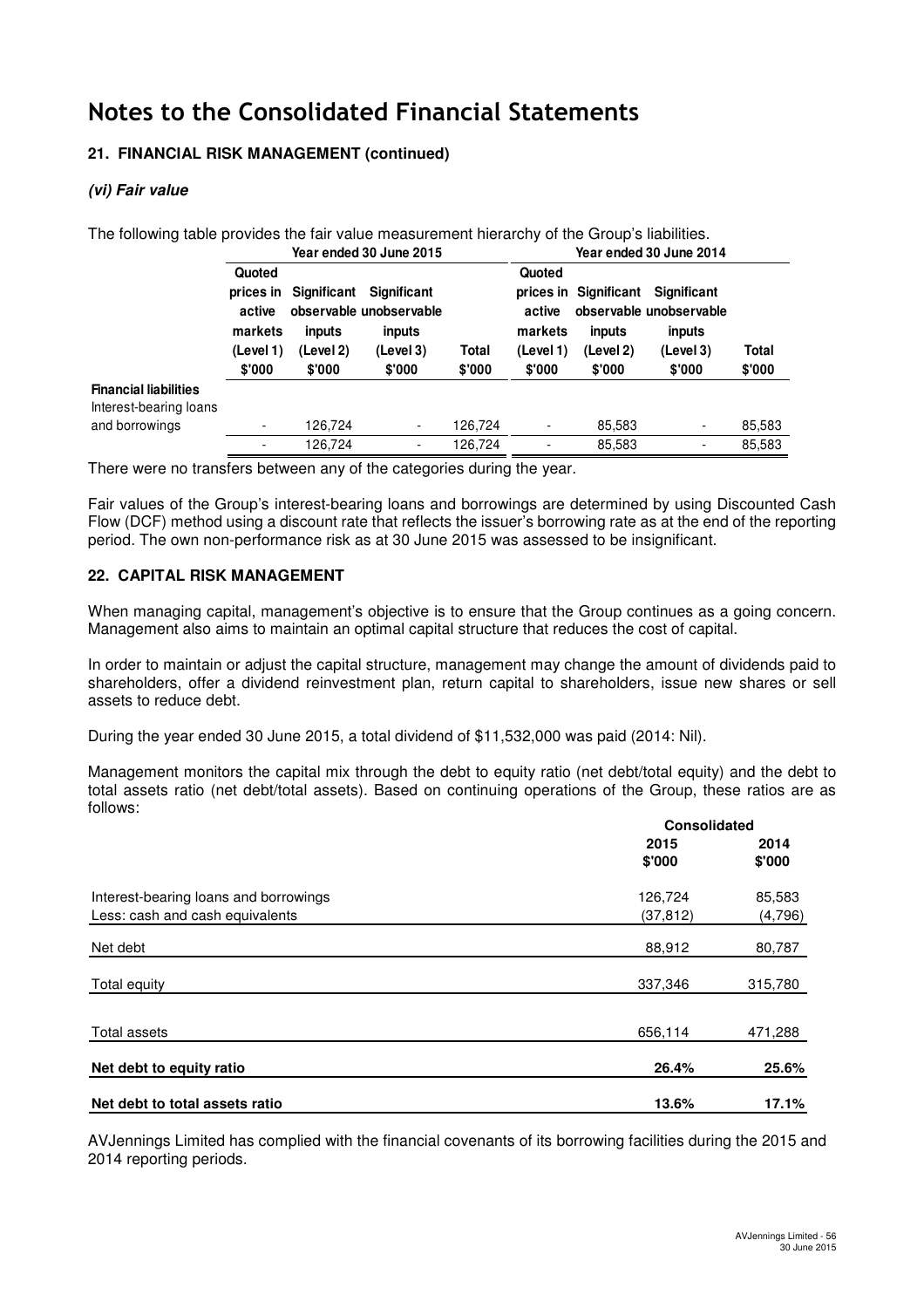# Notes to the Consolidated Financial Statements

### 21. FINANCIAL RISK MANAGEMENT (continued)

#### *(vi) Fair value*

The following table provides the fair value measurement hierarchy of the Group's liabilities.

| | Year ended 30 June 2015 | | | | Year ended 30 June 2014 | | | |
|---|---|---|---|---|---|---|---|---|
| | Quoted prices in active markets (Level 1) $'000 | Significant observable inputs (Level 2) $'000 | Significant unobservable inputs (Level 3) $'000 | Total $'000 | Quoted prices in active markets (Level 1) $'000 | Significant observable inputs (Level 2) $'000 | Significant unobservable inputs (Level 3) $'000 | Total $'000 |
| **Financial liabilities** | | | | | | | | |
| Interest-bearing loans and borrowings | - | 126,724 | - | 126,724 | - | 85,583 | - | 85,583 |
| | - | 126,724 | - | 126,724 | - | 85,583 | - | 85,583 |

There were no transfers between any of the categories during the year.

Fair values of the Group's interest-bearing loans and borrowings are determined by using Discounted Cash Flow (DCF) method using a discount rate that reflects the issuer's borrowing rate as at the end of the reporting period. The own non-performance risk as at 30 June 2015 was assessed to be insignificant.

### 22. CAPITAL RISK MANAGEMENT

When managing capital, management's objective is to ensure that the Group continues as a going concern. Management also aims to maintain an optimal capital structure that reduces the cost of capital.

In order to maintain or adjust the capital structure, management may change the amount of dividends paid to shareholders, offer a dividend reinvestment plan, return capital to shareholders, issue new shares or sell assets to reduce debt.

During the year ended 30 June 2015, a total dividend of $11,532,000 was paid (2014: Nil).

Management monitors the capital mix through the debt to equity ratio (net debt/total equity) and the debt to total assets ratio (net debt/total assets). Based on continuing operations of the Group, these ratios are as follows:

| | Consolidated | |
|---|---|---|
| | 2015 $'000 | 2014 $'000 |
| Interest-bearing loans and borrowings | 126,724 | 85,583 |
| Less: cash and cash equivalents | (37,812) | (4,796) |
| Net debt | 88,912 | 80,787 |
| Total equity | 337,346 | 315,780 |
| Total assets | 656,114 | 471,288 |
| **Net debt to equity ratio** | **26.4%** | **25.6%** |
| **Net debt to total assets ratio** | **13.6%** | **17.1%** |

AVJennings Limited has complied with the financial covenants of its borrowing facilities during the 2015 and 2014 reporting periods.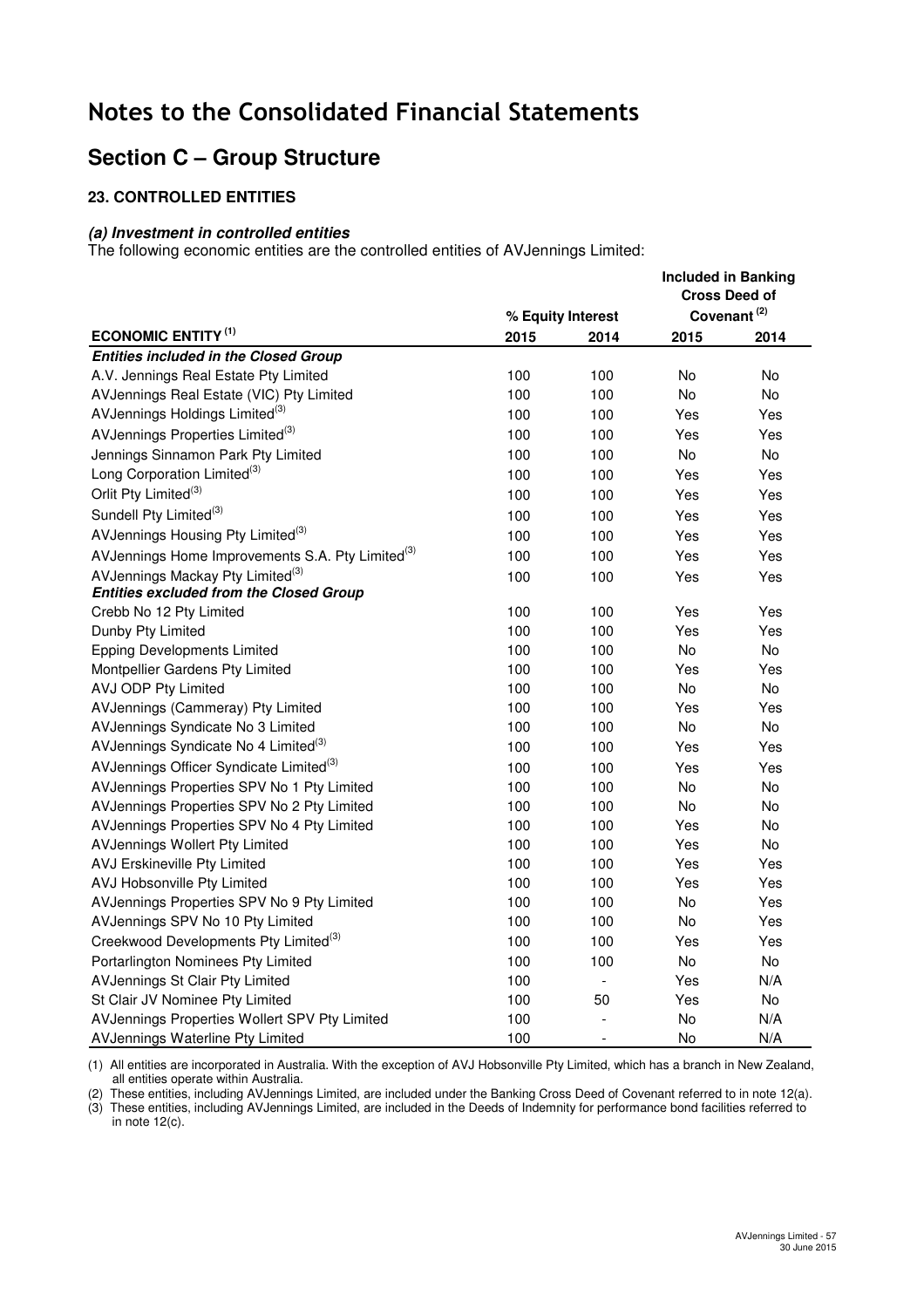# Notes to the Consolidated Financial Statements

## Section C – Group Structure

### 23. CONTROLLED ENTITIES

#### *(a) Investment in controlled entities*

The following economic entities are the controlled entities of AVJennings Limited:

| ECONOMIC ENTITY [1] | % Equity Interest | | Included in Banking Cross Deed of Covenant [2] | |
|---|---|---|---|---|
| | 2015 | 2014 | 2015 | 2014 |
| ***Entities included in the Closed Group*** | | | | |
| A.V. Jennings Real Estate Pty Limited | 100 | 100 | No | No |
| AVJennings Real Estate (VIC) Pty Limited | 100 | 100 | No | No |
| AVJennings Holdings Limited[3] | 100 | 100 | Yes | Yes |
| AVJennings Properties Limited[3] | 100 | 100 | Yes | Yes |
| Jennings Sinnamon Park Pty Limited | 100 | 100 | No | No |
| Long Corporation Limited[3] | 100 | 100 | Yes | Yes |
| Orlit Pty Limited[3] | 100 | 100 | Yes | Yes |
| Sundell Pty Limited[3] | 100 | 100 | Yes | Yes |
| AVJennings Housing Pty Limited[3] | 100 | 100 | Yes | Yes |
| AVJennings Home Improvements S.A. Pty Limited[3] | 100 | 100 | Yes | Yes |
| AVJennings Mackay Pty Limited[3] | 100 | 100 | Yes | Yes |
| ***Entities excluded from the Closed Group*** | | | | |
| Crebb No 12 Pty Limited | 100 | 100 | Yes | Yes |
| Dunby Pty Limited | 100 | 100 | Yes | Yes |
| Epping Developments Limited | 100 | 100 | No | No |
| Montpellier Gardens Pty Limited | 100 | 100 | Yes | Yes |
| AVJ ODP Pty Limited | 100 | 100 | No | No |
| AVJennings (Cammeray) Pty Limited | 100 | 100 | Yes | Yes |
| AVJennings Syndicate No 3 Limited | 100 | 100 | No | No |
| AVJennings Syndicate No 4 Limited[3] | 100 | 100 | Yes | Yes |
| AVJennings Officer Syndicate Limited[3] | 100 | 100 | Yes | Yes |
| AVJennings Properties SPV No 1 Pty Limited | 100 | 100 | No | No |
| AVJennings Properties SPV No 2 Pty Limited | 100 | 100 | No | No |
| AVJennings Properties SPV No 4 Pty Limited | 100 | 100 | Yes | No |
| AVJennings Wollert Pty Limited | 100 | 100 | Yes | No |
| AVJ Erskineville Pty Limited | 100 | 100 | Yes | Yes |
| AVJ Hobsonville Pty Limited | 100 | 100 | Yes | Yes |
| AVJennings Properties SPV No 9 Pty Limited | 100 | 100 | No | Yes |
| AVJennings SPV No 10 Pty Limited | 100 | 100 | No | Yes |
| Creekwood Developments Pty Limited[3] | 100 | 100 | Yes | Yes |
| Portarlington Nominees Pty Limited | 100 | 100 | No | No |
| AVJennings St Clair Pty Limited | 100 | - | Yes | N/A |
| St Clair JV Nominee Pty Limited | 100 | 50 | Yes | No |
| AVJennings Properties Wollert SPV Pty Limited | 100 | - | No | N/A |
| AVJennings Waterline Pty Limited | 100 | - | No | N/A |

(1) All entities are incorporated in Australia. With the exception of AVJ Hobsonville Pty Limited, which has a branch in New Zealand, all entities operate within Australia.

(2) These entities, including AVJennings Limited, are included under the Banking Cross Deed of Covenant referred to in note 12(a).

(3) These entities, including AVJennings Limited, are included in the Deeds of Indemnity for performance bond facilities referred to in note 12(c).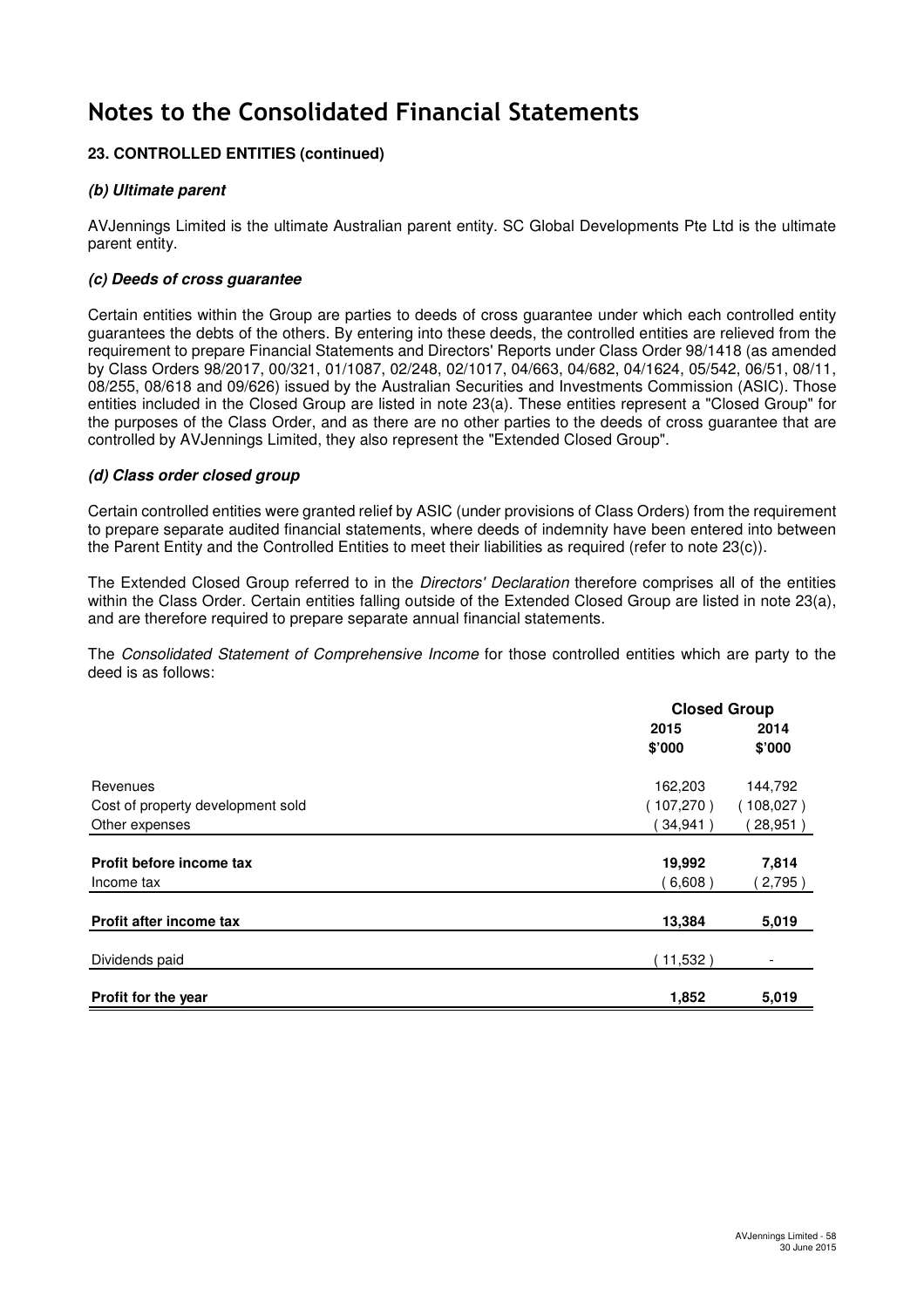# Notes to the Consolidated Financial Statements

### 23. CONTROLLED ENTITIES (continued)

#### *(b) Ultimate parent*

AVJennings Limited is the ultimate Australian parent entity. SC Global Developments Pte Ltd is the ultimate parent entity.

#### *(c) Deeds of cross guarantee*

Certain entities within the Group are parties to deeds of cross guarantee under which each controlled entity guarantees the debts of the others. By entering into these deeds, the controlled entities are relieved from the requirement to prepare Financial Statements and Directors' Reports under Class Order 98/1418 (as amended by Class Orders 98/2017, 00/321, 01/1087, 02/248, 02/1017, 04/663, 04/682, 04/1624, 05/542, 06/51, 08/11, 08/255, 08/618 and 09/626) issued by the Australian Securities and Investments Commission (ASIC). Those entities included in the Closed Group are listed in note 23(a). These entities represent a "Closed Group" for the purposes of the Class Order, and as there are no other parties to the deeds of cross guarantee that are controlled by AVJennings Limited, they also represent the "Extended Closed Group".

#### *(d) Class order closed group*

Certain controlled entities were granted relief by ASIC (under provisions of Class Orders) from the requirement to prepare separate audited financial statements, where deeds of indemnity have been entered into between the Parent Entity and the Controlled Entities to meet their liabilities as required (refer to note 23(c)).

The Extended Closed Group referred to in the *Directors' Declaration* therefore comprises all of the entities within the Class Order. Certain entities falling outside of the Extended Closed Group are listed in note 23(a), and are therefore required to prepare separate annual financial statements.

The *Consolidated Statement of Comprehensive Income* for those controlled entities which are party to the deed is as follows:

| | Closed Group | |
|---|---|---|
| | 2015<br>$'000 | 2014<br>$'000 |
| Revenues | 162,203 | 144,792 |
| Cost of property development sold | (107,270) | (108,027) |
| Other expenses | (34,941) | (28,951) |
| **Profit before income tax** | **19,992** | **7,814** |
| Income tax | (6,608) | (2,795) |
| **Profit after income tax** | **13,384** | **5,019** |
| Dividends paid | (11,532) | - |
| **Profit for the year** | **1,852** | **5,019** |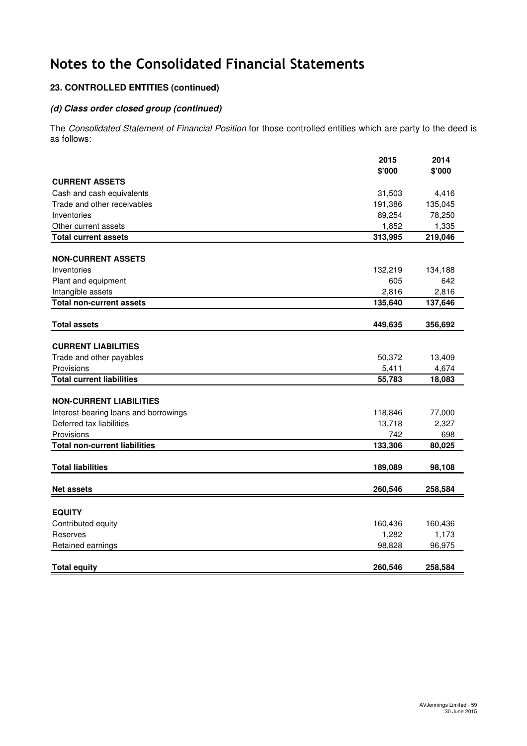# Notes to the Consolidated Financial Statements

### 23. CONTROLLED ENTITIES (continued)

#### *(d) Class order closed group (continued)*

The *Consolidated Statement of Financial Position* for those controlled entities which are party to the deed is as follows:

| | 2015 \$'000 | 2014 \$'000 |
|---|---|---|
| **CURRENT ASSETS** | | |
| Cash and cash equivalents | 31,503 | 4,416 |
| Trade and other receivables | 191,386 | 135,045 |
| Inventories | 89,254 | 78,250 |
| Other current assets | 1,852 | 1,335 |
| **Total current assets** | **313,995** | **219,046** |
| | | |
| **NON-CURRENT ASSETS** | | |
| Inventories | 132,219 | 134,188 |
| Plant and equipment | 605 | 642 |
| Intangible assets | 2,816 | 2,816 |
| **Total non-current assets** | **135,640** | **137,646** |
| | | |
| **Total assets** | **449,635** | **356,692** |
| | | |
| **CURRENT LIABILITIES** | | |
| Trade and other payables | 50,372 | 13,409 |
| Provisions | 5,411 | 4,674 |
| **Total current liabilities** | **55,783** | **18,083** |
| | | |
| **NON-CURRENT LIABILITIES** | | |
| Interest-bearing loans and borrowings | 118,846 | 77,000 |
| Deferred tax liabilities | 13,718 | 2,327 |
| Provisions | 742 | 698 |
| **Total non-current liabilities** | **133,306** | **80,025** |
| | | |
| **Total liabilities** | **189,089** | **98,108** |
| | | |
| **Net assets** | **260,546** | **258,584** |
| | | |
| **EQUITY** | | |
| Contributed equity | 160,436 | 160,436 |
| Reserves | 1,282 | 1,173 |
| Retained earnings | 98,828 | 96,975 |
| | | |
| **Total equity** | **260,546** | **258,584** |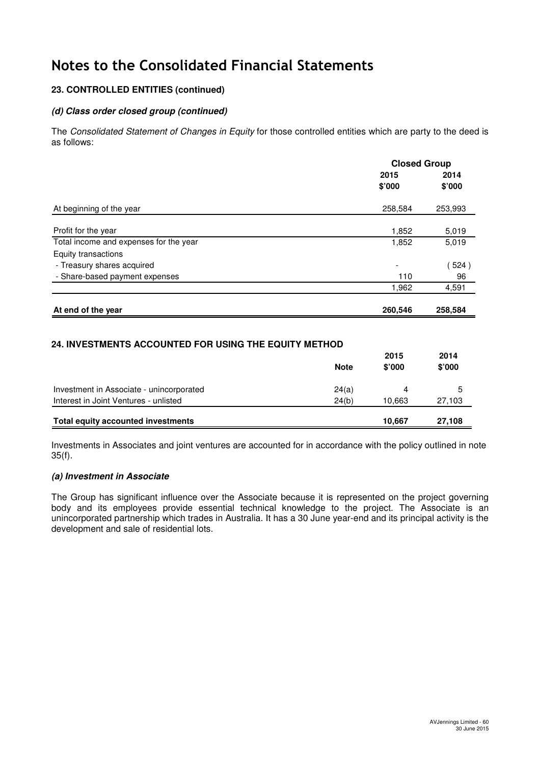# Notes to the Consolidated Financial Statements

### 23. CONTROLLED ENTITIES (continued)

#### *(d) Class order closed group (continued)*

The *Consolidated Statement of Changes in Equity* for those controlled entities which are party to the deed is as follows:

| | Closed Group | |
|---|---|---|
| | 2015 | 2014 |
| | \$'000 | \$'000 |
| At beginning of the year | 258,584 | 253,993 |
| Profit for the year | 1,852 | 5,019 |
| Total income and expenses for the year | 1,852 | 5,019 |
| Equity transactions | | |
| - Treasury shares acquired | - | ( 524 ) |
| - Share-based payment expenses | 110 | 96 |
| | 1,962 | 4,591 |
| **At end of the year** | **260,546** | **258,584** |

### 24. INVESTMENTS ACCOUNTED FOR USING THE EQUITY METHOD

| | Note | 2015 \$'000 | 2014 \$'000 |
|---|---|---|---|
| Investment in Associate - unincorporated | 24(a) | 4 | 5 |
| Interest in Joint Ventures - unlisted | 24(b) | 10,663 | 27,103 |
| **Total equity accounted investments** | | **10,667** | **27,108** |

Investments in Associates and joint ventures are accounted for in accordance with the policy outlined in note 35(f).

#### *(a) Investment in Associate*

The Group has significant influence over the Associate because it is represented on the project governing body and its employees provide essential technical knowledge to the project. The Associate is an unincorporated partnership which trades in Australia. It has a 30 June year-end and its principal activity is the development and sale of residential lots.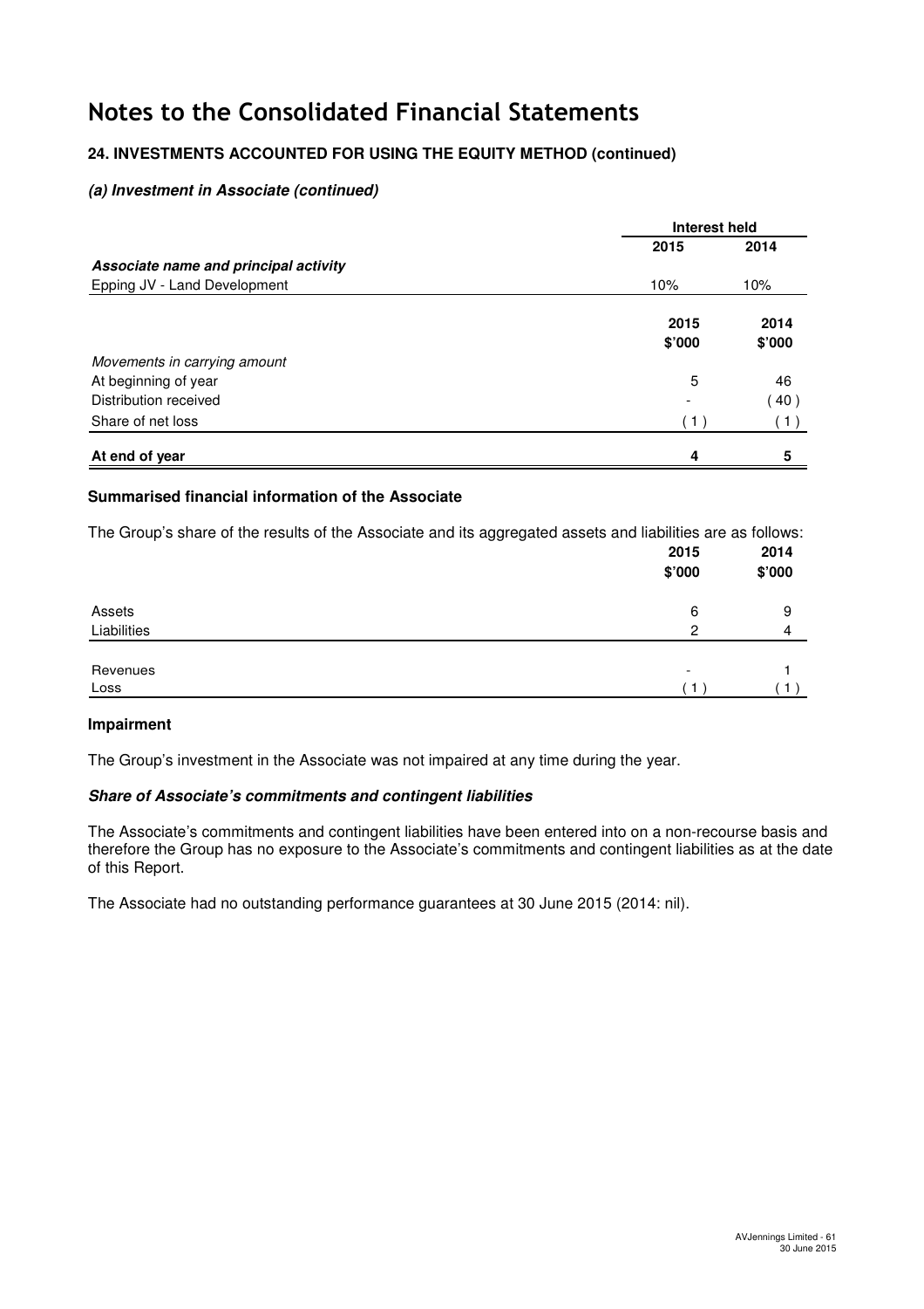// Notes to the Consolidated Financial Statements

## 24. INVESTMENTS ACCOUNTED FOR USING THE EQUITY METHOD (continued)

### *(a) Investment in Associate (continued)*

| | Interest held | |
|---|---|---|
| | 2015 | 2014 |
| ***Associate name and principal activity*** | | |
| Epping JV - Land Development | 10% | 10% |

| | 2015 $'000 | 2014 $'000 |
|---|---|---|
| *Movements in carrying amount* | | |
| At beginning of year | 5 | 46 |
| Distribution received | - | ( 40 ) |
| Share of net loss | ( 1 ) | ( 1 ) |
| **At end of year** | **4** | **5** |

**Summarised financial information of the Associate**

The Group's share of the results of the Associate and its aggregated assets and liabilities are as follows:

| | 2015 $'000 | 2014 $'000 |
|---|---|---|
| Assets | 6 | 9 |
| Liabilities | 2 | 4 |
| Revenues | - | 1 |
| Loss | ( 1 ) | ( 1 ) |

**Impairment**

The Group's investment in the Associate was not impaired at any time during the year.

***Share of Associate's commitments and contingent liabilities***

The Associate's commitments and contingent liabilities have been entered into on a non-recourse basis and therefore the Group has no exposure to the Associate's commitments and contingent liabilities as at the date of this Report.

The Associate had no outstanding performance guarantees at 30 June 2015 (2014: nil).

# Notes to the Consolidated Financial Statements

## 24. INVESTMENTS ACCOUNTED FOR USING THE EQUITY METHOD (continued)

### *(a) Investment in Associate (continued)*

| | Interest held | |
|---|---|---|
| | 2015 | 2014 |
| ***Associate name and principal activity*** | | |
| Epping JV - Land Development | 10% | 10% |

| | 2015 $'000 | 2014 $'000 |
|---|---|---|
| *Movements in carrying amount* | | |
| At beginning of year | 5 | 46 |
| Distribution received | - | ( 40 ) |
| Share of net loss | ( 1 ) | ( 1 ) |
| **At end of year** | **4** | **5** |

**Summarised financial information of the Associate**

The Group's share of the results of the Associate and its aggregated assets and liabilities are as follows:

| | 2015 $'000 | 2014 $'000 |
|---|---|---|
| Assets | 6 | 9 |
| Liabilities | 2 | 4 |
| Revenues | - | 1 |
| Loss | ( 1 ) | ( 1 ) |

**Impairment**

The Group's investment in the Associate was not impaired at any time during the year.

***Share of Associate's commitments and contingent liabilities***

The Associate's commitments and contingent liabilities have been entered into on a non-recourse basis and therefore the Group has no exposure to the Associate's commitments and contingent liabilities as at the date of this Report.

The Associate had no outstanding performance guarantees at 30 June 2015 (2014: nil).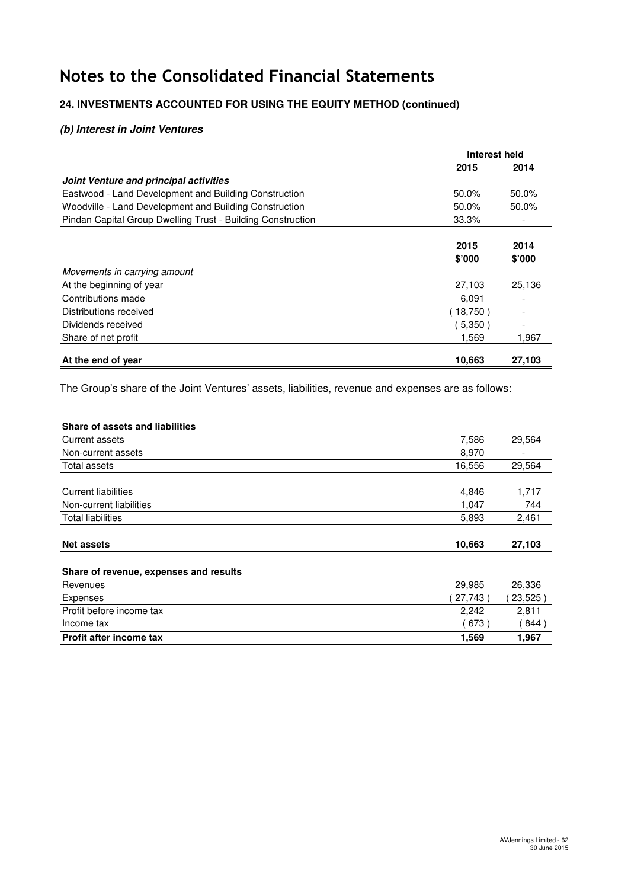# Notes to the Consolidated Financial Statements

### 24. INVESTMENTS ACCOUNTED FOR USING THE EQUITY METHOD (continued)

#### *(b) Interest in Joint Ventures*

| | Interest held | |
|---|---|---|
| | 2015 | 2014 |
| ***Joint Venture and principal activities*** | | |
| Eastwood - Land Development and Building Construction | 50.0% | 50.0% |
| Woodville - Land Development and Building Construction | 50.0% | 50.0% |
| Pindan Capital Group Dwelling Trust - Building Construction | 33.3% | - |

| | 2015 $'000 | 2014 $'000 |
|---|---|---|
| *Movements in carrying amount* | | |
| At the beginning of year | 27,103 | 25,136 |
| Contributions made | 6,091 | - |
| Distributions received | ( 18,750 ) | - |
| Dividends received | ( 5,350 ) | - |
| Share of net profit | 1,569 | 1,967 |
| **At the end of year** | **10,663** | **27,103** |

The Group's share of the Joint Ventures' assets, liabilities, revenue and expenses are as follows:

| | 2015 $'000 | 2014 $'000 |
|---|---|---|
| **Share of assets and liabilities** | | |
| Current assets | 7,586 | 29,564 |
| Non-current assets | 8,970 | - |
| Total assets | 16,556 | 29,564 |
| | | |
| Current liabilities | 4,846 | 1,717 |
| Non-current liabilities | 1,047 | 744 |
| Total liabilities | 5,893 | 2,461 |
| | | |
| **Net assets** | **10,663** | **27,103** |
| | | |
| **Share of revenue, expenses and results** | | |
| Revenues | 29,985 | 26,336 |
| Expenses | ( 27,743 ) | ( 23,525 ) |
| Profit before income tax | 2,242 | 2,811 |
| Income tax | ( 673 ) | ( 844 ) |
| **Profit after income tax** | **1,569** | **1,967** |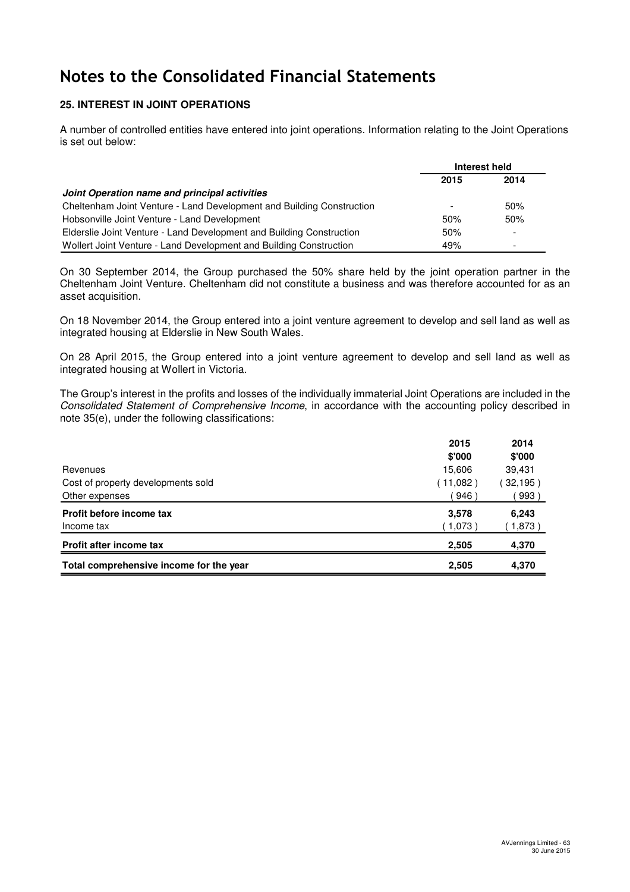# Notes to the Consolidated Financial Statements

## 25. INTEREST IN JOINT OPERATIONS

A number of controlled entities have entered into joint operations. Information relating to the Joint Operations is set out below:

| | Interest held | |
|---|---|---|
| | **2015** | **2014** |
| ***Joint Operation name and principal activities*** | | |
| Cheltenham Joint Venture - Land Development and Building Construction | - | 50% |
| Hobsonville Joint Venture - Land Development | 50% | 50% |
| Elderslie Joint Venture - Land Development and Building Construction | 50% | - |
| Wollert Joint Venture - Land Development and Building Construction | 49% | - |

On 30 September 2014, the Group purchased the 50% share held by the joint operation partner in the Cheltenham Joint Venture. Cheltenham did not constitute a business and was therefore accounted for as an asset acquisition.

On 18 November 2014, the Group entered into a joint venture agreement to develop and sell land as well as integrated housing at Elderslie in New South Wales.

On 28 April 2015, the Group entered into a joint venture agreement to develop and sell land as well as integrated housing at Wollert in Victoria.

The Group's interest in the profits and losses of the individually immaterial Joint Operations are included in the *Consolidated Statement of Comprehensive Income*, in accordance with the accounting policy described in note 35(e), under the following classifications:

| | 2015 | 2014 |
|---|---|---|
| | $'000 | $'000 |
| Revenues | 15,606 | 39,431 |
| Cost of property developments sold | ( 11,082 ) | ( 32,195 ) |
| Other expenses | ( 946 ) | ( 993 ) |
| **Profit before income tax** | **3,578** | **6,243** |
| Income tax | ( 1,073 ) | ( 1,873 ) |
| **Profit after income tax** | **2,505** | **4,370** |
| **Total comprehensive income for the year** | **2,505** | **4,370** |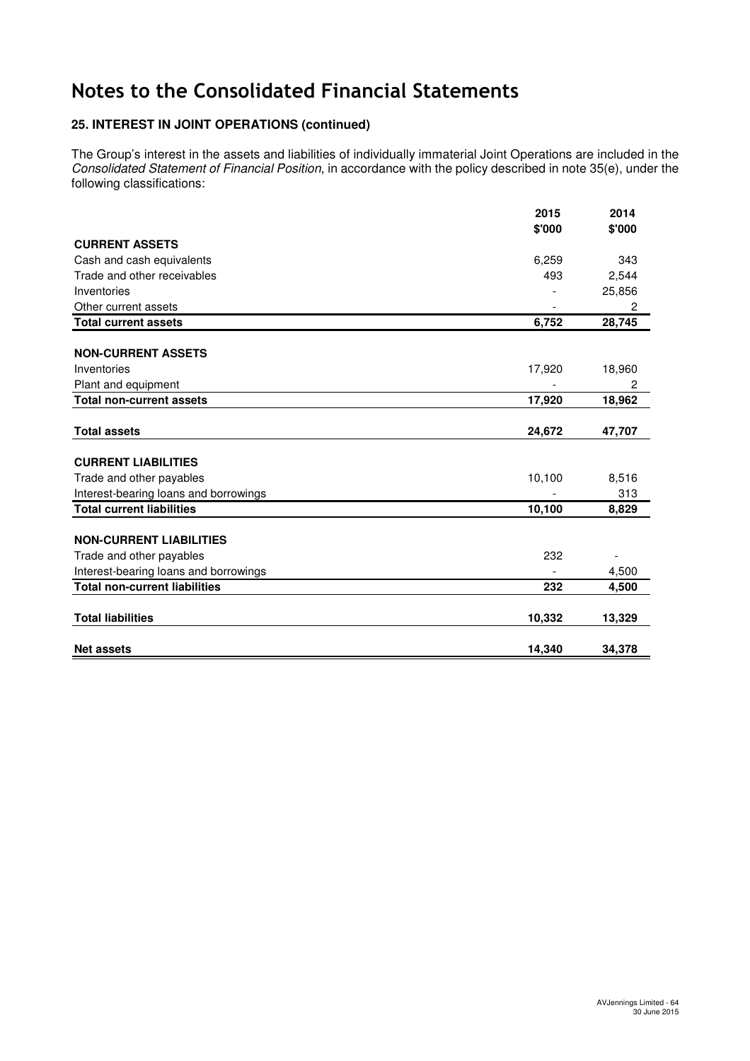# Notes to the Consolidated Financial Statements

**25. INTEREST IN JOINT OPERATIONS (continued)**

The Group's interest in the assets and liabilities of individually immaterial Joint Operations are included in the *Consolidated Statement of Financial Position*, in accordance with the policy described in note 35(e), under the following classifications:

| | 2015 | 2014 |
|---|---|---|
| | $'000 | $'000 |
| **CURRENT ASSETS** | | |
| Cash and cash equivalents | 6,259 | 343 |
| Trade and other receivables | 493 | 2,544 |
| Inventories | - | 25,856 |
| Other current assets | - | 2 |
| **Total current assets** | **6,752** | **28,745** |
| | | |
| **NON-CURRENT ASSETS** | | |
| Inventories | 17,920 | 18,960 |
| Plant and equipment | - | 2 |
| **Total non-current assets** | **17,920** | **18,962** |
| | | |
| **Total assets** | **24,672** | **47,707** |
| | | |
| **CURRENT LIABILITIES** | | |
| Trade and other payables | 10,100 | 8,516 |
| Interest-bearing loans and borrowings | - | 313 |
| **Total current liabilities** | **10,100** | **8,829** |
| | | |
| **NON-CURRENT LIABILITIES** | | |
| Trade and other payables | 232 | - |
| Interest-bearing loans and borrowings | - | 4,500 |
| **Total non-current liabilities** | **232** | **4,500** |
| | | |
| **Total liabilities** | **10,332** | **13,329** |
| | | |
| **Net assets** | **14,340** | **34,378** |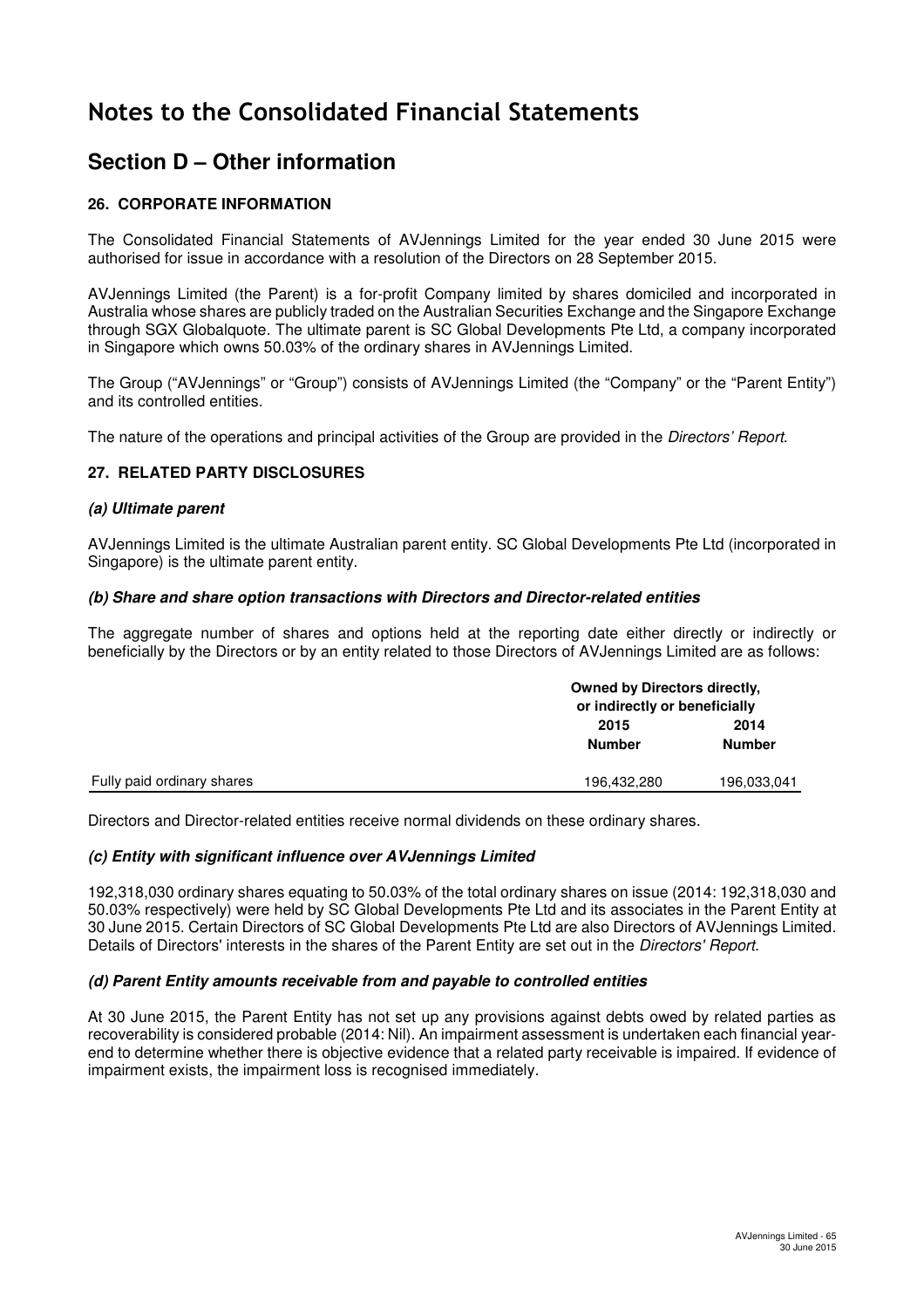# Notes to the Consolidated Financial Statements

## Section D – Other information

### 26. CORPORATE INFORMATION

The Consolidated Financial Statements of AVJennings Limited for the year ended 30 June 2015 were authorised for issue in accordance with a resolution of the Directors on 28 September 2015.

AVJennings Limited (the Parent) is a for-profit Company limited by shares domiciled and incorporated in Australia whose shares are publicly traded on the Australian Securities Exchange and the Singapore Exchange through SGX Globalquote. The ultimate parent is SC Global Developments Pte Ltd, a company incorporated in Singapore which owns 50.03% of the ordinary shares in AVJennings Limited.

The Group ("AVJennings" or "Group") consists of AVJennings Limited (the "Company" or the "Parent Entity") and its controlled entities.

The nature of the operations and principal activities of the Group are provided in the *Directors' Report*.

### 27. RELATED PARTY DISCLOSURES

#### *(a) Ultimate parent*

AVJennings Limited is the ultimate Australian parent entity. SC Global Developments Pte Ltd (incorporated in Singapore) is the ultimate parent entity.

#### *(b) Share and share option transactions with Directors and Director-related entities*

The aggregate number of shares and options held at the reporting date either directly or indirectly or beneficially by the Directors or by an entity related to those Directors of AVJennings Limited are as follows:

| | Owned by Directors directly, or indirectly or beneficially | |
|---|---|---|
| | **2015 Number** | **2014 Number** |
| Fully paid ordinary shares | 196,432,280 | 196,033,041 |

Directors and Director-related entities receive normal dividends on these ordinary shares.

#### *(c) Entity with significant influence over AVJennings Limited*

192,318,030 ordinary shares equating to 50.03% of the total ordinary shares on issue (2014: 192,318,030 and 50.03% respectively) were held by SC Global Developments Pte Ltd and its associates in the Parent Entity at 30 June 2015. Certain Directors of SC Global Developments Pte Ltd are also Directors of AVJennings Limited. Details of Directors' interests in the shares of the Parent Entity are set out in the *Directors' Report*.

#### *(d) Parent Entity amounts receivable from and payable to controlled entities*

At 30 June 2015, the Parent Entity has not set up any provisions against debts owed by related parties as recoverability is considered probable (2014: Nil). An impairment assessment is undertaken each financial year-end to determine whether there is objective evidence that a related party receivable is impaired. If evidence of impairment exists, the impairment loss is recognised immediately.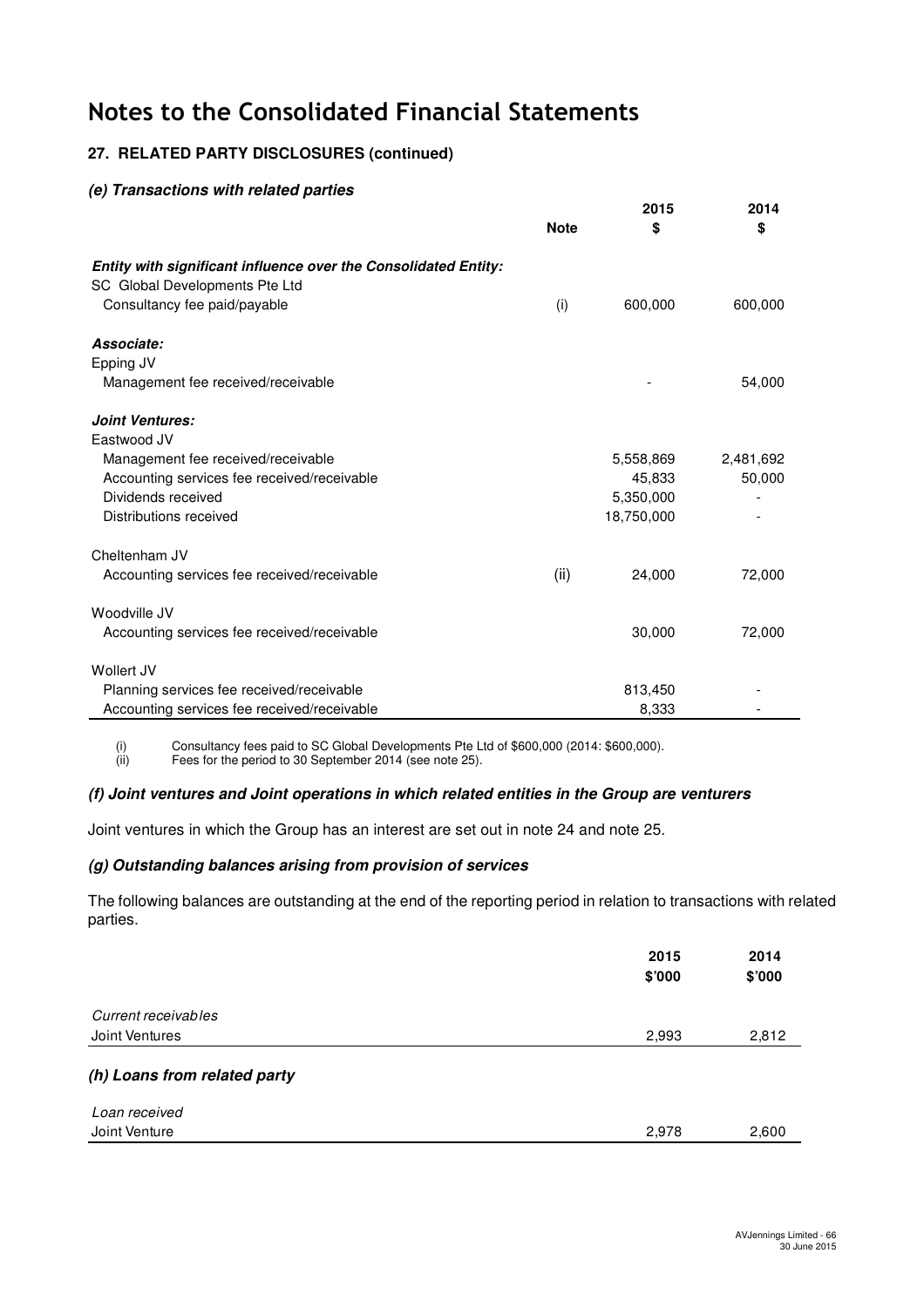# Notes to the Consolidated Financial Statements

## 27. RELATED PARTY DISCLOSURES (continued)

### *(e) Transactions with related parties*

| | Note | 2015 $ | 2014 $ |
|---|---|---|---|
| ***Entity with significant influence over the Consolidated Entity:*** | | | |
| SC Global Developments Pte Ltd | | | |
| Consultancy fee paid/payable | (i) | 600,000 | 600,000 |
| ***Associate:*** | | | |
| Epping JV | | | |
| Management fee received/receivable | | - | 54,000 |
| ***Joint Ventures:*** | | | |
| Eastwood JV | | | |
| Management fee received/receivable | | 5,558,869 | 2,481,692 |
| Accounting services fee received/receivable | | 45,833 | 50,000 |
| Dividends received | | 5,350,000 | - |
| Distributions received | | 18,750,000 | - |
| Cheltenham JV | | | |
| Accounting services fee received/receivable | (ii) | 24,000 | 72,000 |
| Woodville JV | | | |
| Accounting services fee received/receivable | | 30,000 | 72,000 |
| Wollert JV | | | |
| Planning services fee received/receivable | | 813,450 | - |
| Accounting services fee received/receivable | | 8,333 | - |

(i) Consultancy fees paid to SC Global Developments Pte Ltd of $600,000 (2014: $600,000).
(ii) Fees for the period to 30 September 2014 (see note 25).

### *(f) Joint ventures and Joint operations in which related entities in the Group are venturers*

Joint ventures in which the Group has an interest are set out in note 24 and note 25.

### *(g) Outstanding balances arising from provision of services*

The following balances are outstanding at the end of the reporting period in relation to transactions with related parties.

| | 2015 $'000 | 2014 $'000 |
|---|---|---|
| *Current receivables* | | |
| Joint Ventures | 2,993 | 2,812 |

### *(h) Loans from related party*

| | 2015 $'000 | 2014 $'000 |
|---|---|---|
| *Loan received* | | |
| Joint Venture | 2,978 | 2,600 |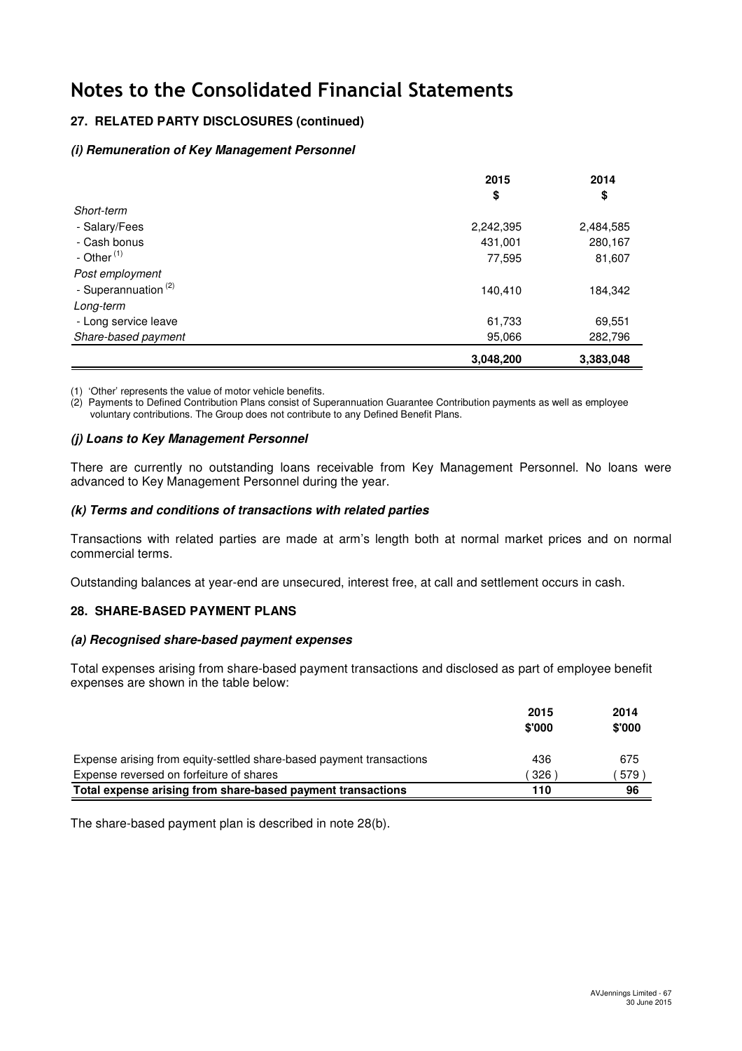# Notes to the Consolidated Financial Statements

### 27. RELATED PARTY DISCLOSURES (continued)

#### *(i) Remuneration of Key Management Personnel*

| | 2015<br>$ | 2014<br>$ |
|---|---|---|
| *Short-term* | | |
| - Salary/Fees | 2,242,395 | 2,484,585 |
| - Cash bonus | 431,001 | 280,167 |
| - Other [(1)] | 77,595 | 81,607 |
| *Post employment* | | |
| - Superannuation [(2)] | 140,410 | 184,342 |
| *Long-term* | | |
| - Long service leave | 61,733 | 69,551 |
| *Share-based payment* | 95,066 | 282,796 |
| | **3,048,200** | **3,383,048** |

(1) 'Other' represents the value of motor vehicle benefits.

(2) Payments to Defined Contribution Plans consist of Superannuation Guarantee Contribution payments as well as employee voluntary contributions. The Group does not contribute to any Defined Benefit Plans.

#### *(j) Loans to Key Management Personnel*

There are currently no outstanding loans receivable from Key Management Personnel. No loans were advanced to Key Management Personnel during the year.

#### *(k) Terms and conditions of transactions with related parties*

Transactions with related parties are made at arm's length both at normal market prices and on normal commercial terms.

Outstanding balances at year-end are unsecured, interest free, at call and settlement occurs in cash.

### 28. SHARE-BASED PAYMENT PLANS

#### *(a) Recognised share-based payment expenses*

Total expenses arising from share-based payment transactions and disclosed as part of employee benefit expenses are shown in the table below:

| | 2015<br>$'000 | 2014<br>$'000 |
|---|---|---|
| Expense arising from equity-settled share-based payment transactions | 436 | 675 |
| Expense reversed on forfeiture of shares | (326) | (579) |
| **Total expense arising from share-based payment transactions** | **110** | **96** |

The share-based payment plan is described in note 28(b).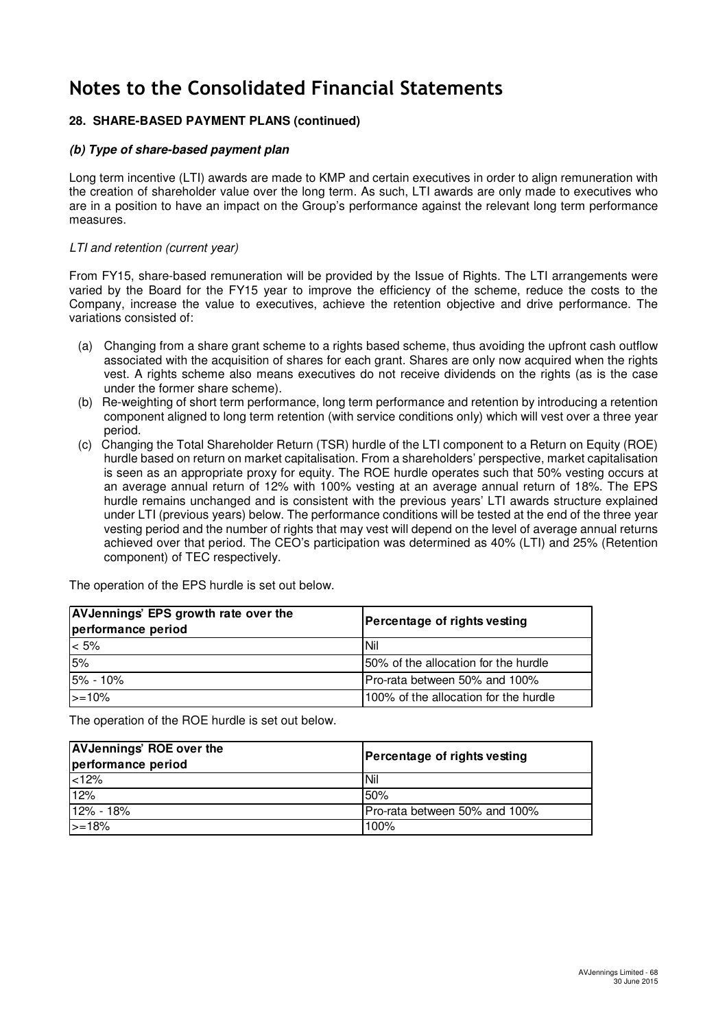# Notes to the Consolidated Financial Statements

### 28. SHARE-BASED PAYMENT PLANS (continued)

#### *(b) Type of share-based payment plan*

Long term incentive (LTI) awards are made to KMP and certain executives in order to align remuneration with the creation of shareholder value over the long term. As such, LTI awards are only made to executives who are in a position to have an impact on the Group's performance against the relevant long term performance measures.

*LTI and retention (current year)*

From FY15, share-based remuneration will be provided by the Issue of Rights. The LTI arrangements were varied by the Board for the FY15 year to improve the efficiency of the scheme, reduce the costs to the Company, increase the value to executives, achieve the retention objective and drive performance. The variations consisted of:

(a) Changing from a share grant scheme to a rights based scheme, thus avoiding the upfront cash outflow associated with the acquisition of shares for each grant. Shares are only now acquired when the rights vest. A rights scheme also means executives do not receive dividends on the rights (as is the case under the former share scheme).

(b) Re-weighting of short term performance, long term performance and retention by introducing a retention component aligned to long term retention (with service conditions only) which will vest over a three year period.

(c) Changing the Total Shareholder Return (TSR) hurdle of the LTI component to a Return on Equity (ROE) hurdle based on return on market capitalisation. From a shareholders' perspective, market capitalisation is seen as an appropriate proxy for equity. The ROE hurdle operates such that 50% vesting occurs at an average annual return of 12% with 100% vesting at an average annual return of 18%. The EPS hurdle remains unchanged and is consistent with the previous years' LTI awards structure explained under LTI (previous years) below. The performance conditions will be tested at the end of the three year vesting period and the number of rights that may vest will depend on the level of average annual returns achieved over that period. The CEO's participation was determined as 40% (LTI) and 25% (Retention component) of TEC respectively.

The operation of the EPS hurdle is set out below.

| AVJennings' EPS growth rate over the performance period | Percentage of rights vesting |
|---|---|
| < 5% | Nil |
| 5% | 50% of the allocation for the hurdle |
| 5% - 10% | Pro-rata between 50% and 100% |
| >=10% | 100% of the allocation for the hurdle |

The operation of the ROE hurdle is set out below.

| AVJennings' ROE over the performance period | Percentage of rights vesting |
|---|---|
| <12% | Nil |
| 12% | 50% |
| 12% - 18% | Pro-rata between 50% and 100% |
| >=18% | 100% |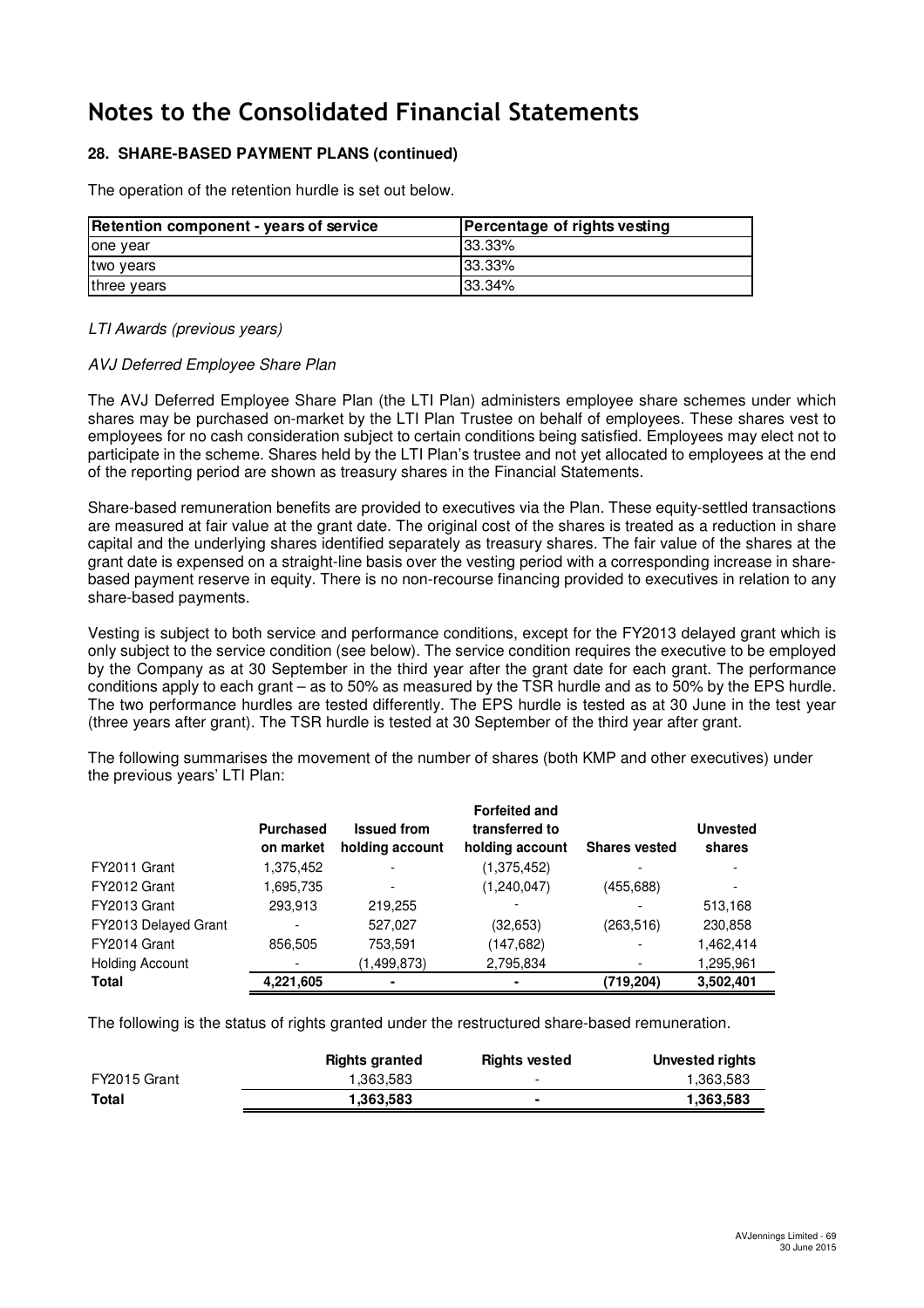# Notes to the Consolidated Financial Statements

## 28. SHARE-BASED PAYMENT PLANS (continued)

The operation of the retention hurdle is set out below.

| Retention component - years of service | Percentage of rights vesting |
|---|---|
| one year | 33.33% |
| two years | 33.33% |
| three years | 33.34% |

*LTI Awards (previous years)*

*AVJ Deferred Employee Share Plan*

The AVJ Deferred Employee Share Plan (the LTI Plan) administers employee share schemes under which shares may be purchased on-market by the LTI Plan Trustee on behalf of employees. These shares vest to employees for no cash consideration subject to certain conditions being satisfied. Employees may elect not to participate in the scheme. Shares held by the LTI Plan's trustee and not yet allocated to employees at the end of the reporting period are shown as treasury shares in the Financial Statements.

Share-based remuneration benefits are provided to executives via the Plan. These equity-settled transactions are measured at fair value at the grant date. The original cost of the shares is treated as a reduction in share capital and the underlying shares identified separately as treasury shares. The fair value of the shares at the grant date is expensed on a straight-line basis over the vesting period with a corresponding increase in share-based payment reserve in equity. There is no non-recourse financing provided to executives in relation to any share-based payments.

Vesting is subject to both service and performance conditions, except for the FY2013 delayed grant which is only subject to the service condition (see below). The service condition requires the executive to be employed by the Company as at 30 September in the third year after the grant date for each grant. The performance conditions apply to each grant – as to 50% as measured by the TSR hurdle and as to 50% by the EPS hurdle. The two performance hurdles are tested differently. The EPS hurdle is tested as at 30 June in the test year (three years after grant). The TSR hurdle is tested at 30 September of the third year after grant.

The following summarises the movement of the number of shares (both KMP and other executives) under the previous years' LTI Plan:

| | Purchased on market | Issued from holding account | Forfeited and transferred to holding account | Shares vested | Unvested shares |
|---|---|---|---|---|---|
| FY2011 Grant | 1,375,452 | - | (1,375,452) | - | - |
| FY2012 Grant | 1,695,735 | - | (1,240,047) | (455,688) | - |
| FY2013 Grant | 293,913 | 219,255 | - | - | 513,168 |
| FY2013 Delayed Grant | - | 527,027 | (32,653) | (263,516) | 230,858 |
| FY2014 Grant | 856,505 | 753,591 | (147,682) | - | 1,462,414 |
| Holding Account | - | (1,499,873) | 2,795,834 | - | 1,295,961 |
| **Total** | **4,221,605** | **-** | **-** | **(719,204)** | **3,502,401** |

The following is the status of rights granted under the restructured share-based remuneration.

| | Rights granted | Rights vested | Unvested rights |
|---|---|---|---|
| FY2015 Grant | 1,363,583 | - | 1,363,583 |
| **Total** | **1,363,583** | **-** | **1,363,583** |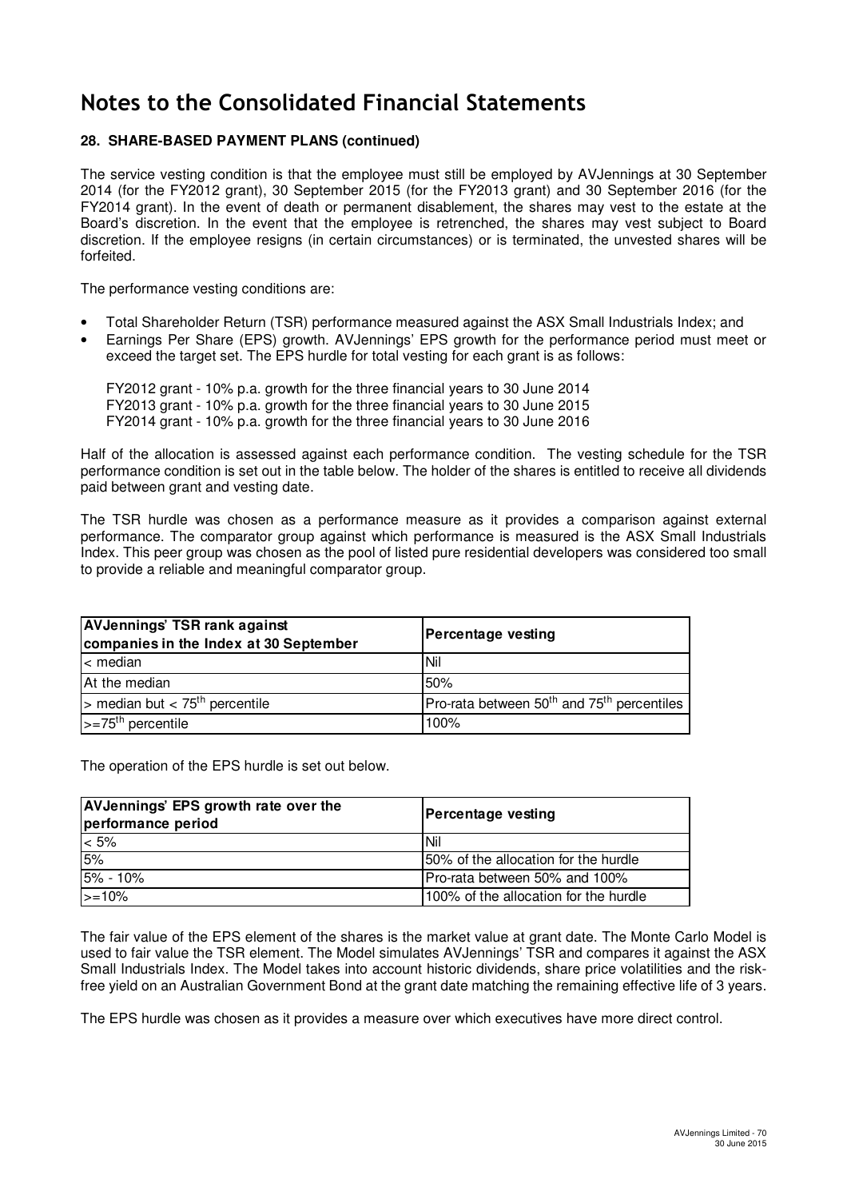# Notes to the Consolidated Financial Statements

### 28. SHARE-BASED PAYMENT PLANS (continued)

The service vesting condition is that the employee must still be employed by AVJennings at 30 September 2014 (for the FY2012 grant), 30 September 2015 (for the FY2013 grant) and 30 September 2016 (for the FY2014 grant). In the event of death or permanent disablement, the shares may vest to the estate at the Board's discretion. In the event that the employee is retrenched, the shares may vest subject to Board discretion. If the employee resigns (in certain circumstances) or is terminated, the unvested shares will be forfeited.

The performance vesting conditions are:

- Total Shareholder Return (TSR) performance measured against the ASX Small Industrials Index; and
- Earnings Per Share (EPS) growth. AVJennings' EPS growth for the performance period must meet or exceed the target set. The EPS hurdle for total vesting for each grant is as follows:

  FY2012 grant - 10% p.a. growth for the three financial years to 30 June 2014
  FY2013 grant - 10% p.a. growth for the three financial years to 30 June 2015
  FY2014 grant - 10% p.a. growth for the three financial years to 30 June 2016

Half of the allocation is assessed against each performance condition. The vesting schedule for the TSR performance condition is set out in the table below. The holder of the shares is entitled to receive all dividends paid between grant and vesting date.

The TSR hurdle was chosen as a performance measure as it provides a comparison against external performance. The comparator group against which performance is measured is the ASX Small Industrials Index. This peer group was chosen as the pool of listed pure residential developers was considered too small to provide a reliable and meaningful comparator group.

| AVJennings' TSR rank against companies in the Index at 30 September | Percentage vesting |
|---|---|
| < median | Nil |
| At the median | 50% |
| > median but < 75th percentile | Pro-rata between 50th and 75th percentiles |
| >=75th percentile | 100% |

The operation of the EPS hurdle is set out below.

| AVJennings' EPS growth rate over the performance period | Percentage vesting |
|---|---|
| < 5% | Nil |
| 5% | 50% of the allocation for the hurdle |
| 5% - 10% | Pro-rata between 50% and 100% |
| >=10% | 100% of the allocation for the hurdle |

The fair value of the EPS element of the shares is the market value at grant date. The Monte Carlo Model is used to fair value the TSR element. The Model simulates AVJennings' TSR and compares it against the ASX Small Industrials Index. The Model takes into account historic dividends, share price volatilities and the risk-free yield on an Australian Government Bond at the grant date matching the remaining effective life of 3 years.

The EPS hurdle was chosen as it provides a measure over which executives have more direct control.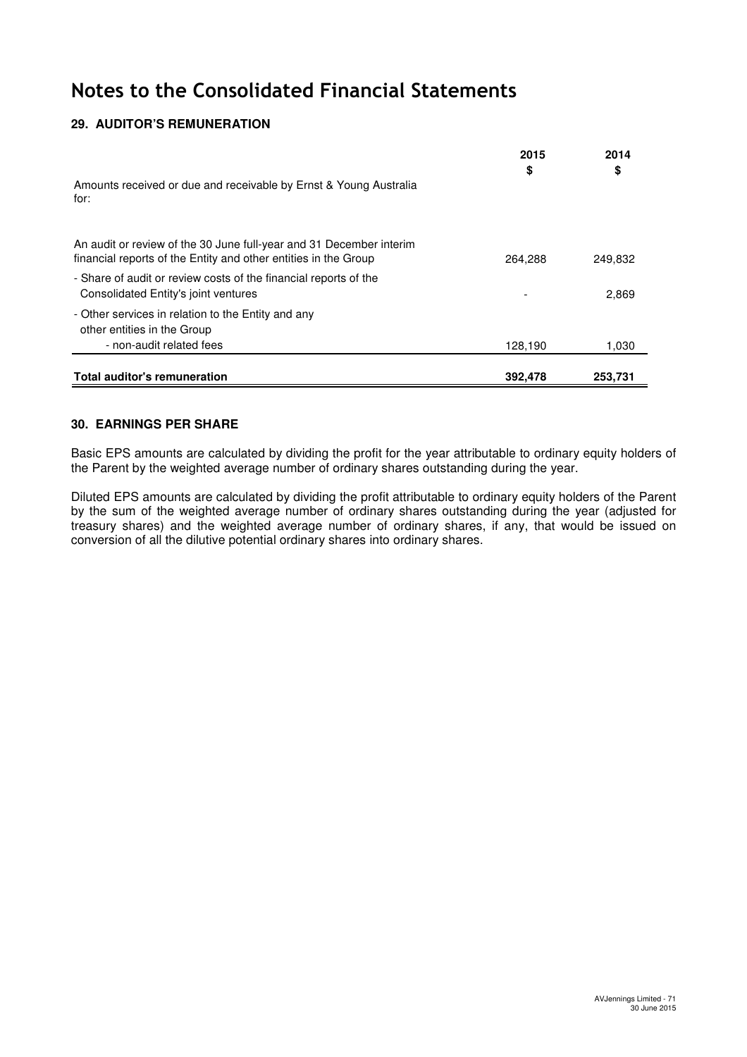# Notes to the Consolidated Financial Statements

## 29. AUDITOR'S REMUNERATION

| | 2015 $ | 2014 $ |
|---|---|---|
| Amounts received or due and receivable by Ernst & Young Australia for: | | |
| An audit or review of the 30 June full-year and 31 December interim financial reports of the Entity and other entities in the Group | 264,288 | 249,832 |
| - Share of audit or review costs of the financial reports of the Consolidated Entity's joint ventures | - | 2,869 |
| - Other services in relation to the Entity and any other entities in the Group | | |
| - non-audit related fees | 128,190 | 1,030 |
| **Total auditor's remuneration** | **392,478** | **253,731** |

## 30. EARNINGS PER SHARE

Basic EPS amounts are calculated by dividing the profit for the year attributable to ordinary equity holders of the Parent by the weighted average number of ordinary shares outstanding during the year.

Diluted EPS amounts are calculated by dividing the profit attributable to ordinary equity holders of the Parent by the sum of the weighted average number of ordinary shares outstanding during the year (adjusted for treasury shares) and the weighted average number of ordinary shares, if any, that would be issued on conversion of all the dilutive potential ordinary shares into ordinary shares.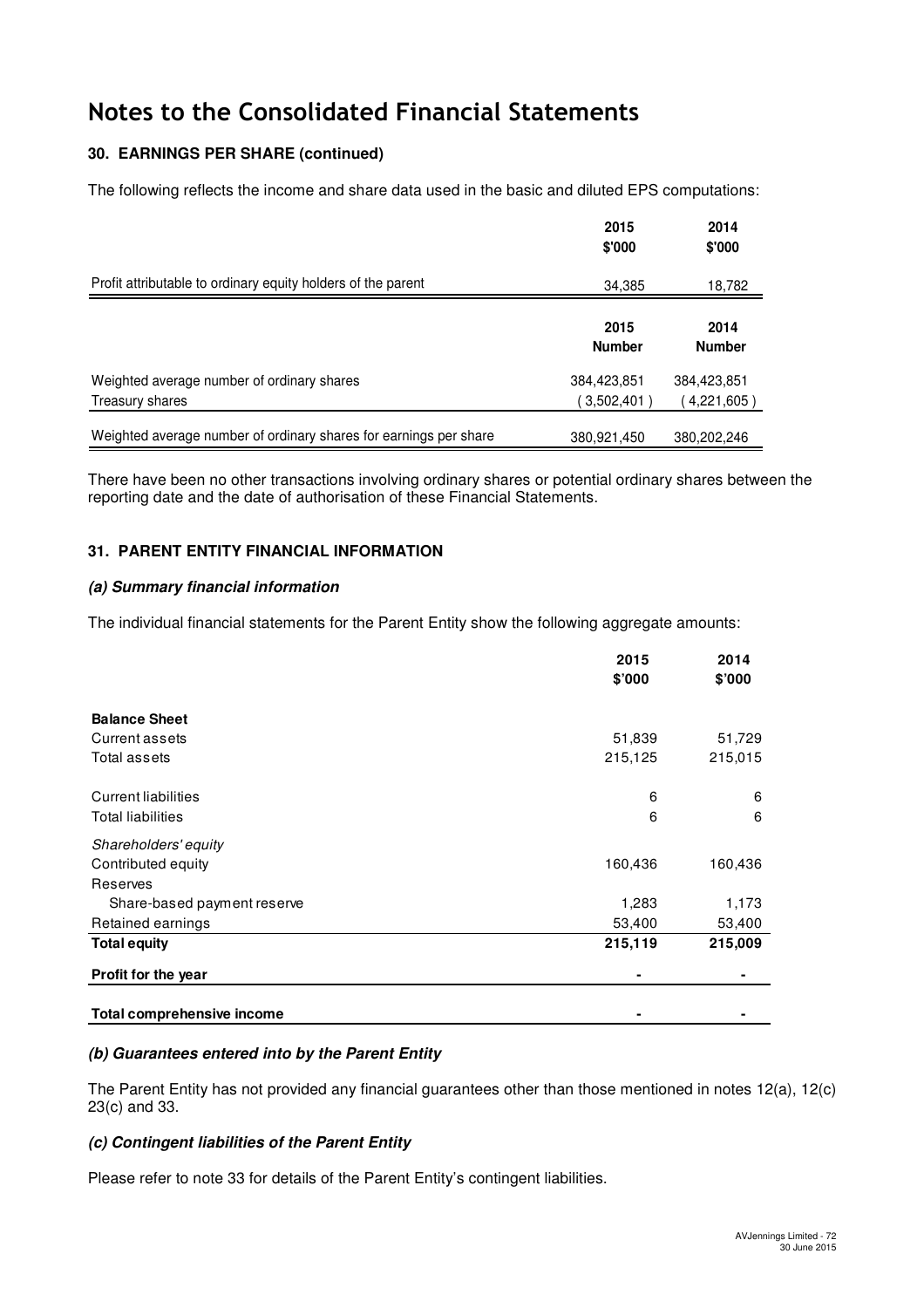# Notes to the Consolidated Financial Statements

### 30. EARNINGS PER SHARE (continued)

The following reflects the income and share data used in the basic and diluted EPS computations:

| | 2015 \$'000 | 2014 \$'000 |
|---|---|---|
| Profit attributable to ordinary equity holders of the parent | 34,385 | 18,782 |

| | 2015 Number | 2014 Number |
|---|---|---|
| Weighted average number of ordinary shares | 384,423,851 | 384,423,851 |
| Treasury shares | ( 3,502,401 ) | ( 4,221,605 ) |
| Weighted average number of ordinary shares for earnings per share | 380,921,450 | 380,202,246 |

There have been no other transactions involving ordinary shares or potential ordinary shares between the reporting date and the date of authorisation of these Financial Statements.

### 31. PARENT ENTITY FINANCIAL INFORMATION

#### *(a) Summary financial information*

The individual financial statements for the Parent Entity show the following aggregate amounts:

| | 2015 \$'000 | 2014 \$'000 |
|---|---|---|
| **Balance Sheet** | | |
| Current assets | 51,839 | 51,729 |
| Total assets | 215,125 | 215,015 |
| Current liabilities | 6 | 6 |
| Total liabilities | 6 | 6 |
| *Shareholders' equity* | | |
| Contributed equity | 160,436 | 160,436 |
| Reserves | | |
| Share-based payment reserve | 1,283 | 1,173 |
| Retained earnings | 53,400 | 53,400 |
| **Total equity** | **215,119** | **215,009** |
| **Profit for the year** | - | - |
| **Total comprehensive income** | - | - |

#### *(b) Guarantees entered into by the Parent Entity*

The Parent Entity has not provided any financial guarantees other than those mentioned in notes 12(a), 12(c) 23(c) and 33.

#### *(c) Contingent liabilities of the Parent Entity*

Please refer to note 33 for details of the Parent Entity's contingent liabilities.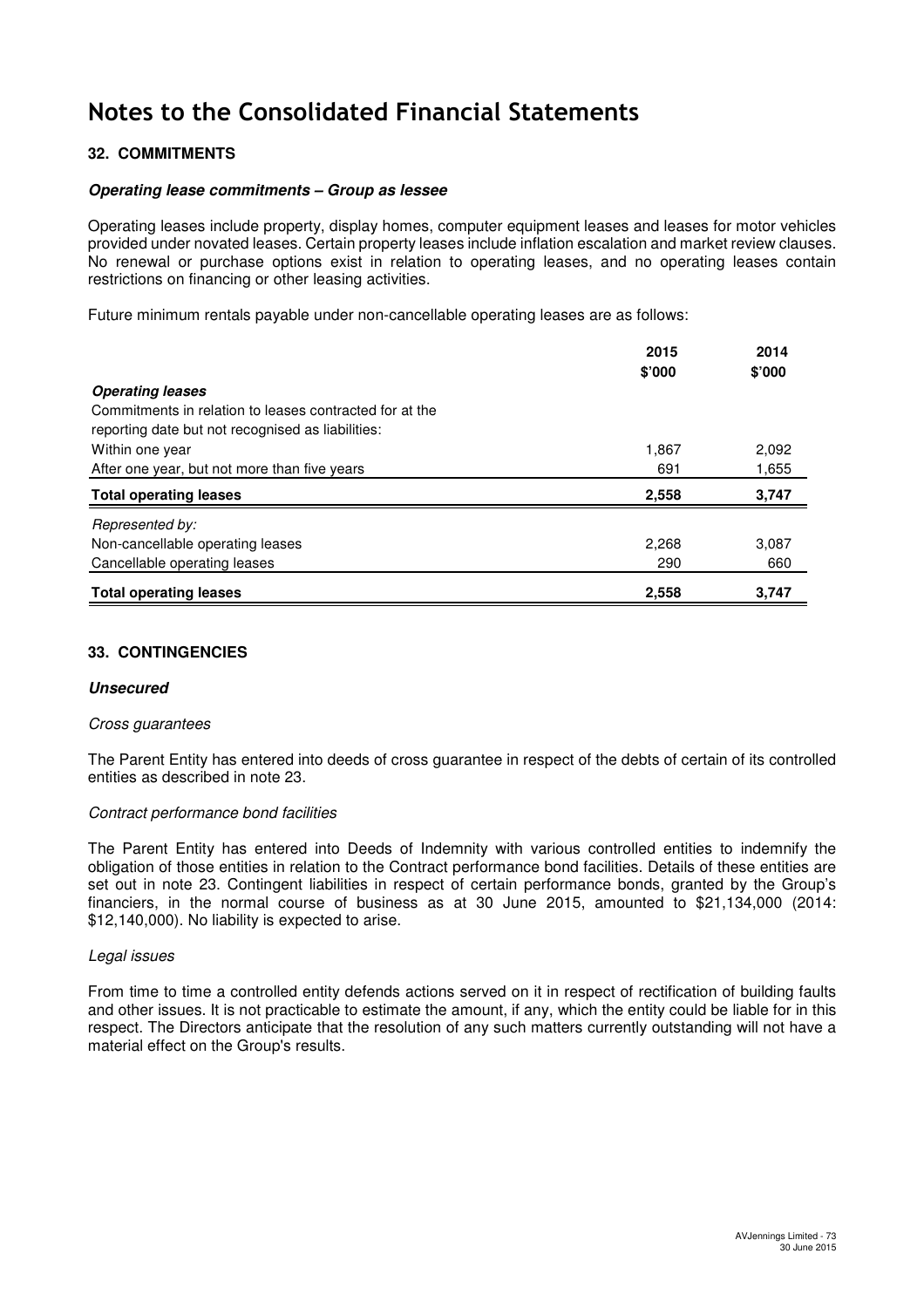# Notes to the Consolidated Financial Statements

## 32. COMMITMENTS

### *Operating lease commitments – Group as lessee*

Operating leases include property, display homes, computer equipment leases and leases for motor vehicles provided under novated leases. Certain property leases include inflation escalation and market review clauses. No renewal or purchase options exist in relation to operating leases, and no operating leases contain restrictions on financing or other leasing activities.

Future minimum rentals payable under non-cancellable operating leases are as follows:

| | 2015<br>$'000 | 2014<br>$'000 |
|---|---|---|
| ***Operating leases*** | | |
| Commitments in relation to leases contracted for at the reporting date but not recognised as liabilities: | | |
| Within one year | 1,867 | 2,092 |
| After one year, but not more than five years | 691 | 1,655 |
| **Total operating leases** | **2,558** | **3,747** |
| *Represented by:* | | |
| Non-cancellable operating leases | 2,268 | 3,087 |
| Cancellable operating leases | 290 | 660 |
| **Total operating leases** | **2,558** | **3,747** |

## 33. CONTINGENCIES

### *Unsecured*

*Cross guarantees*

The Parent Entity has entered into deeds of cross guarantee in respect of the debts of certain of its controlled entities as described in note 23.

*Contract performance bond facilities*

The Parent Entity has entered into Deeds of Indemnity with various controlled entities to indemnify the obligation of those entities in relation to the Contract performance bond facilities. Details of these entities are set out in note 23. Contingent liabilities in respect of certain performance bonds, granted by the Group's financiers, in the normal course of business as at 30 June 2015, amounted to $21,134,000 (2014: $12,140,000). No liability is expected to arise.

*Legal issues*

From time to time a controlled entity defends actions served on it in respect of rectification of building faults and other issues. It is not practicable to estimate the amount, if any, which the entity could be liable for in this respect. The Directors anticipate that the resolution of any such matters currently outstanding will not have a material effect on the Group's results.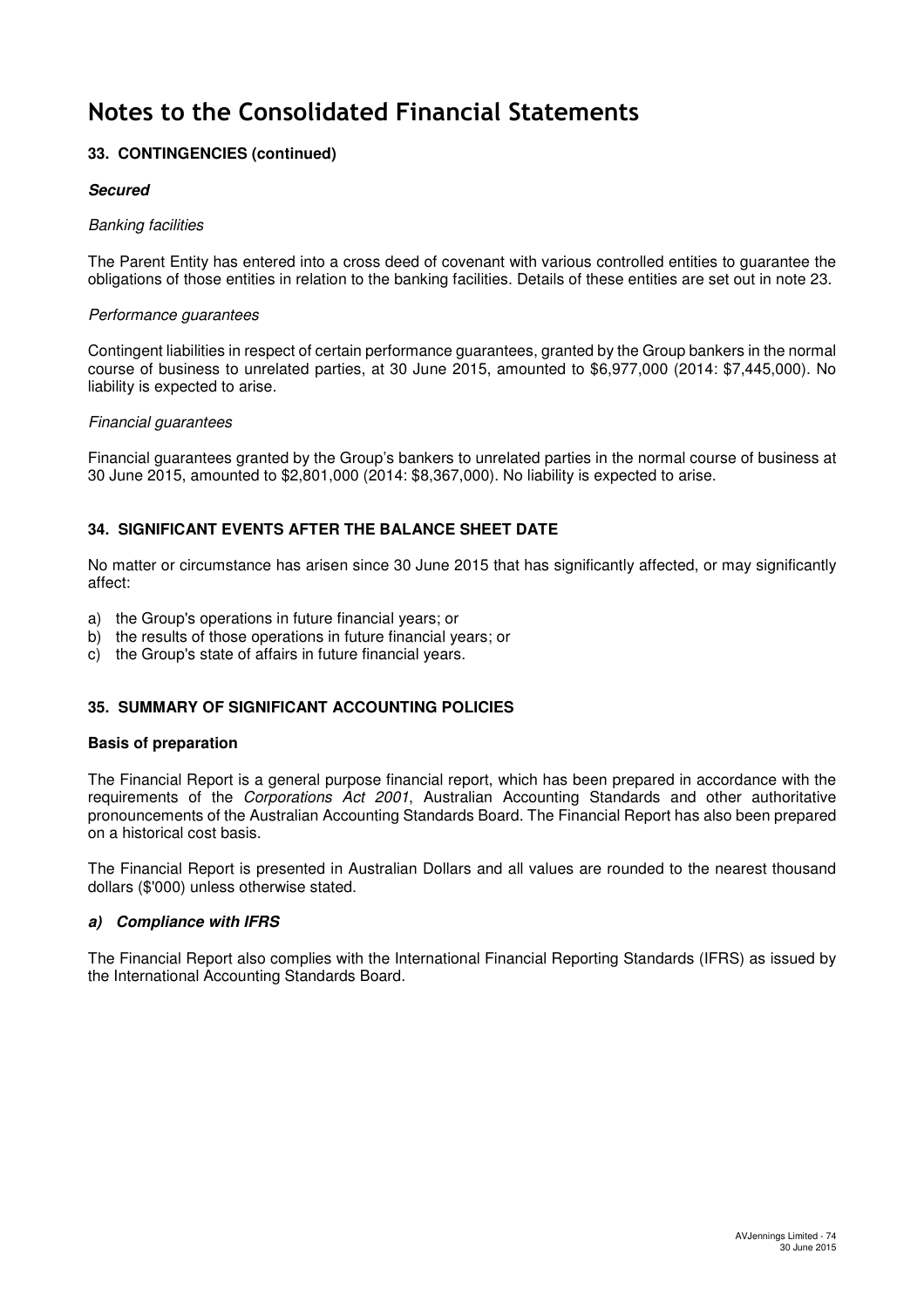# Notes to the Consolidated Financial Statements

## 33. CONTINGENCIES (continued)

### *Secured*

*Banking facilities*

The Parent Entity has entered into a cross deed of covenant with various controlled entities to guarantee the obligations of those entities in relation to the banking facilities. Details of these entities are set out in note 23.

*Performance guarantees*

Contingent liabilities in respect of certain performance guarantees, granted by the Group bankers in the normal course of business to unrelated parties, at 30 June 2015, amounted to $6,977,000 (2014: $7,445,000). No liability is expected to arise.

*Financial guarantees*

Financial guarantees granted by the Group's bankers to unrelated parties in the normal course of business at 30 June 2015, amounted to $2,801,000 (2014: $8,367,000). No liability is expected to arise.

## 34. SIGNIFICANT EVENTS AFTER THE BALANCE SHEET DATE

No matter or circumstance has arisen since 30 June 2015 that has significantly affected, or may significantly affect:

a) the Group's operations in future financial years; or
b) the results of those operations in future financial years; or
c) the Group's state of affairs in future financial years.

## 35. SUMMARY OF SIGNIFICANT ACCOUNTING POLICIES

### Basis of preparation

The Financial Report is a general purpose financial report, which has been prepared in accordance with the requirements of the *Corporations Act 2001*, Australian Accounting Standards and other authoritative pronouncements of the Australian Accounting Standards Board. The Financial Report has also been prepared on a historical cost basis.

The Financial Report is presented in Australian Dollars and all values are rounded to the nearest thousand dollars ($'000) unless otherwise stated.

### *a) Compliance with IFRS*

The Financial Report also complies with the International Financial Reporting Standards (IFRS) as issued by the International Accounting Standards Board.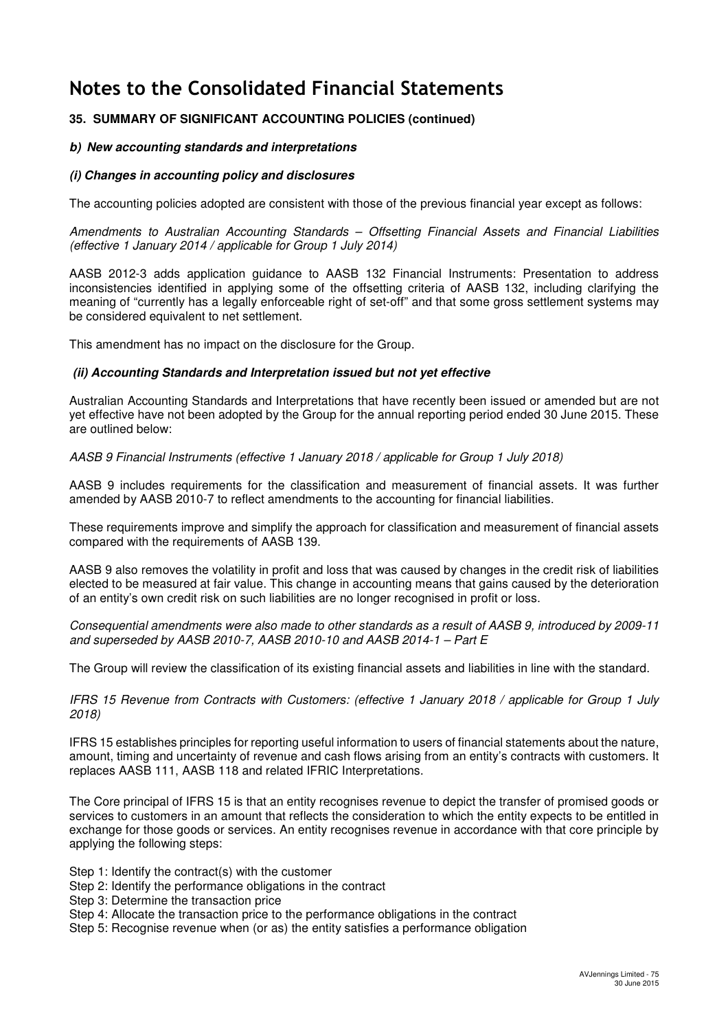# Notes to the Consolidated Financial Statements

## 35. SUMMARY OF SIGNIFICANT ACCOUNTING POLICIES (continued)

### *b) New accounting standards and interpretations*

#### *(i) Changes in accounting policy and disclosures*

The accounting policies adopted are consistent with those of the previous financial year except as follows:

*Amendments to Australian Accounting Standards – Offsetting Financial Assets and Financial Liabilities (effective 1 January 2014 / applicable for Group 1 July 2014)*

AASB 2012-3 adds application guidance to AASB 132 Financial Instruments: Presentation to address inconsistencies identified in applying some of the offsetting criteria of AASB 132, including clarifying the meaning of "currently has a legally enforceable right of set-off" and that some gross settlement systems may be considered equivalent to net settlement.

This amendment has no impact on the disclosure for the Group.

#### *(ii) Accounting Standards and Interpretation issued but not yet effective*

Australian Accounting Standards and Interpretations that have recently been issued or amended but are not yet effective have not been adopted by the Group for the annual reporting period ended 30 June 2015. These are outlined below:

*AASB 9 Financial Instruments (effective 1 January 2018 / applicable for Group 1 July 2018)*

AASB 9 includes requirements for the classification and measurement of financial assets. It was further amended by AASB 2010-7 to reflect amendments to the accounting for financial liabilities.

These requirements improve and simplify the approach for classification and measurement of financial assets compared with the requirements of AASB 139.

AASB 9 also removes the volatility in profit and loss that was caused by changes in the credit risk of liabilities elected to be measured at fair value. This change in accounting means that gains caused by the deterioration of an entity's own credit risk on such liabilities are no longer recognised in profit or loss.

*Consequential amendments were also made to other standards as a result of AASB 9, introduced by 2009-11 and superseded by AASB 2010-7, AASB 2010-10 and AASB 2014-1 – Part E*

The Group will review the classification of its existing financial assets and liabilities in line with the standard.

*IFRS 15 Revenue from Contracts with Customers: (effective 1 January 2018 / applicable for Group 1 July 2018)*

IFRS 15 establishes principles for reporting useful information to users of financial statements about the nature, amount, timing and uncertainty of revenue and cash flows arising from an entity's contracts with customers. It replaces AASB 111, AASB 118 and related IFRIC Interpretations.

The Core principal of IFRS 15 is that an entity recognises revenue to depict the transfer of promised goods or services to customers in an amount that reflects the consideration to which the entity expects to be entitled in exchange for those goods or services. An entity recognises revenue in accordance with that core principle by applying the following steps:

Step 1: Identify the contract(s) with the customer
Step 2: Identify the performance obligations in the contract
Step 3: Determine the transaction price
Step 4: Allocate the transaction price to the performance obligations in the contract
Step 5: Recognise revenue when (or as) the entity satisfies a performance obligation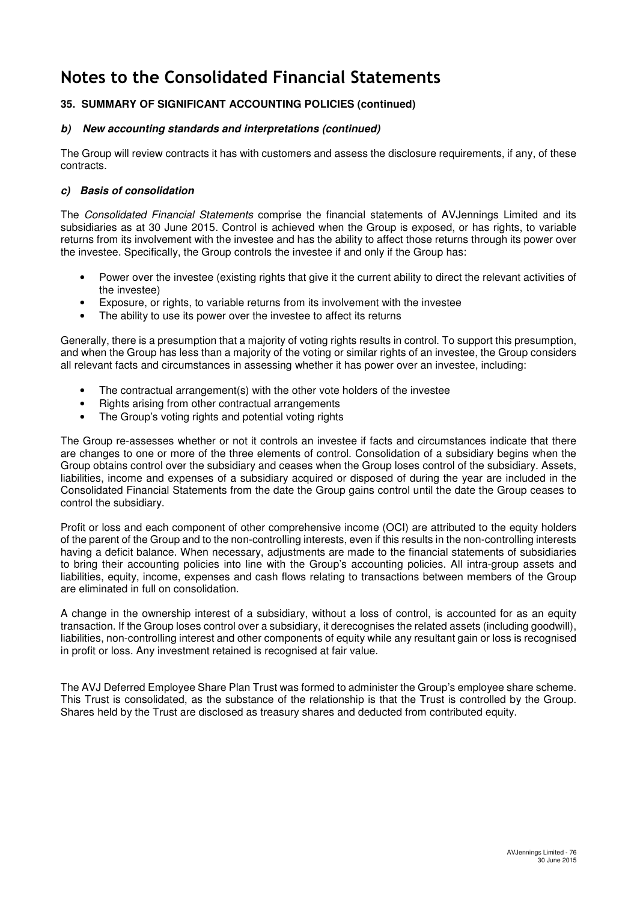# Notes to the Consolidated Financial Statements

### 35. SUMMARY OF SIGNIFICANT ACCOUNTING POLICIES (continued)

#### *b) New accounting standards and interpretations (continued)*

The Group will review contracts it has with customers and assess the disclosure requirements, if any, of these contracts.

#### *c) Basis of consolidation*

The *Consolidated Financial Statements* comprise the financial statements of AVJennings Limited and its subsidiaries as at 30 June 2015. Control is achieved when the Group is exposed, or has rights, to variable returns from its involvement with the investee and has the ability to affect those returns through its power over the investee. Specifically, the Group controls the investee if and only if the Group has:

- Power over the investee (existing rights that give it the current ability to direct the relevant activities of the investee)
- Exposure, or rights, to variable returns from its involvement with the investee
- The ability to use its power over the investee to affect its returns

Generally, there is a presumption that a majority of voting rights results in control. To support this presumption, and when the Group has less than a majority of the voting or similar rights of an investee, the Group considers all relevant facts and circumstances in assessing whether it has power over an investee, including:

- The contractual arrangement(s) with the other vote holders of the investee
- Rights arising from other contractual arrangements
- The Group's voting rights and potential voting rights

The Group re-assesses whether or not it controls an investee if facts and circumstances indicate that there are changes to one or more of the three elements of control. Consolidation of a subsidiary begins when the Group obtains control over the subsidiary and ceases when the Group loses control of the subsidiary. Assets, liabilities, income and expenses of a subsidiary acquired or disposed of during the year are included in the Consolidated Financial Statements from the date the Group gains control until the date the Group ceases to control the subsidiary.

Profit or loss and each component of other comprehensive income (OCI) are attributed to the equity holders of the parent of the Group and to the non-controlling interests, even if this results in the non-controlling interests having a deficit balance. When necessary, adjustments are made to the financial statements of subsidiaries to bring their accounting policies into line with the Group's accounting policies. All intra-group assets and liabilities, equity, income, expenses and cash flows relating to transactions between members of the Group are eliminated in full on consolidation.

A change in the ownership interest of a subsidiary, without a loss of control, is accounted for as an equity transaction. If the Group loses control over a subsidiary, it derecognises the related assets (including goodwill), liabilities, non-controlling interest and other components of equity while any resultant gain or loss is recognised in profit or loss. Any investment retained is recognised at fair value.

The AVJ Deferred Employee Share Plan Trust was formed to administer the Group's employee share scheme. This Trust is consolidated, as the substance of the relationship is that the Trust is controlled by the Group. Shares held by the Trust are disclosed as treasury shares and deducted from contributed equity.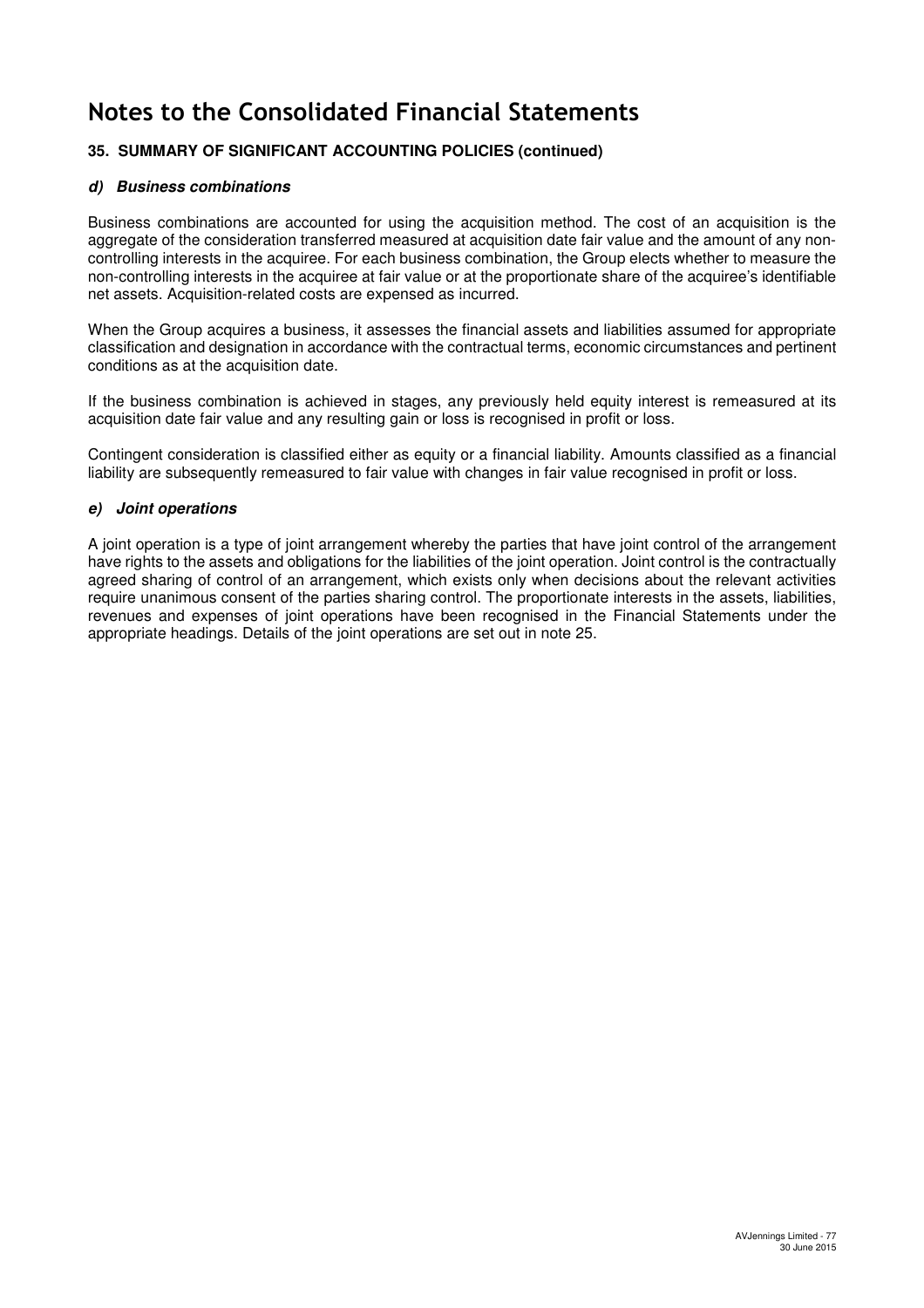# Notes to the Consolidated Financial Statements

## 35. SUMMARY OF SIGNIFICANT ACCOUNTING POLICIES (continued)

### *d) Business combinations*

Business combinations are accounted for using the acquisition method. The cost of an acquisition is the aggregate of the consideration transferred measured at acquisition date fair value and the amount of any non-controlling interests in the acquiree. For each business combination, the Group elects whether to measure the non-controlling interests in the acquiree at fair value or at the proportionate share of the acquiree's identifiable net assets. Acquisition-related costs are expensed as incurred.

When the Group acquires a business, it assesses the financial assets and liabilities assumed for appropriate classification and designation in accordance with the contractual terms, economic circumstances and pertinent conditions as at the acquisition date.

If the business combination is achieved in stages, any previously held equity interest is remeasured at its acquisition date fair value and any resulting gain or loss is recognised in profit or loss.

Contingent consideration is classified either as equity or a financial liability. Amounts classified as a financial liability are subsequently remeasured to fair value with changes in fair value recognised in profit or loss.

### *e) Joint operations*

A joint operation is a type of joint arrangement whereby the parties that have joint control of the arrangement have rights to the assets and obligations for the liabilities of the joint operation. Joint control is the contractually agreed sharing of control of an arrangement, which exists only when decisions about the relevant activities require unanimous consent of the parties sharing control. The proportionate interests in the assets, liabilities, revenues and expenses of joint operations have been recognised in the Financial Statements under the appropriate headings. Details of the joint operations are set out in note 25.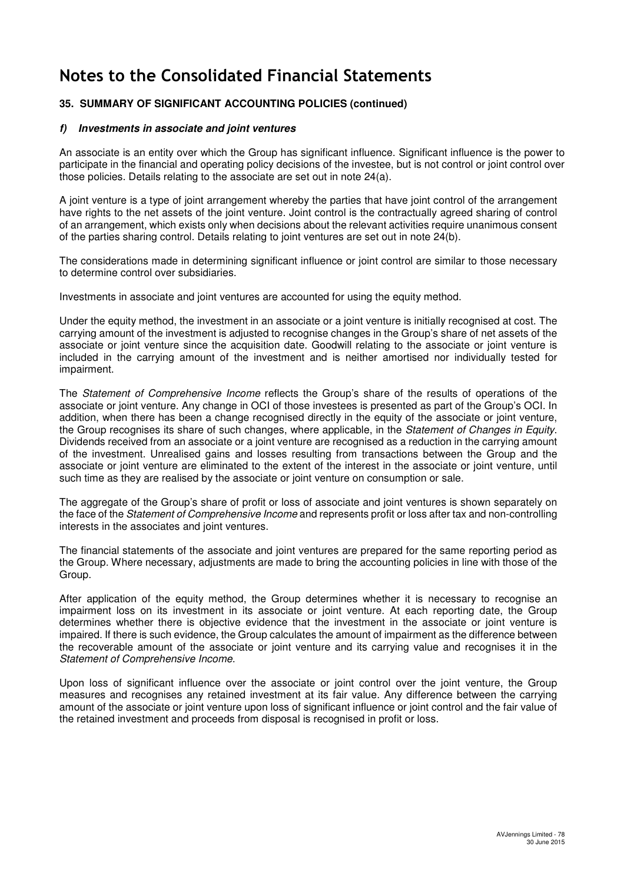# Notes to the Consolidated Financial Statements

## 35. SUMMARY OF SIGNIFICANT ACCOUNTING POLICIES (continued)

### *f) Investments in associate and joint ventures*

An associate is an entity over which the Group has significant influence. Significant influence is the power to participate in the financial and operating policy decisions of the investee, but is not control or joint control over those policies. Details relating to the associate are set out in note 24(a).

A joint venture is a type of joint arrangement whereby the parties that have joint control of the arrangement have rights to the net assets of the joint venture. Joint control is the contractually agreed sharing of control of an arrangement, which exists only when decisions about the relevant activities require unanimous consent of the parties sharing control. Details relating to joint ventures are set out in note 24(b).

The considerations made in determining significant influence or joint control are similar to those necessary to determine control over subsidiaries.

Investments in associate and joint ventures are accounted for using the equity method.

Under the equity method, the investment in an associate or a joint venture is initially recognised at cost. The carrying amount of the investment is adjusted to recognise changes in the Group's share of net assets of the associate or joint venture since the acquisition date. Goodwill relating to the associate or joint venture is included in the carrying amount of the investment and is neither amortised nor individually tested for impairment.

The *Statement of Comprehensive Income* reflects the Group's share of the results of operations of the associate or joint venture. Any change in OCI of those investees is presented as part of the Group's OCI. In addition, when there has been a change recognised directly in the equity of the associate or joint venture, the Group recognises its share of such changes, where applicable, in the *Statement of Changes in Equity*. Dividends received from an associate or a joint venture are recognised as a reduction in the carrying amount of the investment. Unrealised gains and losses resulting from transactions between the Group and the associate or joint venture are eliminated to the extent of the interest in the associate or joint venture, until such time as they are realised by the associate or joint venture on consumption or sale.

The aggregate of the Group's share of profit or loss of associate and joint ventures is shown separately on the face of the *Statement of Comprehensive Income* and represents profit or loss after tax and non-controlling interests in the associates and joint ventures.

The financial statements of the associate and joint ventures are prepared for the same reporting period as the Group. Where necessary, adjustments are made to bring the accounting policies in line with those of the Group.

After application of the equity method, the Group determines whether it is necessary to recognise an impairment loss on its investment in its associate or joint venture. At each reporting date, the Group determines whether there is objective evidence that the investment in the associate or joint venture is impaired. If there is such evidence, the Group calculates the amount of impairment as the difference between the recoverable amount of the associate or joint venture and its carrying value and recognises it in the *Statement of Comprehensive Income*.

Upon loss of significant influence over the associate or joint control over the joint venture, the Group measures and recognises any retained investment at its fair value. Any difference between the carrying amount of the associate or joint venture upon loss of significant influence or joint control and the fair value of the retained investment and proceeds from disposal is recognised in profit or loss.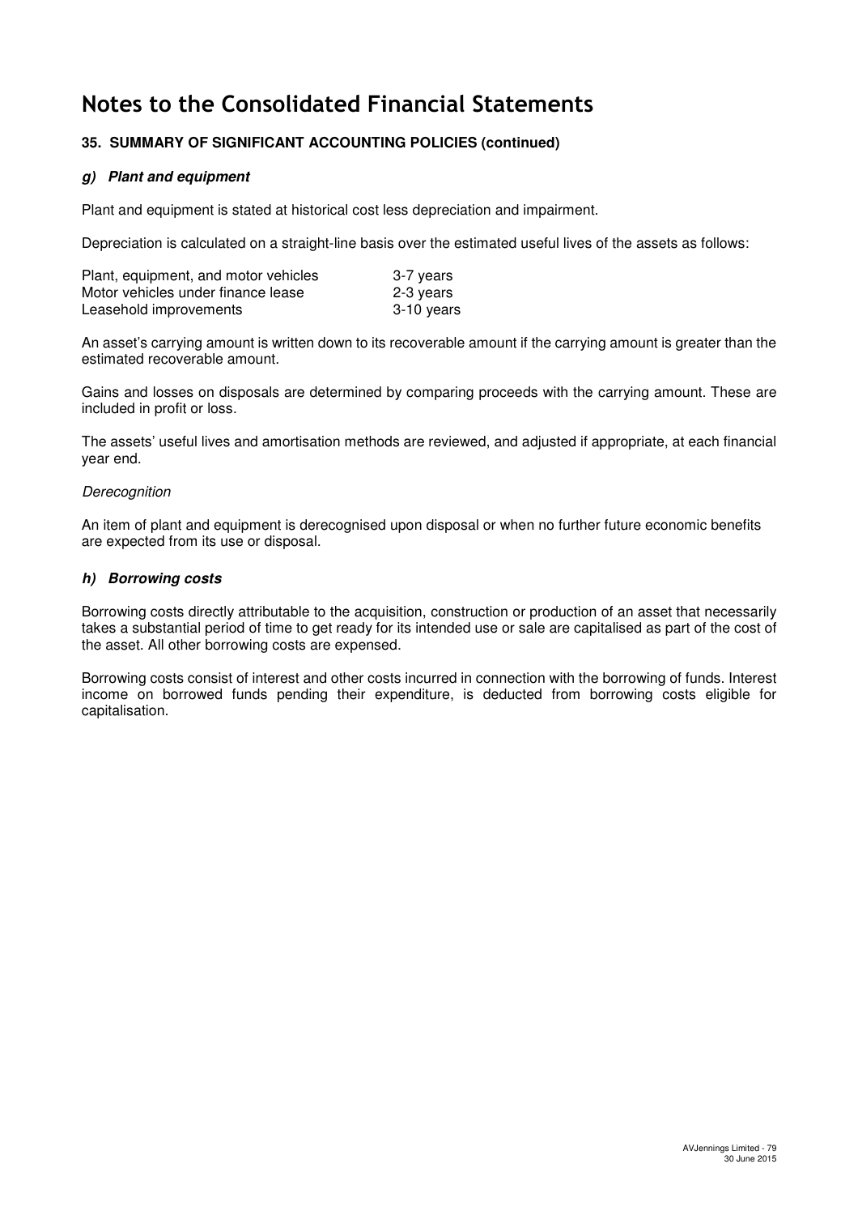# Notes to the Consolidated Financial Statements

## 35. SUMMARY OF SIGNIFICANT ACCOUNTING POLICIES (continued)

### *g) Plant and equipment*

Plant and equipment is stated at historical cost less depreciation and impairment.

Depreciation is calculated on a straight-line basis over the estimated useful lives of the assets as follows:

| | |
|---|---|
| Plant, equipment, and motor vehicles | 3-7 years |
| Motor vehicles under finance lease | 2-3 years |
| Leasehold improvements | 3-10 years |

An asset's carrying amount is written down to its recoverable amount if the carrying amount is greater than the estimated recoverable amount.

Gains and losses on disposals are determined by comparing proceeds with the carrying amount. These are included in profit or loss.

The assets' useful lives and amortisation methods are reviewed, and adjusted if appropriate, at each financial year end.

*Derecognition*

An item of plant and equipment is derecognised upon disposal or when no further future economic benefits are expected from its use or disposal.

### *h) Borrowing costs*

Borrowing costs directly attributable to the acquisition, construction or production of an asset that necessarily takes a substantial period of time to get ready for its intended use or sale are capitalised as part of the cost of the asset. All other borrowing costs are expensed.

Borrowing costs consist of interest and other costs incurred in connection with the borrowing of funds. Interest income on borrowed funds pending their expenditure, is deducted from borrowing costs eligible for capitalisation.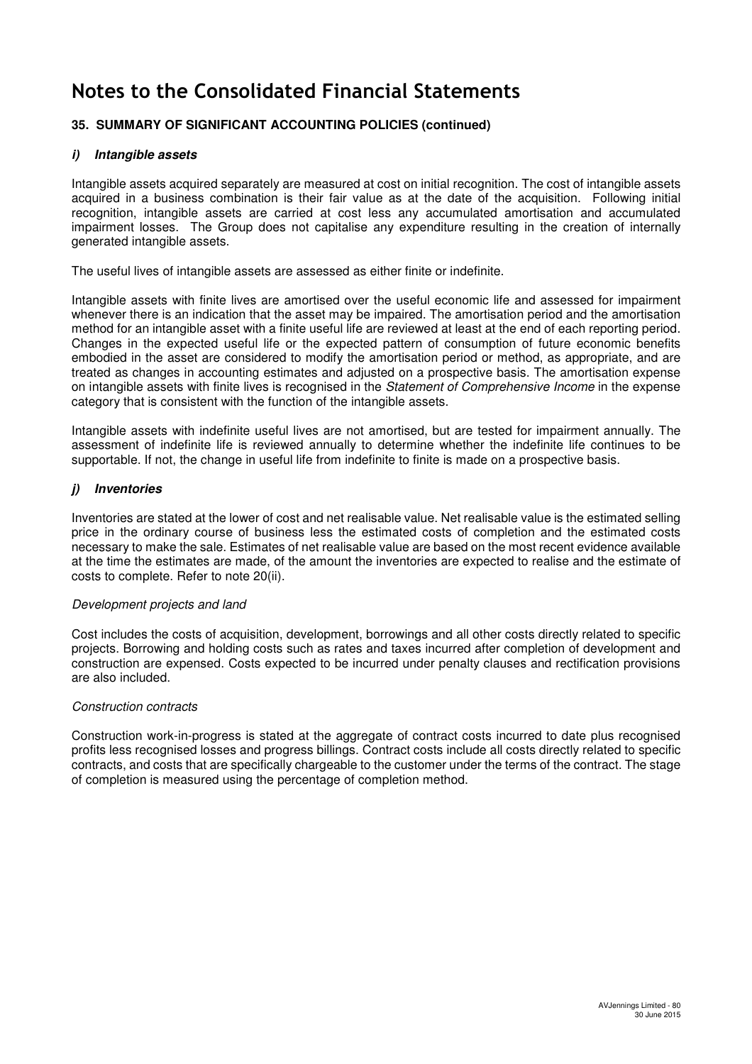# Notes to the Consolidated Financial Statements

## 35. SUMMARY OF SIGNIFICANT ACCOUNTING POLICIES (continued)

### *i) Intangible assets*

Intangible assets acquired separately are measured at cost on initial recognition. The cost of intangible assets acquired in a business combination is their fair value as at the date of the acquisition. Following initial recognition, intangible assets are carried at cost less any accumulated amortisation and accumulated impairment losses. The Group does not capitalise any expenditure resulting in the creation of internally generated intangible assets.

The useful lives of intangible assets are assessed as either finite or indefinite.

Intangible assets with finite lives are amortised over the useful economic life and assessed for impairment whenever there is an indication that the asset may be impaired. The amortisation period and the amortisation method for an intangible asset with a finite useful life are reviewed at least at the end of each reporting period. Changes in the expected useful life or the expected pattern of consumption of future economic benefits embodied in the asset are considered to modify the amortisation period or method, as appropriate, and are treated as changes in accounting estimates and adjusted on a prospective basis. The amortisation expense on intangible assets with finite lives is recognised in the *Statement of Comprehensive Income* in the expense category that is consistent with the function of the intangible assets.

Intangible assets with indefinite useful lives are not amortised, but are tested for impairment annually. The assessment of indefinite life is reviewed annually to determine whether the indefinite life continues to be supportable. If not, the change in useful life from indefinite to finite is made on a prospective basis.

### *j) Inventories*

Inventories are stated at the lower of cost and net realisable value. Net realisable value is the estimated selling price in the ordinary course of business less the estimated costs of completion and the estimated costs necessary to make the sale. Estimates of net realisable value are based on the most recent evidence available at the time the estimates are made, of the amount the inventories are expected to realise and the estimate of costs to complete. Refer to note 20(ii).

*Development projects and land*

Cost includes the costs of acquisition, development, borrowings and all other costs directly related to specific projects. Borrowing and holding costs such as rates and taxes incurred after completion of development and construction are expensed. Costs expected to be incurred under penalty clauses and rectification provisions are also included.

*Construction contracts*

Construction work-in-progress is stated at the aggregate of contract costs incurred to date plus recognised profits less recognised losses and progress billings. Contract costs include all costs directly related to specific contracts, and costs that are specifically chargeable to the customer under the terms of the contract. The stage of completion is measured using the percentage of completion method.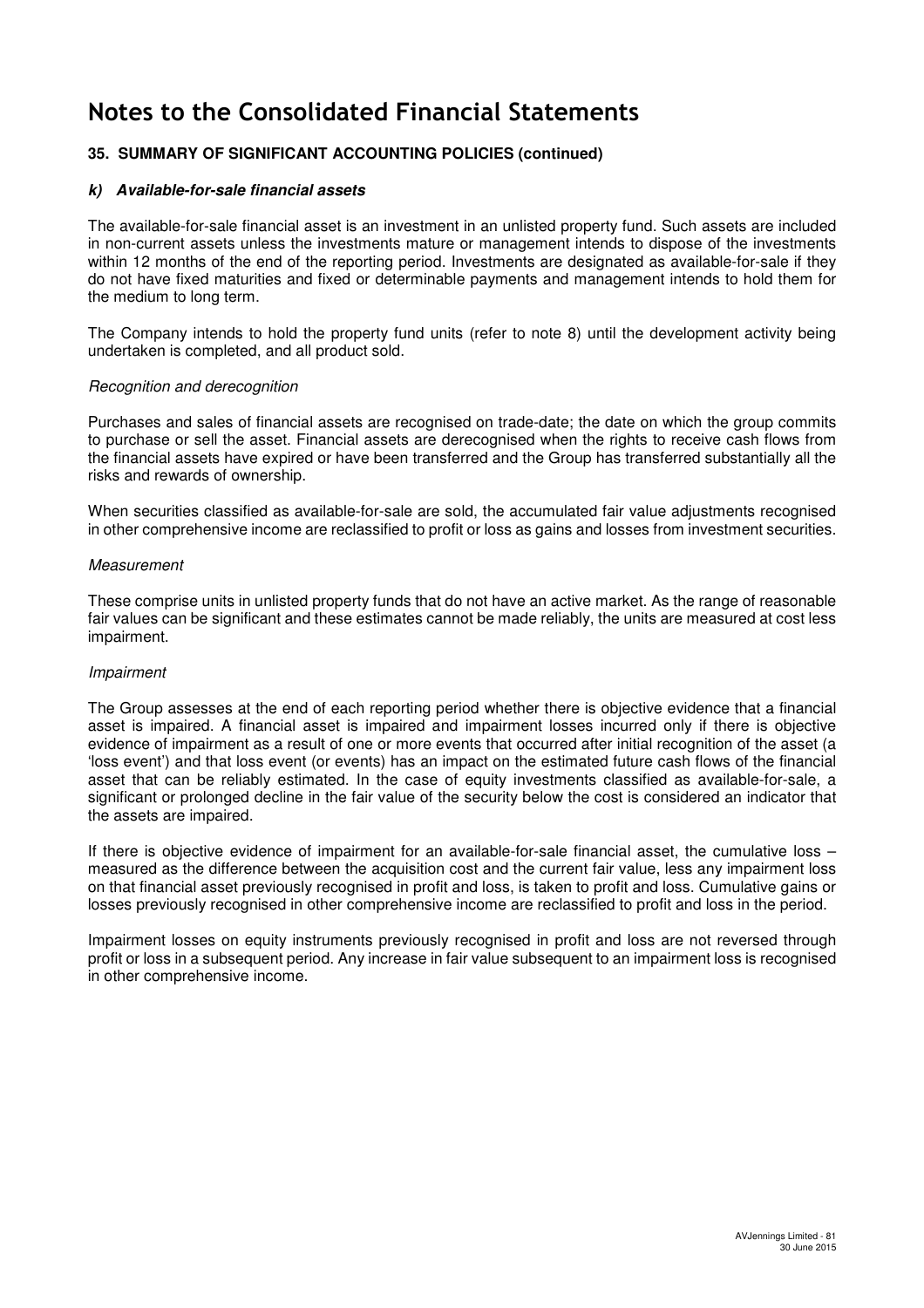# Notes to the Consolidated Financial Statements

## 35. SUMMARY OF SIGNIFICANT ACCOUNTING POLICIES (continued)

### *k) Available-for-sale financial assets*

The available-for-sale financial asset is an investment in an unlisted property fund. Such assets are included in non-current assets unless the investments mature or management intends to dispose of the investments within 12 months of the end of the reporting period. Investments are designated as available-for-sale if they do not have fixed maturities and fixed or determinable payments and management intends to hold them for the medium to long term.

The Company intends to hold the property fund units (refer to note 8) until the development activity being undertaken is completed, and all product sold.

*Recognition and derecognition*

Purchases and sales of financial assets are recognised on trade-date; the date on which the group commits to purchase or sell the asset. Financial assets are derecognised when the rights to receive cash flows from the financial assets have expired or have been transferred and the Group has transferred substantially all the risks and rewards of ownership.

When securities classified as available-for-sale are sold, the accumulated fair value adjustments recognised in other comprehensive income are reclassified to profit or loss as gains and losses from investment securities.

*Measurement*

These comprise units in unlisted property funds that do not have an active market. As the range of reasonable fair values can be significant and these estimates cannot be made reliably, the units are measured at cost less impairment.

*Impairment*

The Group assesses at the end of each reporting period whether there is objective evidence that a financial asset is impaired. A financial asset is impaired and impairment losses incurred only if there is objective evidence of impairment as a result of one or more events that occurred after initial recognition of the asset (a 'loss event') and that loss event (or events) has an impact on the estimated future cash flows of the financial asset that can be reliably estimated. In the case of equity investments classified as available-for-sale, a significant or prolonged decline in the fair value of the security below the cost is considered an indicator that the assets are impaired.

If there is objective evidence of impairment for an available-for-sale financial asset, the cumulative loss – measured as the difference between the acquisition cost and the current fair value, less any impairment loss on that financial asset previously recognised in profit and loss, is taken to profit and loss. Cumulative gains or losses previously recognised in other comprehensive income are reclassified to profit and loss in the period.

Impairment losses on equity instruments previously recognised in profit and loss are not reversed through profit or loss in a subsequent period. Any increase in fair value subsequent to an impairment loss is recognised in other comprehensive income.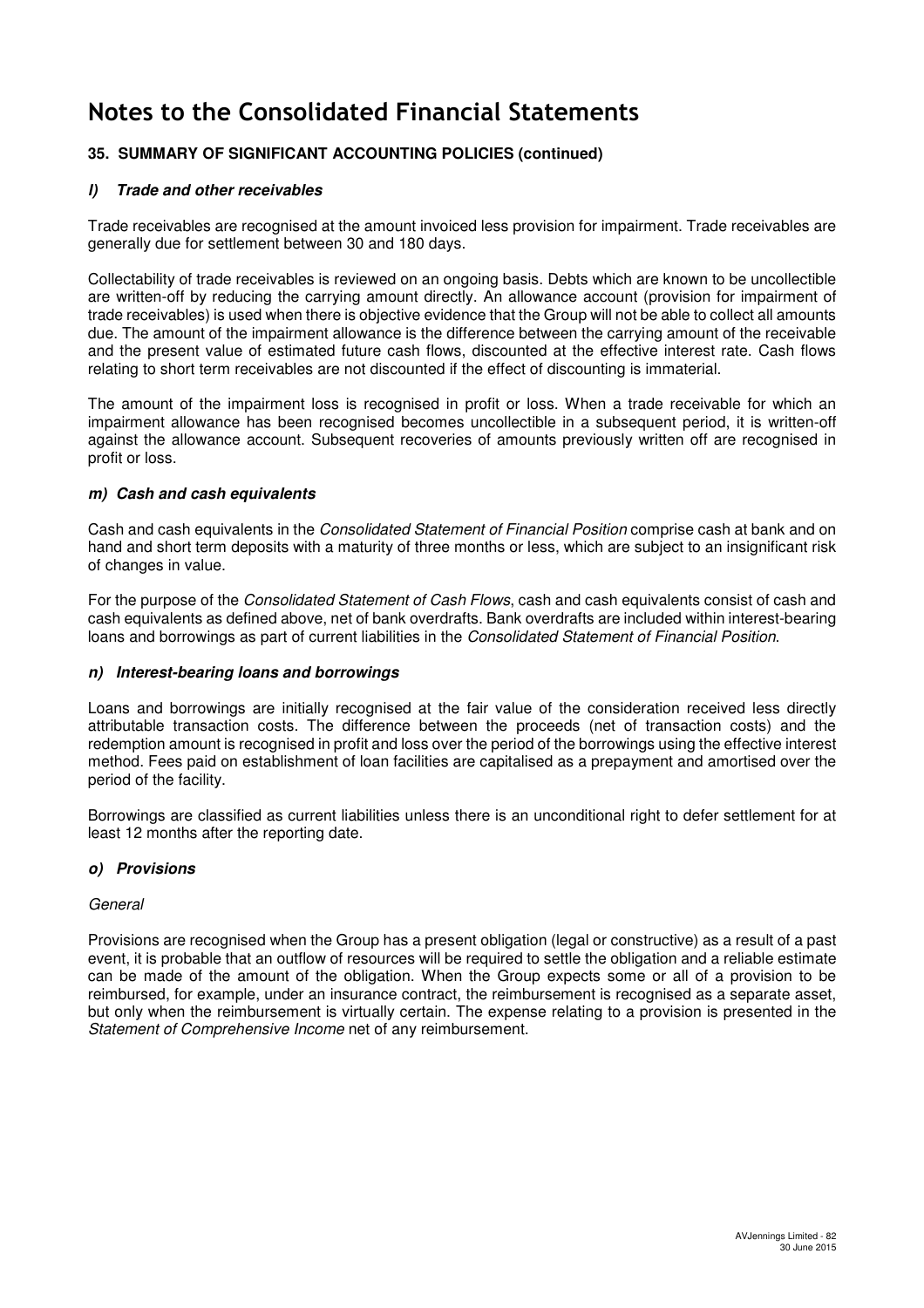# Notes to the Consolidated Financial Statements

## 35. SUMMARY OF SIGNIFICANT ACCOUNTING POLICIES (continued)

### *l) Trade and other receivables*

Trade receivables are recognised at the amount invoiced less provision for impairment. Trade receivables are generally due for settlement between 30 and 180 days.

Collectability of trade receivables is reviewed on an ongoing basis. Debts which are known to be uncollectible are written-off by reducing the carrying amount directly. An allowance account (provision for impairment of trade receivables) is used when there is objective evidence that the Group will not be able to collect all amounts due. The amount of the impairment allowance is the difference between the carrying amount of the receivable and the present value of estimated future cash flows, discounted at the effective interest rate. Cash flows relating to short term receivables are not discounted if the effect of discounting is immaterial.

The amount of the impairment loss is recognised in profit or loss. When a trade receivable for which an impairment allowance has been recognised becomes uncollectible in a subsequent period, it is written-off against the allowance account. Subsequent recoveries of amounts previously written off are recognised in profit or loss.

### *m) Cash and cash equivalents*

Cash and cash equivalents in the *Consolidated Statement of Financial Position* comprise cash at bank and on hand and short term deposits with a maturity of three months or less, which are subject to an insignificant risk of changes in value.

For the purpose of the *Consolidated Statement of Cash Flows*, cash and cash equivalents consist of cash and cash equivalents as defined above, net of bank overdrafts. Bank overdrafts are included within interest-bearing loans and borrowings as part of current liabilities in the *Consolidated Statement of Financial Position*.

### *n) Interest-bearing loans and borrowings*

Loans and borrowings are initially recognised at the fair value of the consideration received less directly attributable transaction costs. The difference between the proceeds (net of transaction costs) and the redemption amount is recognised in profit and loss over the period of the borrowings using the effective interest method. Fees paid on establishment of loan facilities are capitalised as a prepayment and amortised over the period of the facility.

Borrowings are classified as current liabilities unless there is an unconditional right to defer settlement for at least 12 months after the reporting date.

### *o) Provisions*

*General*

Provisions are recognised when the Group has a present obligation (legal or constructive) as a result of a past event, it is probable that an outflow of resources will be required to settle the obligation and a reliable estimate can be made of the amount of the obligation. When the Group expects some or all of a provision to be reimbursed, for example, under an insurance contract, the reimbursement is recognised as a separate asset, but only when the reimbursement is virtually certain. The expense relating to a provision is presented in the *Statement of Comprehensive Income* net of any reimbursement.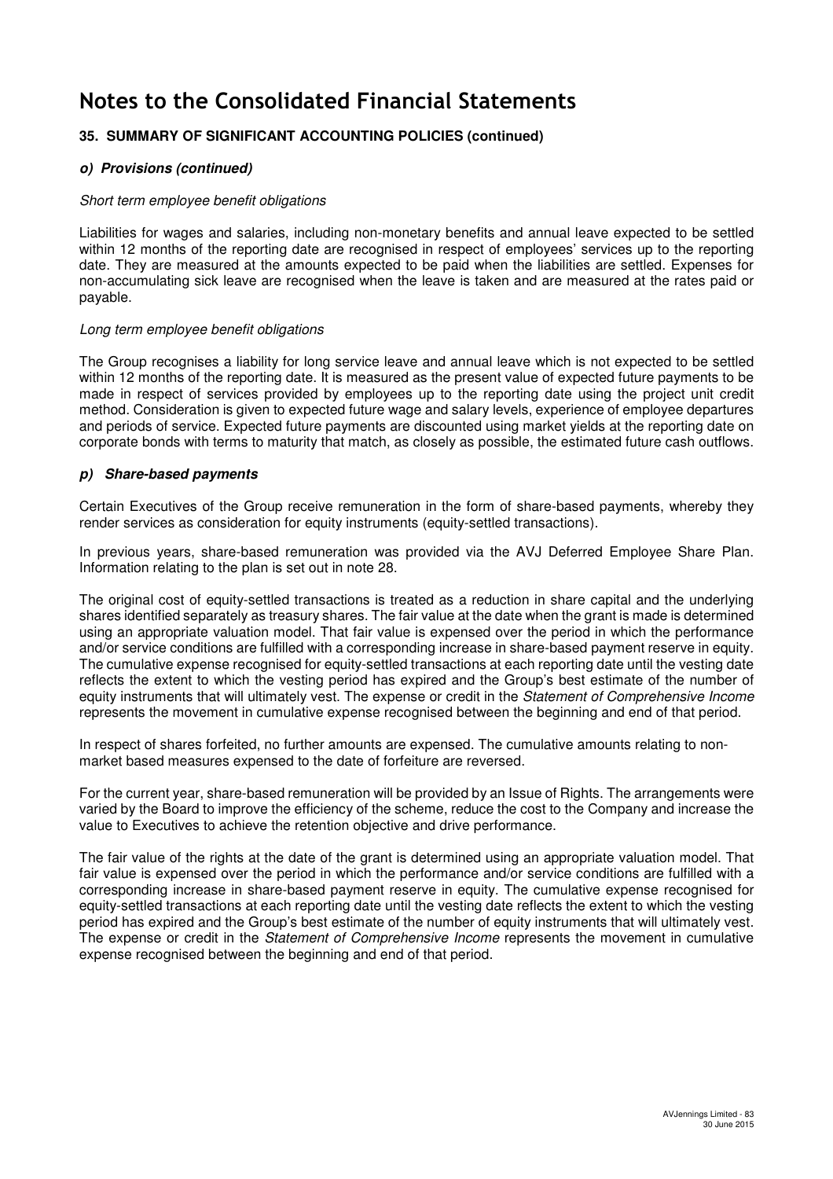# Notes to the Consolidated Financial Statements

## 35. SUMMARY OF SIGNIFICANT ACCOUNTING POLICIES (continued)

### *o) Provisions (continued)*

*Short term employee benefit obligations*

Liabilities for wages and salaries, including non-monetary benefits and annual leave expected to be settled within 12 months of the reporting date are recognised in respect of employees' services up to the reporting date. They are measured at the amounts expected to be paid when the liabilities are settled. Expenses for non-accumulating sick leave are recognised when the leave is taken and are measured at the rates paid or payable.

*Long term employee benefit obligations*

The Group recognises a liability for long service leave and annual leave which is not expected to be settled within 12 months of the reporting date. It is measured as the present value of expected future payments to be made in respect of services provided by employees up to the reporting date using the project unit credit method. Consideration is given to expected future wage and salary levels, experience of employee departures and periods of service. Expected future payments are discounted using market yields at the reporting date on corporate bonds with terms to maturity that match, as closely as possible, the estimated future cash outflows.

### *p) Share-based payments*

Certain Executives of the Group receive remuneration in the form of share-based payments, whereby they render services as consideration for equity instruments (equity-settled transactions).

In previous years, share-based remuneration was provided via the AVJ Deferred Employee Share Plan. Information relating to the plan is set out in note 28.

The original cost of equity-settled transactions is treated as a reduction in share capital and the underlying shares identified separately as treasury shares. The fair value at the date when the grant is made is determined using an appropriate valuation model. That fair value is expensed over the period in which the performance and/or service conditions are fulfilled with a corresponding increase in share-based payment reserve in equity. The cumulative expense recognised for equity-settled transactions at each reporting date until the vesting date reflects the extent to which the vesting period has expired and the Group's best estimate of the number of equity instruments that will ultimately vest. The expense or credit in the *Statement of Comprehensive Income* represents the movement in cumulative expense recognised between the beginning and end of that period.

In respect of shares forfeited, no further amounts are expensed. The cumulative amounts relating to non-market based measures expensed to the date of forfeiture are reversed.

For the current year, share-based remuneration will be provided by an Issue of Rights. The arrangements were varied by the Board to improve the efficiency of the scheme, reduce the cost to the Company and increase the value to Executives to achieve the retention objective and drive performance.

The fair value of the rights at the date of the grant is determined using an appropriate valuation model. That fair value is expensed over the period in which the performance and/or service conditions are fulfilled with a corresponding increase in share-based payment reserve in equity. The cumulative expense recognised for equity-settled transactions at each reporting date until the vesting date reflects the extent to which the vesting period has expired and the Group's best estimate of the number of equity instruments that will ultimately vest. The expense or credit in the *Statement of Comprehensive Income* represents the movement in cumulative expense recognised between the beginning and end of that period.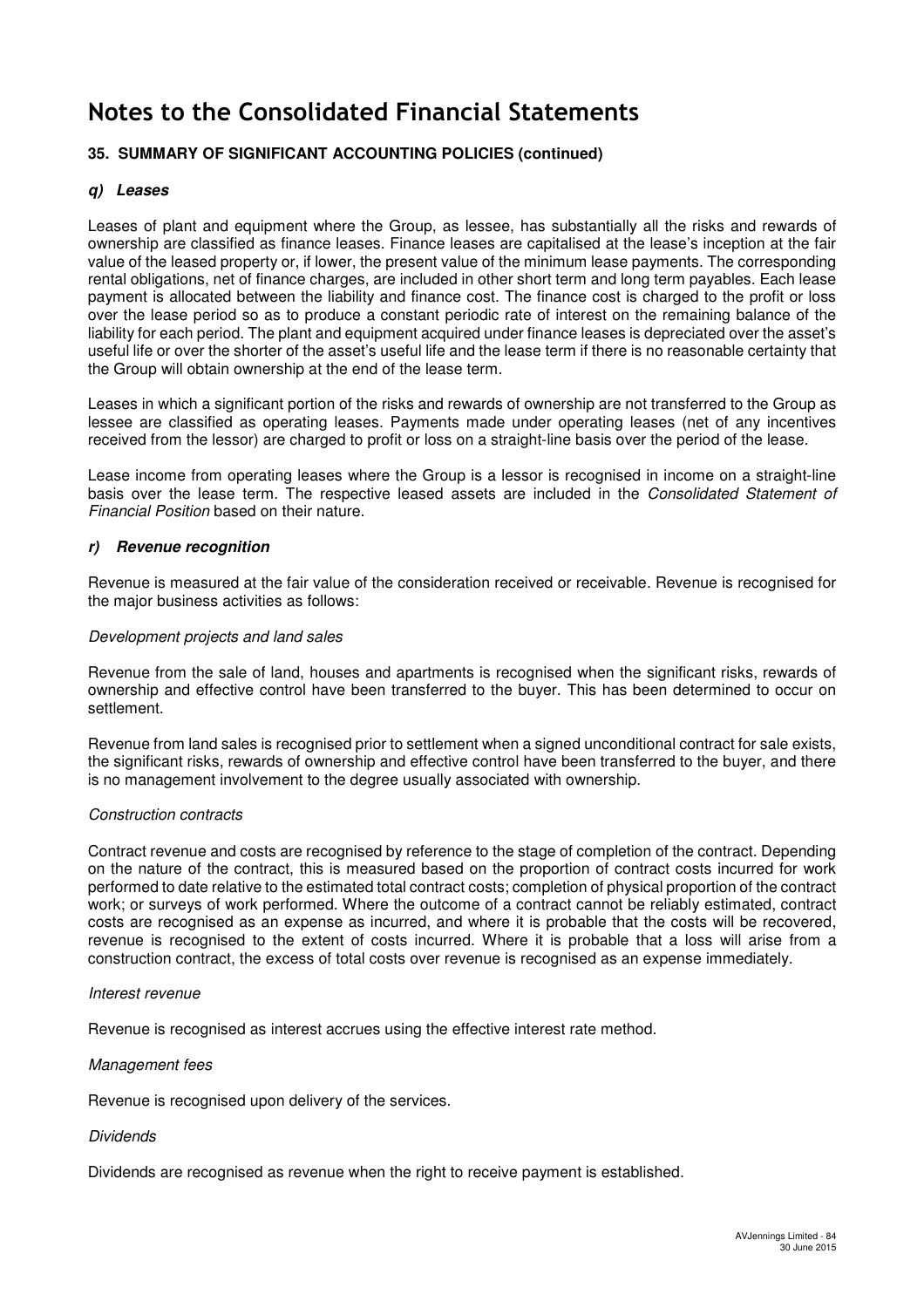# Notes to the Consolidated Financial Statements

### 35. SUMMARY OF SIGNIFICANT ACCOUNTING POLICIES (continued)

#### *q) Leases*

Leases of plant and equipment where the Group, as lessee, has substantially all the risks and rewards of ownership are classified as finance leases. Finance leases are capitalised at the lease's inception at the fair value of the leased property or, if lower, the present value of the minimum lease payments. The corresponding rental obligations, net of finance charges, are included in other short term and long term payables. Each lease payment is allocated between the liability and finance cost. The finance cost is charged to the profit or loss over the lease period so as to produce a constant periodic rate of interest on the remaining balance of the liability for each period. The plant and equipment acquired under finance leases is depreciated over the asset's useful life or over the shorter of the asset's useful life and the lease term if there is no reasonable certainty that the Group will obtain ownership at the end of the lease term.

Leases in which a significant portion of the risks and rewards of ownership are not transferred to the Group as lessee are classified as operating leases. Payments made under operating leases (net of any incentives received from the lessor) are charged to profit or loss on a straight-line basis over the period of the lease.

Lease income from operating leases where the Group is a lessor is recognised in income on a straight-line basis over the lease term. The respective leased assets are included in the *Consolidated Statement of Financial Position* based on their nature.

#### *r) Revenue recognition*

Revenue is measured at the fair value of the consideration received or receivable. Revenue is recognised for the major business activities as follows:

*Development projects and land sales*

Revenue from the sale of land, houses and apartments is recognised when the significant risks, rewards of ownership and effective control have been transferred to the buyer. This has been determined to occur on settlement.

Revenue from land sales is recognised prior to settlement when a signed unconditional contract for sale exists, the significant risks, rewards of ownership and effective control have been transferred to the buyer, and there is no management involvement to the degree usually associated with ownership.

*Construction contracts*

Contract revenue and costs are recognised by reference to the stage of completion of the contract. Depending on the nature of the contract, this is measured based on the proportion of contract costs incurred for work performed to date relative to the estimated total contract costs; completion of physical proportion of the contract work; or surveys of work performed. Where the outcome of a contract cannot be reliably estimated, contract costs are recognised as an expense as incurred, and where it is probable that the costs will be recovered, revenue is recognised to the extent of costs incurred. Where it is probable that a loss will arise from a construction contract, the excess of total costs over revenue is recognised as an expense immediately.

*Interest revenue*

Revenue is recognised as interest accrues using the effective interest rate method.

*Management fees*

Revenue is recognised upon delivery of the services.

*Dividends*

Dividends are recognised as revenue when the right to receive payment is established.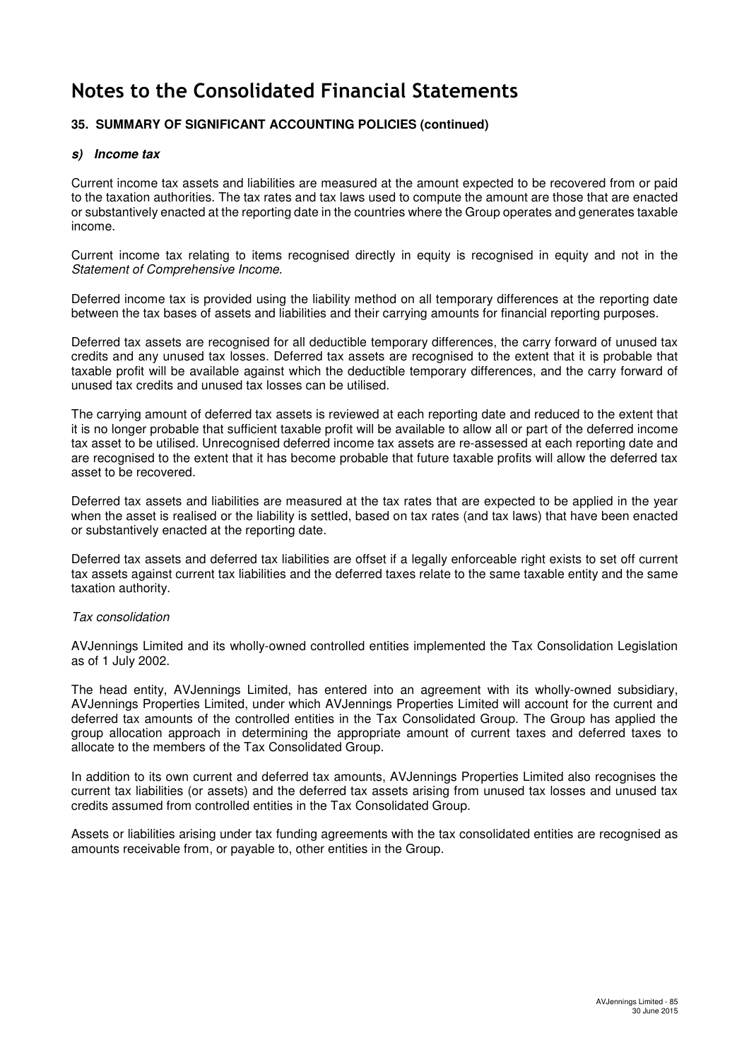# Notes to the Consolidated Financial Statements

## 35. SUMMARY OF SIGNIFICANT ACCOUNTING POLICIES (continued)

### *s) Income tax*

Current income tax assets and liabilities are measured at the amount expected to be recovered from or paid to the taxation authorities. The tax rates and tax laws used to compute the amount are those that are enacted or substantively enacted at the reporting date in the countries where the Group operates and generates taxable income.

Current income tax relating to items recognised directly in equity is recognised in equity and not in the *Statement of Comprehensive Income*.

Deferred income tax is provided using the liability method on all temporary differences at the reporting date between the tax bases of assets and liabilities and their carrying amounts for financial reporting purposes.

Deferred tax assets are recognised for all deductible temporary differences, the carry forward of unused tax credits and any unused tax losses. Deferred tax assets are recognised to the extent that it is probable that taxable profit will be available against which the deductible temporary differences, and the carry forward of unused tax credits and unused tax losses can be utilised.

The carrying amount of deferred tax assets is reviewed at each reporting date and reduced to the extent that it is no longer probable that sufficient taxable profit will be available to allow all or part of the deferred income tax asset to be utilised. Unrecognised deferred income tax assets are re-assessed at each reporting date and are recognised to the extent that it has become probable that future taxable profits will allow the deferred tax asset to be recovered.

Deferred tax assets and liabilities are measured at the tax rates that are expected to be applied in the year when the asset is realised or the liability is settled, based on tax rates (and tax laws) that have been enacted or substantively enacted at the reporting date.

Deferred tax assets and deferred tax liabilities are offset if a legally enforceable right exists to set off current tax assets against current tax liabilities and the deferred taxes relate to the same taxable entity and the same taxation authority.

*Tax consolidation*

AVJennings Limited and its wholly-owned controlled entities implemented the Tax Consolidation Legislation as of 1 July 2002.

The head entity, AVJennings Limited, has entered into an agreement with its wholly-owned subsidiary, AVJennings Properties Limited, under which AVJennings Properties Limited will account for the current and deferred tax amounts of the controlled entities in the Tax Consolidated Group. The Group has applied the group allocation approach in determining the appropriate amount of current taxes and deferred taxes to allocate to the members of the Tax Consolidated Group.

In addition to its own current and deferred tax amounts, AVJennings Properties Limited also recognises the current tax liabilities (or assets) and the deferred tax assets arising from unused tax losses and unused tax credits assumed from controlled entities in the Tax Consolidated Group.

Assets or liabilities arising under tax funding agreements with the tax consolidated entities are recognised as amounts receivable from, or payable to, other entities in the Group.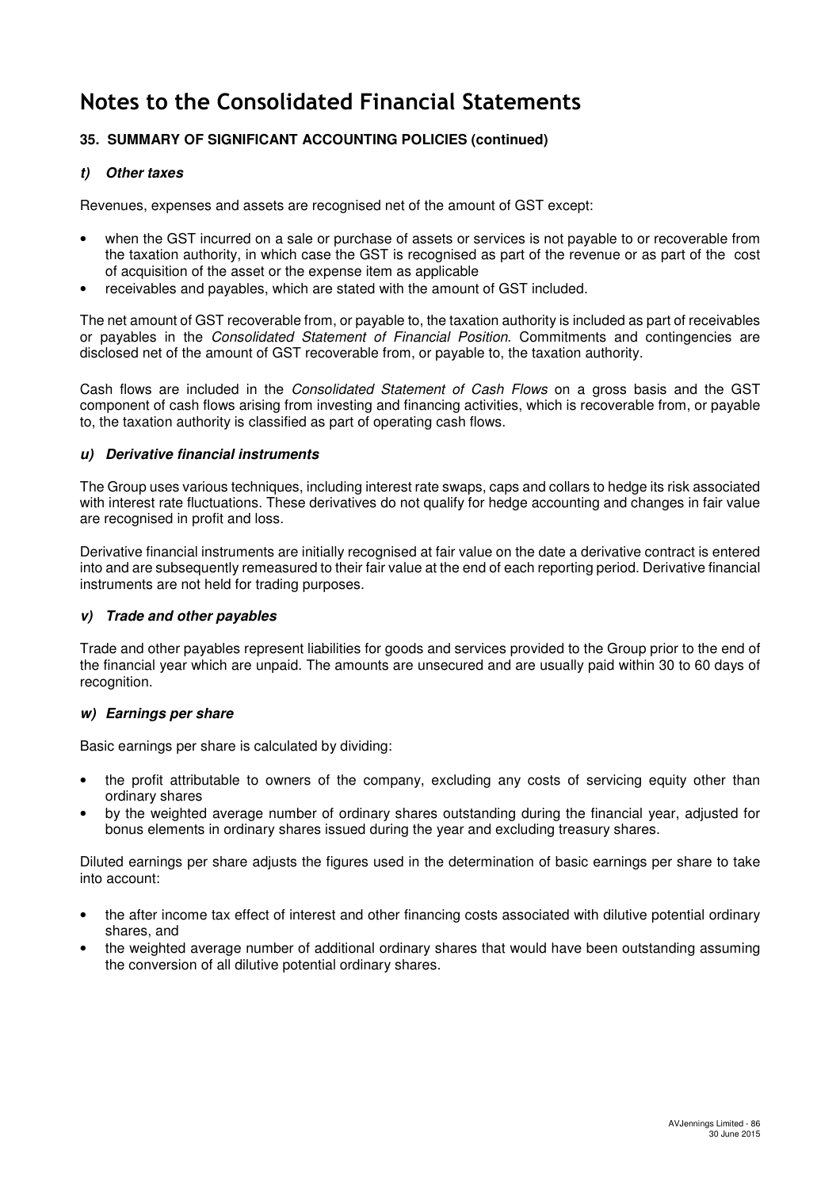# Notes to the Consolidated Financial Statements

### 35. SUMMARY OF SIGNIFICANT ACCOUNTING POLICIES (continued)

#### *t) Other taxes*

Revenues, expenses and assets are recognised net of the amount of GST except:

- when the GST incurred on a sale or purchase of assets or services is not payable to or recoverable from the taxation authority, in which case the GST is recognised as part of the revenue or as part of the cost of acquisition of the asset or the expense item as applicable
- receivables and payables, which are stated with the amount of GST included.

The net amount of GST recoverable from, or payable to, the taxation authority is included as part of receivables or payables in the *Consolidated Statement of Financial Position*. Commitments and contingencies are disclosed net of the amount of GST recoverable from, or payable to, the taxation authority.

Cash flows are included in the *Consolidated Statement of Cash Flows* on a gross basis and the GST component of cash flows arising from investing and financing activities, which is recoverable from, or payable to, the taxation authority is classified as part of operating cash flows.

#### *u) Derivative financial instruments*

The Group uses various techniques, including interest rate swaps, caps and collars to hedge its risk associated with interest rate fluctuations. These derivatives do not qualify for hedge accounting and changes in fair value are recognised in profit and loss.

Derivative financial instruments are initially recognised at fair value on the date a derivative contract is entered into and are subsequently remeasured to their fair value at the end of each reporting period. Derivative financial instruments are not held for trading purposes.

#### *v) Trade and other payables*

Trade and other payables represent liabilities for goods and services provided to the Group prior to the end of the financial year which are unpaid. The amounts are unsecured and are usually paid within 30 to 60 days of recognition.

#### *w) Earnings per share*

Basic earnings per share is calculated by dividing:

- the profit attributable to owners of the company, excluding any costs of servicing equity other than ordinary shares
- by the weighted average number of ordinary shares outstanding during the financial year, adjusted for bonus elements in ordinary shares issued during the year and excluding treasury shares.

Diluted earnings per share adjusts the figures used in the determination of basic earnings per share to take into account:

- the after income tax effect of interest and other financing costs associated with dilutive potential ordinary shares, and
- the weighted average number of additional ordinary shares that would have been outstanding assuming the conversion of all dilutive potential ordinary shares.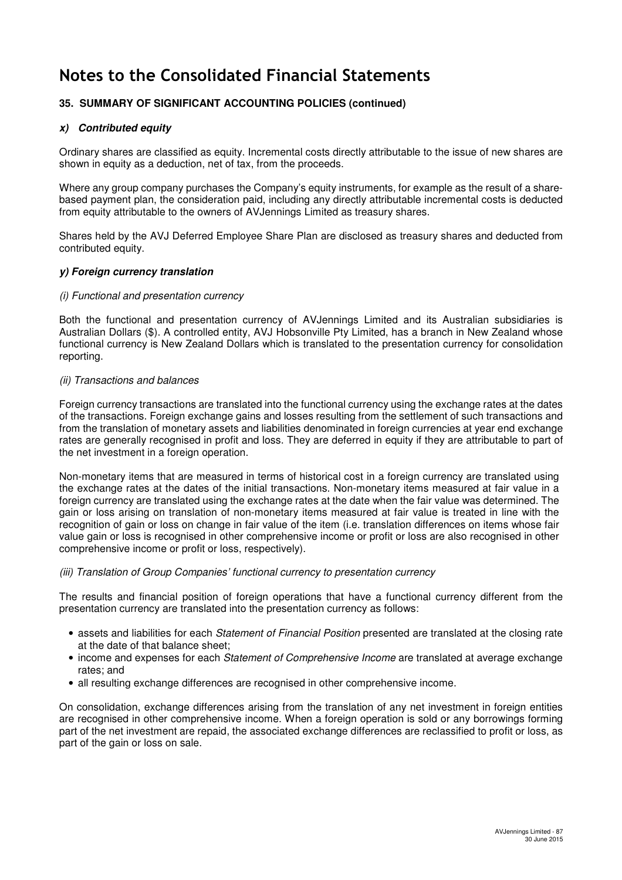# Notes to the Consolidated Financial Statements

### 35. SUMMARY OF SIGNIFICANT ACCOUNTING POLICIES (continued)

#### *x) Contributed equity*

Ordinary shares are classified as equity. Incremental costs directly attributable to the issue of new shares are shown in equity as a deduction, net of tax, from the proceeds.

Where any group company purchases the Company's equity instruments, for example as the result of a share-based payment plan, the consideration paid, including any directly attributable incremental costs is deducted from equity attributable to the owners of AVJennings Limited as treasury shares.

Shares held by the AVJ Deferred Employee Share Plan are disclosed as treasury shares and deducted from contributed equity.

#### *y) Foreign currency translation*

*(i) Functional and presentation currency*

Both the functional and presentation currency of AVJennings Limited and its Australian subsidiaries is Australian Dollars ($). A controlled entity, AVJ Hobsonville Pty Limited, has a branch in New Zealand whose functional currency is New Zealand Dollars which is translated to the presentation currency for consolidation reporting.

*(ii) Transactions and balances*

Foreign currency transactions are translated into the functional currency using the exchange rates at the dates of the transactions. Foreign exchange gains and losses resulting from the settlement of such transactions and from the translation of monetary assets and liabilities denominated in foreign currencies at year end exchange rates are generally recognised in profit and loss. They are deferred in equity if they are attributable to part of the net investment in a foreign operation.

Non-monetary items that are measured in terms of historical cost in a foreign currency are translated using the exchange rates at the dates of the initial transactions. Non-monetary items measured at fair value in a foreign currency are translated using the exchange rates at the date when the fair value was determined. The gain or loss arising on translation of non-monetary items measured at fair value is treated in line with the recognition of gain or loss on change in fair value of the item (i.e. translation differences on items whose fair value gain or loss is recognised in other comprehensive income or profit or loss are also recognised in other comprehensive income or profit or loss, respectively).

*(iii) Translation of Group Companies' functional currency to presentation currency*

The results and financial position of foreign operations that have a functional currency different from the presentation currency are translated into the presentation currency as follows:

- assets and liabilities for each *Statement of Financial Position* presented are translated at the closing rate at the date of that balance sheet;
- income and expenses for each *Statement of Comprehensive Income* are translated at average exchange rates; and
- all resulting exchange differences are recognised in other comprehensive income.

On consolidation, exchange differences arising from the translation of any net investment in foreign entities are recognised in other comprehensive income. When a foreign operation is sold or any borrowings forming part of the net investment are repaid, the associated exchange differences are reclassified to profit or loss, as part of the gain or loss on sale.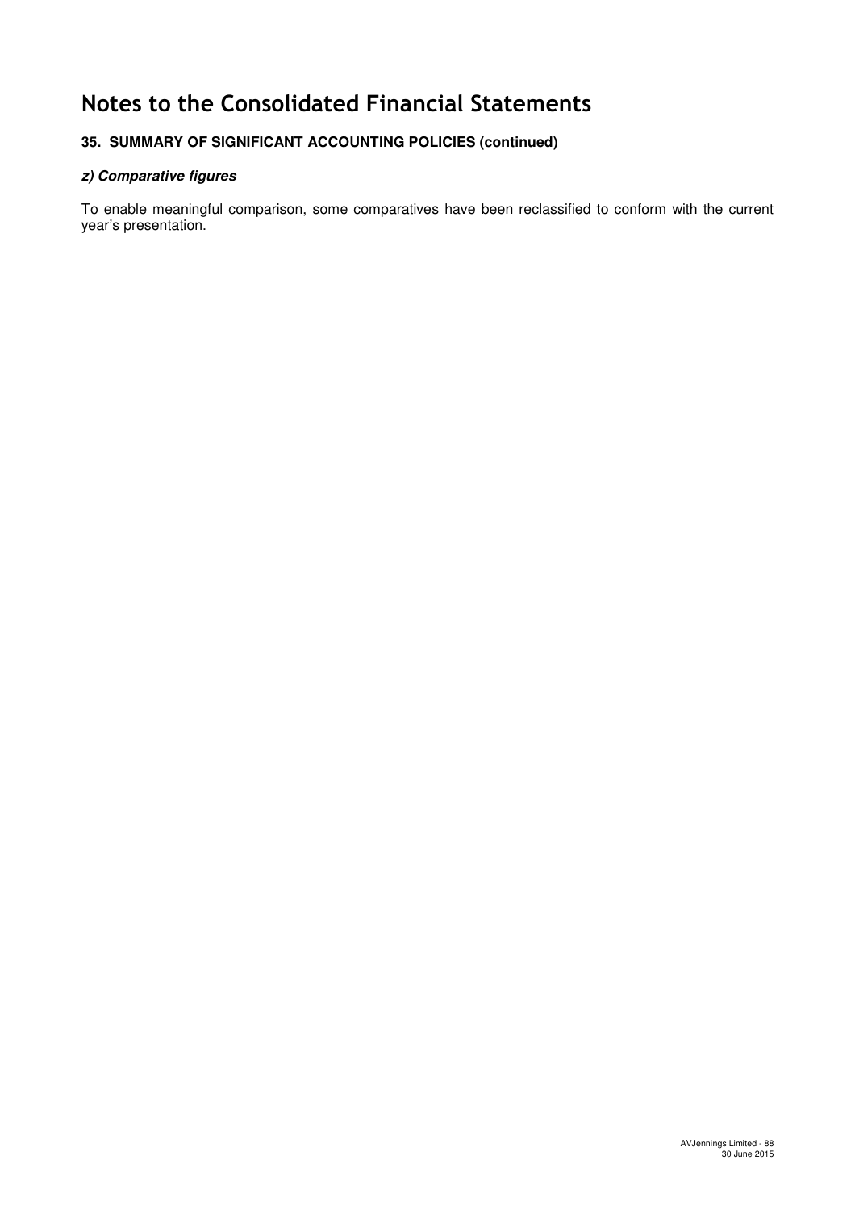# Notes to the Consolidated Financial Statements

### 35. SUMMARY OF SIGNIFICANT ACCOUNTING POLICIES (continued)

#### *z) Comparative figures*

To enable meaningful comparison, some comparatives have been reclassified to conform with the current year's presentation.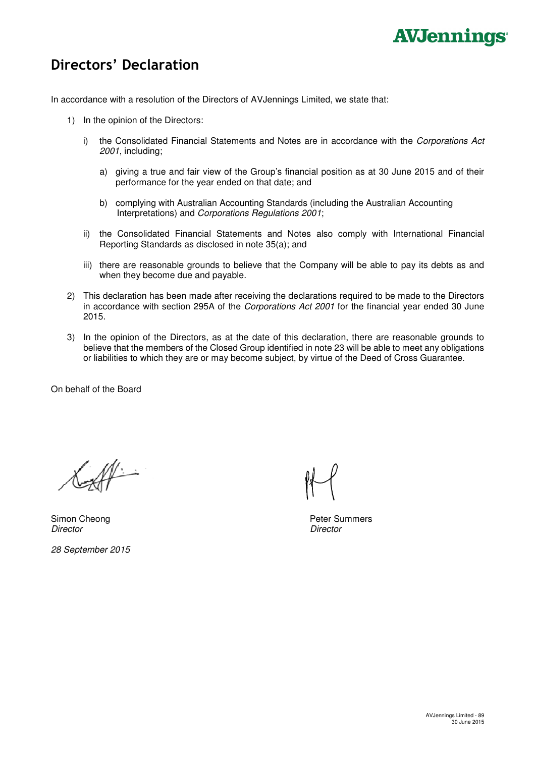# Directors' Declaration

In accordance with a resolution of the Directors of AVJennings Limited, we state that:

1) In the opinion of the Directors:

   i) the Consolidated Financial Statements and Notes are in accordance with the *Corporations Act 2001*, including;

      a) giving a true and fair view of the Group's financial position as at 30 June 2015 and of their performance for the year ended on that date; and

      b) complying with Australian Accounting Standards (including the Australian Accounting Interpretations) and *Corporations Regulations 2001*;

   ii) the Consolidated Financial Statements and Notes also comply with International Financial Reporting Standards as disclosed in note 35(a); and

   iii) there are reasonable grounds to believe that the Company will be able to pay its debts as and when they become due and payable.

2) This declaration has been made after receiving the declarations required to be made to the Directors in accordance with section 295A of the *Corporations Act 2001* for the financial year ended 30 June 2015.

3) In the opinion of the Directors, as at the date of this declaration, there are reasonable grounds to believe that the members of the Closed Group identified in note 23 will be able to meet any obligations or liabilities to which they are or may become subject, by virtue of the Deed of Cross Guarantee.

On behalf of the Board

Simon Cheong
*Director*

Peter Summers
*Director*

*28 September 2015*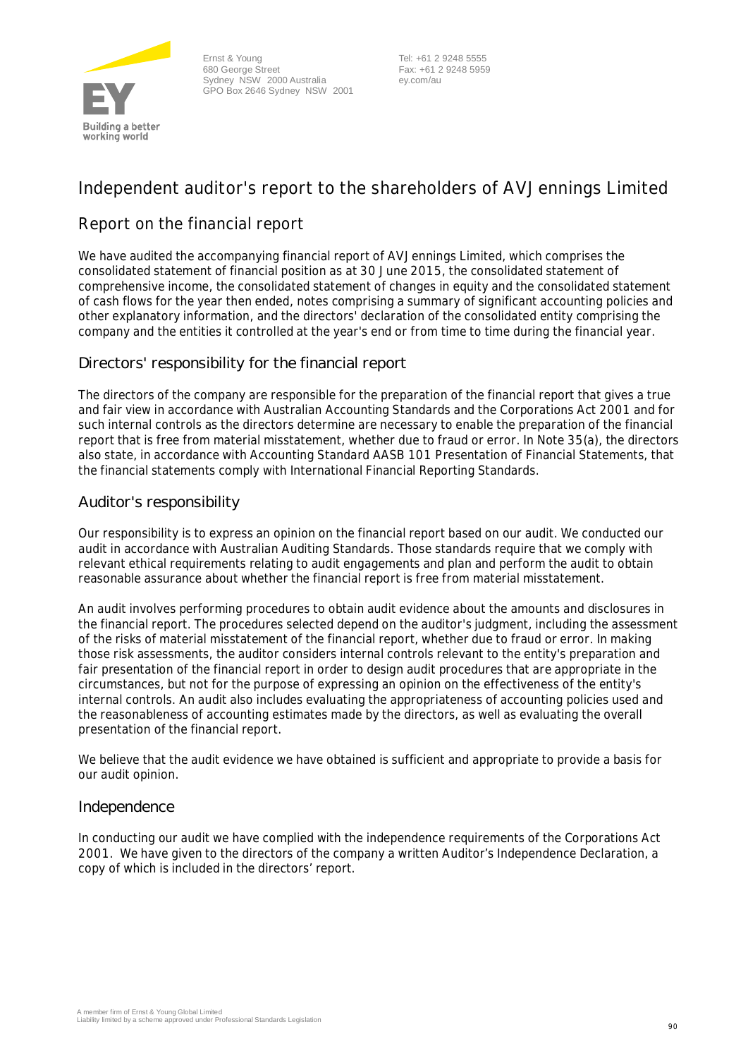Ernst & Young
680 George Street
Sydney NSW 2000 Australia
GPO Box 2646 Sydney NSW 2001

Tel: +61 2 9248 5555
Fax: +61 2 9248 5959
ey.com/au

# Independent auditor's report to the shareholders of AVJennings Limited

## Report on the financial report

We have audited the accompanying financial report of AVJennings Limited, which comprises the consolidated statement of financial position as at 30 June 2015, the consolidated statement of comprehensive income, the consolidated statement of changes in equity and the consolidated statement of cash flows for the year then ended, notes comprising a summary of significant accounting policies and other explanatory information, and the directors' declaration of the consolidated entity comprising the company and the entities it controlled at the year's end or from time to time during the financial year.

### Directors' responsibility for the financial report

The directors of the company are responsible for the preparation of the financial report that gives a true and fair view in accordance with Australian Accounting Standards and the Corporations Act 2001 and for such internal controls as the directors determine are necessary to enable the preparation of the financial report that is free from material misstatement, whether due to fraud or error. In Note 35(a), the directors also state, in accordance with Accounting Standard AASB 101 Presentation of Financial Statements, that the financial statements comply with International Financial Reporting Standards.

### Auditor's responsibility

Our responsibility is to express an opinion on the financial report based on our audit. We conducted our audit in accordance with Australian Auditing Standards. Those standards require that we comply with relevant ethical requirements relating to audit engagements and plan and perform the audit to obtain reasonable assurance about whether the financial report is free from material misstatement.

An audit involves performing procedures to obtain audit evidence about the amounts and disclosures in the financial report. The procedures selected depend on the auditor's judgment, including the assessment of the risks of material misstatement of the financial report, whether due to fraud or error. In making those risk assessments, the auditor considers internal controls relevant to the entity's preparation and fair presentation of the financial report in order to design audit procedures that are appropriate in the circumstances, but not for the purpose of expressing an opinion on the effectiveness of the entity's internal controls. An audit also includes evaluating the appropriateness of accounting policies used and the reasonableness of accounting estimates made by the directors, as well as evaluating the overall presentation of the financial report.

We believe that the audit evidence we have obtained is sufficient and appropriate to provide a basis for our audit opinion.

### Independence

In conducting our audit we have complied with the independence requirements of the Corporations Act 2001. We have given to the directors of the company a written Auditor's Independence Declaration, a copy of which is included in the directors' report.

A member firm of Ernst & Young Global Limited
Liability limited by a scheme approved under Professional Standards Legislation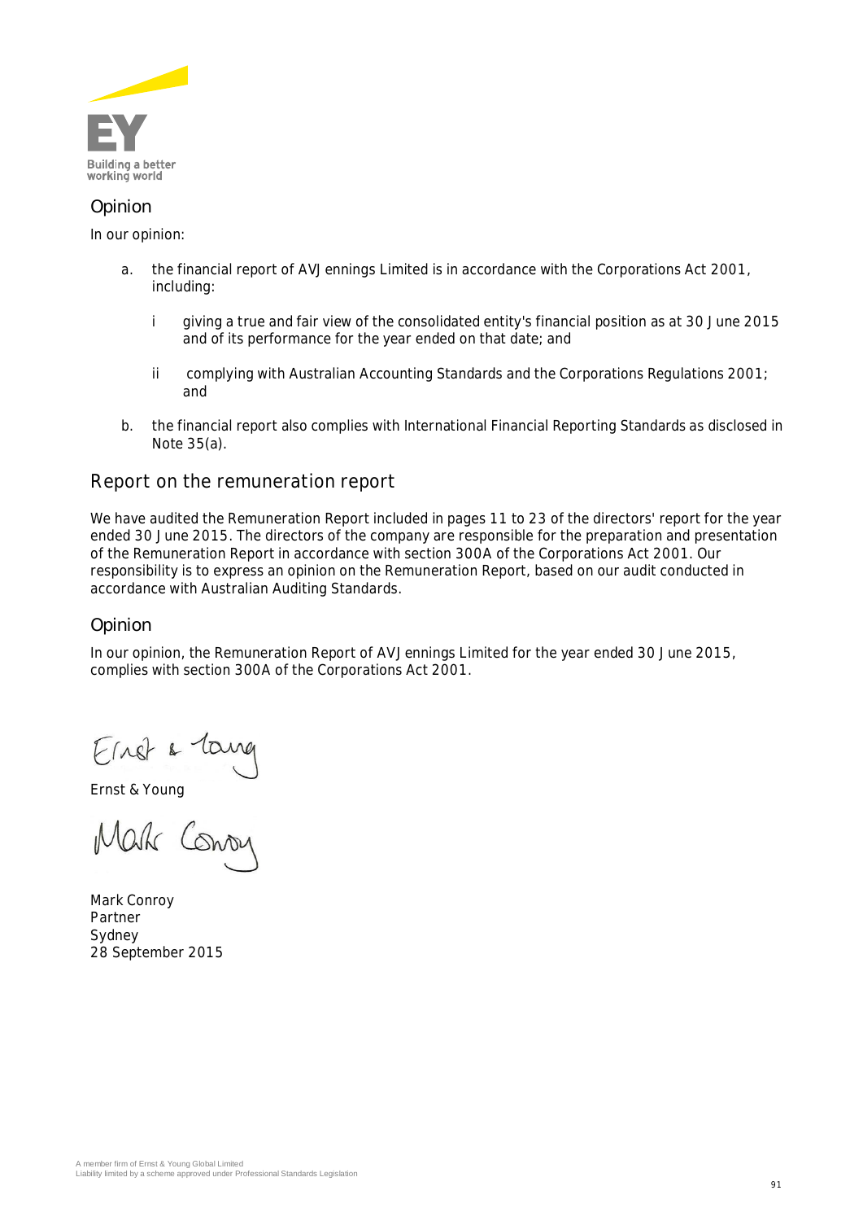## Opinion

In our opinion:

a. the financial report of AVJennings Limited is in accordance with the Corporations Act 2001, including:

   i giving a true and fair view of the consolidated entity's financial position as at 30 June 2015 and of its performance for the year ended on that date; and

   ii complying with Australian Accounting Standards and the Corporations Regulations 2001; and

b. the financial report also complies with International Financial Reporting Standards as disclosed in Note 35(a).

## Report on the remuneration report

We have audited the Remuneration Report included in pages 11 to 23 of the directors' report for the year ended 30 June 2015. The directors of the company are responsible for the preparation and presentation of the Remuneration Report in accordance with section 300A of the Corporations Act 2001. Our responsibility is to express an opinion on the Remuneration Report, based on our audit conducted in accordance with Australian Auditing Standards.

## Opinion

In our opinion, the Remuneration Report of AVJennings Limited for the year ended 30 June 2015, complies with section 300A of the Corporations Act 2001.

Ernst & Young

Ernst & Young

Mark Conroy

Mark Conroy
Partner
Sydney
28 September 2015

A member firm of Ernst & Young Global Limited
Liability limited by a scheme approved under Professional Standards Legislation